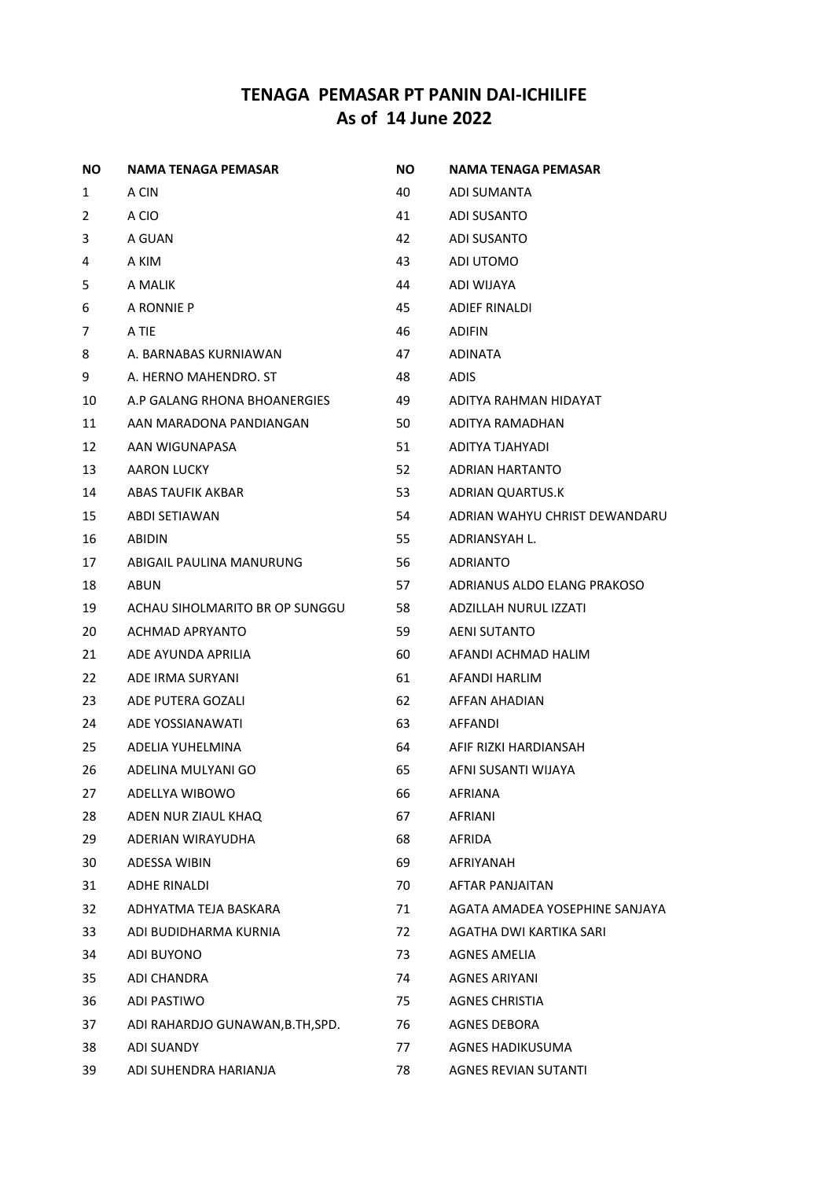# TENAGA PEMASAR PT PANIN DAI-ICHILIFE
## As of 14 June 2022

| NO | NAMA TENAGA PEMASAR |
|---|---|
| 1 | A CIN |
| 2 | A CIO |
| 3 | A GUAN |
| 4 | A KIM |
| 5 | A MALIK |
| 6 | A RONNIE P |
| 7 | A TIE |
| 8 | A. BARNABAS KURNIAWAN |
| 9 | A. HERNO MAHENDRO. ST |
| 10 | A.P GALANG RHONA BHOANERGIES |
| 11 | AAN MARADONA PANDIANGAN |
| 12 | AAN WIGUNAPASA |
| 13 | AARON LUCKY |
| 14 | ABAS TAUFIK AKBAR |
| 15 | ABDI SETIAWAN |
| 16 | ABIDIN |
| 17 | ABIGAIL PAULINA MANURUNG |
| 18 | ABUN |
| 19 | ACHAU SIHOLMARITO BR OP SUNGGU |
| 20 | ACHMAD APRYANTO |
| 21 | ADE AYUNDA APRILIA |
| 22 | ADE IRMA SURYANI |
| 23 | ADE PUTERA GOZALI |
| 24 | ADE YOSSIANAWATI |
| 25 | ADELIA YUHELMINA |
| 26 | ADELINA MULYANI GO |
| 27 | ADELLYA WIBOWO |
| 28 | ADEN NUR ZIAUL KHAQ |
| 29 | ADERIAN WIRAYUDHA |
| 30 | ADESSA WIBIN |
| 31 | ADHE RINALDI |
| 32 | ADHYATMA TEJA BASKARA |
| 33 | ADI BUDIDHARMA KURNIA |
| 34 | ADI BUYONO |
| 35 | ADI CHANDRA |
| 36 | ADI PASTIWO |
| 37 | ADI RAHARDJO GUNAWAN,B.TH,SPD. |
| 38 | ADI SUANDY |
| 39 | ADI SUHENDRA HARIANJA |
| 40 | ADI SUMANTA |
| 41 | ADI SUSANTO |
| 42 | ADI SUSANTO |
| 43 | ADI UTOMO |
| 44 | ADI WIJAYA |
| 45 | ADIEF RINALDI |
| 46 | ADIFIN |
| 47 | ADINATA |
| 48 | ADIS |
| 49 | ADITYA RAHMAN HIDAYAT |
| 50 | ADITYA RAMADHAN |
| 51 | ADITYA TJAHYADI |
| 52 | ADRIAN HARTANTO |
| 53 | ADRIAN QUARTUS.K |
| 54 | ADRIAN WAHYU CHRIST DEWANDARU |
| 55 | ADRIANSYAH L. |
| 56 | ADRIANTO |
| 57 | ADRIANUS ALDO ELANG PRAKOSO |
| 58 | ADZILLAH NURUL IZZATI |
| 59 | AENI SUTANTO |
| 60 | AFANDI ACHMAD HALIM |
| 61 | AFANDI HARLIM |
| 62 | AFFAN AHADIAN |
| 63 | AFFANDI |
| 64 | AFIF RIZKI HARDIANSAH |
| 65 | AFNI SUSANTI WIJAYA |
| 66 | AFRIANA |
| 67 | AFRIANI |
| 68 | AFRIDA |
| 69 | AFRIYANAH |
| 70 | AFTAR PANJAITAN |
| 71 | AGATA AMADEA YOSEPHINE SANJAYA |
| 72 | AGATHA DWI KARTIKA SARI |
| 73 | AGNES AMELIA |
| 74 | AGNES ARIYANI |
| 75 | AGNES CHRISTIA |
| 76 | AGNES DEBORA |
| 77 | AGNES HADIKUSUMA |
| 78 | AGNES REVIAN SUTANTI |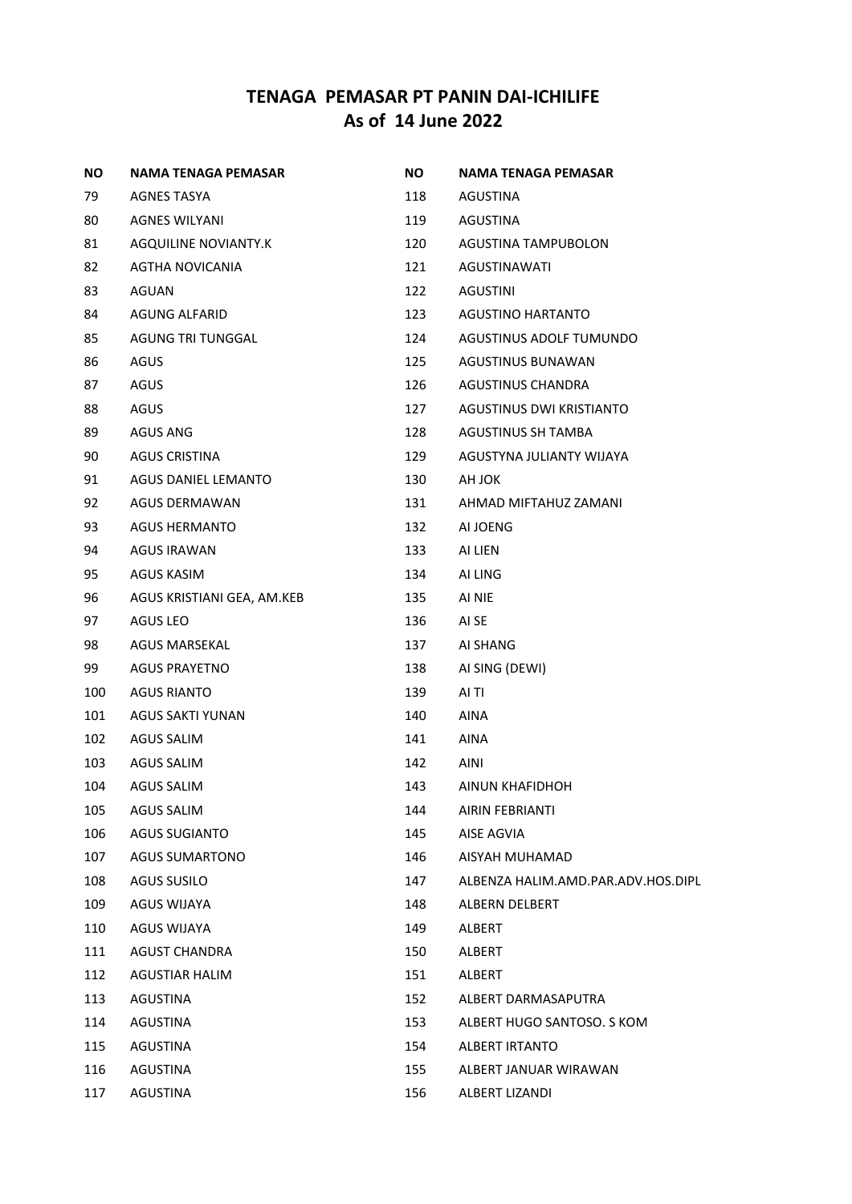## TENAGA PEMASAR PT PANIN DAI-ICHILIFE
## As of 14 June 2022

| NO | NAMA TENAGA PEMASAR |
|---|---|
| 79 | AGNES TASYA |
| 80 | AGNES WILYANI |
| 81 | AGQUILINE NOVIANTY.K |
| 82 | AGTHA NOVICANIA |
| 83 | AGUAN |
| 84 | AGUNG ALFARID |
| 85 | AGUNG TRI TUNGGAL |
| 86 | AGUS |
| 87 | AGUS |
| 88 | AGUS |
| 89 | AGUS ANG |
| 90 | AGUS CRISTINA |
| 91 | AGUS DANIEL LEMANTO |
| 92 | AGUS DERMAWAN |
| 93 | AGUS HERMANTO |
| 94 | AGUS IRAWAN |
| 95 | AGUS KASIM |
| 96 | AGUS KRISTIANI GEA, AM.KEB |
| 97 | AGUS LEO |
| 98 | AGUS MARSEKAL |
| 99 | AGUS PRAYETNO |
| 100 | AGUS RIANTO |
| 101 | AGUS SAKTI YUNAN |
| 102 | AGUS SALIM |
| 103 | AGUS SALIM |
| 104 | AGUS SALIM |
| 105 | AGUS SALIM |
| 106 | AGUS SUGIANTO |
| 107 | AGUS SUMARTONO |
| 108 | AGUS SUSILO |
| 109 | AGUS WIJAYA |
| 110 | AGUS WIJAYA |
| 111 | AGUST CHANDRA |
| 112 | AGUSTIAR HALIM |
| 113 | AGUSTINA |
| 114 | AGUSTINA |
| 115 | AGUSTINA |
| 116 | AGUSTINA |
| 117 | AGUSTINA |
| 118 | AGUSTINA |
| 119 | AGUSTINA |
| 120 | AGUSTINA TAMPUBOLON |
| 121 | AGUSTINAWATI |
| 122 | AGUSTINI |
| 123 | AGUSTINO HARTANTO |
| 124 | AGUSTINUS ADOLF TUMUNDO |
| 125 | AGUSTINUS BUNAWAN |
| 126 | AGUSTINUS CHANDRA |
| 127 | AGUSTINUS DWI KRISTIANTO |
| 128 | AGUSTINUS SH TAMBA |
| 129 | AGUSTYNA JULIANTY WIJAYA |
| 130 | AH JOK |
| 131 | AHMAD MIFTAHUZ ZAMANI |
| 132 | AI JOENG |
| 133 | AI LIEN |
| 134 | AI LING |
| 135 | AI NIE |
| 136 | AI SE |
| 137 | AI SHANG |
| 138 | AI SING (DEWI) |
| 139 | AI TI |
| 140 | AINA |
| 141 | AINA |
| 142 | AINI |
| 143 | AINUN KHAFIDHOH |
| 144 | AIRIN FEBRIANTI |
| 145 | AISE AGVIA |
| 146 | AISYAH MUHAMAD |
| 147 | ALBENZA HALIM.AMD.PAR.ADV.HOS.DIPL |
| 148 | ALBERN DELBERT |
| 149 | ALBERT |
| 150 | ALBERT |
| 151 | ALBERT |
| 152 | ALBERT DARMASAPUTRA |
| 153 | ALBERT HUGO SANTOSO. S KOM |
| 154 | ALBERT IRTANTO |
| 155 | ALBERT JANUAR WIRAWAN |
| 156 | ALBERT LIZANDI |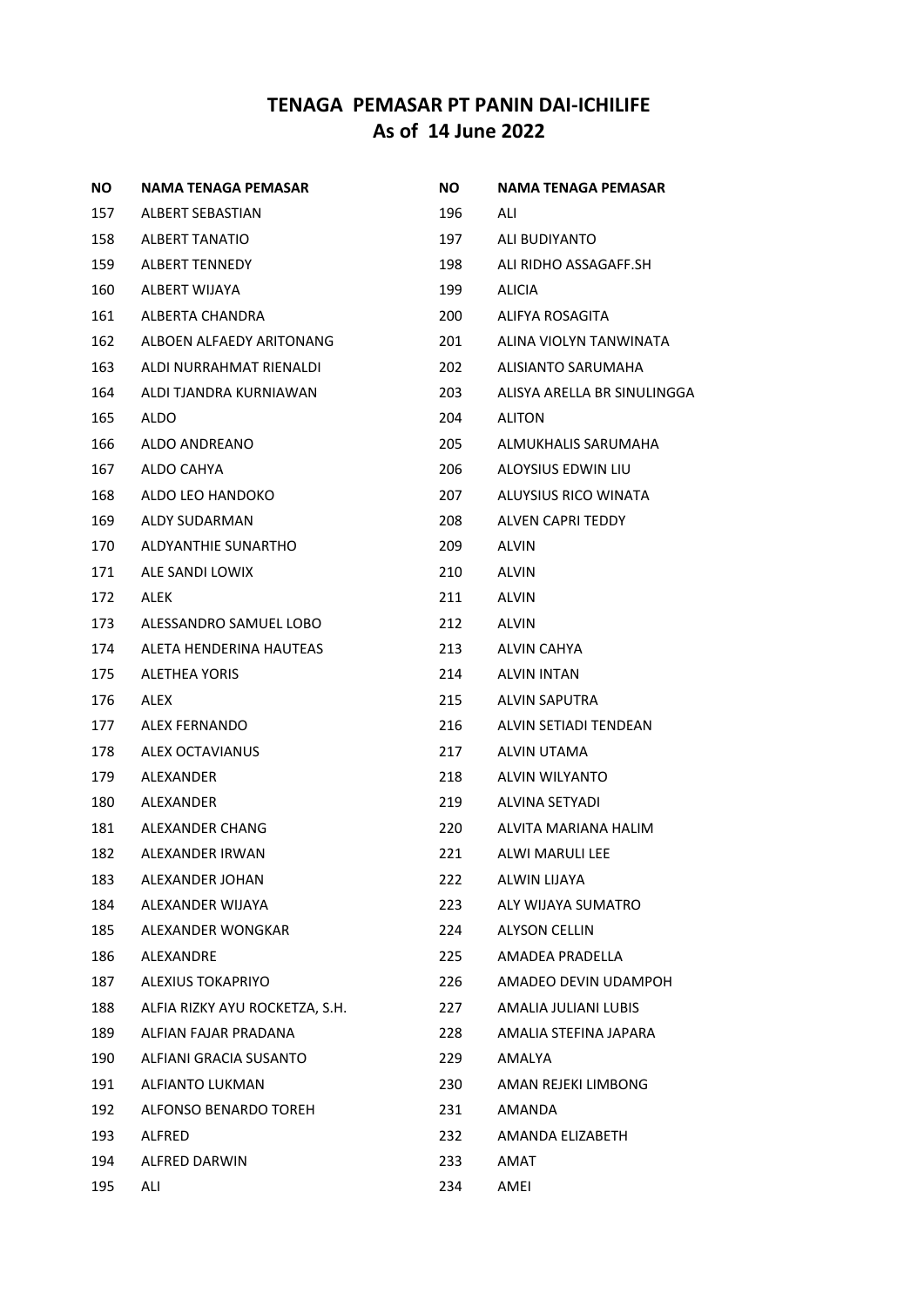# TENAGA PEMASAR PT PANIN DAI-ICHILIFE
## As of 14 June 2022

| NO | NAMA TENAGA PEMASAR |
|---|---|
| 157 | ALBERT SEBASTIAN |
| 158 | ALBERT TANATIO |
| 159 | ALBERT TENNEDY |
| 160 | ALBERT WIJAYA |
| 161 | ALBERTA CHANDRA |
| 162 | ALBOEN ALFAEDY ARITONANG |
| 163 | ALDI NURRAHMAT RIENALDI |
| 164 | ALDI TJANDRA KURNIAWAN |
| 165 | ALDO |
| 166 | ALDO ANDREANO |
| 167 | ALDO CAHYA |
| 168 | ALDO LEO HANDOKO |
| 169 | ALDY SUDARMAN |
| 170 | ALDYANTHIE SUNARTHO |
| 171 | ALE SANDI LOWIX |
| 172 | ALEK |
| 173 | ALESSANDRO SAMUEL LOBO |
| 174 | ALETA HENDERINA HAUTEAS |
| 175 | ALETHEA YORIS |
| 176 | ALEX |
| 177 | ALEX FERNANDO |
| 178 | ALEX OCTAVIANUS |
| 179 | ALEXANDER |
| 180 | ALEXANDER |
| 181 | ALEXANDER CHANG |
| 182 | ALEXANDER IRWAN |
| 183 | ALEXANDER JOHAN |
| 184 | ALEXANDER WIJAYA |
| 185 | ALEXANDER WONGKAR |
| 186 | ALEXANDRE |
| 187 | ALEXIUS TOKAPRIYO |
| 188 | ALFIA RIZKY AYU ROCKETZA, S.H. |
| 189 | ALFIAN FAJAR PRADANA |
| 190 | ALFIANI GRACIA SUSANTO |
| 191 | ALFIANTO LUKMAN |
| 192 | ALFONSO BENARDO TOREH |
| 193 | ALFRED |
| 194 | ALFRED DARWIN |
| 195 | ALI |
| 196 | ALI |
| 197 | ALI BUDIYANTO |
| 198 | ALI RIDHO ASSAGAFF.SH |
| 199 | ALICIA |
| 200 | ALIFYA ROSAGITA |
| 201 | ALINA VIOLYN TANWINATA |
| 202 | ALISIANTO SARUMAHA |
| 203 | ALISYA ARELLA BR SINULINGGA |
| 204 | ALITON |
| 205 | ALMUKHALIS SARUMAHA |
| 206 | ALOYSIUS EDWIN LIU |
| 207 | ALUYSIUS RICO WINATA |
| 208 | ALVEN CAPRI TEDDY |
| 209 | ALVIN |
| 210 | ALVIN |
| 211 | ALVIN |
| 212 | ALVIN |
| 213 | ALVIN CAHYA |
| 214 | ALVIN INTAN |
| 215 | ALVIN SAPUTRA |
| 216 | ALVIN SETIADI TENDEAN |
| 217 | ALVIN UTAMA |
| 218 | ALVIN WILYANTO |
| 219 | ALVINA SETYADI |
| 220 | ALVITA MARIANA HALIM |
| 221 | ALWI MARULI LEE |
| 222 | ALWIN LIJAYA |
| 223 | ALY WIJAYA SUMATRO |
| 224 | ALYSON CELLIN |
| 225 | AMADEA PRADELLA |
| 226 | AMADEO DEVIN UDAMPOH |
| 227 | AMALIA JULIANI LUBIS |
| 228 | AMALIA STEFINA JAPARA |
| 229 | AMALYA |
| 230 | AMAN REJEKI LIMBONG |
| 231 | AMANDA |
| 232 | AMANDA ELIZABETH |
| 233 | AMAT |
| 234 | AMEI |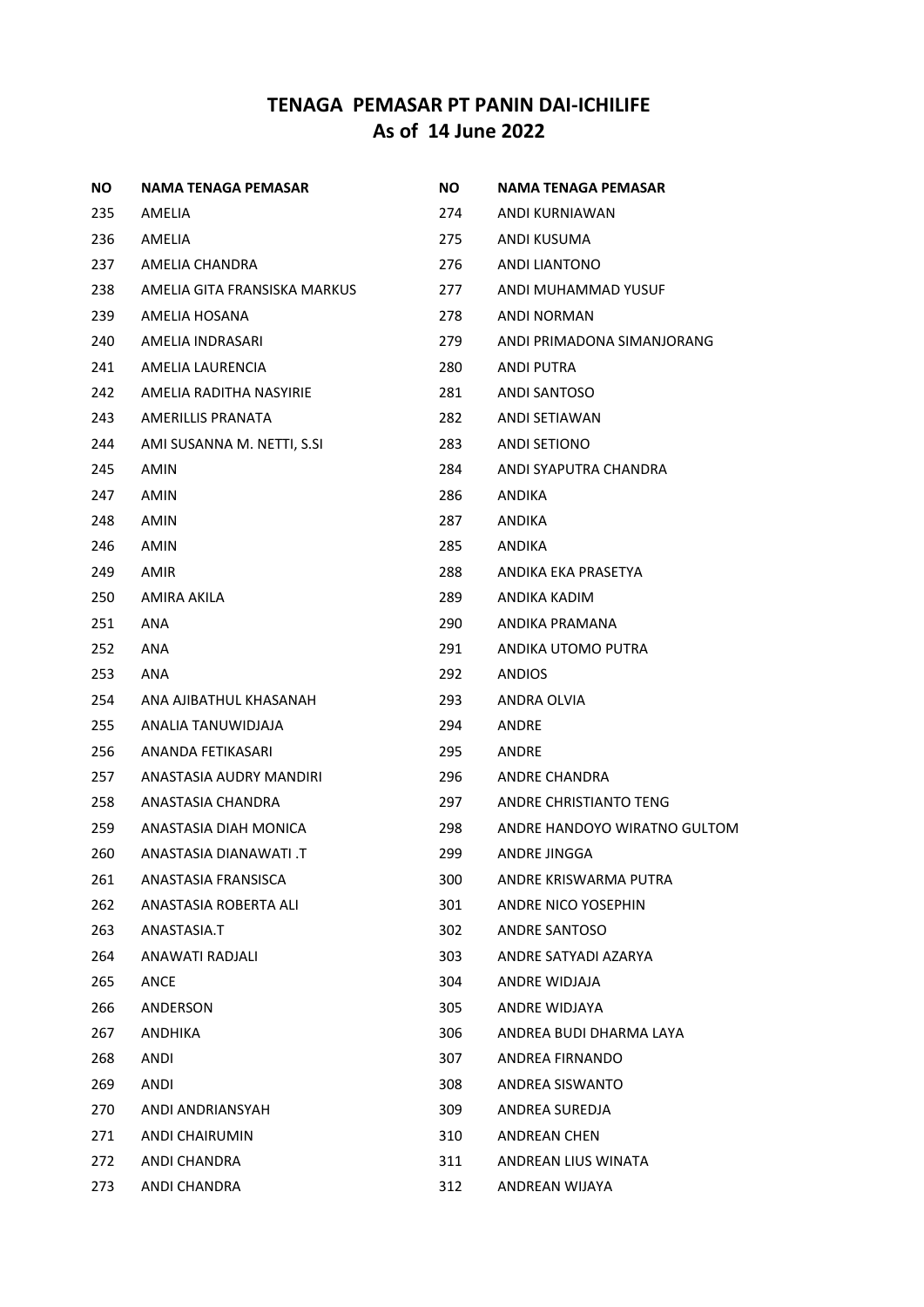## TENAGA PEMASAR PT PANIN DAI-ICHILIFE
## As of 14 June 2022

| NO | NAMA TENAGA PEMASAR |
|---|---|
| 235 | AMELIA |
| 236 | AMELIA |
| 237 | AMELIA CHANDRA |
| 238 | AMELIA GITA FRANSISKA MARKUS |
| 239 | AMELIA HOSANA |
| 240 | AMELIA INDRASARI |
| 241 | AMELIA LAURENCIA |
| 242 | AMELIA RADITHA NASYIRIE |
| 243 | AMERILLIS PRANATA |
| 244 | AMI SUSANNA M. NETTI, S.SI |
| 245 | AMIN |
| 247 | AMIN |
| 248 | AMIN |
| 246 | AMIN |
| 249 | AMIR |
| 250 | AMIRA AKILA |
| 251 | ANA |
| 252 | ANA |
| 253 | ANA |
| 254 | ANA AJIBATHUL KHASANAH |
| 255 | ANALIA TANUWIDJAJA |
| 256 | ANANDA FETIKASARI |
| 257 | ANASTASIA AUDRY MANDIRI |
| 258 | ANASTASIA CHANDRA |
| 259 | ANASTASIA DIAH MONICA |
| 260 | ANASTASIA DIANAWATI .T |
| 261 | ANASTASIA FRANSISCA |
| 262 | ANASTASIA ROBERTA ALI |
| 263 | ANASTASIA.T |
| 264 | ANAWATI RADJALI |
| 265 | ANCE |
| 266 | ANDERSON |
| 267 | ANDHIKA |
| 268 | ANDI |
| 269 | ANDI |
| 270 | ANDI ANDRIANSYAH |
| 271 | ANDI CHAIRUMIN |
| 272 | ANDI CHANDRA |
| 273 | ANDI CHANDRA |
| 274 | ANDI KURNIAWAN |
| 275 | ANDI KUSUMA |
| 276 | ANDI LIANTONO |
| 277 | ANDI MUHAMMAD YUSUF |
| 278 | ANDI NORMAN |
| 279 | ANDI PRIMADONA SIMANJORANG |
| 280 | ANDI PUTRA |
| 281 | ANDI SANTOSO |
| 282 | ANDI SETIAWAN |
| 283 | ANDI SETIONO |
| 284 | ANDI SYAPUTRA CHANDRA |
| 286 | ANDIKA |
| 287 | ANDIKA |
| 285 | ANDIKA |
| 288 | ANDIKA EKA PRASETYA |
| 289 | ANDIKA KADIM |
| 290 | ANDIKA PRAMANA |
| 291 | ANDIKA UTOMO PUTRA |
| 292 | ANDIOS |
| 293 | ANDRA OLVIA |
| 294 | ANDRE |
| 295 | ANDRE |
| 296 | ANDRE CHANDRA |
| 297 | ANDRE CHRISTIANTO TENG |
| 298 | ANDRE HANDOYO WIRATNO GULTOM |
| 299 | ANDRE JINGGA |
| 300 | ANDRE KRISWARMA PUTRA |
| 301 | ANDRE NICO YOSEPHIN |
| 302 | ANDRE SANTOSO |
| 303 | ANDRE SATYADI AZARYA |
| 304 | ANDRE WIDJAJA |
| 305 | ANDRE WIDJAYA |
| 306 | ANDREA BUDI DHARMA LAYA |
| 307 | ANDREA FIRNANDO |
| 308 | ANDREA SISWANTO |
| 309 | ANDREA SUREDJA |
| 310 | ANDREAN CHEN |
| 311 | ANDREAN LIUS WINATA |
| 312 | ANDREAN WIJAYA |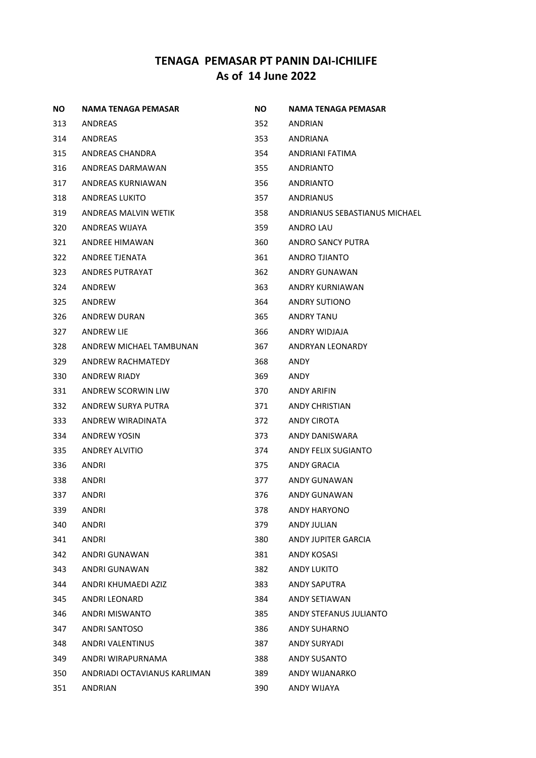## TENAGA PEMASAR PT PANIN DAI-ICHILIFE
## As of 14 June 2022

| NO | NAMA TENAGA PEMASAR |
|---|---|
| 313 | ANDREAS |
| 314 | ANDREAS |
| 315 | ANDREAS CHANDRA |
| 316 | ANDREAS DARMAWAN |
| 317 | ANDREAS KURNIAWAN |
| 318 | ANDREAS LUKITO |
| 319 | ANDREAS MALVIN WETIK |
| 320 | ANDREAS WIJAYA |
| 321 | ANDREE HIMAWAN |
| 322 | ANDREE TJENATA |
| 323 | ANDRES PUTRAYAT |
| 324 | ANDREW |
| 325 | ANDREW |
| 326 | ANDREW DURAN |
| 327 | ANDREW LIE |
| 328 | ANDREW MICHAEL TAMBUNAN |
| 329 | ANDREW RACHMATEDY |
| 330 | ANDREW RIADY |
| 331 | ANDREW SCORWIN LIW |
| 332 | ANDREW SURYA PUTRA |
| 333 | ANDREW WIRADINATA |
| 334 | ANDREW YOSIN |
| 335 | ANDREY ALVITIO |
| 336 | ANDRI |
| 338 | ANDRI |
| 337 | ANDRI |
| 339 | ANDRI |
| 340 | ANDRI |
| 341 | ANDRI |
| 342 | ANDRI GUNAWAN |
| 343 | ANDRI GUNAWAN |
| 344 | ANDRI KHUMAEDI AZIZ |
| 345 | ANDRI LEONARD |
| 346 | ANDRI MISWANTO |
| 347 | ANDRI SANTOSO |
| 348 | ANDRI VALENTINUS |
| 349 | ANDRI WIRAPURNAMA |
| 350 | ANDRIADI OCTAVIANUS KARLIMAN |
| 351 | ANDRIAN |
| 352 | ANDRIAN |
| 353 | ANDRIANA |
| 354 | ANDRIANI FATIMA |
| 355 | ANDRIANTO |
| 356 | ANDRIANTO |
| 357 | ANDRIANUS |
| 358 | ANDRIANUS SEBASTIANUS MICHAEL |
| 359 | ANDRO LAU |
| 360 | ANDRO SANCY PUTRA |
| 361 | ANDRO TJIANTO |
| 362 | ANDRY GUNAWAN |
| 363 | ANDRY KURNIAWAN |
| 364 | ANDRY SUTIONO |
| 365 | ANDRY TANU |
| 366 | ANDRY WIDJAJA |
| 367 | ANDRYAN LEONARDY |
| 368 | ANDY |
| 369 | ANDY |
| 370 | ANDY ARIFIN |
| 371 | ANDY CHRISTIAN |
| 372 | ANDY CIROTA |
| 373 | ANDY DANISWARA |
| 374 | ANDY FELIX SUGIANTO |
| 375 | ANDY GRACIA |
| 377 | ANDY GUNAWAN |
| 376 | ANDY GUNAWAN |
| 378 | ANDY HARYONO |
| 379 | ANDY JULIAN |
| 380 | ANDY JUPITER GARCIA |
| 381 | ANDY KOSASI |
| 382 | ANDY LUKITO |
| 383 | ANDY SAPUTRA |
| 384 | ANDY SETIAWAN |
| 385 | ANDY STEFANUS JULIANTO |
| 386 | ANDY SUHARNO |
| 387 | ANDY SURYADI |
| 388 | ANDY SUSANTO |
| 389 | ANDY WIJANARKO |
| 390 | ANDY WIJAYA |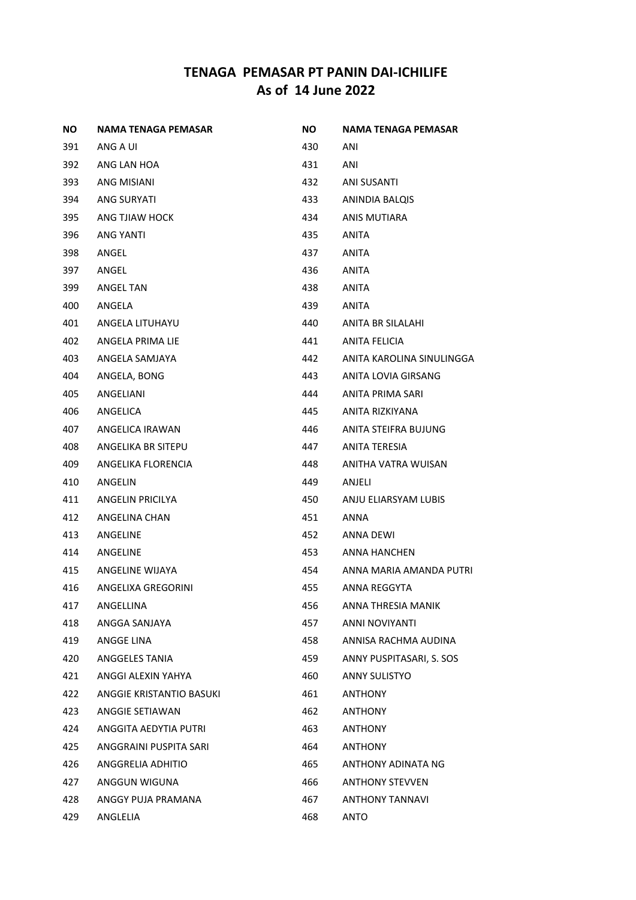# TENAGA PEMASAR PT PANIN DAI-ICHILIFE
## As of 14 June 2022

| NO | NAMA TENAGA PEMASAR |
|---|---|
| 391 | ANG A UI |
| 392 | ANG LAN HOA |
| 393 | ANG MISIANI |
| 394 | ANG SURYATI |
| 395 | ANG TJIAW HOCK |
| 396 | ANG YANTI |
| 398 | ANGEL |
| 397 | ANGEL |
| 399 | ANGEL TAN |
| 400 | ANGELA |
| 401 | ANGELA LITUHAYU |
| 402 | ANGELA PRIMA LIE |
| 403 | ANGELA SAMJAYA |
| 404 | ANGELA, BONG |
| 405 | ANGELIANI |
| 406 | ANGELICA |
| 407 | ANGELICA IRAWAN |
| 408 | ANGELIKA BR SITEPU |
| 409 | ANGELIKA FLORENCIA |
| 410 | ANGELIN |
| 411 | ANGELIN PRICILYA |
| 412 | ANGELINA CHAN |
| 413 | ANGELINE |
| 414 | ANGELINE |
| 415 | ANGELINE WIJAYA |
| 416 | ANGELIXA GREGORINI |
| 417 | ANGELLINA |
| 418 | ANGGA SANJAYA |
| 419 | ANGGE LINA |
| 420 | ANGGELES TANIA |
| 421 | ANGGI ALEXIN YAHYA |
| 422 | ANGGIE KRISTANTIO BASUKI |
| 423 | ANGGIE SETIAWAN |
| 424 | ANGGITA AEDYTIA PUTRI |
| 425 | ANGGRAINI PUSPITA SARI |
| 426 | ANGGRELIA ADHITIO |
| 427 | ANGGUN WIGUNA |
| 428 | ANGGY PUJA PRAMANA |
| 429 | ANGLELIA |
| 430 | ANI |
| 431 | ANI |
| 432 | ANI SUSANTI |
| 433 | ANINDIA BALQIS |
| 434 | ANIS MUTIARA |
| 435 | ANITA |
| 437 | ANITA |
| 436 | ANITA |
| 438 | ANITA |
| 439 | ANITA |
| 440 | ANITA BR SILALAHI |
| 441 | ANITA FELICIA |
| 442 | ANITA KAROLINA SINULINGGA |
| 443 | ANITA LOVIA GIRSANG |
| 444 | ANITA PRIMA SARI |
| 445 | ANITA RIZKIYANA |
| 446 | ANITA STEIFRA BUJUNG |
| 447 | ANITA TERESIA |
| 448 | ANITHA VATRA WUISAN |
| 449 | ANJELI |
| 450 | ANJU ELIARSYAM LUBIS |
| 451 | ANNA |
| 452 | ANNA DEWI |
| 453 | ANNA HANCHEN |
| 454 | ANNA MARIA AMANDA PUTRI |
| 455 | ANNA REGGYTA |
| 456 | ANNA THRESIA MANIK |
| 457 | ANNI NOVIYANTI |
| 458 | ANNISA RACHMA AUDINA |
| 459 | ANNY PUSPITASARI, S. SOS |
| 460 | ANNY SULISTYO |
| 461 | ANTHONY |
| 462 | ANTHONY |
| 463 | ANTHONY |
| 464 | ANTHONY |
| 465 | ANTHONY ADINATA NG |
| 466 | ANTHONY STEVVEN |
| 467 | ANTHONY TANNAVI |
| 468 | ANTO |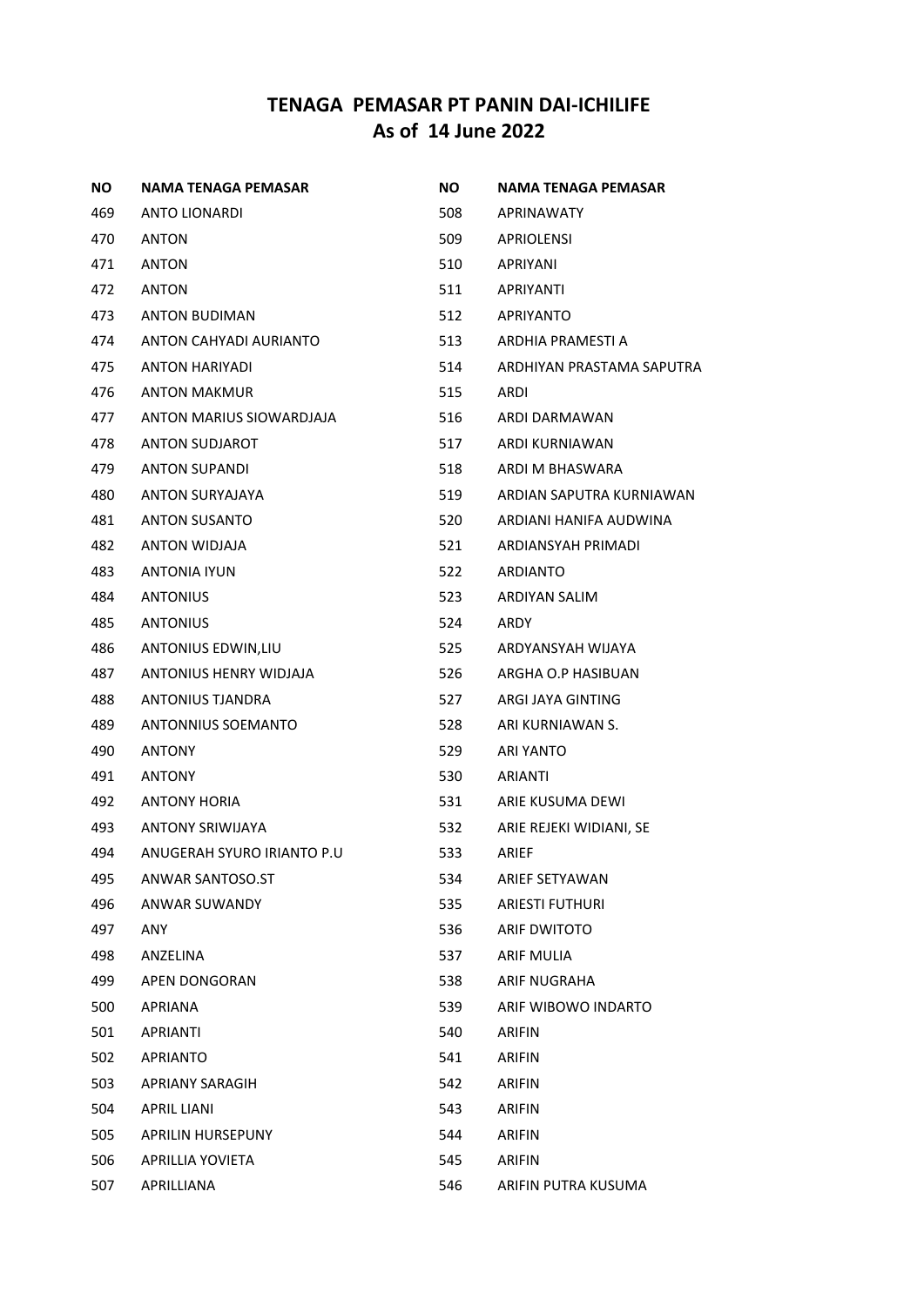# TENAGA PEMASAR PT PANIN DAI-ICHILIFE
## As of 14 June 2022

| NO | NAMA TENAGA PEMASAR |
|---|---|
| 469 | ANTO LIONARDI |
| 470 | ANTON |
| 471 | ANTON |
| 472 | ANTON |
| 473 | ANTON BUDIMAN |
| 474 | ANTON CAHYADI AURIANTO |
| 475 | ANTON HARIYADI |
| 476 | ANTON MAKMUR |
| 477 | ANTON MARIUS SIOWARDJAJA |
| 478 | ANTON SUDJAROT |
| 479 | ANTON SUPANDI |
| 480 | ANTON SURYAJAYA |
| 481 | ANTON SUSANTO |
| 482 | ANTON WIDJAJA |
| 483 | ANTONIA IYUN |
| 484 | ANTONIUS |
| 485 | ANTONIUS |
| 486 | ANTONIUS EDWIN,LIU |
| 487 | ANTONIUS HENRY WIDJAJA |
| 488 | ANTONIUS TJANDRA |
| 489 | ANTONNIUS SOEMANTO |
| 490 | ANTONY |
| 491 | ANTONY |
| 492 | ANTONY HORIA |
| 493 | ANTONY SRIWIJAYA |
| 494 | ANUGERAH SYURO IRIANTO P.U |
| 495 | ANWAR SANTOSO.ST |
| 496 | ANWAR SUWANDY |
| 497 | ANY |
| 498 | ANZELINA |
| 499 | APEN DONGORAN |
| 500 | APRIANA |
| 501 | APRIANTI |
| 502 | APRIANTO |
| 503 | APRIANY SARAGIH |
| 504 | APRIL LIANI |
| 505 | APRILIN HURSEPUNY |
| 506 | APRILLIA YOVIETA |
| 507 | APRILLIANA |
| 508 | APRINAWATY |
| 509 | APRIOLENSI |
| 510 | APRIYANI |
| 511 | APRIYANTI |
| 512 | APRIYANTO |
| 513 | ARDHIA PRAMESTI A |
| 514 | ARDHIYAN PRASTAMA SAPUTRA |
| 515 | ARDI |
| 516 | ARDI DARMAWAN |
| 517 | ARDI KURNIAWAN |
| 518 | ARDI M BHASWARA |
| 519 | ARDIAN SAPUTRA KURNIAWAN |
| 520 | ARDIANI HANIFA AUDWINA |
| 521 | ARDIANSYAH PRIMADI |
| 522 | ARDIANTO |
| 523 | ARDIYAN SALIM |
| 524 | ARDY |
| 525 | ARDYANSYAH WIJAYA |
| 526 | ARGHA O.P HASIBUAN |
| 527 | ARGI JAYA GINTING |
| 528 | ARI KURNIAWAN S. |
| 529 | ARI YANTO |
| 530 | ARIANTI |
| 531 | ARIE KUSUMA DEWI |
| 532 | ARIE REJEKI WIDIANI, SE |
| 533 | ARIEF |
| 534 | ARIEF SETYAWAN |
| 535 | ARIESTI FUTHURI |
| 536 | ARIF DWITOTO |
| 537 | ARIF MULIA |
| 538 | ARIF NUGRAHA |
| 539 | ARIF WIBOWO INDARTO |
| 540 | ARIFIN |
| 541 | ARIFIN |
| 542 | ARIFIN |
| 543 | ARIFIN |
| 544 | ARIFIN |
| 545 | ARIFIN |
| 546 | ARIFIN PUTRA KUSUMA |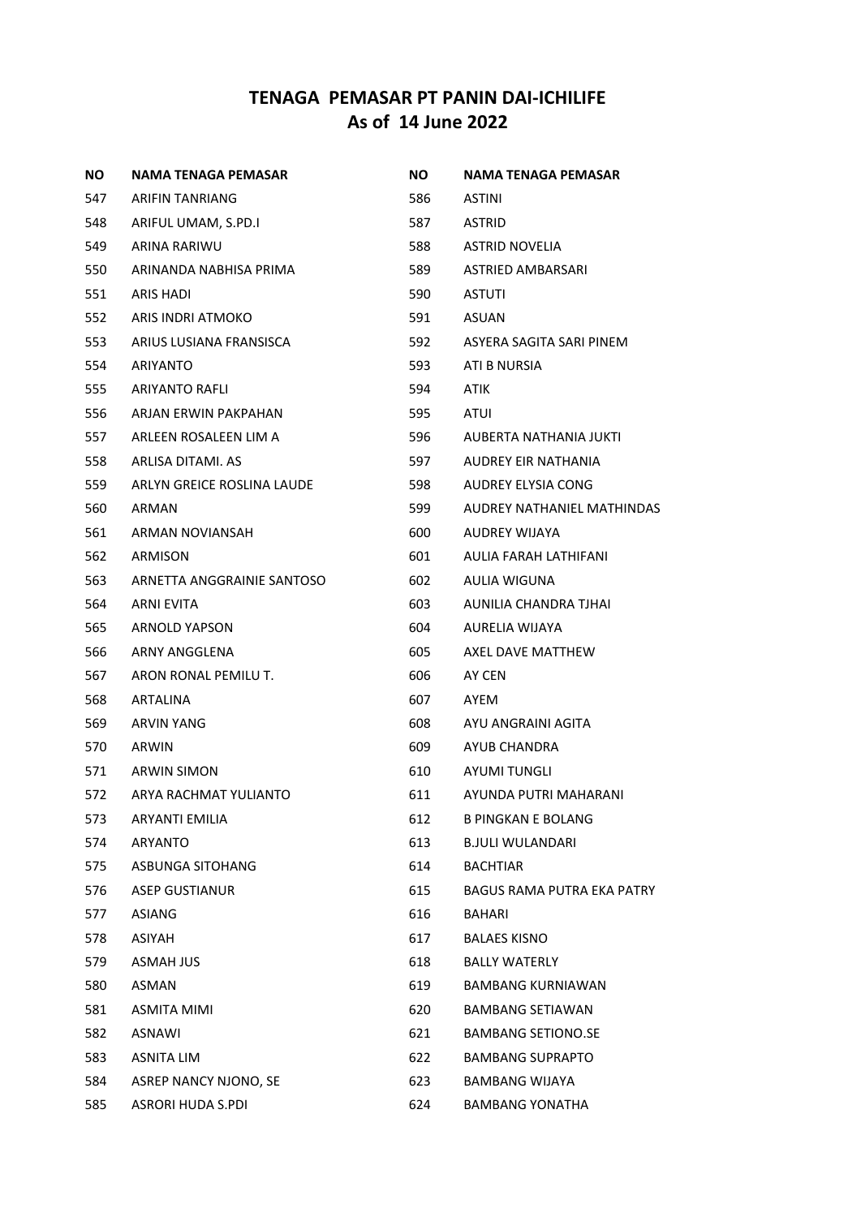# TENAGA PEMASAR PT PANIN DAI-ICHILIFE
## As of 14 June 2022

| NO | NAMA TENAGA PEMASAR |
|---|---|
| 547 | ARIFIN TANRIANG |
| 548 | ARIFUL UMAM, S.PD.I |
| 549 | ARINA RARIWU |
| 550 | ARINANDA NABHISA PRIMA |
| 551 | ARIS HADI |
| 552 | ARIS INDRI ATMOKO |
| 553 | ARIUS LUSIANA FRANSISCA |
| 554 | ARIYANTO |
| 555 | ARIYANTO RAFLI |
| 556 | ARJAN ERWIN PAKPAHAN |
| 557 | ARLEEN ROSALEEN LIM A |
| 558 | ARLISA DITAMI. AS |
| 559 | ARLYN GREICE ROSLINA LAUDE |
| 560 | ARMAN |
| 561 | ARMAN NOVIANSAH |
| 562 | ARMISON |
| 563 | ARNETTA ANGGRAINIE SANTOSO |
| 564 | ARNI EVITA |
| 565 | ARNOLD YAPSON |
| 566 | ARNY ANGGLENA |
| 567 | ARON RONAL PEMILU T. |
| 568 | ARTALINA |
| 569 | ARVIN YANG |
| 570 | ARWIN |
| 571 | ARWIN SIMON |
| 572 | ARYA RACHMAT YULIANTO |
| 573 | ARYANTI EMILIA |
| 574 | ARYANTO |
| 575 | ASBUNGA SITOHANG |
| 576 | ASEP GUSTIANUR |
| 577 | ASIANG |
| 578 | ASIYAH |
| 579 | ASMAH JUS |
| 580 | ASMAN |
| 581 | ASMITA MIMI |
| 582 | ASNAWI |
| 583 | ASNITA LIM |
| 584 | ASREP NANCY NJONO, SE |
| 585 | ASRORI HUDA S.PDI |
| 586 | ASTINI |
| 587 | ASTRID |
| 588 | ASTRID NOVELIA |
| 589 | ASTRIED AMBARSARI |
| 590 | ASTUTI |
| 591 | ASUAN |
| 592 | ASYERA SAGITA SARI PINEM |
| 593 | ATI B NURSIA |
| 594 | ATIK |
| 595 | ATUI |
| 596 | AUBERTA NATHANIA JUKTI |
| 597 | AUDREY EIR NATHANIA |
| 598 | AUDREY ELYSIA CONG |
| 599 | AUDREY NATHANIEL MATHINDAS |
| 600 | AUDREY WIJAYA |
| 601 | AULIA FARAH LATHIFANI |
| 602 | AULIA WIGUNA |
| 603 | AUNILIA CHANDRA TJHAI |
| 604 | AURELIA WIJAYA |
| 605 | AXEL DAVE MATTHEW |
| 606 | AY CEN |
| 607 | AYEM |
| 608 | AYU ANGRAINI AGITA |
| 609 | AYUB CHANDRA |
| 610 | AYUMI TUNGLI |
| 611 | AYUNDA PUTRI MAHARANI |
| 612 | B PINGKAN E BOLANG |
| 613 | B.JULI WULANDARI |
| 614 | BACHTIAR |
| 615 | BAGUS RAMA PUTRA EKA PATRY |
| 616 | BAHARI |
| 617 | BALAES KISNO |
| 618 | BALLY WATERLY |
| 619 | BAMBANG KURNIAWAN |
| 620 | BAMBANG SETIAWAN |
| 621 | BAMBANG SETIONO.SE |
| 622 | BAMBANG SUPRAPTO |
| 623 | BAMBANG WIJAYA |
| 624 | BAMBANG YONATHA |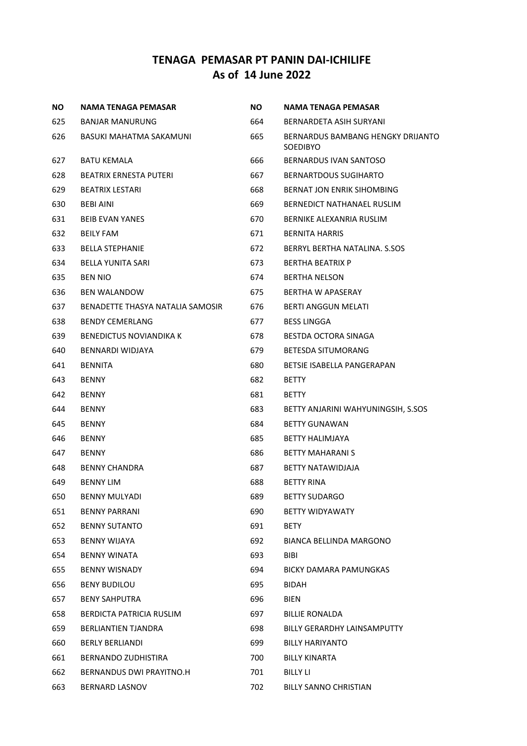## TENAGA PEMASAR PT PANIN DAI-ICHILIFE
## As of 14 June 2022

| NO | NAMA TENAGA PEMASAR |
|---|---|
| 625 | BANJAR MANURUNG |
| 626 | BASUKI MAHATMA SAKAMUNI |
| 627 | BATU KEMALA |
| 628 | BEATRIX ERNESTA PUTERI |
| 629 | BEATRIX LESTARI |
| 630 | BEBI AINI |
| 631 | BEIB EVAN YANES |
| 632 | BEILY FAM |
| 633 | BELLA STEPHANIE |
| 634 | BELLA YUNITA SARI |
| 635 | BEN NIO |
| 636 | BEN WALANDOW |
| 637 | BENADETTE THASYA NATALIA SAMOSIR |
| 638 | BENDY CEMERLANG |
| 639 | BENEDICTUS NOVIANDIKA K |
| 640 | BENNARDI WIDJAYA |
| 641 | BENNITA |
| 643 | BENNY |
| 642 | BENNY |
| 644 | BENNY |
| 645 | BENNY |
| 646 | BENNY |
| 647 | BENNY |
| 648 | BENNY CHANDRA |
| 649 | BENNY LIM |
| 650 | BENNY MULYADI |
| 651 | BENNY PARRANI |
| 652 | BENNY SUTANTO |
| 653 | BENNY WIJAYA |
| 654 | BENNY WINATA |
| 655 | BENNY WISNADY |
| 656 | BENY BUDILOU |
| 657 | BENY SAHPUTRA |
| 658 | BERDICTA PATRICIA RUSLIM |
| 659 | BERLIANTIEN TJANDRA |
| 660 | BERLY BERLIANDI |
| 661 | BERNANDO ZUDHISTIRA |
| 662 | BERNANDUS DWI PRAYITNO.H |
| 663 | BERNARD LASNOV |
| 664 | BERNARDETA ASIH SURYANI |
| 665 | BERNARDUS BAMBANG HENGKY DRIJANTO SOEDIBYO |
| 666 | BERNARDUS IVAN SANTOSO |
| 667 | BERNARTDOUS SUGIHARTO |
| 668 | BERNAT JON ENRIK SIHOMBING |
| 669 | BERNEDICT NATHANAEL RUSLIM |
| 670 | BERNIKE ALEXANRIA RUSLIM |
| 671 | BERNITA HARRIS |
| 672 | BERRYL BERTHA NATALINA. S.SOS |
| 673 | BERTHA BEATRIX P |
| 674 | BERTHA NELSON |
| 675 | BERTHA W APASERAY |
| 676 | BERTI ANGGUN MELATI |
| 677 | BESS LINGGA |
| 678 | BESTDA OCTORA SINAGA |
| 679 | BETESDA SITUMORANG |
| 680 | BETSIE ISABELLA PANGERAPAN |
| 682 | BETTY |
| 681 | BETTY |
| 683 | BETTY ANJARINI WAHYUNINGSIH, S.SOS |
| 684 | BETTY GUNAWAN |
| 685 | BETTY HALIMJAYA |
| 686 | BETTY MAHARANI S |
| 687 | BETTY NATAWIDJAJA |
| 688 | BETTY RINA |
| 689 | BETTY SUDARGO |
| 690 | BETTY WIDYAWATY |
| 691 | BETY |
| 692 | BIANCA BELLINDA MARGONO |
| 693 | BIBI |
| 694 | BICKY DAMARA PAMUNGKAS |
| 695 | BIDAH |
| 696 | BIEN |
| 697 | BILLIE RONALDA |
| 698 | BILLY GERARDHY LAINSAMPUTTY |
| 699 | BILLY HARIYANTO |
| 700 | BILLY KINARTA |
| 701 | BILLY LI |
| 702 | BILLY SANNO CHRISTIAN |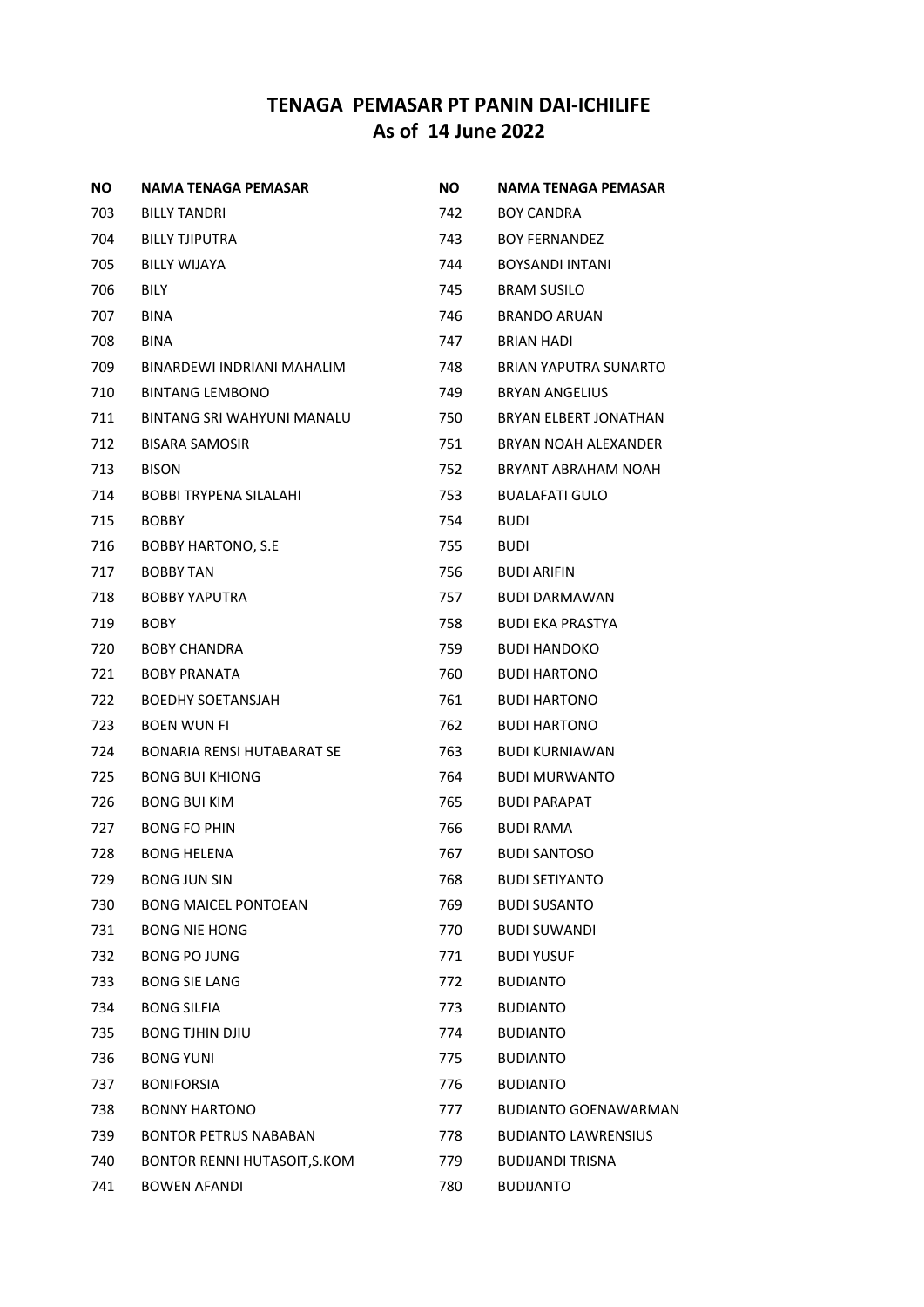# TENAGA PEMASAR PT PANIN DAI-ICHILIFE
## As of 14 June 2022

| NO | NAMA TENAGA PEMASAR |
|---|---|
| 703 | BILLY TANDRI |
| 704 | BILLY TJIPUTRA |
| 705 | BILLY WIJAYA |
| 706 | BILY |
| 707 | BINA |
| 708 | BINA |
| 709 | BINARDEWI INDRIANI MAHALIM |
| 710 | BINTANG LEMBONO |
| 711 | BINTANG SRI WAHYUNI MANALU |
| 712 | BISARA SAMOSIR |
| 713 | BISON |
| 714 | BOBBI TRYPENA SILALAHI |
| 715 | BOBBY |
| 716 | BOBBY HARTONO, S.E |
| 717 | BOBBY TAN |
| 718 | BOBBY YAPUTRA |
| 719 | BOBY |
| 720 | BOBY CHANDRA |
| 721 | BOBY PRANATA |
| 722 | BOEDHY SOETANSJAH |
| 723 | BOEN WUN FI |
| 724 | BONARIA RENSI HUTABARAT SE |
| 725 | BONG BUI KHIONG |
| 726 | BONG BUI KIM |
| 727 | BONG FO PHIN |
| 728 | BONG HELENA |
| 729 | BONG JUN SIN |
| 730 | BONG MAICEL PONTOEAN |
| 731 | BONG NIE HONG |
| 732 | BONG PO JUNG |
| 733 | BONG SIE LANG |
| 734 | BONG SILFIA |
| 735 | BONG TJHIN DJIU |
| 736 | BONG YUNI |
| 737 | BONIFORSIA |
| 738 | BONNY HARTONO |
| 739 | BONTOR PETRUS NABABAN |
| 740 | BONTOR RENNI HUTASOIT,S.KOM |
| 741 | BOWEN AFANDI |
| 742 | BOY CANDRA |
| 743 | BOY FERNANDEZ |
| 744 | BOYSANDI INTANI |
| 745 | BRAM SUSILO |
| 746 | BRANDO ARUAN |
| 747 | BRIAN HADI |
| 748 | BRIAN YAPUTRA SUNARTO |
| 749 | BRYAN ANGELIUS |
| 750 | BRYAN ELBERT JONATHAN |
| 751 | BRYAN NOAH ALEXANDER |
| 752 | BRYANT ABRAHAM NOAH |
| 753 | BUALAFATI GULO |
| 754 | BUDI |
| 755 | BUDI |
| 756 | BUDI ARIFIN |
| 757 | BUDI DARMAWAN |
| 758 | BUDI EKA PRASTYA |
| 759 | BUDI HANDOKO |
| 760 | BUDI HARTONO |
| 761 | BUDI HARTONO |
| 762 | BUDI HARTONO |
| 763 | BUDI KURNIAWAN |
| 764 | BUDI MURWANTO |
| 765 | BUDI PARAPAT |
| 766 | BUDI RAMA |
| 767 | BUDI SANTOSO |
| 768 | BUDI SETIYANTO |
| 769 | BUDI SUSANTO |
| 770 | BUDI SUWANDI |
| 771 | BUDI YUSUF |
| 772 | BUDIANTO |
| 773 | BUDIANTO |
| 774 | BUDIANTO |
| 775 | BUDIANTO |
| 776 | BUDIANTO |
| 777 | BUDIANTO GOENAWARMAN |
| 778 | BUDIANTO LAWRENSIUS |
| 779 | BUDIJANDI TRISNA |
| 780 | BUDIJANTO |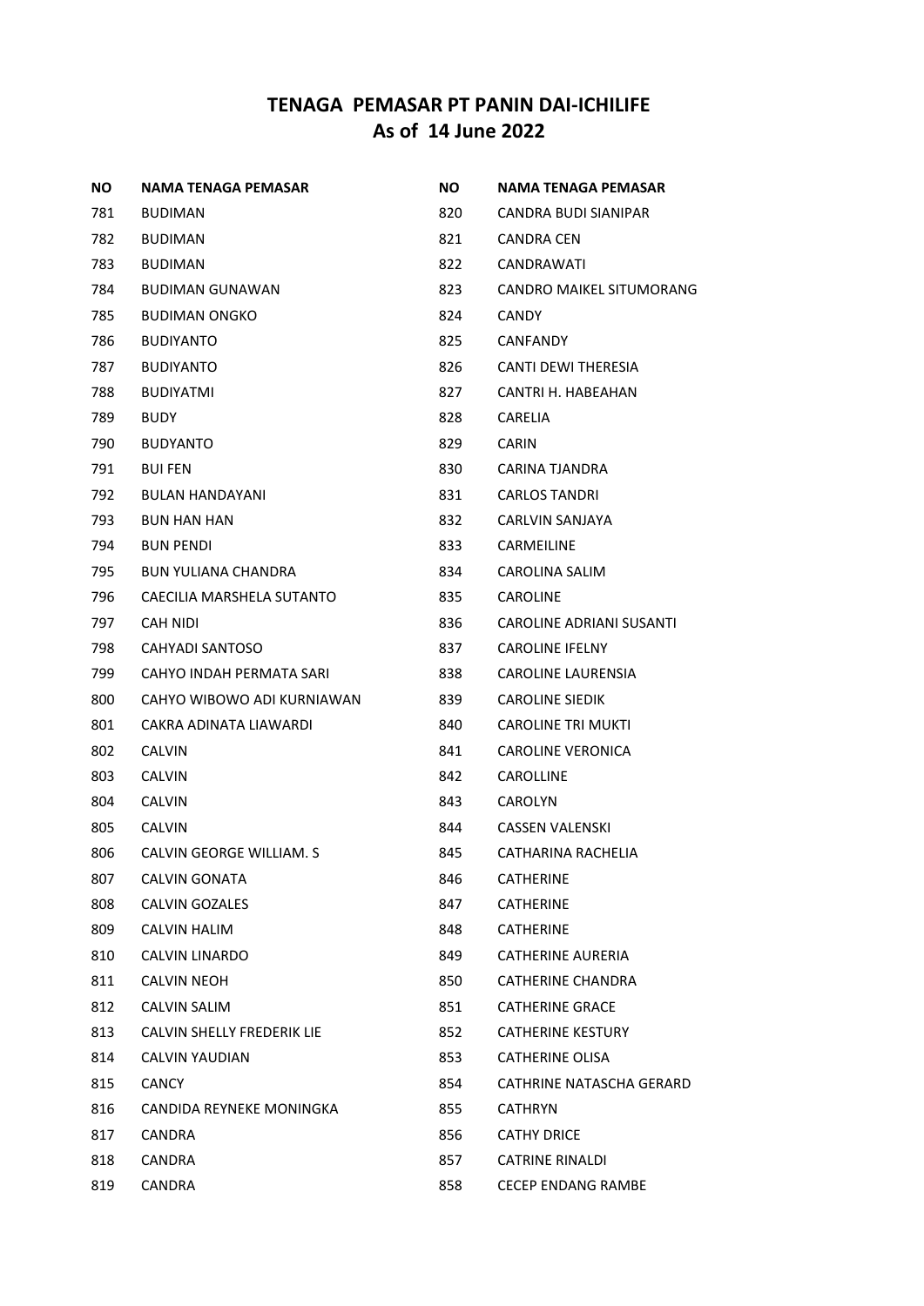## TENAGA PEMASAR PT PANIN DAI-ICHILIFE
## As of 14 June 2022

| NO | NAMA TENAGA PEMASAR |
|---|---|
| 781 | BUDIMAN |
| 782 | BUDIMAN |
| 783 | BUDIMAN |
| 784 | BUDIMAN GUNAWAN |
| 785 | BUDIMAN ONGKO |
| 786 | BUDIYANTO |
| 787 | BUDIYANTO |
| 788 | BUDIYATMI |
| 789 | BUDY |
| 790 | BUDYANTO |
| 791 | BUI FEN |
| 792 | BULAN HANDAYANI |
| 793 | BUN HAN HAN |
| 794 | BUN PENDI |
| 795 | BUN YULIANA CHANDRA |
| 796 | CAECILIA MARSHELA SUTANTO |
| 797 | CAH NIDI |
| 798 | CAHYADI SANTOSO |
| 799 | CAHYO INDAH PERMATA SARI |
| 800 | CAHYO WIBOWO ADI KURNIAWAN |
| 801 | CAKRA ADINATA LIAWARDI |
| 802 | CALVIN |
| 803 | CALVIN |
| 804 | CALVIN |
| 805 | CALVIN |
| 806 | CALVIN GEORGE WILLIAM. S |
| 807 | CALVIN GONATA |
| 808 | CALVIN GOZALES |
| 809 | CALVIN HALIM |
| 810 | CALVIN LINARDO |
| 811 | CALVIN NEOH |
| 812 | CALVIN SALIM |
| 813 | CALVIN SHELLY FREDERIK LIE |
| 814 | CALVIN YAUDIAN |
| 815 | CANCY |
| 816 | CANDIDA REYNEKE MONINGKA |
| 817 | CANDRA |
| 818 | CANDRA |
| 819 | CANDRA |
| 820 | CANDRA BUDI SIANIPAR |
| 821 | CANDRA CEN |
| 822 | CANDRAWATI |
| 823 | CANDRO MAIKEL SITUMORANG |
| 824 | CANDY |
| 825 | CANFANDY |
| 826 | CANTI DEWI THERESIA |
| 827 | CANTRI H. HABEAHAN |
| 828 | CARELIA |
| 829 | CARIN |
| 830 | CARINA TJANDRA |
| 831 | CARLOS TANDRI |
| 832 | CARLVIN SANJAYA |
| 833 | CARMEILINE |
| 834 | CAROLINA SALIM |
| 835 | CAROLINE |
| 836 | CAROLINE ADRIANI SUSANTI |
| 837 | CAROLINE IFELNY |
| 838 | CAROLINE LAURENSIA |
| 839 | CAROLINE SIEDIK |
| 840 | CAROLINE TRI MUKTI |
| 841 | CAROLINE VERONICA |
| 842 | CAROLLINE |
| 843 | CAROLYN |
| 844 | CASSEN VALENSKI |
| 845 | CATHARINA RACHELIA |
| 846 | CATHERINE |
| 847 | CATHERINE |
| 848 | CATHERINE |
| 849 | CATHERINE AURERIA |
| 850 | CATHERINE CHANDRA |
| 851 | CATHERINE GRACE |
| 852 | CATHERINE KESTURY |
| 853 | CATHERINE OLISA |
| 854 | CATHRINE NATASCHA GERARD |
| 855 | CATHRYN |
| 856 | CATHY DRICE |
| 857 | CATRINE RINALDI |
| 858 | CECEP ENDANG RAMBE |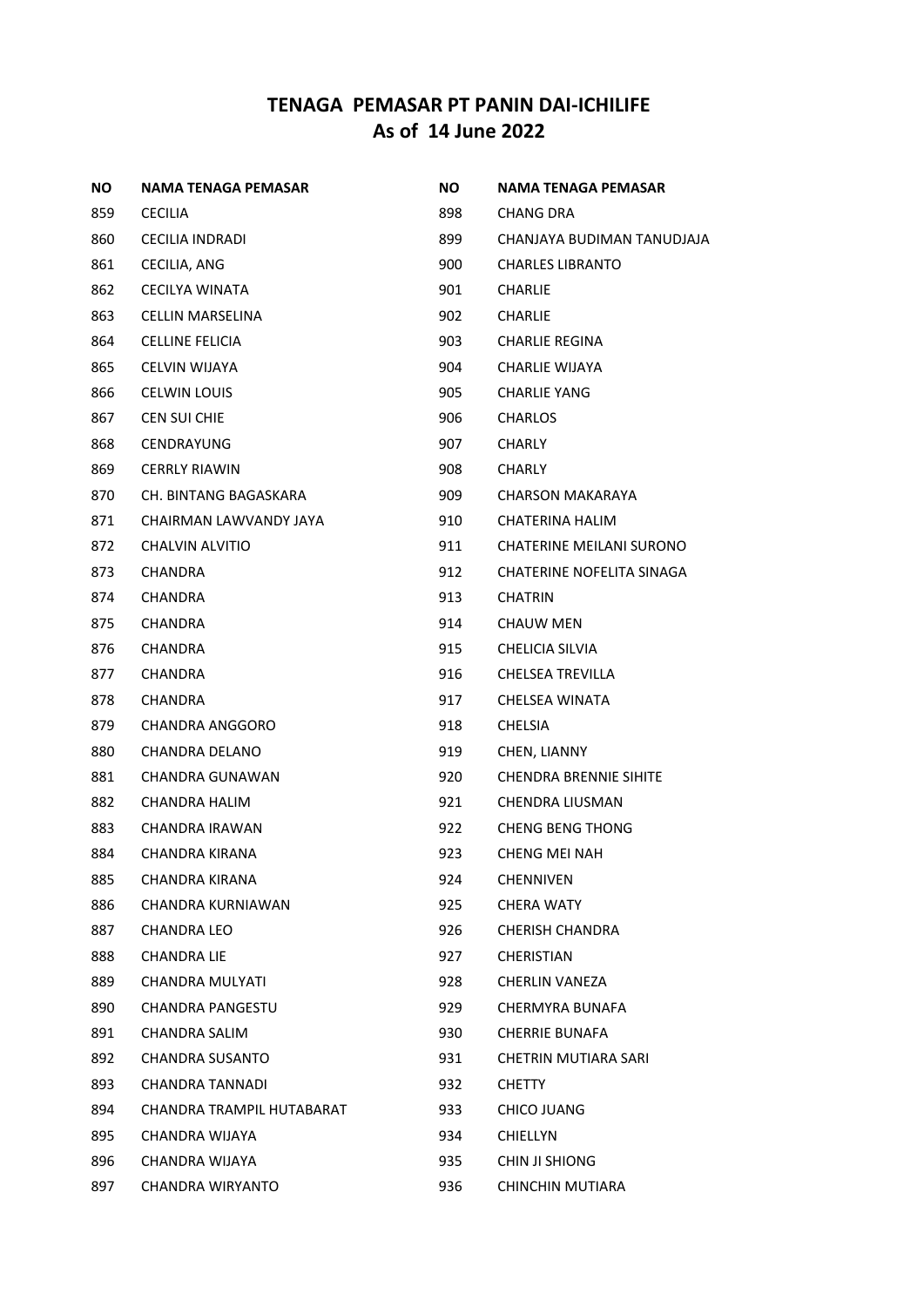## TENAGA PEMASAR PT PANIN DAI-ICHILIFE
## As of 14 June 2022

| NO | NAMA TENAGA PEMASAR |
|---|---|
| 859 | CECILIA |
| 860 | CECILIA INDRADI |
| 861 | CECILIA, ANG |
| 862 | CECILYA WINATA |
| 863 | CELLIN MARSELINA |
| 864 | CELLINE FELICIA |
| 865 | CELVIN WIJAYA |
| 866 | CELWIN LOUIS |
| 867 | CEN SUI CHIE |
| 868 | CENDRAYUNG |
| 869 | CERRLY RIAWIN |
| 870 | CH. BINTANG BAGASKARA |
| 871 | CHAIRMAN LAWVANDY JAYA |
| 872 | CHALVIN ALVITIO |
| 873 | CHANDRA |
| 874 | CHANDRA |
| 875 | CHANDRA |
| 876 | CHANDRA |
| 877 | CHANDRA |
| 878 | CHANDRA |
| 879 | CHANDRA ANGGORO |
| 880 | CHANDRA DELANO |
| 881 | CHANDRA GUNAWAN |
| 882 | CHANDRA HALIM |
| 883 | CHANDRA IRAWAN |
| 884 | CHANDRA KIRANA |
| 885 | CHANDRA KIRANA |
| 886 | CHANDRA KURNIAWAN |
| 887 | CHANDRA LEO |
| 888 | CHANDRA LIE |
| 889 | CHANDRA MULYATI |
| 890 | CHANDRA PANGESTU |
| 891 | CHANDRA SALIM |
| 892 | CHANDRA SUSANTO |
| 893 | CHANDRA TANNADI |
| 894 | CHANDRA TRAMPIL HUTABARAT |
| 895 | CHANDRA WIJAYA |
| 896 | CHANDRA WIJAYA |
| 897 | CHANDRA WIRYANTO |
| 898 | CHANG DRA |
| 899 | CHANJAYA BUDIMAN TANUDJAJA |
| 900 | CHARLES LIBRANTO |
| 901 | CHARLIE |
| 902 | CHARLIE |
| 903 | CHARLIE REGINA |
| 904 | CHARLIE WIJAYA |
| 905 | CHARLIE YANG |
| 906 | CHARLOS |
| 907 | CHARLY |
| 908 | CHARLY |
| 909 | CHARSON MAKARAYA |
| 910 | CHATERINA HALIM |
| 911 | CHATERINE MEILANI SURONO |
| 912 | CHATERINE NOFELITA SINAGA |
| 913 | CHATRIN |
| 914 | CHAUW MEN |
| 915 | CHELICIA SILVIA |
| 916 | CHELSEA TREVILLA |
| 917 | CHELSEA WINATA |
| 918 | CHELSIA |
| 919 | CHEN, LIANNY |
| 920 | CHENDRA BRENNIE SIHITE |
| 921 | CHENDRA LIUSMAN |
| 922 | CHENG BENG THONG |
| 923 | CHENG MEI NAH |
| 924 | CHENNIVEN |
| 925 | CHERA WATY |
| 926 | CHERISH CHANDRA |
| 927 | CHERISTIAN |
| 928 | CHERLIN VANEZA |
| 929 | CHERMYRA BUNAFA |
| 930 | CHERRIE BUNAFA |
| 931 | CHETRIN MUTIARA SARI |
| 932 | CHETTY |
| 933 | CHICO JUANG |
| 934 | CHIELLYN |
| 935 | CHIN JI SHIONG |
| 936 | CHINCHIN MUTIARA |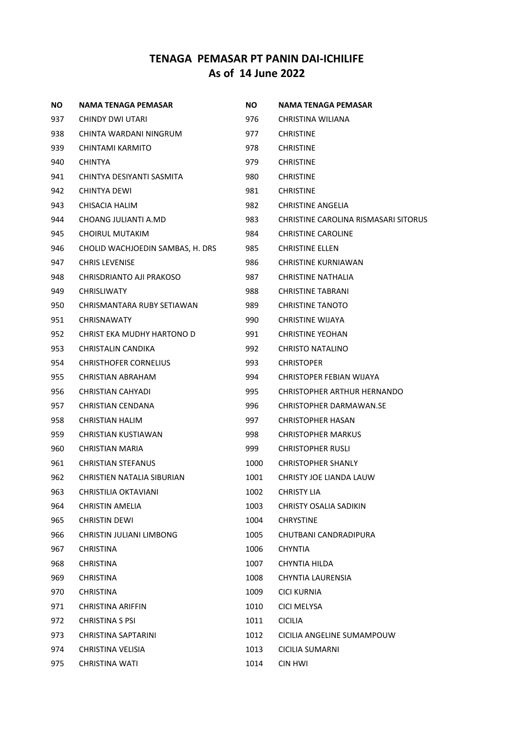# TENAGA PEMASAR PT PANIN DAI-ICHILIFE
## As of 14 June 2022

| NO | NAMA TENAGA PEMASAR |
|---|---|
| 937 | CHINDY DWI UTARI |
| 938 | CHINTA WARDANI NINGRUM |
| 939 | CHINTAMI KARMITO |
| 940 | CHINTYA |
| 941 | CHINTYA DESIYANTI SASMITA |
| 942 | CHINTYA DEWI |
| 943 | CHISACIA HALIM |
| 944 | CHOANG JULIANTI A.MD |
| 945 | CHOIRUL MUTAKIM |
| 946 | CHOLID WACHJOEDIN SAMBAS, H. DRS |
| 947 | CHRIS LEVENISE |
| 948 | CHRISDRIANTO AJI PRAKOSO |
| 949 | CHRISLIWATY |
| 950 | CHRISMANTARA RUBY SETIAWAN |
| 951 | CHRISNAWATY |
| 952 | CHRIST EKA MUDHY HARTONO D |
| 953 | CHRISTALIN CANDIKA |
| 954 | CHRISTHOFER CORNELIUS |
| 955 | CHRISTIAN ABRAHAM |
| 956 | CHRISTIAN CAHYADI |
| 957 | CHRISTIAN CENDANA |
| 958 | CHRISTIAN HALIM |
| 959 | CHRISTIAN KUSTIAWAN |
| 960 | CHRISTIAN MARIA |
| 961 | CHRISTIAN STEFANUS |
| 962 | CHRISTIEN NATALIA SIBURIAN |
| 963 | CHRISTILIA OKTAVIANI |
| 964 | CHRISTIN AMELIA |
| 965 | CHRISTIN DEWI |
| 966 | CHRISTIN JULIANI LIMBONG |
| 967 | CHRISTINA |
| 968 | CHRISTINA |
| 969 | CHRISTINA |
| 970 | CHRISTINA |
| 971 | CHRISTINA ARIFFIN |
| 972 | CHRISTINA S PSI |
| 973 | CHRISTINA SAPTARINI |
| 974 | CHRISTINA VELISIA |
| 975 | CHRISTINA WATI |
| 976 | CHRISTINA WILIANA |
| 977 | CHRISTINE |
| 978 | CHRISTINE |
| 979 | CHRISTINE |
| 980 | CHRISTINE |
| 981 | CHRISTINE |
| 982 | CHRISTINE ANGELIA |
| 983 | CHRISTINE CAROLINA RISMASARI SITORUS |
| 984 | CHRISTINE CAROLINE |
| 985 | CHRISTINE ELLEN |
| 986 | CHRISTINE KURNIAWAN |
| 987 | CHRISTINE NATHALIA |
| 988 | CHRISTINE TABRANI |
| 989 | CHRISTINE TANOTO |
| 990 | CHRISTINE WIJAYA |
| 991 | CHRISTINE YEOHAN |
| 992 | CHRISTO NATALINO |
| 993 | CHRISTOPER |
| 994 | CHRISTOPER FEBIAN WIJAYA |
| 995 | CHRISTOPHER ARTHUR HERNANDO |
| 996 | CHRISTOPHER DARMAWAN.SE |
| 997 | CHRISTOPHER HASAN |
| 998 | CHRISTOPHER MARKUS |
| 999 | CHRISTOPHER RUSLI |
| 1000 | CHRISTOPHER SHANLY |
| 1001 | CHRISTY JOE LIANDA LAUW |
| 1002 | CHRISTY LIA |
| 1003 | CHRISTY OSALIA SADIKIN |
| 1004 | CHRYSTINE |
| 1005 | CHUTBANI CANDRADIPURA |
| 1006 | CHYNTIA |
| 1007 | CHYNTIA HILDA |
| 1008 | CHYNTIA LAURENSIA |
| 1009 | CICI KURNIA |
| 1010 | CICI MELYSA |
| 1011 | CICILIA |
| 1012 | CICILIA ANGELINE SUMAMPOUW |
| 1013 | CICILIA SUMARNI |
| 1014 | CIN HWI |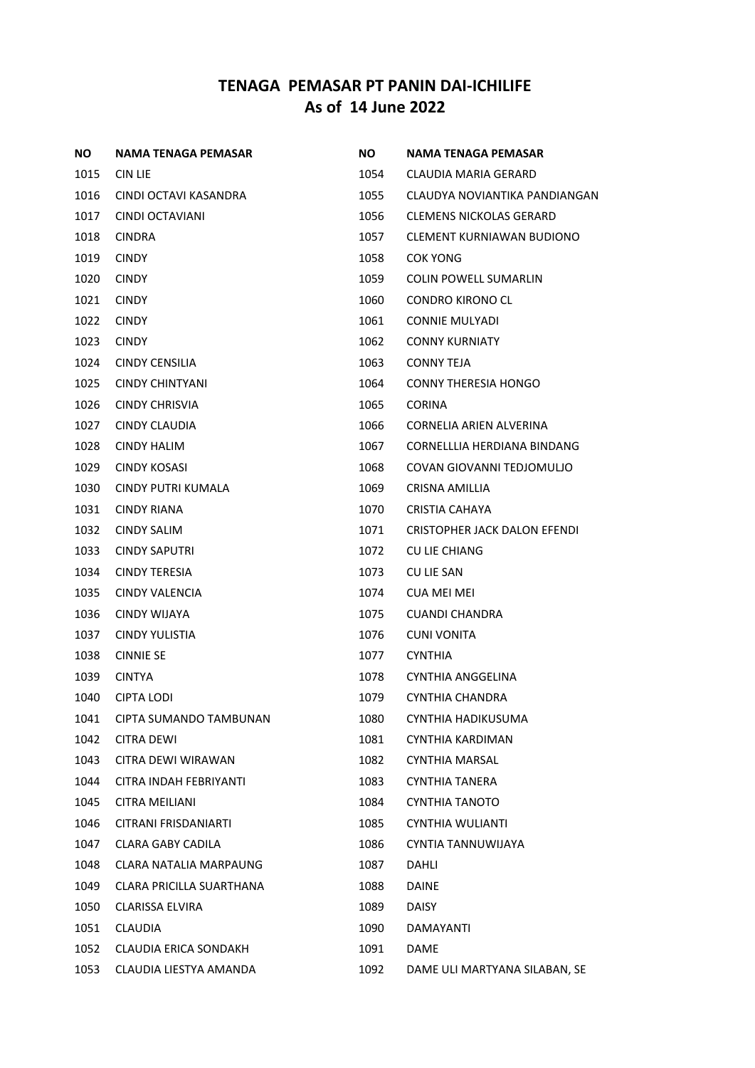# TENAGA PEMASAR PT PANIN DAI-ICHILIFE
## As of 14 June 2022

| NO | NAMA TENAGA PEMASAR |
|---|---|
| 1015 | CIN LIE |
| 1016 | CINDI OCTAVI KASANDRA |
| 1017 | CINDI OCTAVIANI |
| 1018 | CINDRA |
| 1019 | CINDY |
| 1020 | CINDY |
| 1021 | CINDY |
| 1022 | CINDY |
| 1023 | CINDY |
| 1024 | CINDY CENSILIA |
| 1025 | CINDY CHINTYANI |
| 1026 | CINDY CHRISVIA |
| 1027 | CINDY CLAUDIA |
| 1028 | CINDY HALIM |
| 1029 | CINDY KOSASI |
| 1030 | CINDY PUTRI KUMALA |
| 1031 | CINDY RIANA |
| 1032 | CINDY SALIM |
| 1033 | CINDY SAPUTRI |
| 1034 | CINDY TERESIA |
| 1035 | CINDY VALENCIA |
| 1036 | CINDY WIJAYA |
| 1037 | CINDY YULISTIA |
| 1038 | CINNIE SE |
| 1039 | CINTYA |
| 1040 | CIPTA LODI |
| 1041 | CIPTA SUMANDO TAMBUNAN |
| 1042 | CITRA DEWI |
| 1043 | CITRA DEWI WIRAWAN |
| 1044 | CITRA INDAH FEBRIYANTI |
| 1045 | CITRA MEILIANI |
| 1046 | CITRANI FRISDANIARTI |
| 1047 | CLARA GABY CADILA |
| 1048 | CLARA NATALIA MARPAUNG |
| 1049 | CLARA PRICILLA SUARTHANA |
| 1050 | CLARISSA ELVIRA |
| 1051 | CLAUDIA |
| 1052 | CLAUDIA ERICA SONDAKH |
| 1053 | CLAUDIA LIESTYA AMANDA |
| 1054 | CLAUDIA MARIA GERARD |
| 1055 | CLAUDYA NOVIANTIKA PANDIANGAN |
| 1056 | CLEMENS NICKOLAS GERARD |
| 1057 | CLEMENT KURNIAWAN BUDIONO |
| 1058 | COK YONG |
| 1059 | COLIN POWELL SUMARLIN |
| 1060 | CONDRO KIRONO CL |
| 1061 | CONNIE MULYADI |
| 1062 | CONNY KURNIATY |
| 1063 | CONNY TEJA |
| 1064 | CONNY THERESIA HONGO |
| 1065 | CORINA |
| 1066 | CORNELIA ARIEN ALVERINA |
| 1067 | CORNELLLIA HERDIANA BINDANG |
| 1068 | COVAN GIOVANNI TEDJOMULJO |
| 1069 | CRISNA AMILLIA |
| 1070 | CRISTIA CAHAYA |
| 1071 | CRISTOPHER JACK DALON EFENDI |
| 1072 | CU LIE CHIANG |
| 1073 | CU LIE SAN |
| 1074 | CUA MEI MEI |
| 1075 | CUANDI CHANDRA |
| 1076 | CUNI VONITA |
| 1077 | CYNTHIA |
| 1078 | CYNTHIA ANGGELINA |
| 1079 | CYNTHIA CHANDRA |
| 1080 | CYNTHIA HADIKUSUMA |
| 1081 | CYNTHIA KARDIMAN |
| 1082 | CYNTHIA MARSAL |
| 1083 | CYNTHIA TANERA |
| 1084 | CYNTHIA TANOTO |
| 1085 | CYNTHIA WULIANTI |
| 1086 | CYNTIA TANNUWIJAYA |
| 1087 | DAHLI |
| 1088 | DAINE |
| 1089 | DAISY |
| 1090 | DAMAYANTI |
| 1091 | DAME |
| 1092 | DAME ULI MARTYANA SILABAN, SE |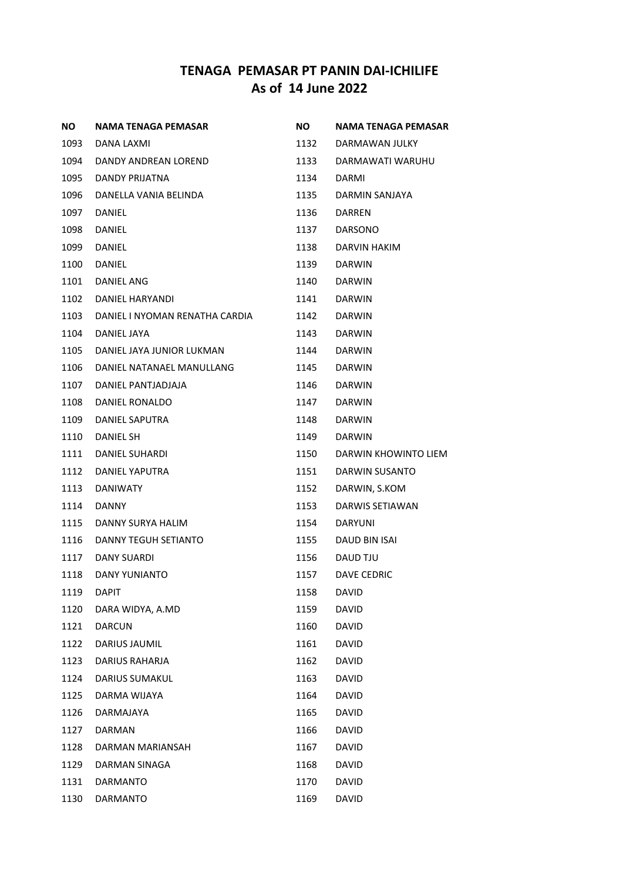# TENAGA PEMASAR PT PANIN DAI-ICHILIFE
## As of 14 June 2022

| NO | NAMA TENAGA PEMASAR |
|---|---|
| 1093 | DANA LAXMI |
| 1094 | DANDY ANDREAN LOREND |
| 1095 | DANDY PRIJATNA |
| 1096 | DANELLA VANIA BELINDA |
| 1097 | DANIEL |
| 1098 | DANIEL |
| 1099 | DANIEL |
| 1100 | DANIEL |
| 1101 | DANIEL ANG |
| 1102 | DANIEL HARYANDI |
| 1103 | DANIEL I NYOMAN RENATHA CARDIA |
| 1104 | DANIEL JAYA |
| 1105 | DANIEL JAYA JUNIOR LUKMAN |
| 1106 | DANIEL NATANAEL MANULLANG |
| 1107 | DANIEL PANTJADJAJA |
| 1108 | DANIEL RONALDO |
| 1109 | DANIEL SAPUTRA |
| 1110 | DANIEL SH |
| 1111 | DANIEL SUHARDI |
| 1112 | DANIEL YAPUTRA |
| 1113 | DANIWATY |
| 1114 | DANNY |
| 1115 | DANNY SURYA HALIM |
| 1116 | DANNY TEGUH SETIANTO |
| 1117 | DANY SUARDI |
| 1118 | DANY YUNIANTO |
| 1119 | DAPIT |
| 1120 | DARA WIDYA, A.MD |
| 1121 | DARCUN |
| 1122 | DARIUS JAUMIL |
| 1123 | DARIUS RAHARJA |
| 1124 | DARIUS SUMAKUL |
| 1125 | DARMA WIJAYA |
| 1126 | DARMAJAYA |
| 1127 | DARMAN |
| 1128 | DARMAN MARIANSAH |
| 1129 | DARMAN SINAGA |
| 1131 | DARMANTO |
| 1130 | DARMANTO |
| 1132 | DARMAWAN JULKY |
| 1133 | DARMAWATI WARUHU |
| 1134 | DARMI |
| 1135 | DARMIN SANJAYA |
| 1136 | DARREN |
| 1137 | DARSONO |
| 1138 | DARVIN HAKIM |
| 1139 | DARWIN |
| 1140 | DARWIN |
| 1141 | DARWIN |
| 1142 | DARWIN |
| 1143 | DARWIN |
| 1144 | DARWIN |
| 1145 | DARWIN |
| 1146 | DARWIN |
| 1147 | DARWIN |
| 1148 | DARWIN |
| 1149 | DARWIN |
| 1150 | DARWIN KHOWINTO LIEM |
| 1151 | DARWIN SUSANTO |
| 1152 | DARWIN, S.KOM |
| 1153 | DARWIS SETIAWAN |
| 1154 | DARYUNI |
| 1155 | DAUD BIN ISAI |
| 1156 | DAUD TJU |
| 1157 | DAVE CEDRIC |
| 1158 | DAVID |
| 1159 | DAVID |
| 1160 | DAVID |
| 1161 | DAVID |
| 1162 | DAVID |
| 1163 | DAVID |
| 1164 | DAVID |
| 1165 | DAVID |
| 1166 | DAVID |
| 1167 | DAVID |
| 1168 | DAVID |
| 1170 | DAVID |
| 1169 | DAVID |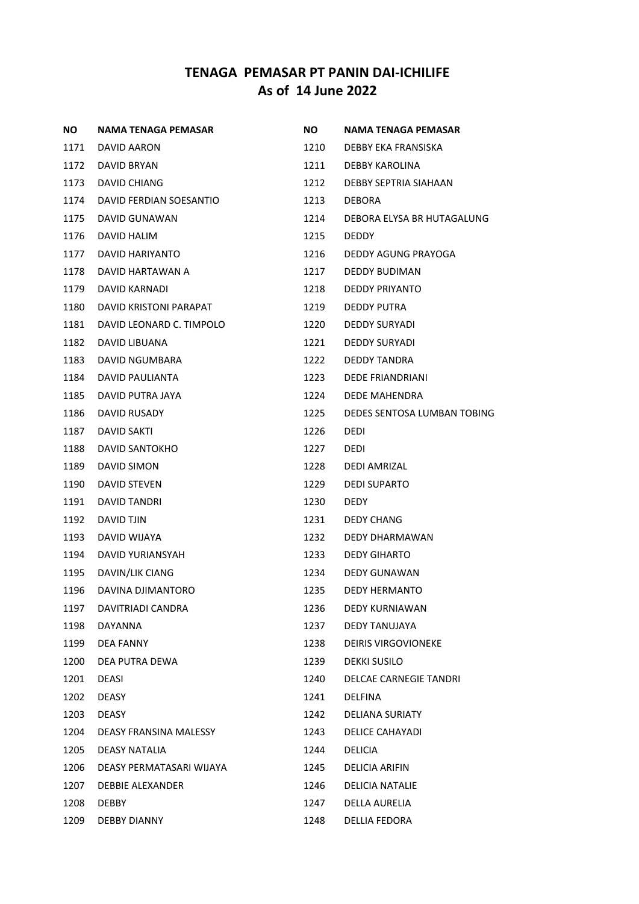# TENAGA PEMASAR PT PANIN DAI-ICHILIFE
## As of 14 June 2022

| NO | NAMA TENAGA PEMASAR |
|---|---|
| 1171 | DAVID AARON |
| 1172 | DAVID BRYAN |
| 1173 | DAVID CHIANG |
| 1174 | DAVID FERDIAN SOESANTIO |
| 1175 | DAVID GUNAWAN |
| 1176 | DAVID HALIM |
| 1177 | DAVID HARIYANTO |
| 1178 | DAVID HARTAWAN A |
| 1179 | DAVID KARNADI |
| 1180 | DAVID KRISTONI PARAPAT |
| 1181 | DAVID LEONARD C. TIMPOLO |
| 1182 | DAVID LIBUANA |
| 1183 | DAVID NGUMBARA |
| 1184 | DAVID PAULIANTA |
| 1185 | DAVID PUTRA JAYA |
| 1186 | DAVID RUSADY |
| 1187 | DAVID SAKTI |
| 1188 | DAVID SANTOKHO |
| 1189 | DAVID SIMON |
| 1190 | DAVID STEVEN |
| 1191 | DAVID TANDRI |
| 1192 | DAVID TJIN |
| 1193 | DAVID WIJAYA |
| 1194 | DAVID YURIANSYAH |
| 1195 | DAVIN/LIK CIANG |
| 1196 | DAVINA DJIMANTORO |
| 1197 | DAVITRIADI CANDRA |
| 1198 | DAYANNA |
| 1199 | DEA FANNY |
| 1200 | DEA PUTRA DEWA |
| 1201 | DEASI |
| 1202 | DEASY |
| 1203 | DEASY |
| 1204 | DEASY FRANSINA MALESSY |
| 1205 | DEASY NATALIA |
| 1206 | DEASY PERMATASARI WIJAYA |
| 1207 | DEBBIE ALEXANDER |
| 1208 | DEBBY |
| 1209 | DEBBY DIANNY |
| 1210 | DEBBY EKA FRANSISKA |
| 1211 | DEBBY KAROLINA |
| 1212 | DEBBY SEPTRIA SIAHAAN |
| 1213 | DEBORA |
| 1214 | DEBORA ELYSA BR HUTAGALUNG |
| 1215 | DEDDY |
| 1216 | DEDDY AGUNG PRAYOGA |
| 1217 | DEDDY BUDIMAN |
| 1218 | DEDDY PRIYANTO |
| 1219 | DEDDY PUTRA |
| 1220 | DEDDY SURYADI |
| 1221 | DEDDY SURYADI |
| 1222 | DEDDY TANDRA |
| 1223 | DEDE FRIANDRIANI |
| 1224 | DEDE MAHENDRA |
| 1225 | DEDES SENTOSA LUMBAN TOBING |
| 1226 | DEDI |
| 1227 | DEDI |
| 1228 | DEDI AMRIZAL |
| 1229 | DEDI SUPARTO |
| 1230 | DEDY |
| 1231 | DEDY CHANG |
| 1232 | DEDY DHARMAWAN |
| 1233 | DEDY GIHARTO |
| 1234 | DEDY GUNAWAN |
| 1235 | DEDY HERMANTO |
| 1236 | DEDY KURNIAWAN |
| 1237 | DEDY TANUJAYA |
| 1238 | DEIRIS VIRGOVIONEKE |
| 1239 | DEKKI SUSILO |
| 1240 | DELCAE CARNEGIE TANDRI |
| 1241 | DELFINA |
| 1242 | DELIANA SURIATY |
| 1243 | DELICE CAHAYADI |
| 1244 | DELICIA |
| 1245 | DELICIA ARIFIN |
| 1246 | DELICIA NATALIE |
| 1247 | DELLA AURELIA |
| 1248 | DELLIA FEDORA |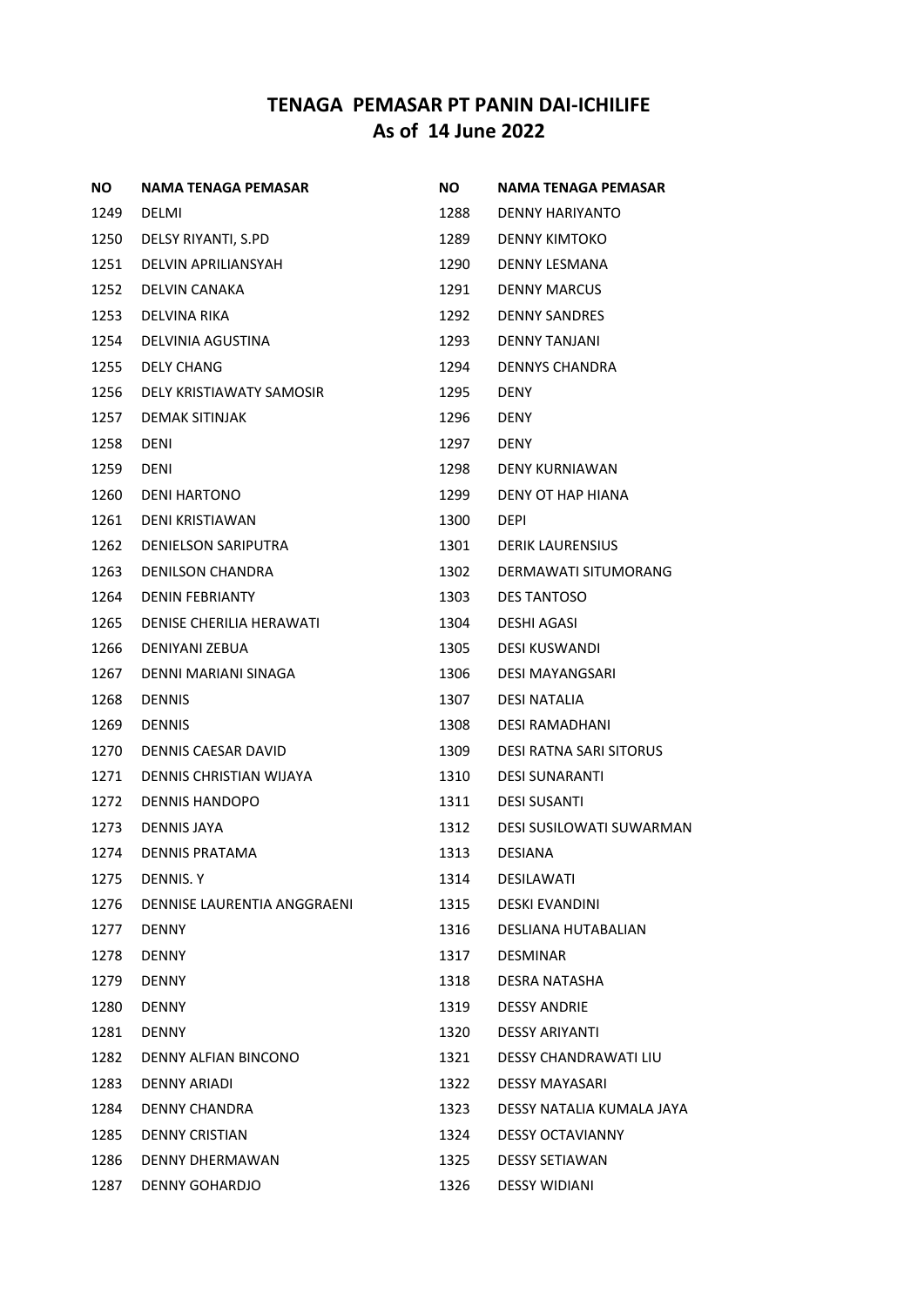# TENAGA PEMASAR PT PANIN DAI-ICHILIFE
## As of 14 June 2022

| NO | NAMA TENAGA PEMASAR |
|---|---|
| 1249 | DELMI |
| 1250 | DELSY RIYANTI, S.PD |
| 1251 | DELVIN APRILIANSYAH |
| 1252 | DELVIN CANAKA |
| 1253 | DELVINA RIKA |
| 1254 | DELVINIA AGUSTINA |
| 1255 | DELY CHANG |
| 1256 | DELY KRISTIAWATY SAMOSIR |
| 1257 | DEMAK SITINJAK |
| 1258 | DENI |
| 1259 | DENI |
| 1260 | DENI HARTONO |
| 1261 | DENI KRISTIAWAN |
| 1262 | DENIELSON SARIPUTRA |
| 1263 | DENILSON CHANDRA |
| 1264 | DENIN FEBRIANTY |
| 1265 | DENISE CHERILIA HERAWATI |
| 1266 | DENIYANI ZEBUA |
| 1267 | DENNI MARIANI SINAGA |
| 1268 | DENNIS |
| 1269 | DENNIS |
| 1270 | DENNIS CAESAR DAVID |
| 1271 | DENNIS CHRISTIAN WIJAYA |
| 1272 | DENNIS HANDOPO |
| 1273 | DENNIS JAYA |
| 1274 | DENNIS PRATAMA |
| 1275 | DENNIS. Y |
| 1276 | DENNISE LAURENTIA ANGGRAENI |
| 1277 | DENNY |
| 1278 | DENNY |
| 1279 | DENNY |
| 1280 | DENNY |
| 1281 | DENNY |
| 1282 | DENNY ALFIAN BINCONO |
| 1283 | DENNY ARIADI |
| 1284 | DENNY CHANDRA |
| 1285 | DENNY CRISTIAN |
| 1286 | DENNY DHERMAWAN |
| 1287 | DENNY GOHARDJO |
| 1288 | DENNY HARIYANTO |
| 1289 | DENNY KIMTOKO |
| 1290 | DENNY LESMANA |
| 1291 | DENNY MARCUS |
| 1292 | DENNY SANDRES |
| 1293 | DENNY TANJANI |
| 1294 | DENNYS CHANDRA |
| 1295 | DENY |
| 1296 | DENY |
| 1297 | DENY |
| 1298 | DENY KURNIAWAN |
| 1299 | DENY OT HAP HIANA |
| 1300 | DEPI |
| 1301 | DERIK LAURENSIUS |
| 1302 | DERMAWATI SITUMORANG |
| 1303 | DES TANTOSO |
| 1304 | DESHI AGASI |
| 1305 | DESI KUSWANDI |
| 1306 | DESI MAYANGSARI |
| 1307 | DESI NATALIA |
| 1308 | DESI RAMADHANI |
| 1309 | DESI RATNA SARI SITORUS |
| 1310 | DESI SUNARANTI |
| 1311 | DESI SUSANTI |
| 1312 | DESI SUSILOWATI SUWARMAN |
| 1313 | DESIANA |
| 1314 | DESILAWATI |
| 1315 | DESKI EVANDINI |
| 1316 | DESLIANA HUTABALIAN |
| 1317 | DESMINAR |
| 1318 | DESRA NATASHA |
| 1319 | DESSY ANDRIE |
| 1320 | DESSY ARIYANTI |
| 1321 | DESSY CHANDRAWATI LIU |
| 1322 | DESSY MAYASARI |
| 1323 | DESSY NATALIA KUMALA JAYA |
| 1324 | DESSY OCTAVIANNY |
| 1325 | DESSY SETIAWAN |
| 1326 | DESSY WIDIANI |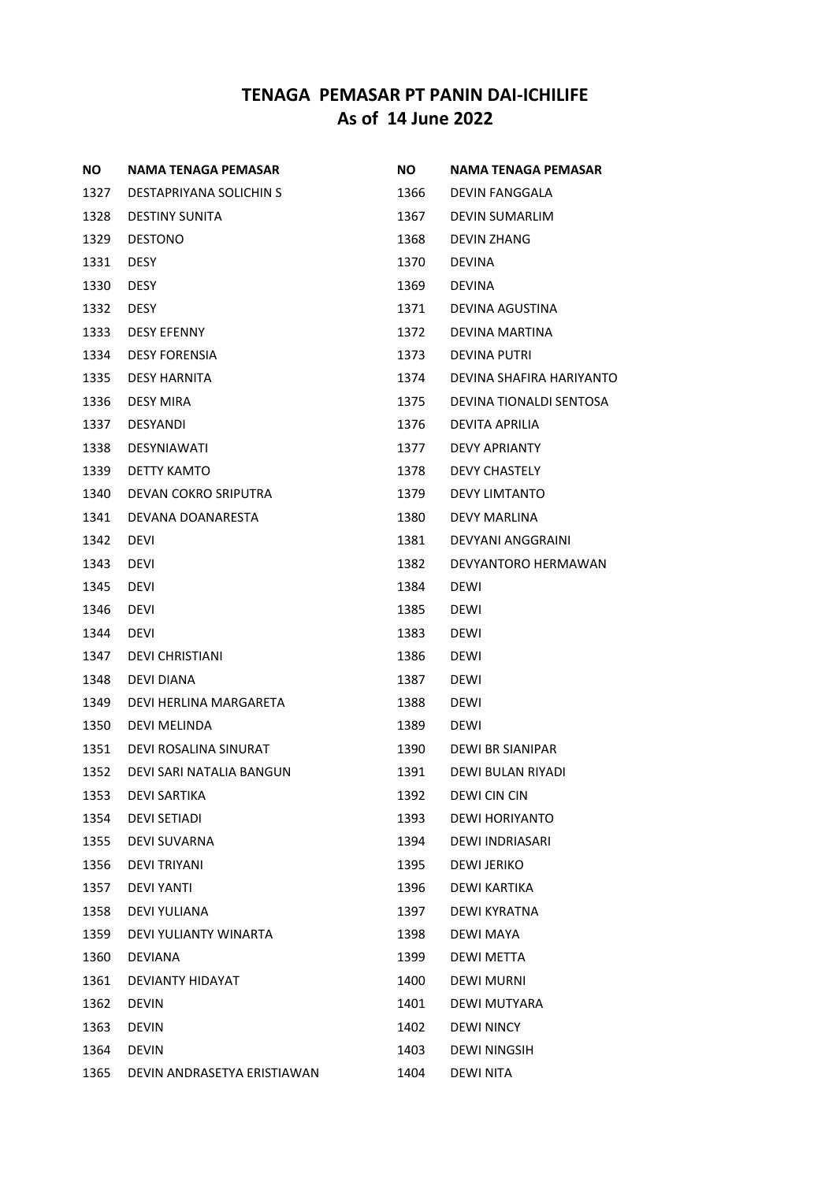# TENAGA PEMASAR PT PANIN DAI-ICHILIFE
## As of 14 June 2022

| NO | NAMA TENAGA PEMASAR |
|---|---|
| 1327 | DESTAPRIYANA SOLICHIN S |
| 1328 | DESTINY SUNITA |
| 1329 | DESTONO |
| 1331 | DESY |
| 1330 | DESY |
| 1332 | DESY |
| 1333 | DESY EFENNY |
| 1334 | DESY FORENSIA |
| 1335 | DESY HARNITA |
| 1336 | DESY MIRA |
| 1337 | DESYANDI |
| 1338 | DESYNIAWATI |
| 1339 | DETTY KAMTO |
| 1340 | DEVAN COKRO SRIPUTRA |
| 1341 | DEVANA DOANARESTA |
| 1342 | DEVI |
| 1343 | DEVI |
| 1345 | DEVI |
| 1346 | DEVI |
| 1344 | DEVI |
| 1347 | DEVI CHRISTIANI |
| 1348 | DEVI DIANA |
| 1349 | DEVI HERLINA MARGARETA |
| 1350 | DEVI MELINDA |
| 1351 | DEVI ROSALINA SINURAT |
| 1352 | DEVI SARI NATALIA BANGUN |
| 1353 | DEVI SARTIKA |
| 1354 | DEVI SETIADI |
| 1355 | DEVI SUVARNA |
| 1356 | DEVI TRIYANI |
| 1357 | DEVI YANTI |
| 1358 | DEVI YULIANA |
| 1359 | DEVI YULIANTY WINARTA |
| 1360 | DEVIANA |
| 1361 | DEVIANTY HIDAYAT |
| 1362 | DEVIN |
| 1363 | DEVIN |
| 1364 | DEVIN |
| 1365 | DEVIN ANDRASETYA ERISTIAWAN |
| 1366 | DEVIN FANGGALA |
| 1367 | DEVIN SUMARLIM |
| 1368 | DEVIN ZHANG |
| 1370 | DEVINA |
| 1369 | DEVINA |
| 1371 | DEVINA AGUSTINA |
| 1372 | DEVINA MARTINA |
| 1373 | DEVINA PUTRI |
| 1374 | DEVINA SHAFIRA HARIYANTO |
| 1375 | DEVINA TIONALDI SENTOSA |
| 1376 | DEVITA APRILIA |
| 1377 | DEVY APRIANTY |
| 1378 | DEVY CHASTELY |
| 1379 | DEVY LIMTANTO |
| 1380 | DEVY MARLINA |
| 1381 | DEVYANI ANGGRAINI |
| 1382 | DEVYANTORO HERMAWAN |
| 1384 | DEWI |
| 1385 | DEWI |
| 1383 | DEWI |
| 1386 | DEWI |
| 1387 | DEWI |
| 1388 | DEWI |
| 1389 | DEWI |
| 1390 | DEWI BR SIANIPAR |
| 1391 | DEWI BULAN RIYADI |
| 1392 | DEWI CIN CIN |
| 1393 | DEWI HORIYANTO |
| 1394 | DEWI INDRIASARI |
| 1395 | DEWI JERIKO |
| 1396 | DEWI KARTIKA |
| 1397 | DEWI KYRATNA |
| 1398 | DEWI MAYA |
| 1399 | DEWI METTA |
| 1400 | DEWI MURNI |
| 1401 | DEWI MUTYARA |
| 1402 | DEWI NINCY |
| 1403 | DEWI NINGSIH |
| 1404 | DEWI NITA |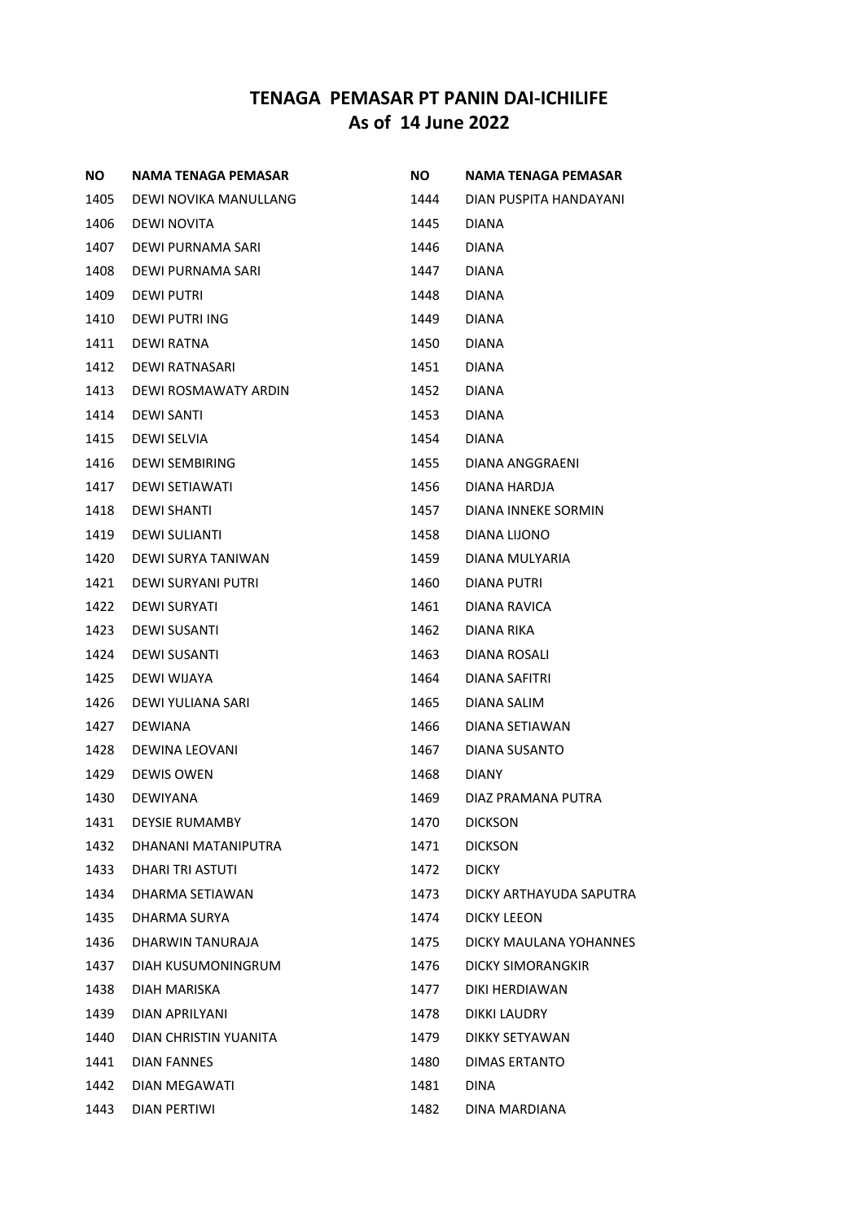# TENAGA PEMASAR PT PANIN DAI-ICHILIFE
## As of 14 June 2022

| NO | NAMA TENAGA PEMASAR |
|---|---|
| 1405 | DEWI NOVIKA MANULLANG |
| 1406 | DEWI NOVITA |
| 1407 | DEWI PURNAMA SARI |
| 1408 | DEWI PURNAMA SARI |
| 1409 | DEWI PUTRI |
| 1410 | DEWI PUTRI ING |
| 1411 | DEWI RATNA |
| 1412 | DEWI RATNASARI |
| 1413 | DEWI ROSMAWATY ARDIN |
| 1414 | DEWI SANTI |
| 1415 | DEWI SELVIA |
| 1416 | DEWI SEMBIRING |
| 1417 | DEWI SETIAWATI |
| 1418 | DEWI SHANTI |
| 1419 | DEWI SULIANTI |
| 1420 | DEWI SURYA TANIWAN |
| 1421 | DEWI SURYANI PUTRI |
| 1422 | DEWI SURYATI |
| 1423 | DEWI SUSANTI |
| 1424 | DEWI SUSANTI |
| 1425 | DEWI WIJAYA |
| 1426 | DEWI YULIANA SARI |
| 1427 | DEWIANA |
| 1428 | DEWINA LEOVANI |
| 1429 | DEWIS OWEN |
| 1430 | DEWIYANA |
| 1431 | DEYSIE RUMAMBY |
| 1432 | DHANANI MATANIPUTRA |
| 1433 | DHARI TRI ASTUTI |
| 1434 | DHARMA SETIAWAN |
| 1435 | DHARMA SURYA |
| 1436 | DHARWIN TANURAJA |
| 1437 | DIAH KUSUMONINGRUM |
| 1438 | DIAH MARISKA |
| 1439 | DIAN APRILYANI |
| 1440 | DIAN CHRISTIN YUANITA |
| 1441 | DIAN FANNES |
| 1442 | DIAN MEGAWATI |
| 1443 | DIAN PERTIWI |
| 1444 | DIAN PUSPITA HANDAYANI |
| 1445 | DIANA |
| 1446 | DIANA |
| 1447 | DIANA |
| 1448 | DIANA |
| 1449 | DIANA |
| 1450 | DIANA |
| 1451 | DIANA |
| 1452 | DIANA |
| 1453 | DIANA |
| 1454 | DIANA |
| 1455 | DIANA ANGGRAENI |
| 1456 | DIANA HARDJA |
| 1457 | DIANA INNEKE SORMIN |
| 1458 | DIANA LIJONO |
| 1459 | DIANA MULYARIA |
| 1460 | DIANA PUTRI |
| 1461 | DIANA RAVICA |
| 1462 | DIANA RIKA |
| 1463 | DIANA ROSALI |
| 1464 | DIANA SAFITRI |
| 1465 | DIANA SALIM |
| 1466 | DIANA SETIAWAN |
| 1467 | DIANA SUSANTO |
| 1468 | DIANY |
| 1469 | DIAZ PRAMANA PUTRA |
| 1470 | DICKSON |
| 1471 | DICKSON |
| 1472 | DICKY |
| 1473 | DICKY ARTHAYUDA SAPUTRA |
| 1474 | DICKY LEEON |
| 1475 | DICKY MAULANA YOHANNES |
| 1476 | DICKY SIMORANGKIR |
| 1477 | DIKI HERDIAWAN |
| 1478 | DIKKI LAUDRY |
| 1479 | DIKKY SETYAWAN |
| 1480 | DIMAS ERTANTO |
| 1481 | DINA |
| 1482 | DINA MARDIANA |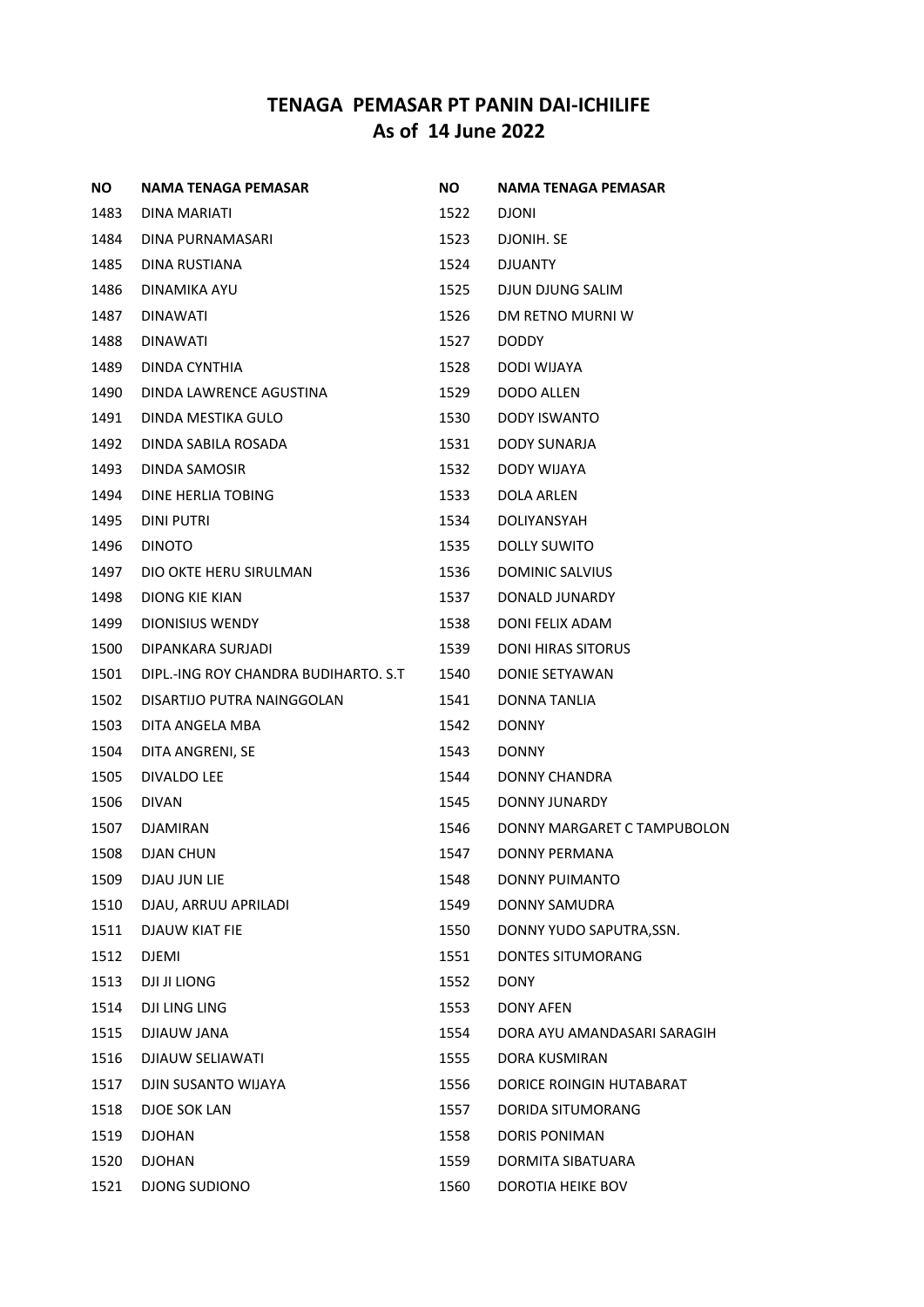## TENAGA PEMASAR PT PANIN DAI-ICHILIFE
## As of 14 June 2022

| NO | NAMA TENAGA PEMASAR |
|---|---|
| 1483 | DINA MARIATI |
| 1484 | DINA PURNAMASARI |
| 1485 | DINA RUSTIANA |
| 1486 | DINAMIKA AYU |
| 1487 | DINAWATI |
| 1488 | DINAWATI |
| 1489 | DINDA CYNTHIA |
| 1490 | DINDA LAWRENCE AGUSTINA |
| 1491 | DINDA MESTIKA GULO |
| 1492 | DINDA SABILA ROSADA |
| 1493 | DINDA SAMOSIR |
| 1494 | DINE HERLIA TOBING |
| 1495 | DINI PUTRI |
| 1496 | DINOTO |
| 1497 | DIO OKTE HERU SIRULMAN |
| 1498 | DIONG KIE KIAN |
| 1499 | DIONISIUS WENDY |
| 1500 | DIPANKARA SURJADI |
| 1501 | DIPL.-ING ROY CHANDRA BUDIHARTO. S.T |
| 1502 | DISARTIJO PUTRA NAINGGOLAN |
| 1503 | DITA ANGELA MBA |
| 1504 | DITA ANGRENI, SE |
| 1505 | DIVALDO LEE |
| 1506 | DIVAN |
| 1507 | DJAMIRAN |
| 1508 | DJAN CHUN |
| 1509 | DJAU JUN LIE |
| 1510 | DJAU, ARRUU APRILADI |
| 1511 | DJAUW KIAT FIE |
| 1512 | DJEMI |
| 1513 | DJI JI LIONG |
| 1514 | DJI LING LING |
| 1515 | DJIAUW JANA |
| 1516 | DJIAUW SELIAWATI |
| 1517 | DJIN SUSANTO WIJAYA |
| 1518 | DJOE SOK LAN |
| 1519 | DJOHAN |
| 1520 | DJOHAN |
| 1521 | DJONG SUDIONO |
| 1522 | DJONI |
| 1523 | DJONIH. SE |
| 1524 | DJUANTY |
| 1525 | DJUN DJUNG SALIM |
| 1526 | DM RETNO MURNI W |
| 1527 | DODDY |
| 1528 | DODI WIJAYA |
| 1529 | DODO ALLEN |
| 1530 | DODY ISWANTO |
| 1531 | DODY SUNARJA |
| 1532 | DODY WIJAYA |
| 1533 | DOLA ARLEN |
| 1534 | DOLIYANSYAH |
| 1535 | DOLLY SUWITO |
| 1536 | DOMINIC SALVIUS |
| 1537 | DONALD JUNARDY |
| 1538 | DONI FELIX ADAM |
| 1539 | DONI HIRAS SITORUS |
| 1540 | DONIE SETYAWAN |
| 1541 | DONNA TANLIA |
| 1542 | DONNY |
| 1543 | DONNY |
| 1544 | DONNY CHANDRA |
| 1545 | DONNY JUNARDY |
| 1546 | DONNY MARGARET C TAMPUBOLON |
| 1547 | DONNY PERMANA |
| 1548 | DONNY PUIMANTO |
| 1549 | DONNY SAMUDRA |
| 1550 | DONNY YUDO SAPUTRA,SSN. |
| 1551 | DONTES SITUMORANG |
| 1552 | DONY |
| 1553 | DONY AFEN |
| 1554 | DORA AYU AMANDASARI SARAGIH |
| 1555 | DORA KUSMIRAN |
| 1556 | DORICE ROINGIN HUTABARAT |
| 1557 | DORIDA SITUMORANG |
| 1558 | DORIS PONIMAN |
| 1559 | DORMITA SIBATUARA |
| 1560 | DOROTIA HEIKE BOV |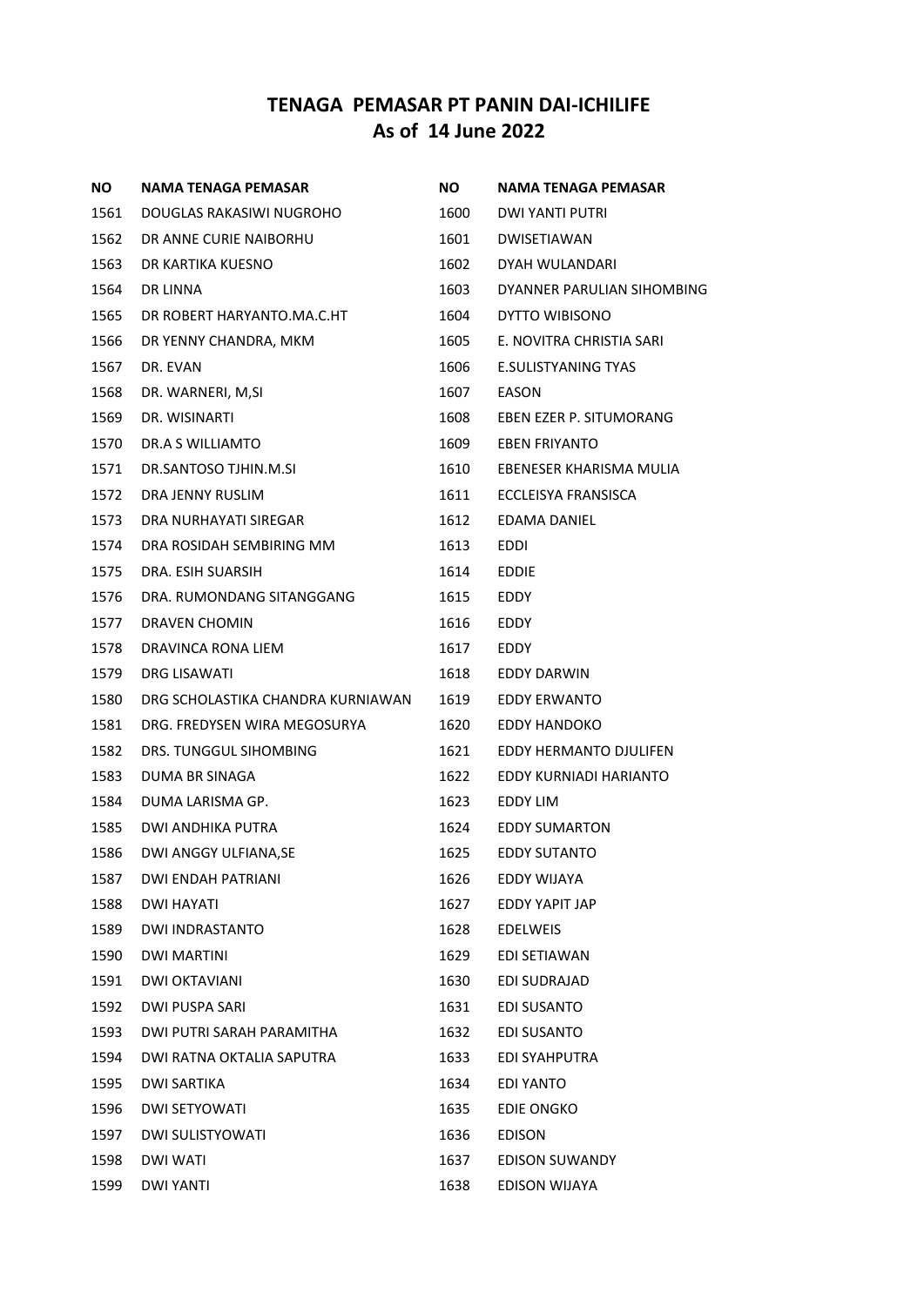# TENAGA PEMASAR PT PANIN DAI-ICHILIFE
## As of 14 June 2022

| NO | NAMA TENAGA PEMASAR |
|---|---|
| 1561 | DOUGLAS RAKASIWI NUGROHO |
| 1562 | DR ANNE CURIE NAIBORHU |
| 1563 | DR KARTIKA KUESNO |
| 1564 | DR LINNA |
| 1565 | DR ROBERT HARYANTO.MA.C.HT |
| 1566 | DR YENNY CHANDRA, MKM |
| 1567 | DR. EVAN |
| 1568 | DR. WARNERI, M,SI |
| 1569 | DR. WISINARTI |
| 1570 | DR.A S WILLIAMTO |
| 1571 | DR.SANTOSO TJHIN.M.SI |
| 1572 | DRA JENNY RUSLIM |
| 1573 | DRA NURHAYATI SIREGAR |
| 1574 | DRA ROSIDAH SEMBIRING MM |
| 1575 | DRA. ESIH SUARSIH |
| 1576 | DRA. RUMONDANG SITANGGANG |
| 1577 | DRAVEN CHOMIN |
| 1578 | DRAVINCA RONA LIEM |
| 1579 | DRG LISAWATI |
| 1580 | DRG SCHOLASTIKA CHANDRA KURNIAWAN |
| 1581 | DRG. FREDYSEN WIRA MEGOSURYA |
| 1582 | DRS. TUNGGUL SIHOMBING |
| 1583 | DUMA BR SINAGA |
| 1584 | DUMA LARISMA GP. |
| 1585 | DWI ANDHIKA PUTRA |
| 1586 | DWI ANGGY ULFIANA,SE |
| 1587 | DWI ENDAH PATRIANI |
| 1588 | DWI HAYATI |
| 1589 | DWI INDRASTANTO |
| 1590 | DWI MARTINI |
| 1591 | DWI OKTAVIANI |
| 1592 | DWI PUSPA SARI |
| 1593 | DWI PUTRI SARAH PARAMITHA |
| 1594 | DWI RATNA OKTALIA SAPUTRA |
| 1595 | DWI SARTIKA |
| 1596 | DWI SETYOWATI |
| 1597 | DWI SULISTYOWATI |
| 1598 | DWI WATI |
| 1599 | DWI YANTI |
| 1600 | DWI YANTI PUTRI |
| 1601 | DWISETIAWAN |
| 1602 | DYAH WULANDARI |
| 1603 | DYANNER PARULIAN SIHOMBING |
| 1604 | DYTTO WIBISONO |
| 1605 | E. NOVITRA CHRISTIA SARI |
| 1606 | E.SULISTYANING TYAS |
| 1607 | EASON |
| 1608 | EBEN EZER P. SITUMORANG |
| 1609 | EBEN FRIYANTO |
| 1610 | EBENESER KHARISMA MULIA |
| 1611 | ECCLEISYA FRANSISCA |
| 1612 | EDAMA DANIEL |
| 1613 | EDDI |
| 1614 | EDDIE |
| 1615 | EDDY |
| 1616 | EDDY |
| 1617 | EDDY |
| 1618 | EDDY DARWIN |
| 1619 | EDDY ERWANTO |
| 1620 | EDDY HANDOKO |
| 1621 | EDDY HERMANTO DJULIFEN |
| 1622 | EDDY KURNIADI HARIANTO |
| 1623 | EDDY LIM |
| 1624 | EDDY SUMARTON |
| 1625 | EDDY SUTANTO |
| 1626 | EDDY WIJAYA |
| 1627 | EDDY YAPIT JAP |
| 1628 | EDELWEIS |
| 1629 | EDI SETIAWAN |
| 1630 | EDI SUDRAJAD |
| 1631 | EDI SUSANTO |
| 1632 | EDI SUSANTO |
| 1633 | EDI SYAHPUTRA |
| 1634 | EDI YANTO |
| 1635 | EDIE ONGKO |
| 1636 | EDISON |
| 1637 | EDISON SUWANDY |
| 1638 | EDISON WIJAYA |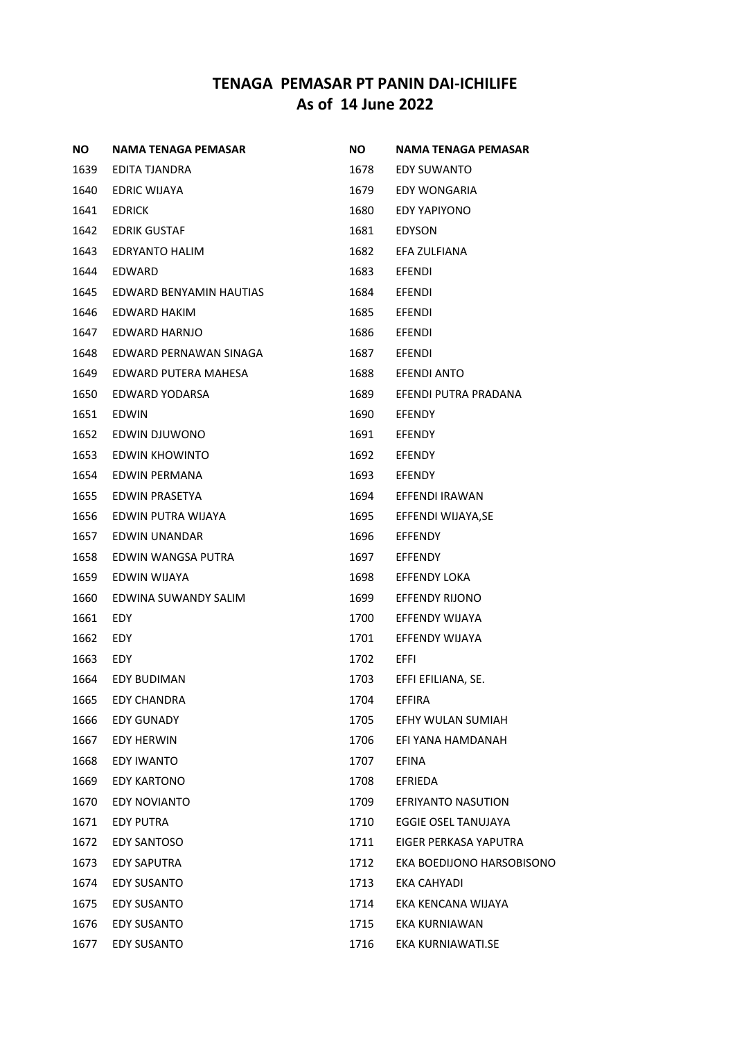# TENAGA PEMASAR PT PANIN DAI-ICHILIFE
## As of 14 June 2022

| NO | NAMA TENAGA PEMASAR |
|---|---|
| 1639 | EDITA TJANDRA |
| 1640 | EDRIC WIJAYA |
| 1641 | EDRICK |
| 1642 | EDRIK GUSTAF |
| 1643 | EDRYANTO HALIM |
| 1644 | EDWARD |
| 1645 | EDWARD BENYAMIN HAUTIAS |
| 1646 | EDWARD HAKIM |
| 1647 | EDWARD HARNJO |
| 1648 | EDWARD PERNAWAN SINAGA |
| 1649 | EDWARD PUTERA MAHESA |
| 1650 | EDWARD YODARSA |
| 1651 | EDWIN |
| 1652 | EDWIN DJUWONO |
| 1653 | EDWIN KHOWINTO |
| 1654 | EDWIN PERMANA |
| 1655 | EDWIN PRASETYA |
| 1656 | EDWIN PUTRA WIJAYA |
| 1657 | EDWIN UNANDAR |
| 1658 | EDWIN WANGSA PUTRA |
| 1659 | EDWIN WIJAYA |
| 1660 | EDWINA SUWANDY SALIM |
| 1661 | EDY |
| 1662 | EDY |
| 1663 | EDY |
| 1664 | EDY BUDIMAN |
| 1665 | EDY CHANDRA |
| 1666 | EDY GUNADY |
| 1667 | EDY HERWIN |
| 1668 | EDY IWANTO |
| 1669 | EDY KARTONO |
| 1670 | EDY NOVIANTO |
| 1671 | EDY PUTRA |
| 1672 | EDY SANTOSO |
| 1673 | EDY SAPUTRA |
| 1674 | EDY SUSANTO |
| 1675 | EDY SUSANTO |
| 1676 | EDY SUSANTO |
| 1677 | EDY SUSANTO |
| 1678 | EDY SUWANTO |
| 1679 | EDY WONGARIA |
| 1680 | EDY YAPIYONO |
| 1681 | EDYSON |
| 1682 | EFA ZULFIANA |
| 1683 | EFENDI |
| 1684 | EFENDI |
| 1685 | EFENDI |
| 1686 | EFENDI |
| 1687 | EFENDI |
| 1688 | EFENDI ANTO |
| 1689 | EFENDI PUTRA PRADANA |
| 1690 | EFENDY |
| 1691 | EFENDY |
| 1692 | EFENDY |
| 1693 | EFENDY |
| 1694 | EFFENDI IRAWAN |
| 1695 | EFFENDI WIJAYA,SE |
| 1696 | EFFENDY |
| 1697 | EFFENDY |
| 1698 | EFFENDY LOKA |
| 1699 | EFFENDY RIJONO |
| 1700 | EFFENDY WIJAYA |
| 1701 | EFFENDY WIJAYA |
| 1702 | EFFI |
| 1703 | EFFI EFILIANA, SE. |
| 1704 | EFFIRA |
| 1705 | EFHY WULAN SUMIAH |
| 1706 | EFI YANA HAMDANAH |
| 1707 | EFINA |
| 1708 | EFRIEDA |
| 1709 | EFRIYANTO NASUTION |
| 1710 | EGGIE OSEL TANUJAYA |
| 1711 | EIGER PERKASA YAPUTRA |
| 1712 | EKA BOEDIJONO HARSOBISONO |
| 1713 | EKA CAHYADI |
| 1714 | EKA KENCANA WIJAYA |
| 1715 | EKA KURNIAWAN |
| 1716 | EKA KURNIAWATI.SE |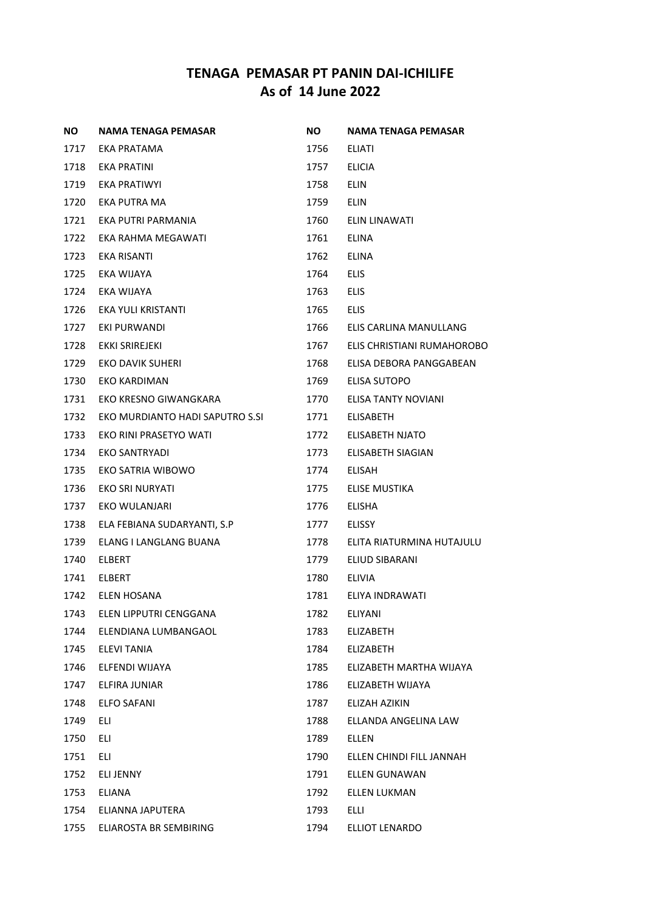# TENAGA PEMASAR PT PANIN DAI-ICHILIFE
## As of 14 June 2022

| NO | NAMA TENAGA PEMASAR |
|---|---|
| 1717 | EKA PRATAMA |
| 1718 | EKA PRATINI |
| 1719 | EKA PRATIWYI |
| 1720 | EKA PUTRA MA |
| 1721 | EKA PUTRI PARMANIA |
| 1722 | EKA RAHMA MEGAWATI |
| 1723 | EKA RISANTI |
| 1725 | EKA WIJAYA |
| 1724 | EKA WIJAYA |
| 1726 | EKA YULI KRISTANTI |
| 1727 | EKI PURWANDI |
| 1728 | EKKI SRIREJEKI |
| 1729 | EKO DAVIK SUHERI |
| 1730 | EKO KARDIMAN |
| 1731 | EKO KRESNO GIWANGKARA |
| 1732 | EKO MURDIANTO HADI SAPUTRO S.SI |
| 1733 | EKO RINI PRASETYO WATI |
| 1734 | EKO SANTRYADI |
| 1735 | EKO SATRIA WIBOWO |
| 1736 | EKO SRI NURYATI |
| 1737 | EKO WULANJARI |
| 1738 | ELA FEBIANA SUDARYANTI, S.P |
| 1739 | ELANG I LANGLANG BUANA |
| 1740 | ELBERT |
| 1741 | ELBERT |
| 1742 | ELEN HOSANA |
| 1743 | ELEN LIPPUTRI CENGGANA |
| 1744 | ELENDIANA LUMBANGAOL |
| 1745 | ELEVI TANIA |
| 1746 | ELFENDI WIJAYA |
| 1747 | ELFIRA JUNIAR |
| 1748 | ELFO SAFANI |
| 1749 | ELI |
| 1750 | ELI |
| 1751 | ELI |
| 1752 | ELI JENNY |
| 1753 | ELIANA |
| 1754 | ELIANNA JAPUTERA |
| 1755 | ELIAROSTA BR SEMBIRING |
| 1756 | ELIATI |
| 1757 | ELICIA |
| 1758 | ELIN |
| 1759 | ELIN |
| 1760 | ELIN LINAWATI |
| 1761 | ELINA |
| 1762 | ELINA |
| 1764 | ELIS |
| 1763 | ELIS |
| 1765 | ELIS |
| 1766 | ELIS CARLINA MANULLANG |
| 1767 | ELIS CHRISTIANI RUMAHOROBO |
| 1768 | ELISA DEBORA PANGGABEAN |
| 1769 | ELISA SUTOPO |
| 1770 | ELISA TANTY NOVIANI |
| 1771 | ELISABETH |
| 1772 | ELISABETH NJATO |
| 1773 | ELISABETH SIAGIAN |
| 1774 | ELISAH |
| 1775 | ELISE MUSTIKA |
| 1776 | ELISHA |
| 1777 | ELISSY |
| 1778 | ELITA RIATURMINA HUTAJULU |
| 1779 | ELIUD SIBARANI |
| 1780 | ELIVIA |
| 1781 | ELIYA INDRAWATI |
| 1782 | ELIYANI |
| 1783 | ELIZABETH |
| 1784 | ELIZABETH |
| 1785 | ELIZABETH MARTHA WIJAYA |
| 1786 | ELIZABETH WIJAYA |
| 1787 | ELIZAH AZIKIN |
| 1788 | ELLANDA ANGELINA LAW |
| 1789 | ELLEN |
| 1790 | ELLEN CHINDI FILL JANNAH |
| 1791 | ELLEN GUNAWAN |
| 1792 | ELLEN LUKMAN |
| 1793 | ELLI |
| 1794 | ELLIOT LENARDO |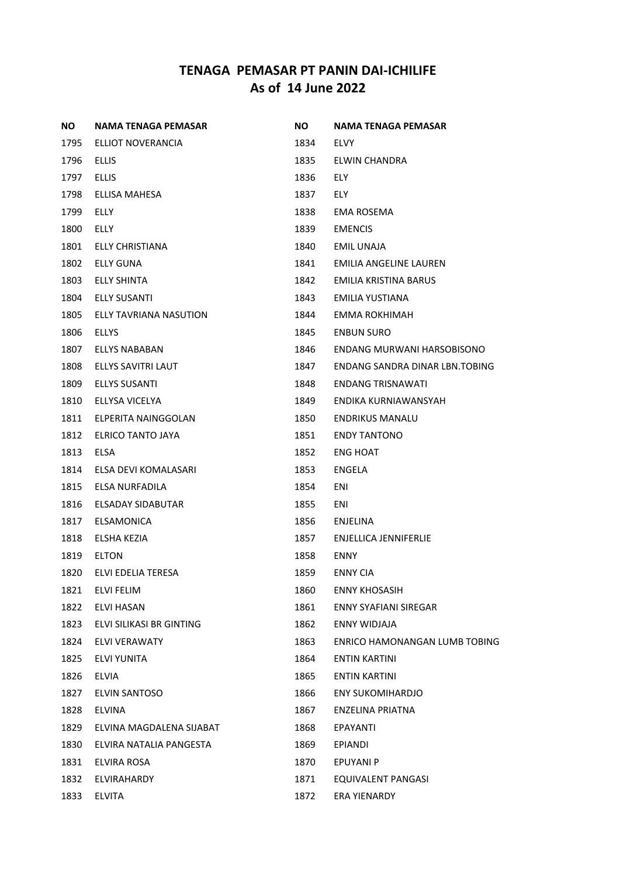## TENAGA PEMASAR PT PANIN DAI-ICHILIFE
## As of 14 June 2022

| NO | NAMA TENAGA PEMASAR |
|---|---|
| 1795 | ELLIOT NOVERANCIA |
| 1796 | ELLIS |
| 1797 | ELLIS |
| 1798 | ELLISA MAHESA |
| 1799 | ELLY |
| 1800 | ELLY |
| 1801 | ELLY CHRISTIANA |
| 1802 | ELLY GUNA |
| 1803 | ELLY SHINTA |
| 1804 | ELLY SUSANTI |
| 1805 | ELLY TAVRIANA NASUTION |
| 1806 | ELLYS |
| 1807 | ELLYS NABABAN |
| 1808 | ELLYS SAVITRI LAUT |
| 1809 | ELLYS SUSANTI |
| 1810 | ELLYSA VICELYA |
| 1811 | ELPERITA NAINGGOLAN |
| 1812 | ELRICO TANTO JAYA |
| 1813 | ELSA |
| 1814 | ELSA DEVI KOMALASARI |
| 1815 | ELSA NURFADILA |
| 1816 | ELSADAY SIDABUTAR |
| 1817 | ELSAMONICA |
| 1818 | ELSHA KEZIA |
| 1819 | ELTON |
| 1820 | ELVI EDELIA TERESA |
| 1821 | ELVI FELIM |
| 1822 | ELVI HASAN |
| 1823 | ELVI SILIKASI BR GINTING |
| 1824 | ELVI VERAWATY |
| 1825 | ELVI YUNITA |
| 1826 | ELVIA |
| 1827 | ELVIN SANTOSO |
| 1828 | ELVINA |
| 1829 | ELVINA MAGDALENA SIJABAT |
| 1830 | ELVIRA NATALIA PANGESTA |
| 1831 | ELVIRA ROSA |
| 1832 | ELVIRAHARDY |
| 1833 | ELVITA |
| 1834 | ELVY |
| 1835 | ELWIN CHANDRA |
| 1836 | ELY |
| 1837 | ELY |
| 1838 | EMA ROSEMA |
| 1839 | EMENCIS |
| 1840 | EMIL UNAJA |
| 1841 | EMILIA ANGELINE LAUREN |
| 1842 | EMILIA KRISTINA BARUS |
| 1843 | EMILIA YUSTIANA |
| 1844 | EMMA ROKHIMAH |
| 1845 | ENBUN SURO |
| 1846 | ENDANG MURWANI HARSOBISONO |
| 1847 | ENDANG SANDRA DINAR LBN.TOBING |
| 1848 | ENDANG TRISNAWATI |
| 1849 | ENDIKA KURNIAWANSYAH |
| 1850 | ENDRIKUS MANALU |
| 1851 | ENDY TANTONO |
| 1852 | ENG HOAT |
| 1853 | ENGELA |
| 1854 | ENI |
| 1855 | ENI |
| 1856 | ENJELINA |
| 1857 | ENJELLICA JENNIFERLIE |
| 1858 | ENNY |
| 1859 | ENNY CIA |
| 1860 | ENNY KHOSASIH |
| 1861 | ENNY SYAFIANI SIREGAR |
| 1862 | ENNY WIDJAJA |
| 1863 | ENRICO HAMONANGAN LUMB TOBING |
| 1864 | ENTIN KARTINI |
| 1865 | ENTIN KARTINI |
| 1866 | ENY SUKOMIHARDJO |
| 1867 | ENZELINA PRIATNA |
| 1868 | EPAYANTI |
| 1869 | EPIANDI |
| 1870 | EPUYANI P |
| 1871 | EQUIVALENT PANGASI |
| 1872 | ERA YIENARDY |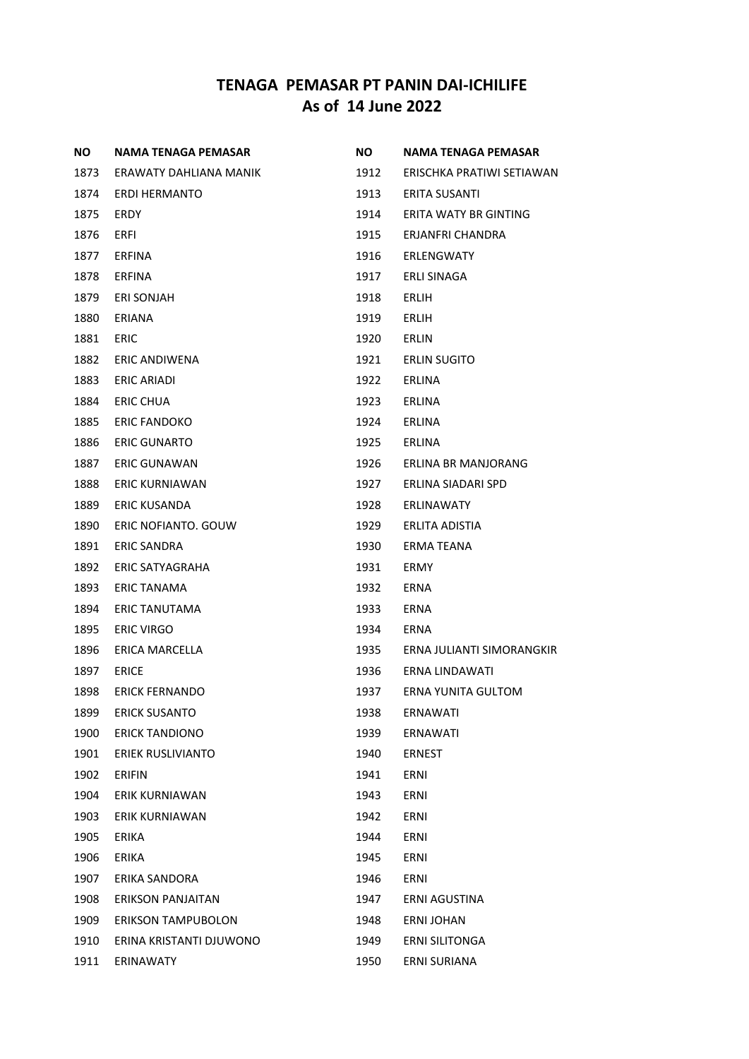# TENAGA PEMASAR PT PANIN DAI-ICHILIFE
# As of 14 June 2022

| NO | NAMA TENAGA PEMASAR |
|---|---|
| 1873 | ERAWATY DAHLIANA MANIK |
| 1874 | ERDI HERMANTO |
| 1875 | ERDY |
| 1876 | ERFI |
| 1877 | ERFINA |
| 1878 | ERFINA |
| 1879 | ERI SONJAH |
| 1880 | ERIANA |
| 1881 | ERIC |
| 1882 | ERIC ANDIWENA |
| 1883 | ERIC ARIADI |
| 1884 | ERIC CHUA |
| 1885 | ERIC FANDOKO |
| 1886 | ERIC GUNARTO |
| 1887 | ERIC GUNAWAN |
| 1888 | ERIC KURNIAWAN |
| 1889 | ERIC KUSANDA |
| 1890 | ERIC NOFIANTO. GOUW |
| 1891 | ERIC SANDRA |
| 1892 | ERIC SATYAGRAHA |
| 1893 | ERIC TANAMA |
| 1894 | ERIC TANUTAMA |
| 1895 | ERIC VIRGO |
| 1896 | ERICA MARCELLA |
| 1897 | ERICE |
| 1898 | ERICK FERNANDO |
| 1899 | ERICK SUSANTO |
| 1900 | ERICK TANDIONO |
| 1901 | ERIEK RUSLIVIANTO |
| 1902 | ERIFIN |
| 1904 | ERIK KURNIAWAN |
| 1903 | ERIK KURNIAWAN |
| 1905 | ERIKA |
| 1906 | ERIKA |
| 1907 | ERIKA SANDORA |
| 1908 | ERIKSON PANJAITAN |
| 1909 | ERIKSON TAMPUBOLON |
| 1910 | ERINA KRISTANTI DJUWONO |
| 1911 | ERINAWATY |
| 1912 | ERISCHKA PRATIWI SETIAWAN |
| 1913 | ERITA SUSANTI |
| 1914 | ERITA WATY BR GINTING |
| 1915 | ERJANFRI CHANDRA |
| 1916 | ERLENGWATY |
| 1917 | ERLI SINAGA |
| 1918 | ERLIH |
| 1919 | ERLIH |
| 1920 | ERLIN |
| 1921 | ERLIN SUGITO |
| 1922 | ERLINA |
| 1923 | ERLINA |
| 1924 | ERLINA |
| 1925 | ERLINA |
| 1926 | ERLINA BR MANJORANG |
| 1927 | ERLINA SIADARI SPD |
| 1928 | ERLINAWATY |
| 1929 | ERLITA ADISTIA |
| 1930 | ERMA TEANA |
| 1931 | ERMY |
| 1932 | ERNA |
| 1933 | ERNA |
| 1934 | ERNA |
| 1935 | ERNA JULIANTI SIMORANGKIR |
| 1936 | ERNA LINDAWATI |
| 1937 | ERNA YUNITA GULTOM |
| 1938 | ERNAWATI |
| 1939 | ERNAWATI |
| 1940 | ERNEST |
| 1941 | ERNI |
| 1943 | ERNI |
| 1942 | ERNI |
| 1944 | ERNI |
| 1945 | ERNI |
| 1946 | ERNI |
| 1947 | ERNI AGUSTINA |
| 1948 | ERNI JOHAN |
| 1949 | ERNI SILITONGA |
| 1950 | ERNI SURIANA |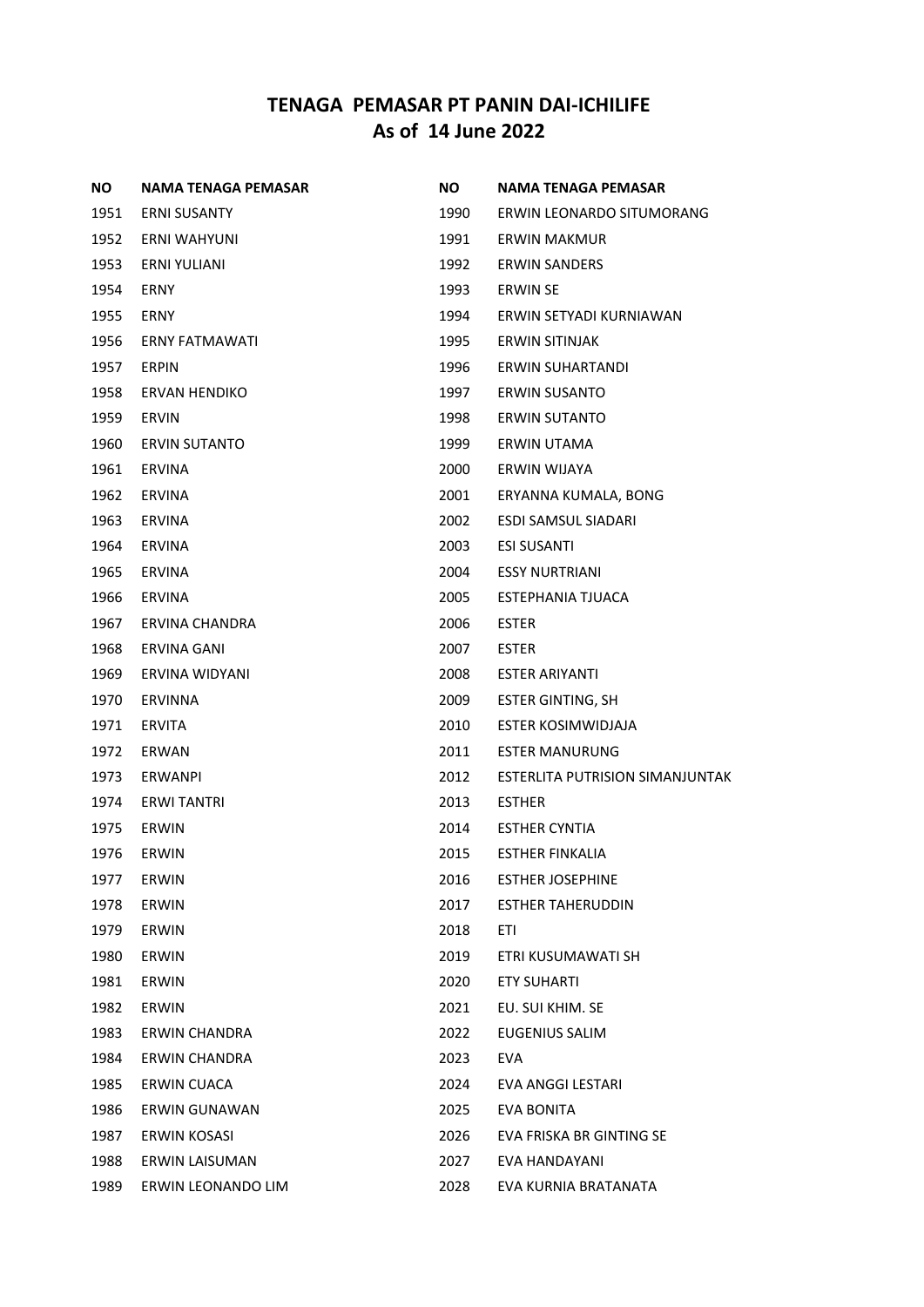## TENAGA PEMASAR PT PANIN DAI-ICHILIFE
## As of 14 June 2022

| NO | NAMA TENAGA PEMASAR |
|---|---|
| 1951 | ERNI SUSANTY |
| 1952 | ERNI WAHYUNI |
| 1953 | ERNI YULIANI |
| 1954 | ERNY |
| 1955 | ERNY |
| 1956 | ERNY FATMAWATI |
| 1957 | ERPIN |
| 1958 | ERVAN HENDIKO |
| 1959 | ERVIN |
| 1960 | ERVIN SUTANTO |
| 1961 | ERVINA |
| 1962 | ERVINA |
| 1963 | ERVINA |
| 1964 | ERVINA |
| 1965 | ERVINA |
| 1966 | ERVINA |
| 1967 | ERVINA CHANDRA |
| 1968 | ERVINA GANI |
| 1969 | ERVINA WIDYANI |
| 1970 | ERVINNA |
| 1971 | ERVITA |
| 1972 | ERWAN |
| 1973 | ERWANPI |
| 1974 | ERWI TANTRI |
| 1975 | ERWIN |
| 1976 | ERWIN |
| 1977 | ERWIN |
| 1978 | ERWIN |
| 1979 | ERWIN |
| 1980 | ERWIN |
| 1981 | ERWIN |
| 1982 | ERWIN |
| 1983 | ERWIN CHANDRA |
| 1984 | ERWIN CHANDRA |
| 1985 | ERWIN CUACA |
| 1986 | ERWIN GUNAWAN |
| 1987 | ERWIN KOSASI |
| 1988 | ERWIN LAISUMAN |
| 1989 | ERWIN LEONANDO LIM |
| 1990 | ERWIN LEONARDO SITUMORANG |
| 1991 | ERWIN MAKMUR |
| 1992 | ERWIN SANDERS |
| 1993 | ERWIN SE |
| 1994 | ERWIN SETYADI KURNIAWAN |
| 1995 | ERWIN SITINJAK |
| 1996 | ERWIN SUHARTANDI |
| 1997 | ERWIN SUSANTO |
| 1998 | ERWIN SUTANTO |
| 1999 | ERWIN UTAMA |
| 2000 | ERWIN WIJAYA |
| 2001 | ERYANNA KUMALA, BONG |
| 2002 | ESDI SAMSUL SIADARI |
| 2003 | ESI SUSANTI |
| 2004 | ESSY NURTRIANI |
| 2005 | ESTEPHANIA TJUACA |
| 2006 | ESTER |
| 2007 | ESTER |
| 2008 | ESTER ARIYANTI |
| 2009 | ESTER GINTING, SH |
| 2010 | ESTER KOSIMWIDJAJA |
| 2011 | ESTER MANURUNG |
| 2012 | ESTERLITA PUTRISION SIMANJUNTAK |
| 2013 | ESTHER |
| 2014 | ESTHER CYNTIA |
| 2015 | ESTHER FINKALIA |
| 2016 | ESTHER JOSEPHINE |
| 2017 | ESTHER TAHERUDDIN |
| 2018 | ETI |
| 2019 | ETRI KUSUMAWATI SH |
| 2020 | ETY SUHARTI |
| 2021 | EU. SUI KHIM. SE |
| 2022 | EUGENIUS SALIM |
| 2023 | EVA |
| 2024 | EVA ANGGI LESTARI |
| 2025 | EVA BONITA |
| 2026 | EVA FRISKA BR GINTING SE |
| 2027 | EVA HANDAYANI |
| 2028 | EVA KURNIA BRATANATA |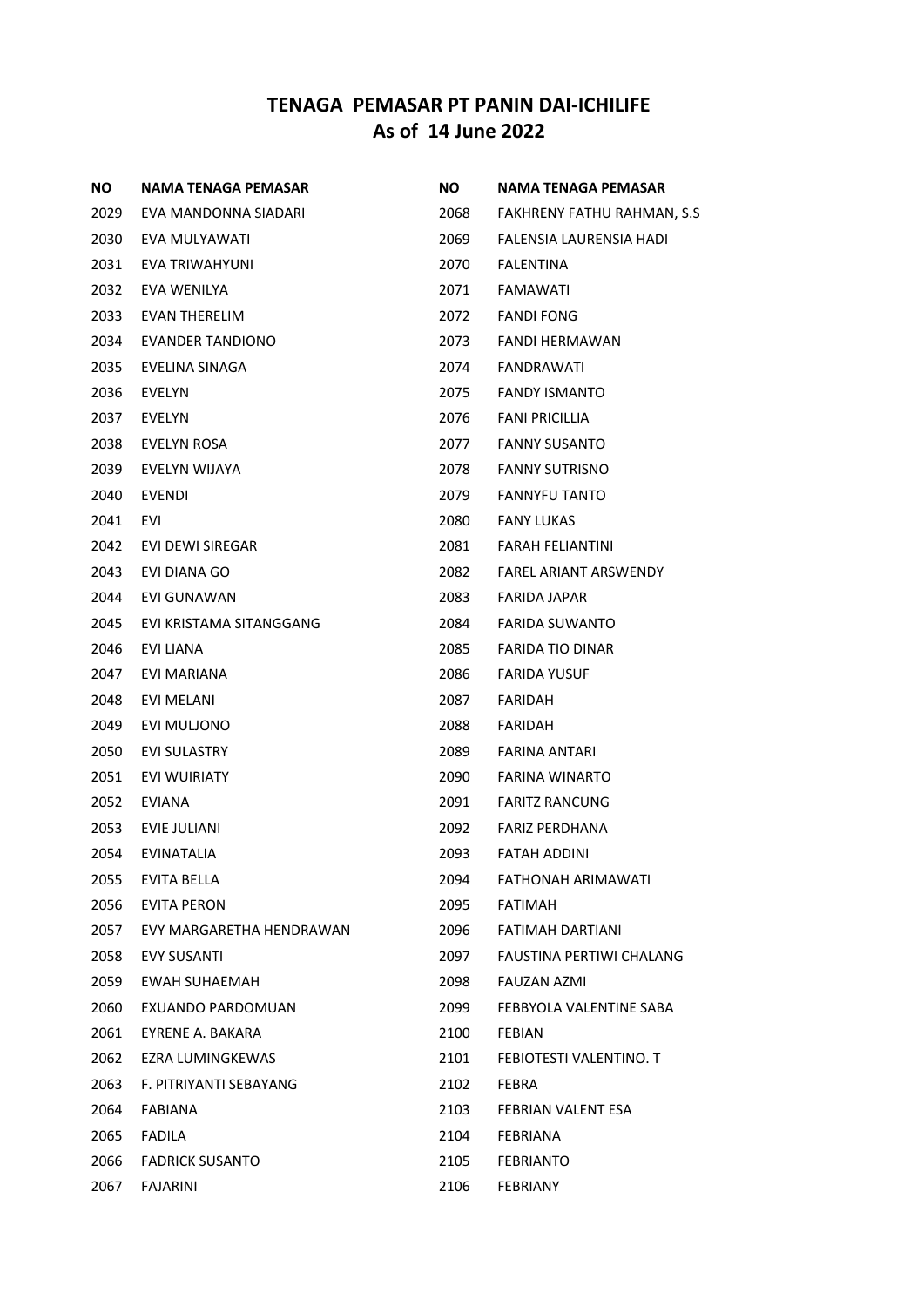# TENAGA PEMASAR PT PANIN DAI-ICHILIFE
## As of 14 June 2022

| NO | NAMA TENAGA PEMASAR |
|---|---|
| 2029 | EVA MANDONNA SIADARI |
| 2030 | EVA MULYAWATI |
| 2031 | EVA TRIWAHYUNI |
| 2032 | EVA WENILYA |
| 2033 | EVAN THERELIM |
| 2034 | EVANDER TANDIONO |
| 2035 | EVELINA SINAGA |
| 2036 | EVELYN |
| 2037 | EVELYN |
| 2038 | EVELYN ROSA |
| 2039 | EVELYN WIJAYA |
| 2040 | EVENDI |
| 2041 | EVI |
| 2042 | EVI DEWI SIREGAR |
| 2043 | EVI DIANA GO |
| 2044 | EVI GUNAWAN |
| 2045 | EVI KRISTAMA SITANGGANG |
| 2046 | EVI LIANA |
| 2047 | EVI MARIANA |
| 2048 | EVI MELANI |
| 2049 | EVI MULJONO |
| 2050 | EVI SULASTRY |
| 2051 | EVI WUIRIATY |
| 2052 | EVIANA |
| 2053 | EVIE JULIANI |
| 2054 | EVINATALIA |
| 2055 | EVITA BELLA |
| 2056 | EVITA PERON |
| 2057 | EVY MARGARETHA HENDRAWAN |
| 2058 | EVY SUSANTI |
| 2059 | EWAH SUHAEMAH |
| 2060 | EXUANDO PARDOMUAN |
| 2061 | EYRENE A. BAKARA |
| 2062 | EZRA LUMINGKEWAS |
| 2063 | F. PITRIYANTI SEBAYANG |
| 2064 | FABIANA |
| 2065 | FADILA |
| 2066 | FADRICK SUSANTO |
| 2067 | FAJARINI |
| 2068 | FAKHRENY FATHU RAHMAN, S.S |
| 2069 | FALENSIA LAURENSIA HADI |
| 2070 | FALENTINA |
| 2071 | FAMAWATI |
| 2072 | FANDI FONG |
| 2073 | FANDI HERMAWAN |
| 2074 | FANDRAWATI |
| 2075 | FANDY ISMANTO |
| 2076 | FANI PRICILLIA |
| 2077 | FANNY SUSANTO |
| 2078 | FANNY SUTRISNO |
| 2079 | FANNYFU TANTO |
| 2080 | FANY LUKAS |
| 2081 | FARAH FELIANTINI |
| 2082 | FAREL ARIANT ARSWENDY |
| 2083 | FARIDA JAPAR |
| 2084 | FARIDA SUWANTO |
| 2085 | FARIDA TIO DINAR |
| 2086 | FARIDA YUSUF |
| 2087 | FARIDAH |
| 2088 | FARIDAH |
| 2089 | FARINA ANTARI |
| 2090 | FARINA WINARTO |
| 2091 | FARITZ RANCUNG |
| 2092 | FARIZ PERDHANA |
| 2093 | FATAH ADDINI |
| 2094 | FATHONAH ARIMAWATI |
| 2095 | FATIMAH |
| 2096 | FATIMAH DARTIANI |
| 2097 | FAUSTINA PERTIWI CHALANG |
| 2098 | FAUZAN AZMI |
| 2099 | FEBBYOLA VALENTINE SABA |
| 2100 | FEBIAN |
| 2101 | FEBIOTESTI VALENTINO. T |
| 2102 | FEBRA |
| 2103 | FEBRIAN VALENT ESA |
| 2104 | FEBRIANA |
| 2105 | FEBRIANTO |
| 2106 | FEBRIANY |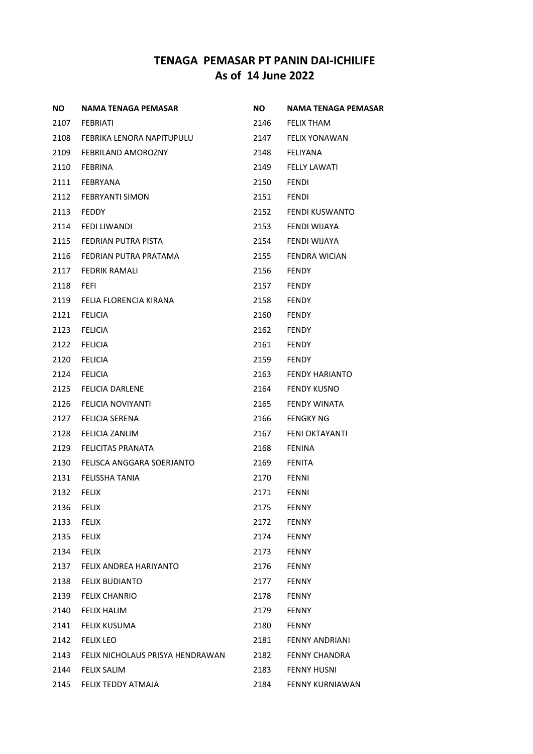# TENAGA PEMASAR PT PANIN DAI-ICHILIFE
## As of 14 June 2022

| NO | NAMA TENAGA PEMASAR | NO | NAMA TENAGA PEMASAR |
|---|---|---|---|
| 2107 | FEBRIATI | 2146 | FELIX THAM |
| 2108 | FEBRIKA LENORA NAPITUPULU | 2147 | FELIX YONAWAN |
| 2109 | FEBRILAND AMOROZNY | 2148 | FELIYANA |
| 2110 | FEBRINA | 2149 | FELLY LAWATI |
| 2111 | FEBRYANA | 2150 | FENDI |
| 2112 | FEBRYANTI SIMON | 2151 | FENDI |
| 2113 | FEDDY | 2152 | FENDI KUSWANTO |
| 2114 | FEDI LIWANDI | 2153 | FENDI WIJAYA |
| 2115 | FEDRIAN PUTRA PISTA | 2154 | FENDI WIJAYA |
| 2116 | FEDRIAN PUTRA PRATAMA | 2155 | FENDRA WICIAN |
| 2117 | FEDRIK RAMALI | 2156 | FENDY |
| 2118 | FEFI | 2157 | FENDY |
| 2119 | FELIA FLORENCIA KIRANA | 2158 | FENDY |
| 2121 | FELICIA | 2160 | FENDY |
| 2123 | FELICIA | 2162 | FENDY |
| 2122 | FELICIA | 2161 | FENDY |
| 2120 | FELICIA | 2159 | FENDY |
| 2124 | FELICIA | 2163 | FENDY HARIANTO |
| 2125 | FELICIA DARLENE | 2164 | FENDY KUSNO |
| 2126 | FELICIA NOVIYANTI | 2165 | FENDY WINATA |
| 2127 | FELICIA SERENA | 2166 | FENGKY NG |
| 2128 | FELICIA ZANLIM | 2167 | FENI OKTAYANTI |
| 2129 | FELICITAS PRANATA | 2168 | FENINA |
| 2130 | FELISCA ANGGARA SOERJANTO | 2169 | FENITA |
| 2131 | FELISSHA TANIA | 2170 | FENNI |
| 2132 | FELIX | 2171 | FENNI |
| 2136 | FELIX | 2175 | FENNY |
| 2133 | FELIX | 2172 | FENNY |
| 2135 | FELIX | 2174 | FENNY |
| 2134 | FELIX | 2173 | FENNY |
| 2137 | FELIX ANDREA HARIYANTO | 2176 | FENNY |
| 2138 | FELIX BUDIANTO | 2177 | FENNY |
| 2139 | FELIX CHANRIO | 2178 | FENNY |
| 2140 | FELIX HALIM | 2179 | FENNY |
| 2141 | FELIX KUSUMA | 2180 | FENNY |
| 2142 | FELIX LEO | 2181 | FENNY ANDRIANI |
| 2143 | FELIX NICHOLAUS PRISYA HENDRAWAN | 2182 | FENNY CHANDRA |
| 2144 | FELIX SALIM | 2183 | FENNY HUSNI |
| 2145 | FELIX TEDDY ATMAJA | 2184 | FENNY KURNIAWAN |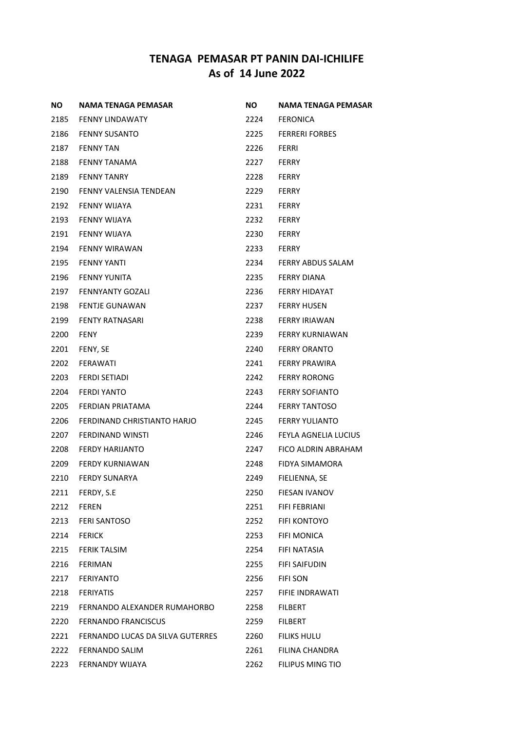# TENAGA PEMASAR PT PANIN DAI-ICHILIFE
## As of 14 June 2022

| NO | NAMA TENAGA PEMASAR |
|---|---|
| 2185 | FENNY LINDAWATY |
| 2186 | FENNY SUSANTO |
| 2187 | FENNY TAN |
| 2188 | FENNY TANAMA |
| 2189 | FENNY TANRY |
| 2190 | FENNY VALENSIA TENDEAN |
| 2192 | FENNY WIJAYA |
| 2193 | FENNY WIJAYA |
| 2191 | FENNY WIJAYA |
| 2194 | FENNY WIRAWAN |
| 2195 | FENNY YANTI |
| 2196 | FENNY YUNITA |
| 2197 | FENNYANTY GOZALI |
| 2198 | FENTJE GUNAWAN |
| 2199 | FENTY RATNASARI |
| 2200 | FENY |
| 2201 | FENY, SE |
| 2202 | FERAWATI |
| 2203 | FERDI SETIADI |
| 2204 | FERDI YANTO |
| 2205 | FERDIAN PRIATAMA |
| 2206 | FERDINAND CHRISTIANTO HARJO |
| 2207 | FERDINAND WINSTI |
| 2208 | FERDY HARIJANTO |
| 2209 | FERDY KURNIAWAN |
| 2210 | FERDY SUNARYA |
| 2211 | FERDY, S.E |
| 2212 | FEREN |
| 2213 | FERI SANTOSO |
| 2214 | FERICK |
| 2215 | FERIK TALSIM |
| 2216 | FERIMAN |
| 2217 | FERIYANTO |
| 2218 | FERIYATIS |
| 2219 | FERNANDO ALEXANDER RUMAHORBO |
| 2220 | FERNANDO FRANCISCUS |
| 2221 | FERNANDO LUCAS DA SILVA GUTERRES |
| 2222 | FERNANDO SALIM |
| 2223 | FERNANDY WIJAYA |
| 2224 | FERONICA |
| 2225 | FERRERI FORBES |
| 2226 | FERRI |
| 2227 | FERRY |
| 2228 | FERRY |
| 2229 | FERRY |
| 2231 | FERRY |
| 2232 | FERRY |
| 2230 | FERRY |
| 2233 | FERRY |
| 2234 | FERRY ABDUS SALAM |
| 2235 | FERRY DIANA |
| 2236 | FERRY HIDAYAT |
| 2237 | FERRY HUSEN |
| 2238 | FERRY IRIAWAN |
| 2239 | FERRY KURNIAWAN |
| 2240 | FERRY ORANTO |
| 2241 | FERRY PRAWIRA |
| 2242 | FERRY RORONG |
| 2243 | FERRY SOFIANTO |
| 2244 | FERRY TANTOSO |
| 2245 | FERRY YULIANTO |
| 2246 | FEYLA AGNELIA LUCIUS |
| 2247 | FICO ALDRIN ABRAHAM |
| 2248 | FIDYA SIMAMORA |
| 2249 | FIELIENNA, SE |
| 2250 | FIESAN IVANOV |
| 2251 | FIFI FEBRIANI |
| 2252 | FIFI KONTOYO |
| 2253 | FIFI MONICA |
| 2254 | FIFI NATASIA |
| 2255 | FIFI SAIFUDIN |
| 2256 | FIFI SON |
| 2257 | FIFIE INDRAWATI |
| 2258 | FILBERT |
| 2259 | FILBERT |
| 2260 | FILIKS HULU |
| 2261 | FILINA CHANDRA |
| 2262 | FILIPUS MING TIO |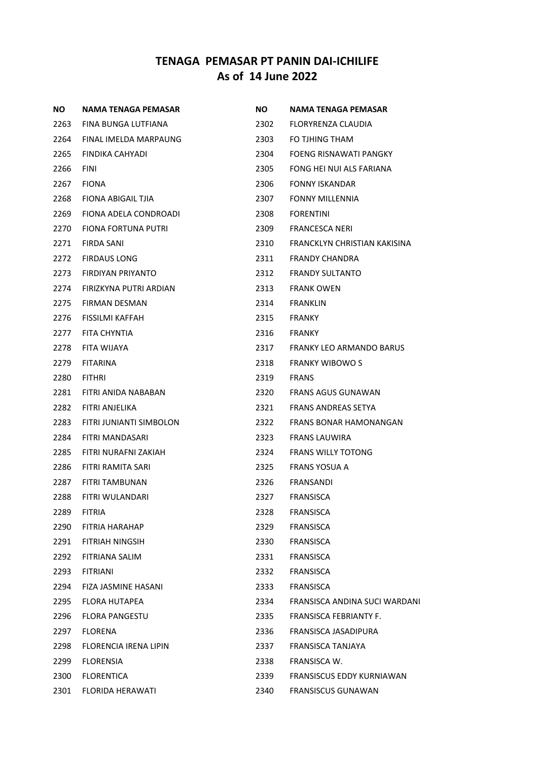# TENAGA PEMASAR PT PANIN DAI-ICHILIFE
# As of 14 June 2022

| NO | NAMA TENAGA PEMASAR |
|---|---|
| 2263 | FINA BUNGA LUTFIANA |
| 2264 | FINAL IMELDA MARPAUNG |
| 2265 | FINDIKA CAHYADI |
| 2266 | FINI |
| 2267 | FIONA |
| 2268 | FIONA ABIGAIL TJIA |
| 2269 | FIONA ADELA CONDROADI |
| 2270 | FIONA FORTUNA PUTRI |
| 2271 | FIRDA SANI |
| 2272 | FIRDAUS LONG |
| 2273 | FIRDIYAN PRIYANTO |
| 2274 | FIRIZKYNA PUTRI ARDIAN |
| 2275 | FIRMAN DESMAN |
| 2276 | FISSILMI KAFFAH |
| 2277 | FITA CHYNTIA |
| 2278 | FITA WIJAYA |
| 2279 | FITARINA |
| 2280 | FITHRI |
| 2281 | FITRI ANIDA NABABAN |
| 2282 | FITRI ANJELIKA |
| 2283 | FITRI JUNIANTI SIMBOLON |
| 2284 | FITRI MANDASARI |
| 2285 | FITRI NURAFNI ZAKIAH |
| 2286 | FITRI RAMITA SARI |
| 2287 | FITRI TAMBUNAN |
| 2288 | FITRI WULANDARI |
| 2289 | FITRIA |
| 2290 | FITRIA HARAHAP |
| 2291 | FITRIAH NINGSIH |
| 2292 | FITRIANA SALIM |
| 2293 | FITRIANI |
| 2294 | FIZA JASMINE HASANI |
| 2295 | FLORA HUTAPEA |
| 2296 | FLORA PANGESTU |
| 2297 | FLORENA |
| 2298 | FLORENCIA IRENA LIPIN |
| 2299 | FLORENSIA |
| 2300 | FLORENTICA |
| 2301 | FLORIDA HERAWATI |
| 2302 | FLORYRENZA CLAUDIA |
| 2303 | FO TJHING THAM |
| 2304 | FOENG RISNAWATI PANGKY |
| 2305 | FONG HEI NUI ALS FARIANA |
| 2306 | FONNY ISKANDAR |
| 2307 | FONNY MILLENNIA |
| 2308 | FORENTINI |
| 2309 | FRANCESCA NERI |
| 2310 | FRANCKLYN CHRISTIAN KAKISINA |
| 2311 | FRANDY CHANDRA |
| 2312 | FRANDY SULTANTO |
| 2313 | FRANK OWEN |
| 2314 | FRANKLIN |
| 2315 | FRANKY |
| 2316 | FRANKY |
| 2317 | FRANKY LEO ARMANDO BARUS |
| 2318 | FRANKY WIBOWO S |
| 2319 | FRANS |
| 2320 | FRANS AGUS GUNAWAN |
| 2321 | FRANS ANDREAS SETYA |
| 2322 | FRANS BONAR HAMONANGAN |
| 2323 | FRANS LAUWIRA |
| 2324 | FRANS WILLY TOTONG |
| 2325 | FRANS YOSUA A |
| 2326 | FRANSANDI |
| 2327 | FRANSISCA |
| 2328 | FRANSISCA |
| 2329 | FRANSISCA |
| 2330 | FRANSISCA |
| 2331 | FRANSISCA |
| 2332 | FRANSISCA |
| 2333 | FRANSISCA |
| 2334 | FRANSISCA ANDINA SUCI WARDANI |
| 2335 | FRANSISCA FEBRIANTY F. |
| 2336 | FRANSISCA JASADIPURA |
| 2337 | FRANSISCA TANJAYA |
| 2338 | FRANSISCA W. |
| 2339 | FRANSISCUS EDDY KURNIAWAN |
| 2340 | FRANSISCUS GUNAWAN |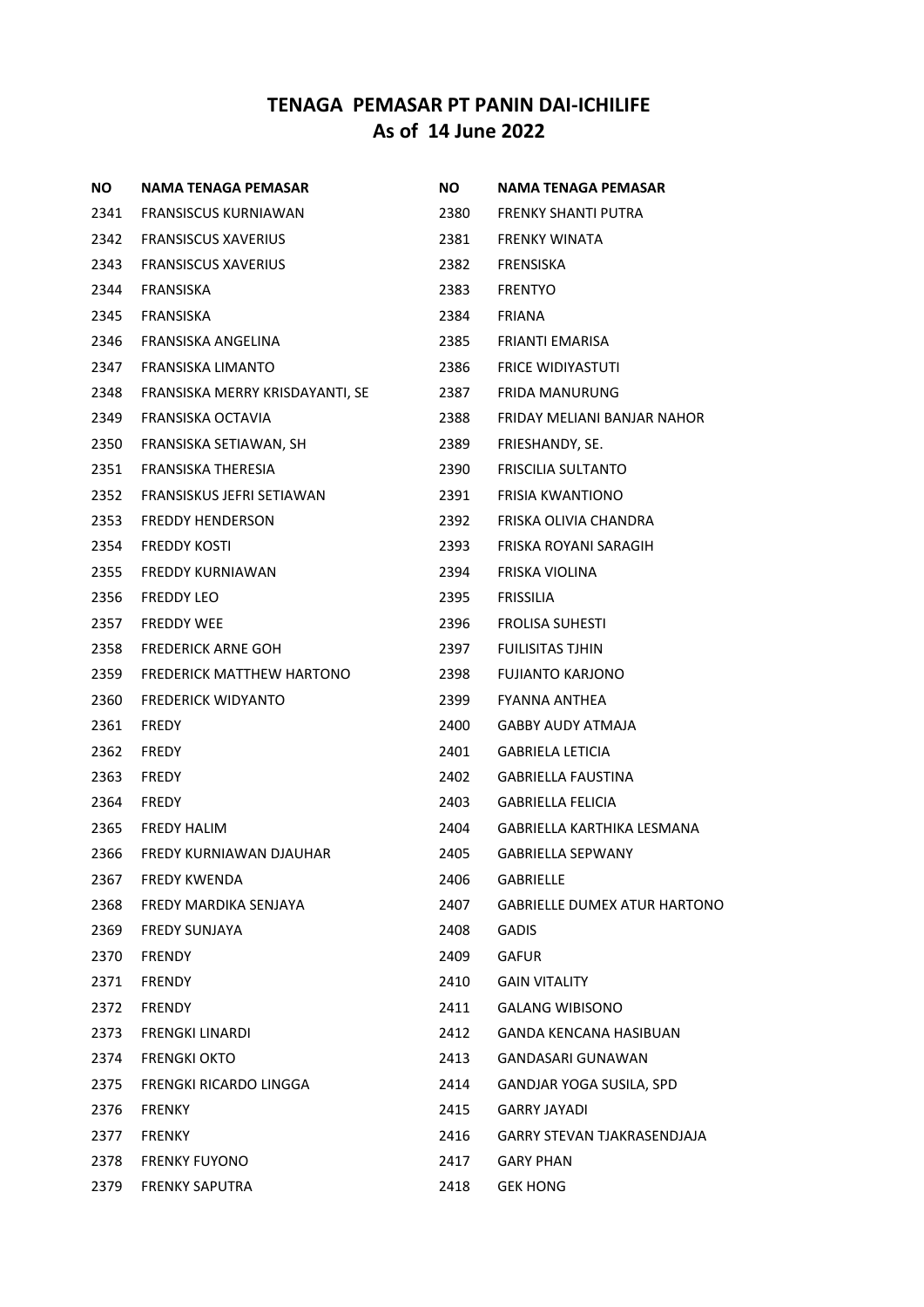## TENAGA PEMASAR PT PANIN DAI-ICHILIFE
## As of 14 June 2022

| NO | NAMA TENAGA PEMASAR |
|---|---|
| 2341 | FRANSISCUS KURNIAWAN |
| 2342 | FRANSISCUS XAVERIUS |
| 2343 | FRANSISCUS XAVERIUS |
| 2344 | FRANSISKA |
| 2345 | FRANSISKA |
| 2346 | FRANSISKA ANGELINA |
| 2347 | FRANSISKA LIMANTO |
| 2348 | FRANSISKA MERRY KRISDAYANTI, SE |
| 2349 | FRANSISKA OCTAVIA |
| 2350 | FRANSISKA SETIAWAN, SH |
| 2351 | FRANSISKA THERESIA |
| 2352 | FRANSISKUS JEFRI SETIAWAN |
| 2353 | FREDDY HENDERSON |
| 2354 | FREDDY KOSTI |
| 2355 | FREDDY KURNIAWAN |
| 2356 | FREDDY LEO |
| 2357 | FREDDY WEE |
| 2358 | FREDERICK ARNE GOH |
| 2359 | FREDERICK MATTHEW HARTONO |
| 2360 | FREDERICK WIDYANTO |
| 2361 | FREDY |
| 2362 | FREDY |
| 2363 | FREDY |
| 2364 | FREDY |
| 2365 | FREDY HALIM |
| 2366 | FREDY KURNIAWAN DJAUHAR |
| 2367 | FREDY KWENDA |
| 2368 | FREDY MARDIKA SENJAYA |
| 2369 | FREDY SUNJAYA |
| 2370 | FRENDY |
| 2371 | FRENDY |
| 2372 | FRENDY |
| 2373 | FRENGKI LINARDI |
| 2374 | FRENGKI OKTO |
| 2375 | FRENGKI RICARDO LINGGA |
| 2376 | FRENKY |
| 2377 | FRENKY |
| 2378 | FRENKY FUYONO |
| 2379 | FRENKY SAPUTRA |
| 2380 | FRENKY SHANTI PUTRA |
| 2381 | FRENKY WINATA |
| 2382 | FRENSISKA |
| 2383 | FRENTYO |
| 2384 | FRIANA |
| 2385 | FRIANTI EMARISA |
| 2386 | FRICE WIDIYASTUTI |
| 2387 | FRIDA MANURUNG |
| 2388 | FRIDAY MELIANI BANJAR NAHOR |
| 2389 | FRIESHANDY, SE. |
| 2390 | FRISCILIA SULTANTO |
| 2391 | FRISIA KWANTIONO |
| 2392 | FRISKA OLIVIA CHANDRA |
| 2393 | FRISKA ROYANI SARAGIH |
| 2394 | FRISKA VIOLINA |
| 2395 | FRISSILIA |
| 2396 | FROLISA SUHESTI |
| 2397 | FUILISITAS TJHIN |
| 2398 | FUJIANTO KARJONO |
| 2399 | FYANNA ANTHEA |
| 2400 | GABBY AUDY ATMAJA |
| 2401 | GABRIELA LETICIA |
| 2402 | GABRIELLA FAUSTINA |
| 2403 | GABRIELLA FELICIA |
| 2404 | GABRIELLA KARTHIKA LESMANA |
| 2405 | GABRIELLA SEPWANY |
| 2406 | GABRIELLE |
| 2407 | GABRIELLE DUMEX ATUR HARTONO |
| 2408 | GADIS |
| 2409 | GAFUR |
| 2410 | GAIN VITALITY |
| 2411 | GALANG WIBISONO |
| 2412 | GANDA KENCANA HASIBUAN |
| 2413 | GANDASARI GUNAWAN |
| 2414 | GANDJAR YOGA SUSILA, SPD |
| 2415 | GARRY JAYADI |
| 2416 | GARRY STEVAN TJAKRASENDJAJA |
| 2417 | GARY PHAN |
| 2418 | GEK HONG |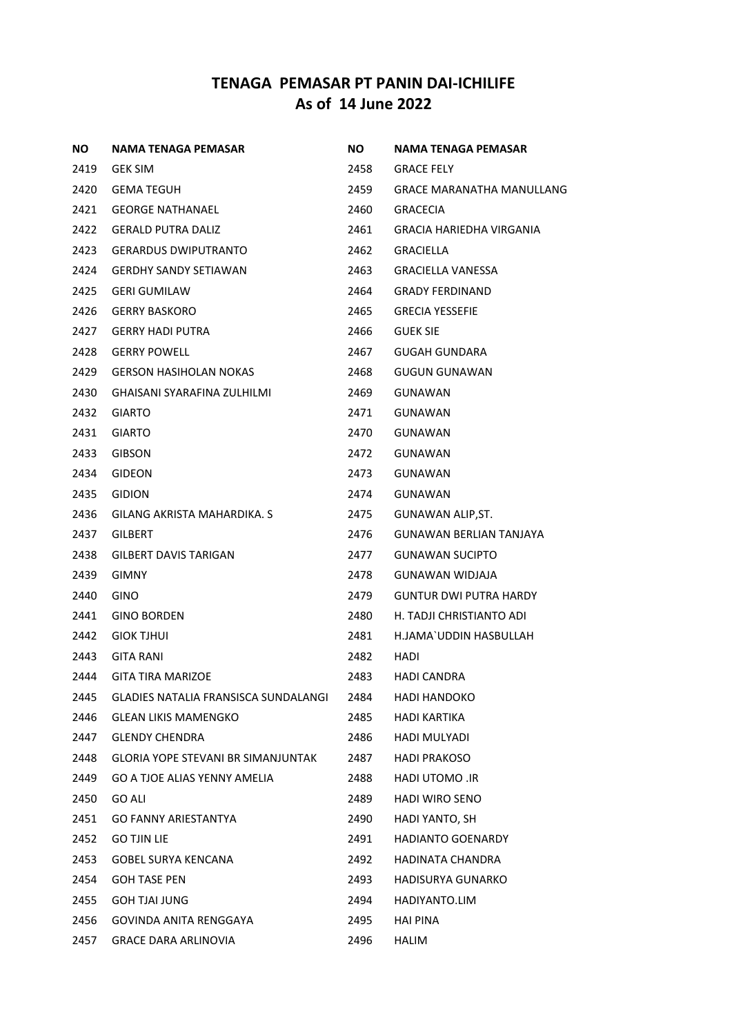# TENAGA PEMASAR PT PANIN DAI-ICHILIFE
## As of 14 June 2022

| NO | NAMA TENAGA PEMASAR |
|---|---|
| 2419 | GEK SIM |
| 2420 | GEMA TEGUH |
| 2421 | GEORGE NATHANAEL |
| 2422 | GERALD PUTRA DALIZ |
| 2423 | GERARDUS DWIPUTRANTO |
| 2424 | GERDHY SANDY SETIAWAN |
| 2425 | GERI GUMILAW |
| 2426 | GERRY BASKORO |
| 2427 | GERRY HADI PUTRA |
| 2428 | GERRY POWELL |
| 2429 | GERSON HASIHOLAN NOKAS |
| 2430 | GHAISANI SYARAFINA ZULHILMI |
| 2432 | GIARTO |
| 2431 | GIARTO |
| 2433 | GIBSON |
| 2434 | GIDEON |
| 2435 | GIDION |
| 2436 | GILANG AKRISTA MAHARDIKA. S |
| 2437 | GILBERT |
| 2438 | GILBERT DAVIS TARIGAN |
| 2439 | GIMNY |
| 2440 | GINO |
| 2441 | GINO BORDEN |
| 2442 | GIOK TJHUI |
| 2443 | GITA RANI |
| 2444 | GITA TIRA MARIZOE |
| 2445 | GLADIES NATALIA FRANSISCA SUNDALANGI |
| 2446 | GLEAN LIKIS MAMENGKO |
| 2447 | GLENDY CHENDRA |
| 2448 | GLORIA YOPE STEVANI BR SIMANJUNTAK |
| 2449 | GO A TJOE ALIAS YENNY AMELIA |
| 2450 | GO ALI |
| 2451 | GO FANNY ARIESTANTYA |
| 2452 | GO TJIN LIE |
| 2453 | GOBEL SURYA KENCANA |
| 2454 | GOH TASE PEN |
| 2455 | GOH TJAI JUNG |
| 2456 | GOVINDA ANITA RENGGAYA |
| 2457 | GRACE DARA ARLINOVIA |
| 2458 | GRACE FELY |
| 2459 | GRACE MARANATHA MANULLANG |
| 2460 | GRACECIA |
| 2461 | GRACIA HARIEDHA VIRGANIA |
| 2462 | GRACIELLA |
| 2463 | GRACIELLA VANESSA |
| 2464 | GRADY FERDINAND |
| 2465 | GRECIA YESSEFIE |
| 2466 | GUEK SIE |
| 2467 | GUGAH GUNDARA |
| 2468 | GUGUN GUNAWAN |
| 2469 | GUNAWAN |
| 2471 | GUNAWAN |
| 2470 | GUNAWAN |
| 2472 | GUNAWAN |
| 2473 | GUNAWAN |
| 2474 | GUNAWAN |
| 2475 | GUNAWAN ALIP,ST. |
| 2476 | GUNAWAN BERLIAN TANJAYA |
| 2477 | GUNAWAN SUCIPTO |
| 2478 | GUNAWAN WIDJAJA |
| 2479 | GUNTUR DWI PUTRA HARDY |
| 2480 | H. TADJI CHRISTIANTO ADI |
| 2481 | H.JAMA`UDDIN HASBULLAH |
| 2482 | HADI |
| 2483 | HADI CANDRA |
| 2484 | HADI HANDOKO |
| 2485 | HADI KARTIKA |
| 2486 | HADI MULYADI |
| 2487 | HADI PRAKOSO |
| 2488 | HADI UTOMO .IR |
| 2489 | HADI WIRO SENO |
| 2490 | HADI YANTO, SH |
| 2491 | HADIANTO GOENARDY |
| 2492 | HADINATA CHANDRA |
| 2493 | HADISURYA GUNARKO |
| 2494 | HADIYANTO.LIM |
| 2495 | HAI PINA |
| 2496 | HALIM |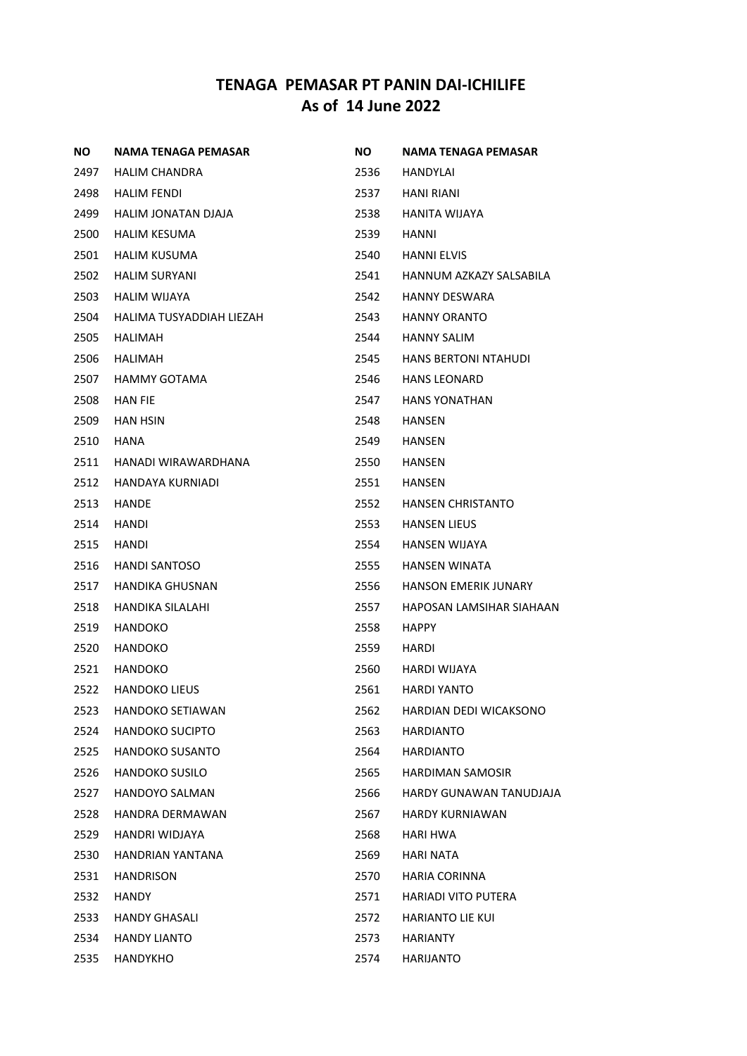# TENAGA PEMASAR PT PANIN DAI-ICHILIFE
## As of 14 June 2022

| NO | NAMA TENAGA PEMASAR |
|---|---|
| 2497 | HALIM CHANDRA |
| 2498 | HALIM FENDI |
| 2499 | HALIM JONATAN DJAJA |
| 2500 | HALIM KESUMA |
| 2501 | HALIM KUSUMA |
| 2502 | HALIM SURYANI |
| 2503 | HALIM WIJAYA |
| 2504 | HALIMA TUSYADDIAH LIEZAH |
| 2505 | HALIMAH |
| 2506 | HALIMAH |
| 2507 | HAMMY GOTAMA |
| 2508 | HAN FIE |
| 2509 | HAN HSIN |
| 2510 | HANA |
| 2511 | HANADI WIRAWARDHANA |
| 2512 | HANDAYA KURNIADI |
| 2513 | HANDE |
| 2514 | HANDI |
| 2515 | HANDI |
| 2516 | HANDI SANTOSO |
| 2517 | HANDIKA GHUSNAN |
| 2518 | HANDIKA SILALAHI |
| 2519 | HANDOKO |
| 2520 | HANDOKO |
| 2521 | HANDOKO |
| 2522 | HANDOKO LIEUS |
| 2523 | HANDOKO SETIAWAN |
| 2524 | HANDOKO SUCIPTO |
| 2525 | HANDOKO SUSANTO |
| 2526 | HANDOKO SUSILO |
| 2527 | HANDOYO SALMAN |
| 2528 | HANDRA DERMAWAN |
| 2529 | HANDRI WIDJAYA |
| 2530 | HANDRIAN YANTANA |
| 2531 | HANDRISON |
| 2532 | HANDY |
| 2533 | HANDY GHASALI |
| 2534 | HANDY LIANTO |
| 2535 | HANDYKHO |
| 2536 | HANDYLAI |
| 2537 | HANI RIANI |
| 2538 | HANITA WIJAYA |
| 2539 | HANNI |
| 2540 | HANNI ELVIS |
| 2541 | HANNUM AZKAZY SALSABILA |
| 2542 | HANNY DESWARA |
| 2543 | HANNY ORANTO |
| 2544 | HANNY SALIM |
| 2545 | HANS BERTONI NTAHUDI |
| 2546 | HANS LEONARD |
| 2547 | HANS YONATHAN |
| 2548 | HANSEN |
| 2549 | HANSEN |
| 2550 | HANSEN |
| 2551 | HANSEN |
| 2552 | HANSEN CHRISTANTO |
| 2553 | HANSEN LIEUS |
| 2554 | HANSEN WIJAYA |
| 2555 | HANSEN WINATA |
| 2556 | HANSON EMERIK JUNARY |
| 2557 | HAPOSAN LAMSIHAR SIAHAAN |
| 2558 | HAPPY |
| 2559 | HARDI |
| 2560 | HARDI WIJAYA |
| 2561 | HARDI YANTO |
| 2562 | HARDIAN DEDI WICAKSONO |
| 2563 | HARDIANTO |
| 2564 | HARDIANTO |
| 2565 | HARDIMAN SAMOSIR |
| 2566 | HARDY GUNAWAN TANUDJAJA |
| 2567 | HARDY KURNIAWAN |
| 2568 | HARI HWA |
| 2569 | HARI NATA |
| 2570 | HARIA CORINNA |
| 2571 | HARIADI VITO PUTERA |
| 2572 | HARIANTO LIE KUI |
| 2573 | HARIANTY |
| 2574 | HARIJANTO |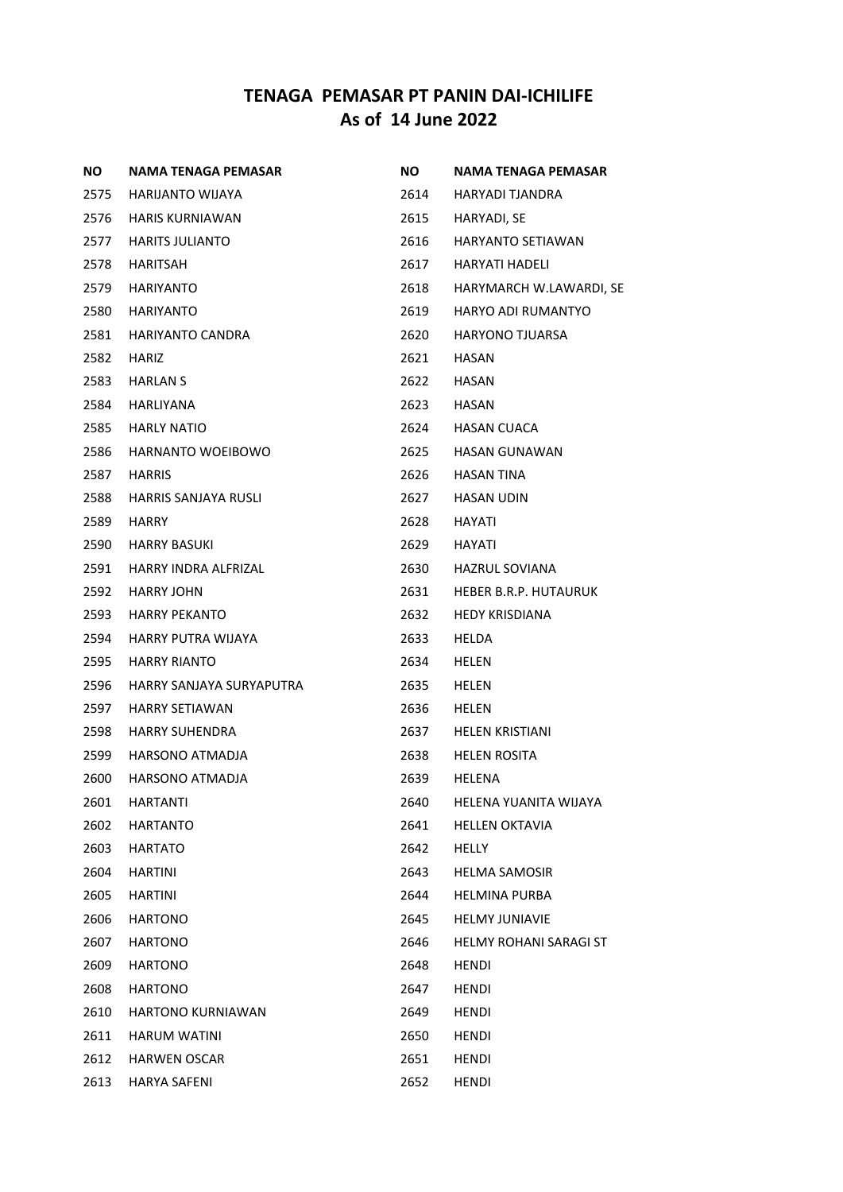## TENAGA PEMASAR PT PANIN DAI-ICHILIFE
## As of 14 June 2022

| NO | NAMA TENAGA PEMASAR |
|---|---|
| 2575 | HARIJANTO WIJAYA |
| 2576 | HARIS KURNIAWAN |
| 2577 | HARITS JULIANTO |
| 2578 | HARITSAH |
| 2579 | HARIYANTO |
| 2580 | HARIYANTO |
| 2581 | HARIYANTO CANDRA |
| 2582 | HARIZ |
| 2583 | HARLAN S |
| 2584 | HARLIYANA |
| 2585 | HARLY NATIO |
| 2586 | HARNANTO WOEIBOWO |
| 2587 | HARRIS |
| 2588 | HARRIS SANJAYA RUSLI |
| 2589 | HARRY |
| 2590 | HARRY BASUKI |
| 2591 | HARRY INDRA ALFRIZAL |
| 2592 | HARRY JOHN |
| 2593 | HARRY PEKANTO |
| 2594 | HARRY PUTRA WIJAYA |
| 2595 | HARRY RIANTO |
| 2596 | HARRY SANJAYA SURYAPUTRA |
| 2597 | HARRY SETIAWAN |
| 2598 | HARRY SUHENDRA |
| 2599 | HARSONO ATMADJA |
| 2600 | HARSONO ATMADJA |
| 2601 | HARTANTI |
| 2602 | HARTANTO |
| 2603 | HARTATO |
| 2604 | HARTINI |
| 2605 | HARTINI |
| 2606 | HARTONO |
| 2607 | HARTONO |
| 2609 | HARTONO |
| 2608 | HARTONO |
| 2610 | HARTONO KURNIAWAN |
| 2611 | HARUM WATINI |
| 2612 | HARWEN OSCAR |
| 2613 | HARYA SAFENI |
| 2614 | HARYADI TJANDRA |
| 2615 | HARYADI, SE |
| 2616 | HARYANTO SETIAWAN |
| 2617 | HARYATI HADELI |
| 2618 | HARYMARCH W.LAWARDI, SE |
| 2619 | HARYO ADI RUMANTYO |
| 2620 | HARYONO TJUARSA |
| 2621 | HASAN |
| 2622 | HASAN |
| 2623 | HASAN |
| 2624 | HASAN CUACA |
| 2625 | HASAN GUNAWAN |
| 2626 | HASAN TINA |
| 2627 | HASAN UDIN |
| 2628 | HAYATI |
| 2629 | HAYATI |
| 2630 | HAZRUL SOVIANA |
| 2631 | HEBER B.R.P. HUTAURUK |
| 2632 | HEDY KRISDIANA |
| 2633 | HELDA |
| 2634 | HELEN |
| 2635 | HELEN |
| 2636 | HELEN |
| 2637 | HELEN KRISTIANI |
| 2638 | HELEN ROSITA |
| 2639 | HELENA |
| 2640 | HELENA YUANITA WIJAYA |
| 2641 | HELLEN OKTAVIA |
| 2642 | HELLY |
| 2643 | HELMA SAMOSIR |
| 2644 | HELMINA PURBA |
| 2645 | HELMY JUNIAVIE |
| 2646 | HELMY ROHANI SARAGI ST |
| 2648 | HENDI |
| 2647 | HENDI |
| 2649 | HENDI |
| 2650 | HENDI |
| 2651 | HENDI |
| 2652 | HENDI |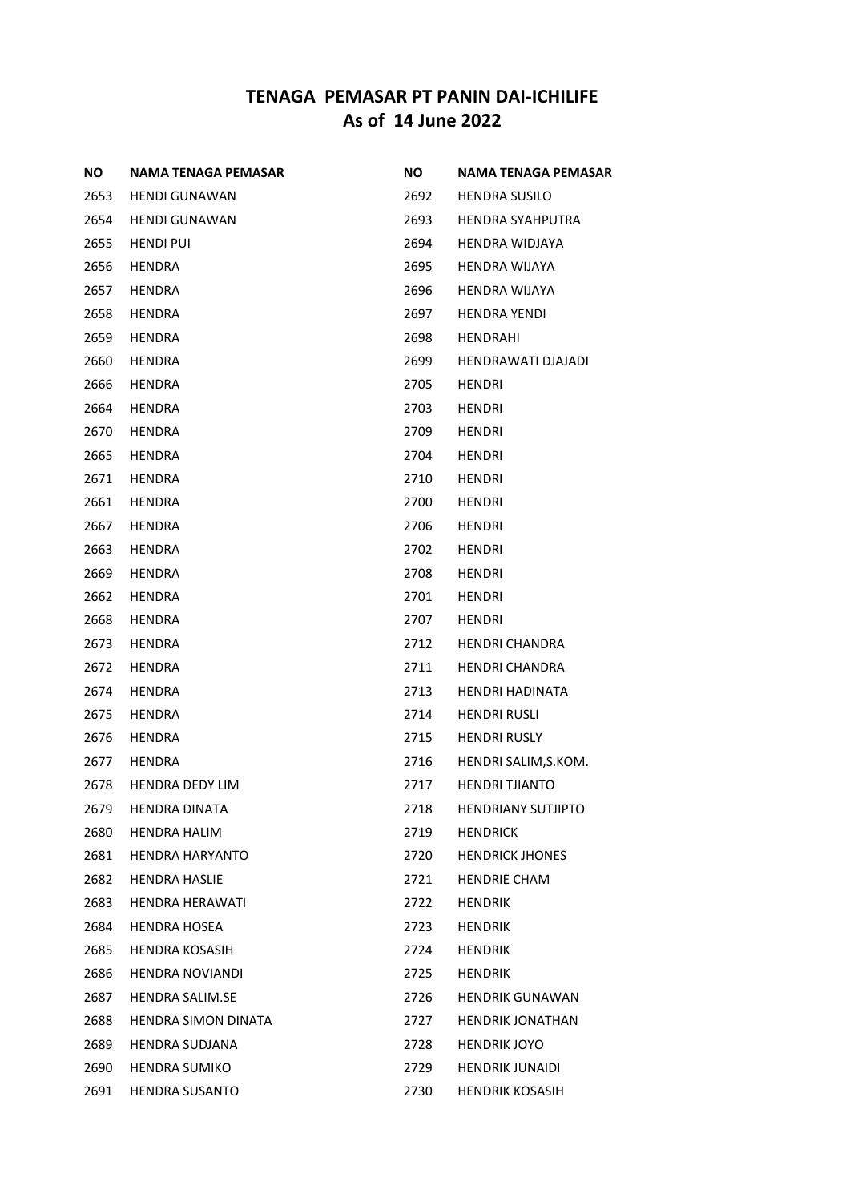# TENAGA PEMASAR PT PANIN DAI-ICHILIFE
## As of 14 June 2022

| NO | NAMA TENAGA PEMASAR |
|---|---|
| 2653 | HENDI GUNAWAN |
| 2654 | HENDI GUNAWAN |
| 2655 | HENDI PUI |
| 2656 | HENDRA |
| 2657 | HENDRA |
| 2658 | HENDRA |
| 2659 | HENDRA |
| 2660 | HENDRA |
| 2666 | HENDRA |
| 2664 | HENDRA |
| 2670 | HENDRA |
| 2665 | HENDRA |
| 2671 | HENDRA |
| 2661 | HENDRA |
| 2667 | HENDRA |
| 2663 | HENDRA |
| 2669 | HENDRA |
| 2662 | HENDRA |
| 2668 | HENDRA |
| 2673 | HENDRA |
| 2672 | HENDRA |
| 2674 | HENDRA |
| 2675 | HENDRA |
| 2676 | HENDRA |
| 2677 | HENDRA |
| 2678 | HENDRA DEDY LIM |
| 2679 | HENDRA DINATA |
| 2680 | HENDRA HALIM |
| 2681 | HENDRA HARYANTO |
| 2682 | HENDRA HASLIE |
| 2683 | HENDRA HERAWATI |
| 2684 | HENDRA HOSEA |
| 2685 | HENDRA KOSASIH |
| 2686 | HENDRA NOVIANDI |
| 2687 | HENDRA SALIM.SE |
| 2688 | HENDRA SIMON DINATA |
| 2689 | HENDRA SUDJANA |
| 2690 | HENDRA SUMIKO |
| 2691 | HENDRA SUSANTO |
| 2692 | HENDRA SUSILO |
| 2693 | HENDRA SYAHPUTRA |
| 2694 | HENDRA WIDJAYA |
| 2695 | HENDRA WIJAYA |
| 2696 | HENDRA WIJAYA |
| 2697 | HENDRA YENDI |
| 2698 | HENDRAHI |
| 2699 | HENDRAWATI DJAJADI |
| 2705 | HENDRI |
| 2703 | HENDRI |
| 2709 | HENDRI |
| 2704 | HENDRI |
| 2710 | HENDRI |
| 2700 | HENDRI |
| 2706 | HENDRI |
| 2702 | HENDRI |
| 2708 | HENDRI |
| 2701 | HENDRI |
| 2707 | HENDRI |
| 2712 | HENDRI CHANDRA |
| 2711 | HENDRI CHANDRA |
| 2713 | HENDRI HADINATA |
| 2714 | HENDRI RUSLI |
| 2715 | HENDRI RUSLY |
| 2716 | HENDRI SALIM,S.KOM. |
| 2717 | HENDRI TJIANTO |
| 2718 | HENDRIANY SUTJIPTO |
| 2719 | HENDRICK |
| 2720 | HENDRICK JHONES |
| 2721 | HENDRIE CHAM |
| 2722 | HENDRIK |
| 2723 | HENDRIK |
| 2724 | HENDRIK |
| 2725 | HENDRIK |
| 2726 | HENDRIK GUNAWAN |
| 2727 | HENDRIK JONATHAN |
| 2728 | HENDRIK JOYO |
| 2729 | HENDRIK JUNAIDI |
| 2730 | HENDRIK KOSASIH |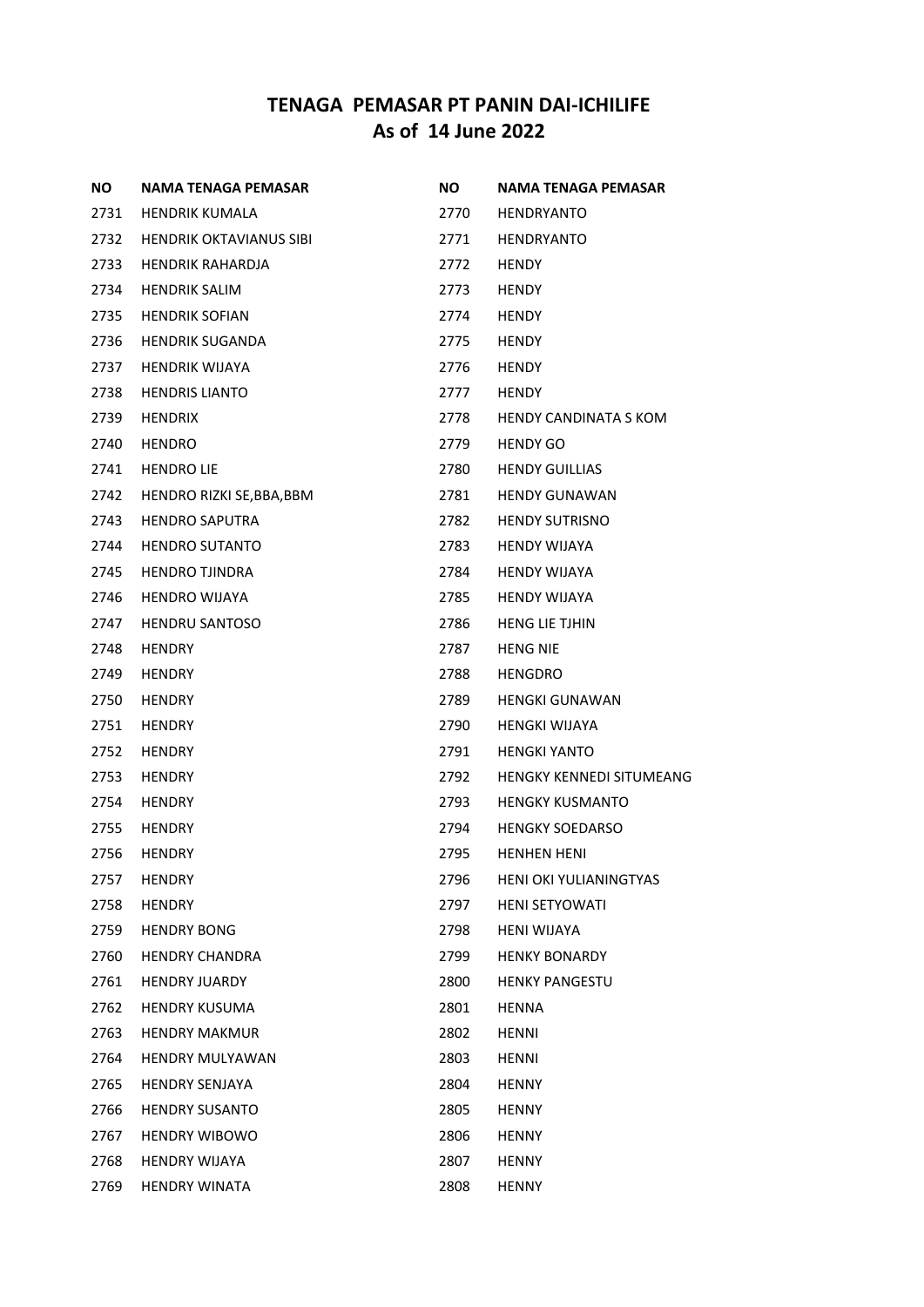# TENAGA PEMASAR PT PANIN DAI-ICHILIFE
## As of 14 June 2022

| NO | NAMA TENAGA PEMASAR |
|---|---|
| 2731 | HENDRIK KUMALA |
| 2732 | HENDRIK OKTAVIANUS SIBI |
| 2733 | HENDRIK RAHARDJA |
| 2734 | HENDRIK SALIM |
| 2735 | HENDRIK SOFIAN |
| 2736 | HENDRIK SUGANDA |
| 2737 | HENDRIK WIJAYA |
| 2738 | HENDRIS LIANTO |
| 2739 | HENDRIX |
| 2740 | HENDRO |
| 2741 | HENDRO LIE |
| 2742 | HENDRO RIZKI SE,BBA,BBM |
| 2743 | HENDRO SAPUTRA |
| 2744 | HENDRO SUTANTO |
| 2745 | HENDRO TJINDRA |
| 2746 | HENDRO WIJAYA |
| 2747 | HENDRU SANTOSO |
| 2748 | HENDRY |
| 2749 | HENDRY |
| 2750 | HENDRY |
| 2751 | HENDRY |
| 2752 | HENDRY |
| 2753 | HENDRY |
| 2754 | HENDRY |
| 2755 | HENDRY |
| 2756 | HENDRY |
| 2757 | HENDRY |
| 2758 | HENDRY |
| 2759 | HENDRY BONG |
| 2760 | HENDRY CHANDRA |
| 2761 | HENDRY JUARDY |
| 2762 | HENDRY KUSUMA |
| 2763 | HENDRY MAKMUR |
| 2764 | HENDRY MULYAWAN |
| 2765 | HENDRY SENJAYA |
| 2766 | HENDRY SUSANTO |
| 2767 | HENDRY WIBOWO |
| 2768 | HENDRY WIJAYA |
| 2769 | HENDRY WINATA |
| 2770 | HENDRYANTO |
| 2771 | HENDRYANTO |
| 2772 | HENDY |
| 2773 | HENDY |
| 2774 | HENDY |
| 2775 | HENDY |
| 2776 | HENDY |
| 2777 | HENDY |
| 2778 | HENDY CANDINATA S KOM |
| 2779 | HENDY GO |
| 2780 | HENDY GUILLIAS |
| 2781 | HENDY GUNAWAN |
| 2782 | HENDY SUTRISNO |
| 2783 | HENDY WIJAYA |
| 2784 | HENDY WIJAYA |
| 2785 | HENDY WIJAYA |
| 2786 | HENG LIE TJHIN |
| 2787 | HENG NIE |
| 2788 | HENGDRO |
| 2789 | HENGKI GUNAWAN |
| 2790 | HENGKI WIJAYA |
| 2791 | HENGKI YANTO |
| 2792 | HENGKY KENNEDI SITUMEANG |
| 2793 | HENGKY KUSMANTO |
| 2794 | HENGKY SOEDARSO |
| 2795 | HENHEN HENI |
| 2796 | HENI OKI YULIANINGTYAS |
| 2797 | HENI SETYOWATI |
| 2798 | HENI WIJAYA |
| 2799 | HENKY BONARDY |
| 2800 | HENKY PANGESTU |
| 2801 | HENNA |
| 2802 | HENNI |
| 2803 | HENNI |
| 2804 | HENNY |
| 2805 | HENNY |
| 2806 | HENNY |
| 2807 | HENNY |
| 2808 | HENNY |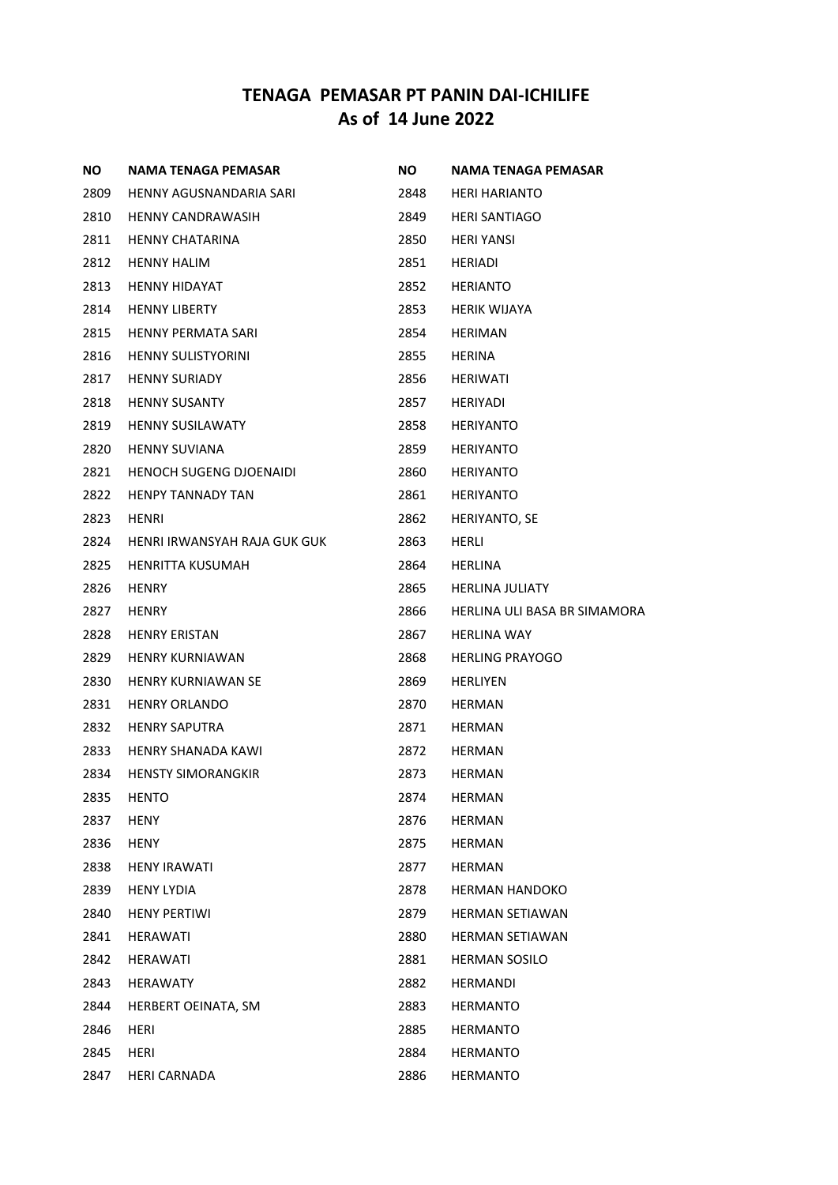# TENAGA PEMASAR PT PANIN DAI-ICHILIFE
## As of 14 June 2022

| NO | NAMA TENAGA PEMASAR |
|---|---|
| 2809 | HENNY AGUSNANDARIA SARI |
| 2810 | HENNY CANDRAWASIH |
| 2811 | HENNY CHATARINA |
| 2812 | HENNY HALIM |
| 2813 | HENNY HIDAYAT |
| 2814 | HENNY LIBERTY |
| 2815 | HENNY PERMATA SARI |
| 2816 | HENNY SULISTYORINI |
| 2817 | HENNY SURIADY |
| 2818 | HENNY SUSANTY |
| 2819 | HENNY SUSILAWATY |
| 2820 | HENNY SUVIANA |
| 2821 | HENOCH SUGENG DJOENAIDI |
| 2822 | HENPY TANNADY TAN |
| 2823 | HENRI |
| 2824 | HENRI IRWANSYAH RAJA GUK GUK |
| 2825 | HENRITTA KUSUMAH |
| 2826 | HENRY |
| 2827 | HENRY |
| 2828 | HENRY ERISTAN |
| 2829 | HENRY KURNIAWAN |
| 2830 | HENRY KURNIAWAN SE |
| 2831 | HENRY ORLANDO |
| 2832 | HENRY SAPUTRA |
| 2833 | HENRY SHANADA KAWI |
| 2834 | HENSTY SIMORANGKIR |
| 2835 | HENTO |
| 2837 | HENY |
| 2836 | HENY |
| 2838 | HENY IRAWATI |
| 2839 | HENY LYDIA |
| 2840 | HENY PERTIWI |
| 2841 | HERAWATI |
| 2842 | HERAWATI |
| 2843 | HERAWATY |
| 2844 | HERBERT OEINATA, SM |
| 2846 | HERI |
| 2845 | HERI |
| 2847 | HERI CARNADA |
| 2848 | HERI HARIANTO |
| 2849 | HERI SANTIAGO |
| 2850 | HERI YANSI |
| 2851 | HERIADI |
| 2852 | HERIANTO |
| 2853 | HERIK WIJAYA |
| 2854 | HERIMAN |
| 2855 | HERINA |
| 2856 | HERIWATI |
| 2857 | HERIYADI |
| 2858 | HERIYANTO |
| 2859 | HERIYANTO |
| 2860 | HERIYANTO |
| 2861 | HERIYANTO |
| 2862 | HERIYANTO, SE |
| 2863 | HERLI |
| 2864 | HERLINA |
| 2865 | HERLINA JULIATY |
| 2866 | HERLINA ULI BASA BR SIMAMORA |
| 2867 | HERLINA WAY |
| 2868 | HERLING PRAYOGO |
| 2869 | HERLIYEN |
| 2870 | HERMAN |
| 2871 | HERMAN |
| 2872 | HERMAN |
| 2873 | HERMAN |
| 2874 | HERMAN |
| 2876 | HERMAN |
| 2875 | HERMAN |
| 2877 | HERMAN |
| 2878 | HERMAN HANDOKO |
| 2879 | HERMAN SETIAWAN |
| 2880 | HERMAN SETIAWAN |
| 2881 | HERMAN SOSILO |
| 2882 | HERMANDI |
| 2883 | HERMANTO |
| 2885 | HERMANTO |
| 2884 | HERMANTO |
| 2886 | HERMANTO |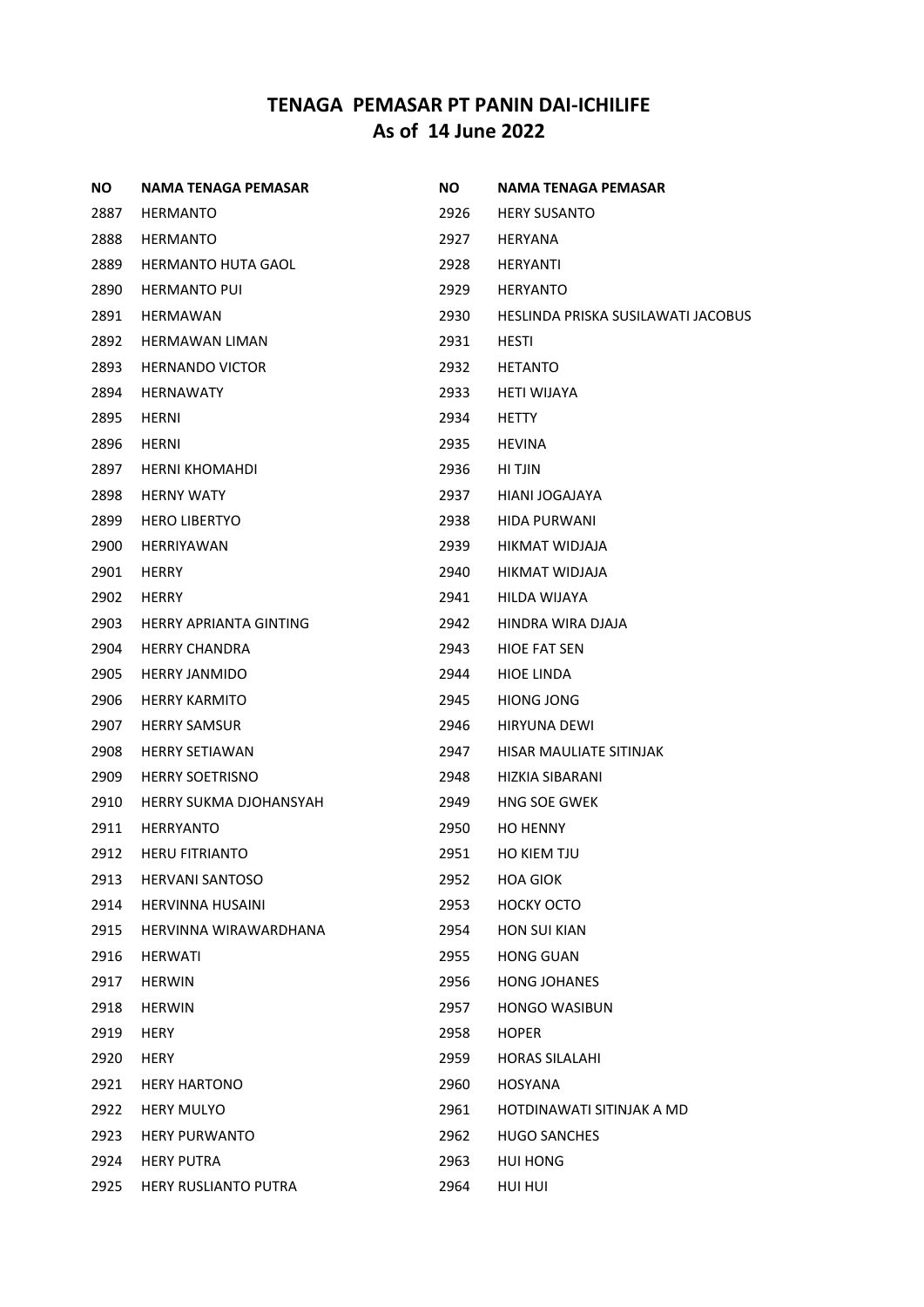# TENAGA PEMASAR PT PANIN DAI-ICHILIFE
## As of 14 June 2022

| NO | NAMA TENAGA PEMASAR |
|---|---|
| 2887 | HERMANTO |
| 2888 | HERMANTO |
| 2889 | HERMANTO HUTA GAOL |
| 2890 | HERMANTO PUI |
| 2891 | HERMAWAN |
| 2892 | HERMAWAN LIMAN |
| 2893 | HERNANDO VICTOR |
| 2894 | HERNAWATY |
| 2895 | HERNI |
| 2896 | HERNI |
| 2897 | HERNI KHOMAHDI |
| 2898 | HERNY WATY |
| 2899 | HERO LIBERTYO |
| 2900 | HERRIYAWAN |
| 2901 | HERRY |
| 2902 | HERRY |
| 2903 | HERRY APRIANTA GINTING |
| 2904 | HERRY CHANDRA |
| 2905 | HERRY JANMIDO |
| 2906 | HERRY KARMITO |
| 2907 | HERRY SAMSUR |
| 2908 | HERRY SETIAWAN |
| 2909 | HERRY SOETRISNO |
| 2910 | HERRY SUKMA DJOHANSYAH |
| 2911 | HERRYANTO |
| 2912 | HERU FITRIANTO |
| 2913 | HERVANI SANTOSO |
| 2914 | HERVINNA HUSAINI |
| 2915 | HERVINNA WIRAWARDHANA |
| 2916 | HERWATI |
| 2917 | HERWIN |
| 2918 | HERWIN |
| 2919 | HERY |
| 2920 | HERY |
| 2921 | HERY HARTONO |
| 2922 | HERY MULYO |
| 2923 | HERY PURWANTO |
| 2924 | HERY PUTRA |
| 2925 | HERY RUSLIANTO PUTRA |
| 2926 | HERY SUSANTO |
| 2927 | HERYANA |
| 2928 | HERYANTI |
| 2929 | HERYANTO |
| 2930 | HESLINDA PRISKA SUSILAWATI JACOBUS |
| 2931 | HESTI |
| 2932 | HETANTO |
| 2933 | HETI WIJAYA |
| 2934 | HETTY |
| 2935 | HEVINA |
| 2936 | HI TJIN |
| 2937 | HIANI JOGAJAYA |
| 2938 | HIDA PURWANI |
| 2939 | HIKMAT WIDJAJA |
| 2940 | HIKMAT WIDJAJA |
| 2941 | HILDA WIJAYA |
| 2942 | HINDRA WIRA DJAJA |
| 2943 | HIOE FAT SEN |
| 2944 | HIOE LINDA |
| 2945 | HIONG JONG |
| 2946 | HIRYUNA DEWI |
| 2947 | HISAR MAULIATE SITINJAK |
| 2948 | HIZKIA SIBARANI |
| 2949 | HNG SOE GWEK |
| 2950 | HO HENNY |
| 2951 | HO KIEM TJU |
| 2952 | HOA GIOK |
| 2953 | HOCKY OCTO |
| 2954 | HON SUI KIAN |
| 2955 | HONG GUAN |
| 2956 | HONG JOHANES |
| 2957 | HONGO WASIBUN |
| 2958 | HOPER |
| 2959 | HORAS SILALAHI |
| 2960 | HOSYANA |
| 2961 | HOTDINAWATI SITINJAK A MD |
| 2962 | HUGO SANCHES |
| 2963 | HUI HONG |
| 2964 | HUI HUI |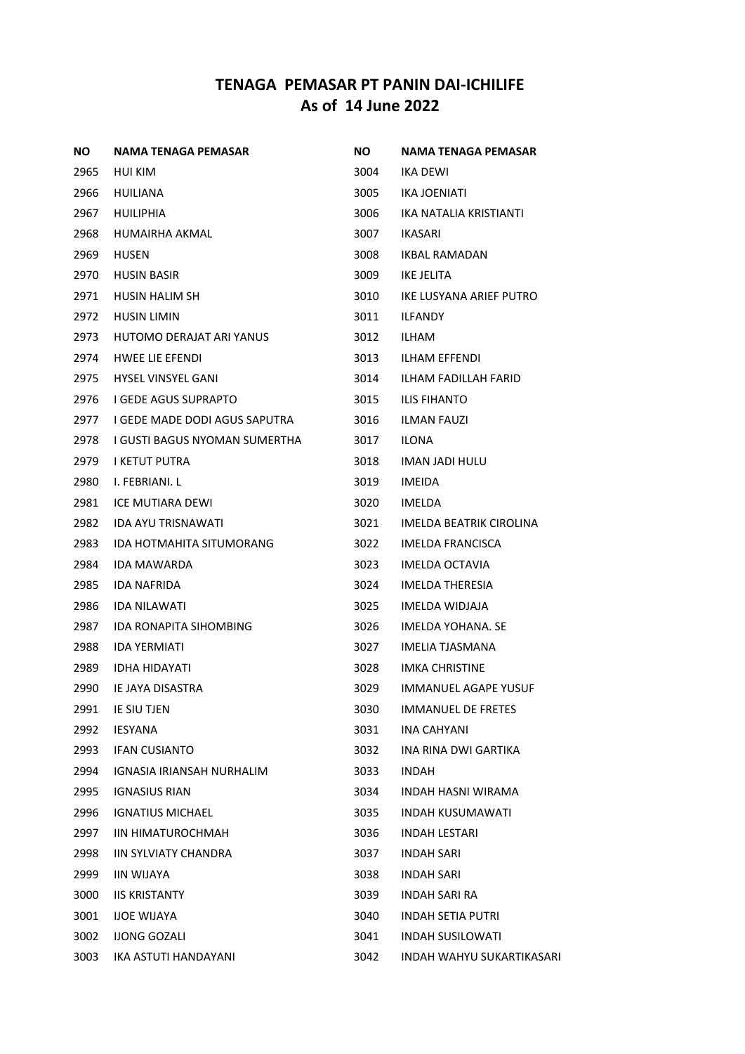## TENAGA PEMASAR PT PANIN DAI-ICHILIFE
## As of 14 June 2022

| NO | NAMA TENAGA PEMASAR |
|---|---|
| 2965 | HUI KIM |
| 2966 | HUILIANA |
| 2967 | HUILIPHIA |
| 2968 | HUMAIRHA AKMAL |
| 2969 | HUSEN |
| 2970 | HUSIN BASIR |
| 2971 | HUSIN HALIM SH |
| 2972 | HUSIN LIMIN |
| 2973 | HUTOMO DERAJAT ARI YANUS |
| 2974 | HWEE LIE EFENDI |
| 2975 | HYSEL VINSYEL GANI |
| 2976 | I GEDE AGUS SUPRAPTO |
| 2977 | I GEDE MADE DODI AGUS SAPUTRA |
| 2978 | I GUSTI BAGUS NYOMAN SUMERTHA |
| 2979 | I KETUT PUTRA |
| 2980 | I. FEBRIANI. L |
| 2981 | ICE MUTIARA DEWI |
| 2982 | IDA AYU TRISNAWATI |
| 2983 | IDA HOTMAHITA SITUMORANG |
| 2984 | IDA MAWARDA |
| 2985 | IDA NAFRIDA |
| 2986 | IDA NILAWATI |
| 2987 | IDA RONAPITA SIHOMBING |
| 2988 | IDA YERMIATI |
| 2989 | IDHA HIDAYATI |
| 2990 | IE JAYA DISASTRA |
| 2991 | IE SIU TJEN |
| 2992 | IESYANA |
| 2993 | IFAN CUSIANTO |
| 2994 | IGNASIA IRIANSAH NURHALIM |
| 2995 | IGNASIUS RIAN |
| 2996 | IGNATIUS MICHAEL |
| 2997 | IIN HIMATUROCHMAH |
| 2998 | IIN SYLVIATY CHANDRA |
| 2999 | IIN WIJAYA |
| 3000 | IIS KRISTANTY |
| 3001 | IJOE WIJAYA |
| 3002 | IJONG GOZALI |
| 3003 | IKA ASTUTI HANDAYANI |
| 3004 | IKA DEWI |
| 3005 | IKA JOENIATI |
| 3006 | IKA NATALIA KRISTIANTI |
| 3007 | IKASARI |
| 3008 | IKBAL RAMADAN |
| 3009 | IKE JELITA |
| 3010 | IKE LUSYANA ARIEF PUTRO |
| 3011 | ILFANDY |
| 3012 | ILHAM |
| 3013 | ILHAM EFFENDI |
| 3014 | ILHAM FADILLAH FARID |
| 3015 | ILIS FIHANTO |
| 3016 | ILMAN FAUZI |
| 3017 | ILONA |
| 3018 | IMAN JADI HULU |
| 3019 | IMEIDA |
| 3020 | IMELDA |
| 3021 | IMELDA BEATRIK CIROLINA |
| 3022 | IMELDA FRANCISCA |
| 3023 | IMELDA OCTAVIA |
| 3024 | IMELDA THERESIA |
| 3025 | IMELDA WIDJAJA |
| 3026 | IMELDA YOHANA. SE |
| 3027 | IMELIA TJASMANA |
| 3028 | IMKA CHRISTINE |
| 3029 | IMMANUEL AGAPE YUSUF |
| 3030 | IMMANUEL DE FRETES |
| 3031 | INA CAHYANI |
| 3032 | INA RINA DWI GARTIKA |
| 3033 | INDAH |
| 3034 | INDAH HASNI WIRAMA |
| 3035 | INDAH KUSUMAWATI |
| 3036 | INDAH LESTARI |
| 3037 | INDAH SARI |
| 3038 | INDAH SARI |
| 3039 | INDAH SARI RA |
| 3040 | INDAH SETIA PUTRI |
| 3041 | INDAH SUSILOWATI |
| 3042 | INDAH WAHYU SUKARTIKASARI |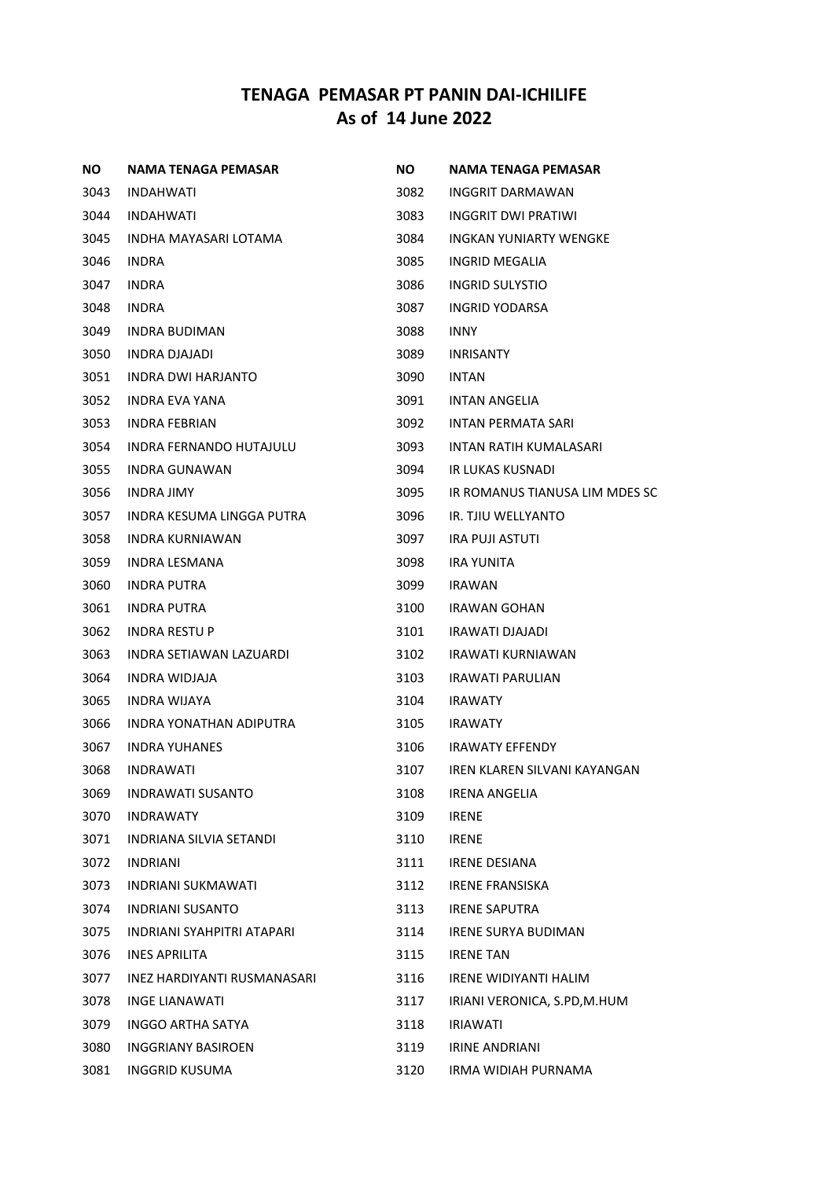# TENAGA PEMASAR PT PANIN DAI-ICHILIFE
## As of 14 June 2022

| NO | NAMA TENAGA PEMASAR |
|---|---|
| 3043 | INDAHWATI |
| 3044 | INDAHWATI |
| 3045 | INDHA MAYASARI LOTAMA |
| 3046 | INDRA |
| 3047 | INDRA |
| 3048 | INDRA |
| 3049 | INDRA BUDIMAN |
| 3050 | INDRA DJAJADI |
| 3051 | INDRA DWI HARJANTO |
| 3052 | INDRA EVA YANA |
| 3053 | INDRA FEBRIAN |
| 3054 | INDRA FERNANDO HUTAJULU |
| 3055 | INDRA GUNAWAN |
| 3056 | INDRA JIMY |
| 3057 | INDRA KESUMA LINGGA PUTRA |
| 3058 | INDRA KURNIAWAN |
| 3059 | INDRA LESMANA |
| 3060 | INDRA PUTRA |
| 3061 | INDRA PUTRA |
| 3062 | INDRA RESTU P |
| 3063 | INDRA SETIAWAN LAZUARDI |
| 3064 | INDRA WIDJAJA |
| 3065 | INDRA WIJAYA |
| 3066 | INDRA YONATHAN ADIPUTRA |
| 3067 | INDRA YUHANES |
| 3068 | INDRAWATI |
| 3069 | INDRAWATI SUSANTO |
| 3070 | INDRAWATY |
| 3071 | INDRIANA SILVIA SETANDI |
| 3072 | INDRIANI |
| 3073 | INDRIANI SUKMAWATI |
| 3074 | INDRIANI SUSANTO |
| 3075 | INDRIANI SYAHPITRI ATAPARI |
| 3076 | INES APRILITA |
| 3077 | INEZ HARDIYANTI RUSMANASARI |
| 3078 | INGE LIANAWATI |
| 3079 | INGGO ARTHA SATYA |
| 3080 | INGGRIANY BASIROEN |
| 3081 | INGGRID KUSUMA |
| 3082 | INGGRIT DARMAWAN |
| 3083 | INGGRIT DWI PRATIWI |
| 3084 | INGKAN YUNIARTY WENGKE |
| 3085 | INGRID MEGALIA |
| 3086 | INGRID SULYSTIO |
| 3087 | INGRID YODARSA |
| 3088 | INNY |
| 3089 | INRISANTY |
| 3090 | INTAN |
| 3091 | INTAN ANGELIA |
| 3092 | INTAN PERMATA SARI |
| 3093 | INTAN RATIH KUMALASARI |
| 3094 | IR LUKAS KUSNADI |
| 3095 | IR ROMANUS TIANUSA LIM MDES SC |
| 3096 | IR. TJIU WELLYANTO |
| 3097 | IRA PUJI ASTUTI |
| 3098 | IRA YUNITA |
| 3099 | IRAWAN |
| 3100 | IRAWAN GOHAN |
| 3101 | IRAWATI DJAJADI |
| 3102 | IRAWATI KURNIAWAN |
| 3103 | IRAWATI PARULIAN |
| 3104 | IRAWATY |
| 3105 | IRAWATY |
| 3106 | IRAWATY EFFENDY |
| 3107 | IREN KLAREN SILVANI KAYANGAN |
| 3108 | IRENA ANGELIA |
| 3109 | IRENE |
| 3110 | IRENE |
| 3111 | IRENE DESIANA |
| 3112 | IRENE FRANSISKA |
| 3113 | IRENE SAPUTRA |
| 3114 | IRENE SURYA BUDIMAN |
| 3115 | IRENE TAN |
| 3116 | IRENE WIDIYANTI HALIM |
| 3117 | IRIANI VERONICA, S.PD,M.HUM |
| 3118 | IRIAWATI |
| 3119 | IRINE ANDRIANI |
| 3120 | IRMA WIDIAH PURNAMA |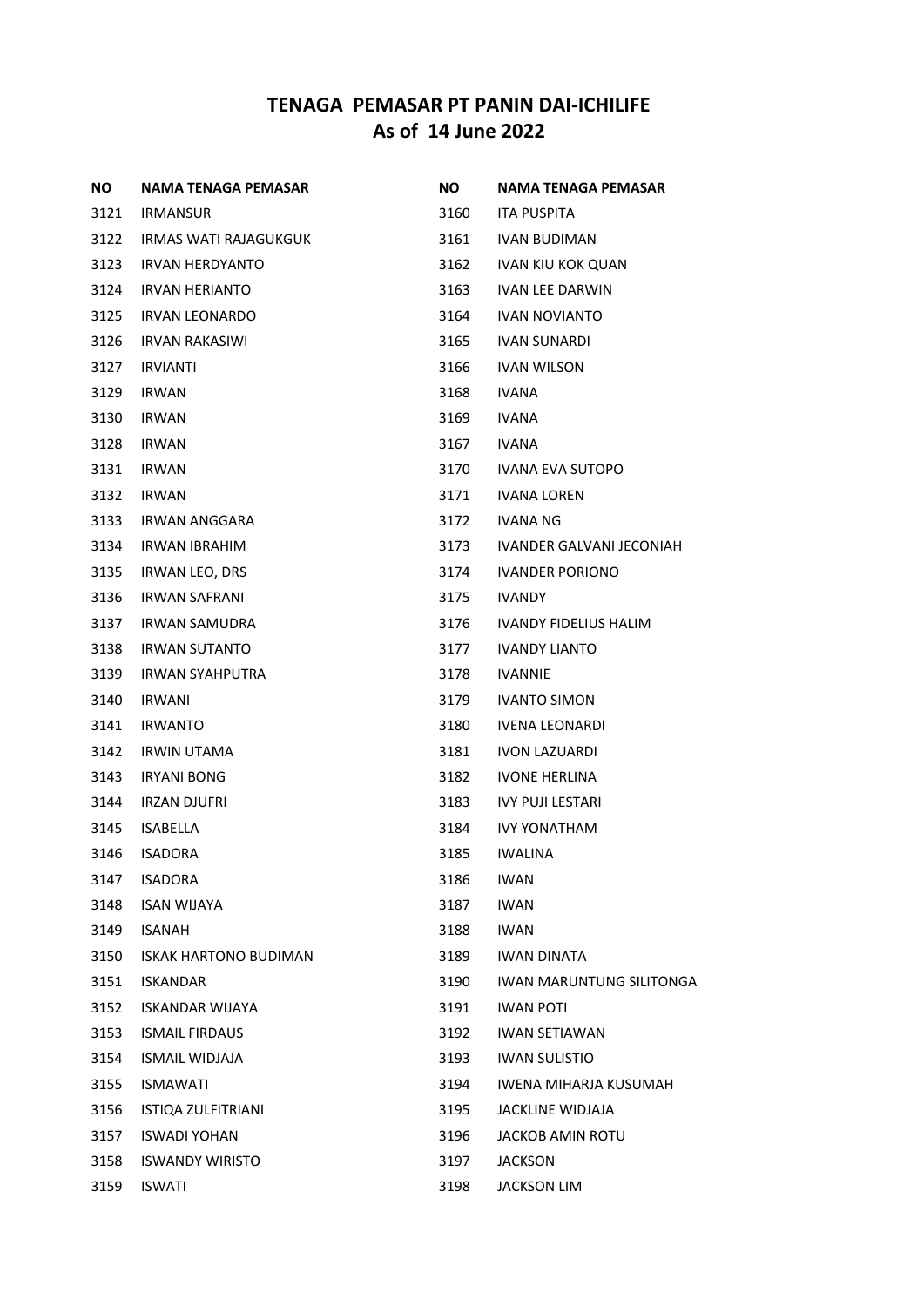# TENAGA PEMASAR PT PANIN DAI-ICHILIFE
## As of 14 June 2022

| NO | NAMA TENAGA PEMASAR |
|---|---|
| 3121 | IRMANSUR |
| 3122 | IRMAS WATI RAJAGUKGUK |
| 3123 | IRVAN HERDYANTO |
| 3124 | IRVAN HERIANTO |
| 3125 | IRVAN LEONARDO |
| 3126 | IRVAN RAKASIWI |
| 3127 | IRVIANTI |
| 3129 | IRWAN |
| 3130 | IRWAN |
| 3128 | IRWAN |
| 3131 | IRWAN |
| 3132 | IRWAN |
| 3133 | IRWAN ANGGARA |
| 3134 | IRWAN IBRAHIM |
| 3135 | IRWAN LEO, DRS |
| 3136 | IRWAN SAFRANI |
| 3137 | IRWAN SAMUDRA |
| 3138 | IRWAN SUTANTO |
| 3139 | IRWAN SYAHPUTRA |
| 3140 | IRWANI |
| 3141 | IRWANTO |
| 3142 | IRWIN UTAMA |
| 3143 | IRYANI BONG |
| 3144 | IRZAN DJUFRI |
| 3145 | ISABELLA |
| 3146 | ISADORA |
| 3147 | ISADORA |
| 3148 | ISAN WIJAYA |
| 3149 | ISANAH |
| 3150 | ISKAK HARTONO BUDIMAN |
| 3151 | ISKANDAR |
| 3152 | ISKANDAR WIJAYA |
| 3153 | ISMAIL FIRDAUS |
| 3154 | ISMAIL WIDJAJA |
| 3155 | ISMAWATI |
| 3156 | ISTIQA ZULFITRIANI |
| 3157 | ISWADI YOHAN |
| 3158 | ISWANDY WIRISTO |
| 3159 | ISWATI |
| 3160 | ITA PUSPITA |
| 3161 | IVAN BUDIMAN |
| 3162 | IVAN KIU KOK QUAN |
| 3163 | IVAN LEE DARWIN |
| 3164 | IVAN NOVIANTO |
| 3165 | IVAN SUNARDI |
| 3166 | IVAN WILSON |
| 3168 | IVANA |
| 3169 | IVANA |
| 3167 | IVANA |
| 3170 | IVANA EVA SUTOPO |
| 3171 | IVANA LOREN |
| 3172 | IVANA NG |
| 3173 | IVANDER GALVANI JECONIAH |
| 3174 | IVANDER PORIONO |
| 3175 | IVANDY |
| 3176 | IVANDY FIDELIUS HALIM |
| 3177 | IVANDY LIANTO |
| 3178 | IVANNIE |
| 3179 | IVANTO SIMON |
| 3180 | IVENA LEONARDI |
| 3181 | IVON LAZUARDI |
| 3182 | IVONE HERLINA |
| 3183 | IVY PUJI LESTARI |
| 3184 | IVY YONATHAM |
| 3185 | IWALINA |
| 3186 | IWAN |
| 3187 | IWAN |
| 3188 | IWAN |
| 3189 | IWAN DINATA |
| 3190 | IWAN MARUNTUNG SILITONGA |
| 3191 | IWAN POTI |
| 3192 | IWAN SETIAWAN |
| 3193 | IWAN SULISTIO |
| 3194 | IWENA MIHARJA KUSUMAH |
| 3195 | JACKLINE WIDJAJA |
| 3196 | JACKOB AMIN ROTU |
| 3197 | JACKSON |
| 3198 | JACKSON LIM |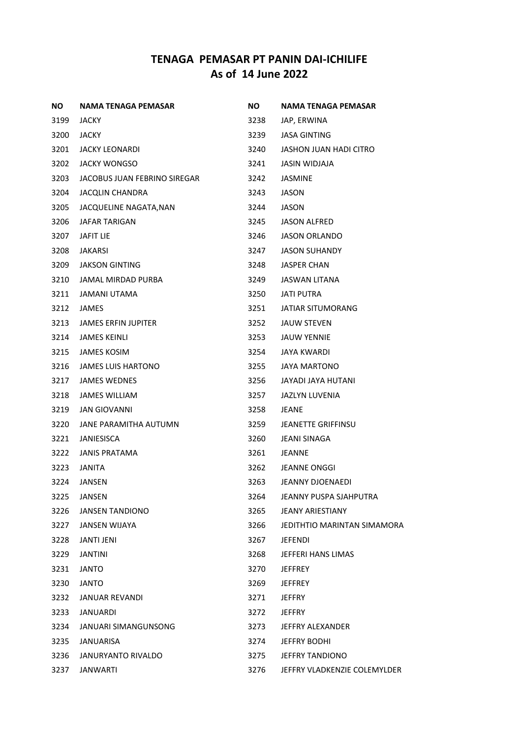# TENAGA PEMASAR PT PANIN DAI-ICHILIFE
## As of 14 June 2022

| NO | NAMA TENAGA PEMASAR |
|---|---|
| 3199 | JACKY |
| 3200 | JACKY |
| 3201 | JACKY LEONARDI |
| 3202 | JACKY WONGSO |
| 3203 | JACOBUS JUAN FEBRINO SIREGAR |
| 3204 | JACQLIN CHANDRA |
| 3205 | JACQUELINE NAGATA,NAN |
| 3206 | JAFAR TARIGAN |
| 3207 | JAFIT LIE |
| 3208 | JAKARSI |
| 3209 | JAKSON GINTING |
| 3210 | JAMAL MIRDAD PURBA |
| 3211 | JAMANI UTAMA |
| 3212 | JAMES |
| 3213 | JAMES ERFIN JUPITER |
| 3214 | JAMES KEINLI |
| 3215 | JAMES KOSIM |
| 3216 | JAMES LUIS HARTONO |
| 3217 | JAMES WEDNES |
| 3218 | JAMES WILLIAM |
| 3219 | JAN GIOVANNI |
| 3220 | JANE PARAMITHA AUTUMN |
| 3221 | JANIESISCA |
| 3222 | JANIS PRATAMA |
| 3223 | JANITA |
| 3224 | JANSEN |
| 3225 | JANSEN |
| 3226 | JANSEN TANDIONO |
| 3227 | JANSEN WIJAYA |
| 3228 | JANTI JENI |
| 3229 | JANTINI |
| 3231 | JANTO |
| 3230 | JANTO |
| 3232 | JANUAR REVANDI |
| 3233 | JANUARDI |
| 3234 | JANUARI SIMANGUNSONG |
| 3235 | JANUARISA |
| 3236 | JANURYANTO RIVALDO |
| 3237 | JANWARTI |
| 3238 | JAP, ERWINA |
| 3239 | JASA GINTING |
| 3240 | JASHON JUAN HADI CITRO |
| 3241 | JASIN WIDJAJA |
| 3242 | JASMINE |
| 3243 | JASON |
| 3244 | JASON |
| 3245 | JASON ALFRED |
| 3246 | JASON ORLANDO |
| 3247 | JASON SUHANDY |
| 3248 | JASPER CHAN |
| 3249 | JASWAN LITANA |
| 3250 | JATI PUTRA |
| 3251 | JATIAR SITUMORANG |
| 3252 | JAUW STEVEN |
| 3253 | JAUW YENNIE |
| 3254 | JAYA KWARDI |
| 3255 | JAYA MARTONO |
| 3256 | JAYADI JAYA HUTANI |
| 3257 | JAZLYN LUVENIA |
| 3258 | JEANE |
| 3259 | JEANETTE GRIFFINSU |
| 3260 | JEANI SINAGA |
| 3261 | JEANNE |
| 3262 | JEANNE ONGGI |
| 3263 | JEANNY DJOENAEDI |
| 3264 | JEANNY PUSPA SJAHPUTRA |
| 3265 | JEANY ARIESTIANY |
| 3266 | JEDITHTIO MARINTAN SIMAMORA |
| 3267 | JEFENDI |
| 3268 | JEFFERI HANS LIMAS |
| 3270 | JEFFREY |
| 3269 | JEFFREY |
| 3271 | JEFFRY |
| 3272 | JEFFRY |
| 3273 | JEFFRY ALEXANDER |
| 3274 | JEFFRY BODHI |
| 3275 | JEFFRY TANDIONO |
| 3276 | JEFFRY VLADKENZIE COLEMYLDER |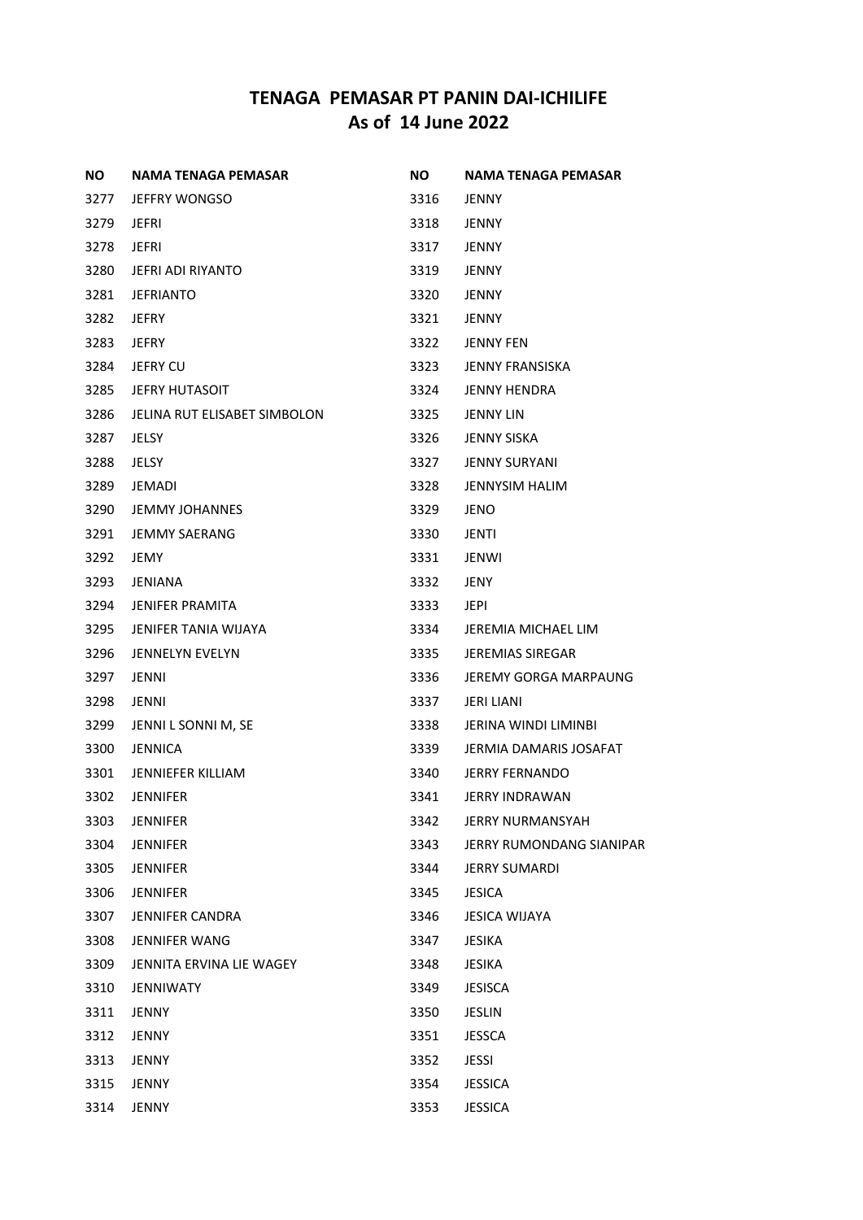# TENAGA PEMASAR PT PANIN DAI-ICHILIFE
# As of 14 June 2022

| NO | NAMA TENAGA PEMASAR |
|---|---|
| 3277 | JEFFRY WONGSO |
| 3279 | JEFRI |
| 3278 | JEFRI |
| 3280 | JEFRI ADI RIYANTO |
| 3281 | JEFRIANTO |
| 3282 | JEFRY |
| 3283 | JEFRY |
| 3284 | JEFRY CU |
| 3285 | JEFRY HUTASOIT |
| 3286 | JELINA RUT ELISABET SIMBOLON |
| 3287 | JELSY |
| 3288 | JELSY |
| 3289 | JEMADI |
| 3290 | JEMMY JOHANNES |
| 3291 | JEMMY SAERANG |
| 3292 | JEMY |
| 3293 | JENIANA |
| 3294 | JENIFER PRAMITA |
| 3295 | JENIFER TANIA WIJAYA |
| 3296 | JENNELYN EVELYN |
| 3297 | JENNI |
| 3298 | JENNI |
| 3299 | JENNI L SONNI M, SE |
| 3300 | JENNICA |
| 3301 | JENNIEFER KILLIAM |
| 3302 | JENNIFER |
| 3303 | JENNIFER |
| 3304 | JENNIFER |
| 3305 | JENNIFER |
| 3306 | JENNIFER |
| 3307 | JENNIFER CANDRA |
| 3308 | JENNIFER WANG |
| 3309 | JENNITA ERVINA LIE WAGEY |
| 3310 | JENNIWATY |
| 3311 | JENNY |
| 3312 | JENNY |
| 3313 | JENNY |
| 3315 | JENNY |
| 3314 | JENNY |
| 3316 | JENNY |
| 3318 | JENNY |
| 3317 | JENNY |
| 3319 | JENNY |
| 3320 | JENNY |
| 3321 | JENNY |
| 3322 | JENNY FEN |
| 3323 | JENNY FRANSISKA |
| 3324 | JENNY HENDRA |
| 3325 | JENNY LIN |
| 3326 | JENNY SISKA |
| 3327 | JENNY SURYANI |
| 3328 | JENNYSIM HALIM |
| 3329 | JENO |
| 3330 | JENTI |
| 3331 | JENWI |
| 3332 | JENY |
| 3333 | JEPI |
| 3334 | JEREMIA MICHAEL LIM |
| 3335 | JEREMIAS SIREGAR |
| 3336 | JEREMY GORGA MARPAUNG |
| 3337 | JERI LIANI |
| 3338 | JERINA WINDI LIMINBI |
| 3339 | JERMIA DAMARIS JOSAFAT |
| 3340 | JERRY FERNANDO |
| 3341 | JERRY INDRAWAN |
| 3342 | JERRY NURMANSYAH |
| 3343 | JERRY RUMONDANG SIANIPAR |
| 3344 | JERRY SUMARDI |
| 3345 | JESICA |
| 3346 | JESICA WIJAYA |
| 3347 | JESIKA |
| 3348 | JESIKA |
| 3349 | JESISCA |
| 3350 | JESLIN |
| 3351 | JESSCA |
| 3352 | JESSI |
| 3354 | JESSICA |
| 3353 | JESSICA |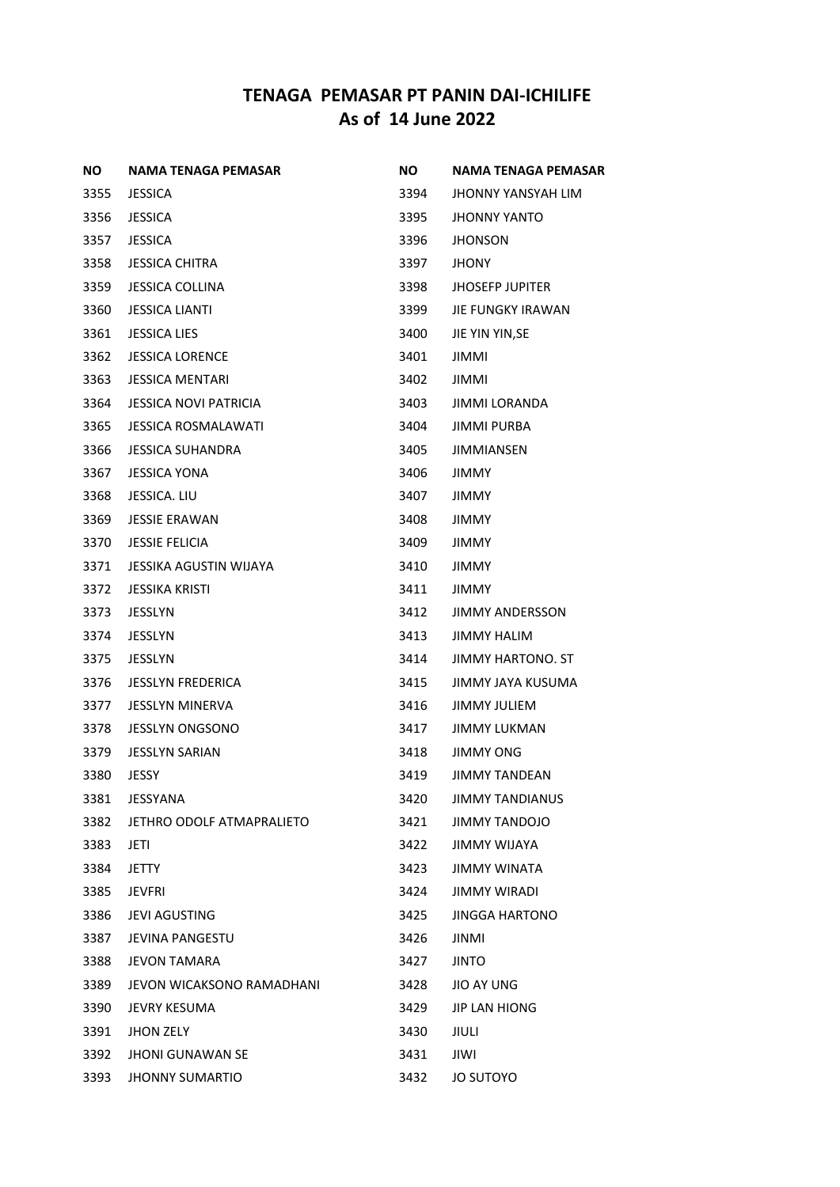# TENAGA PEMASAR PT PANIN DAI-ICHILIFE
# As of 14 June 2022

| NO | NAMA TENAGA PEMASAR |
|---|---|
| 3355 | JESSICA |
| 3356 | JESSICA |
| 3357 | JESSICA |
| 3358 | JESSICA CHITRA |
| 3359 | JESSICA COLLINA |
| 3360 | JESSICA LIANTI |
| 3361 | JESSICA LIES |
| 3362 | JESSICA LORENCE |
| 3363 | JESSICA MENTARI |
| 3364 | JESSICA NOVI PATRICIA |
| 3365 | JESSICA ROSMALAWATI |
| 3366 | JESSICA SUHANDRA |
| 3367 | JESSICA YONA |
| 3368 | JESSICA. LIU |
| 3369 | JESSIE ERAWAN |
| 3370 | JESSIE FELICIA |
| 3371 | JESSIKA AGUSTIN WIJAYA |
| 3372 | JESSIKA KRISTI |
| 3373 | JESSLYN |
| 3374 | JESSLYN |
| 3375 | JESSLYN |
| 3376 | JESSLYN FREDERICA |
| 3377 | JESSLYN MINERVA |
| 3378 | JESSLYN ONGSONO |
| 3379 | JESSLYN SARIAN |
| 3380 | JESSY |
| 3381 | JESSYANA |
| 3382 | JETHRO ODOLF ATMAPRALIETO |
| 3383 | JETI |
| 3384 | JETTY |
| 3385 | JEVFRI |
| 3386 | JEVI AGUSTING |
| 3387 | JEVINA PANGESTU |
| 3388 | JEVON TAMARA |
| 3389 | JEVON WICAKSONO RAMADHANI |
| 3390 | JEVRY KESUMA |
| 3391 | JHON ZELY |
| 3392 | JHONI GUNAWAN SE |
| 3393 | JHONNY SUMARTIO |
| 3394 | JHONNY YANSYAH LIM |
| 3395 | JHONNY YANTO |
| 3396 | JHONSON |
| 3397 | JHONY |
| 3398 | JHOSEFP JUPITER |
| 3399 | JIE FUNGKY IRAWAN |
| 3400 | JIE YIN YIN,SE |
| 3401 | JIMMI |
| 3402 | JIMMI |
| 3403 | JIMMI LORANDA |
| 3404 | JIMMI PURBA |
| 3405 | JIMMIANSEN |
| 3406 | JIMMY |
| 3407 | JIMMY |
| 3408 | JIMMY |
| 3409 | JIMMY |
| 3410 | JIMMY |
| 3411 | JIMMY |
| 3412 | JIMMY ANDERSSON |
| 3413 | JIMMY HALIM |
| 3414 | JIMMY HARTONO. ST |
| 3415 | JIMMY JAYA KUSUMA |
| 3416 | JIMMY JULIEM |
| 3417 | JIMMY LUKMAN |
| 3418 | JIMMY ONG |
| 3419 | JIMMY TANDEAN |
| 3420 | JIMMY TANDIANUS |
| 3421 | JIMMY TANDOJO |
| 3422 | JIMMY WIJAYA |
| 3423 | JIMMY WINATA |
| 3424 | JIMMY WIRADI |
| 3425 | JINGGA HARTONO |
| 3426 | JINMI |
| 3427 | JINTO |
| 3428 | JIO AY UNG |
| 3429 | JIP LAN HIONG |
| 3430 | JIULI |
| 3431 | JIWI |
| 3432 | JO SUTOYO |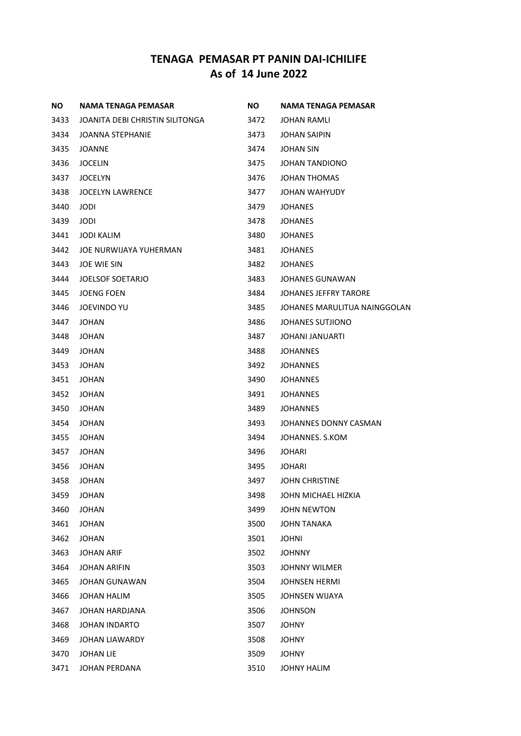# TENAGA PEMASAR PT PANIN DAI-ICHILIFE
## As of 14 June 2022

| NO | NAMA TENAGA PEMASAR |
|---|---|
| 3433 | JOANITA DEBI CHRISTIN SILITONGA |
| 3434 | JOANNA STEPHANIE |
| 3435 | JOANNE |
| 3436 | JOCELIN |
| 3437 | JOCELYN |
| 3438 | JOCELYN LAWRENCE |
| 3440 | JODI |
| 3439 | JODI |
| 3441 | JODI KALIM |
| 3442 | JOE NURWIJAYA YUHERMAN |
| 3443 | JOE WIE SIN |
| 3444 | JOELSOF SOETARJO |
| 3445 | JOENG FOEN |
| 3446 | JOEVINDO YU |
| 3447 | JOHAN |
| 3448 | JOHAN |
| 3449 | JOHAN |
| 3453 | JOHAN |
| 3451 | JOHAN |
| 3452 | JOHAN |
| 3450 | JOHAN |
| 3454 | JOHAN |
| 3455 | JOHAN |
| 3457 | JOHAN |
| 3456 | JOHAN |
| 3458 | JOHAN |
| 3459 | JOHAN |
| 3460 | JOHAN |
| 3461 | JOHAN |
| 3462 | JOHAN |
| 3463 | JOHAN ARIF |
| 3464 | JOHAN ARIFIN |
| 3465 | JOHAN GUNAWAN |
| 3466 | JOHAN HALIM |
| 3467 | JOHAN HARDJANA |
| 3468 | JOHAN INDARTO |
| 3469 | JOHAN LIAWARDY |
| 3470 | JOHAN LIE |
| 3471 | JOHAN PERDANA |
| 3472 | JOHAN RAMLI |
| 3473 | JOHAN SAIPIN |
| 3474 | JOHAN SIN |
| 3475 | JOHAN TANDIONO |
| 3476 | JOHAN THOMAS |
| 3477 | JOHAN WAHYUDY |
| 3479 | JOHANES |
| 3478 | JOHANES |
| 3480 | JOHANES |
| 3481 | JOHANES |
| 3482 | JOHANES |
| 3483 | JOHANES GUNAWAN |
| 3484 | JOHANES JEFFRY TARORE |
| 3485 | JOHANES MARULITUA NAINGGOLAN |
| 3486 | JOHANES SUTJIONO |
| 3487 | JOHANI JANUARTI |
| 3488 | JOHANNES |
| 3492 | JOHANNES |
| 3490 | JOHANNES |
| 3491 | JOHANNES |
| 3489 | JOHANNES |
| 3493 | JOHANNES DONNY CASMAN |
| 3494 | JOHANNES. S.KOM |
| 3496 | JOHARI |
| 3495 | JOHARI |
| 3497 | JOHN CHRISTINE |
| 3498 | JOHN MICHAEL HIZKIA |
| 3499 | JOHN NEWTON |
| 3500 | JOHN TANAKA |
| 3501 | JOHNI |
| 3502 | JOHNNY |
| 3503 | JOHNNY WILMER |
| 3504 | JOHNSEN HERMI |
| 3505 | JOHNSEN WIJAYA |
| 3506 | JOHNSON |
| 3507 | JOHNY |
| 3508 | JOHNY |
| 3509 | JOHNY |
| 3510 | JOHNY HALIM |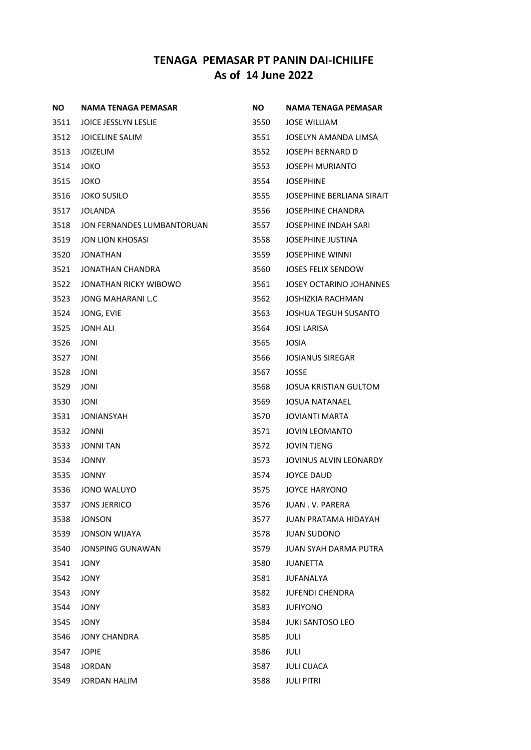## TENAGA PEMASAR PT PANIN DAI-ICHILIFE
## As of 14 June 2022

| NO | NAMA TENAGA PEMASAR |
|---|---|
| 3511 | JOICE JESSLYN LESLIE |
| 3512 | JOICELINE SALIM |
| 3513 | JOIZELIM |
| 3514 | JOKO |
| 3515 | JOKO |
| 3516 | JOKO SUSILO |
| 3517 | JOLANDA |
| 3518 | JON FERNANDES LUMBANTORUAN |
| 3519 | JON LION KHOSASI |
| 3520 | JONATHAN |
| 3521 | JONATHAN CHANDRA |
| 3522 | JONATHAN RICKY WIBOWO |
| 3523 | JONG MAHARANI L.C |
| 3524 | JONG, EVIE |
| 3525 | JONH ALI |
| 3526 | JONI |
| 3527 | JONI |
| 3528 | JONI |
| 3529 | JONI |
| 3530 | JONI |
| 3531 | JONIANSYAH |
| 3532 | JONNI |
| 3533 | JONNI TAN |
| 3534 | JONNY |
| 3535 | JONNY |
| 3536 | JONO WALUYO |
| 3537 | JONS JERRICO |
| 3538 | JONSON |
| 3539 | JONSON WIJAYA |
| 3540 | JONSPING GUNAWAN |
| 3541 | JONY |
| 3542 | JONY |
| 3543 | JONY |
| 3544 | JONY |
| 3545 | JONY |
| 3546 | JONY CHANDRA |
| 3547 | JOPIE |
| 3548 | JORDAN |
| 3549 | JORDAN HALIM |
| 3550 | JOSE WILLIAM |
| 3551 | JOSELYN AMANDA LIMSA |
| 3552 | JOSEPH BERNARD D |
| 3553 | JOSEPH MURIANTO |
| 3554 | JOSEPHINE |
| 3555 | JOSEPHINE BERLIANA SIRAIT |
| 3556 | JOSEPHINE CHANDRA |
| 3557 | JOSEPHINE INDAH SARI |
| 3558 | JOSEPHINE JUSTINA |
| 3559 | JOSEPHINE WINNI |
| 3560 | JOSES FELIX SENDOW |
| 3561 | JOSEY OCTARINO JOHANNES |
| 3562 | JOSHIZKIA RACHMAN |
| 3563 | JOSHUA TEGUH SUSANTO |
| 3564 | JOSI LARISA |
| 3565 | JOSIA |
| 3566 | JOSIANUS SIREGAR |
| 3567 | JOSSE |
| 3568 | JOSUA KRISTIAN GULTOM |
| 3569 | JOSUA NATANAEL |
| 3570 | JOVIANTI MARTA |
| 3571 | JOVIN LEOMANTO |
| 3572 | JOVIN TJENG |
| 3573 | JOVINUS ALVIN LEONARDY |
| 3574 | JOYCE DAUD |
| 3575 | JOYCE HARYONO |
| 3576 | JUAN . V. PARERA |
| 3577 | JUAN PRATAMA HIDAYAH |
| 3578 | JUAN SUDONO |
| 3579 | JUAN SYAH DARMA PUTRA |
| 3580 | JUANETTA |
| 3581 | JUFANALYA |
| 3582 | JUFENDI CHENDRA |
| 3583 | JUFIYONO |
| 3584 | JUKI SANTOSO LEO |
| 3585 | JULI |
| 3586 | JULI |
| 3587 | JULI CUACA |
| 3588 | JULI PITRI |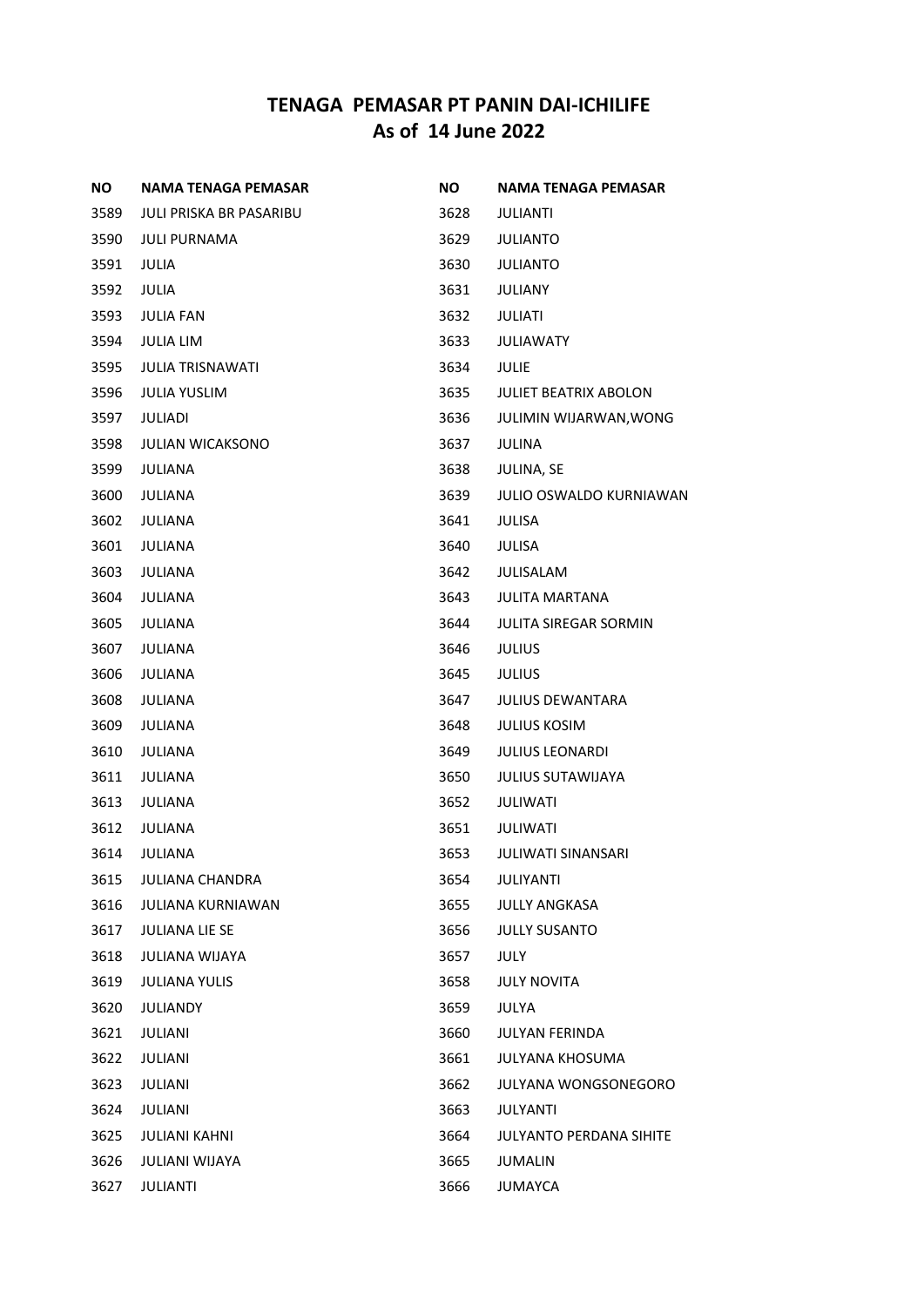# TENAGA PEMASAR PT PANIN DAI-ICHILIFE
## As of 14 June 2022

| NO | NAMA TENAGA PEMASAR |
|---|---|
| 3589 | JULI PRISKA BR PASARIBU |
| 3590 | JULI PURNAMA |
| 3591 | JULIA |
| 3592 | JULIA |
| 3593 | JULIA FAN |
| 3594 | JULIA LIM |
| 3595 | JULIA TRISNAWATI |
| 3596 | JULIA YUSLIM |
| 3597 | JULIADI |
| 3598 | JULIAN WICAKSONO |
| 3599 | JULIANA |
| 3600 | JULIANA |
| 3602 | JULIANA |
| 3601 | JULIANA |
| 3603 | JULIANA |
| 3604 | JULIANA |
| 3605 | JULIANA |
| 3607 | JULIANA |
| 3606 | JULIANA |
| 3608 | JULIANA |
| 3609 | JULIANA |
| 3610 | JULIANA |
| 3611 | JULIANA |
| 3613 | JULIANA |
| 3612 | JULIANA |
| 3614 | JULIANA |
| 3615 | JULIANA CHANDRA |
| 3616 | JULIANA KURNIAWAN |
| 3617 | JULIANA LIE SE |
| 3618 | JULIANA WIJAYA |
| 3619 | JULIANA YULIS |
| 3620 | JULIANDY |
| 3621 | JULIANI |
| 3622 | JULIANI |
| 3623 | JULIANI |
| 3624 | JULIANI |
| 3625 | JULIANI KAHNI |
| 3626 | JULIANI WIJAYA |
| 3627 | JULIANTI |
| 3628 | JULIANTI |
| 3629 | JULIANTO |
| 3630 | JULIANTO |
| 3631 | JULIANY |
| 3632 | JULIATI |
| 3633 | JULIAWATY |
| 3634 | JULIE |
| 3635 | JULIET BEATRIX ABOLON |
| 3636 | JULIMIN WIJARWAN,WONG |
| 3637 | JULINA |
| 3638 | JULINA, SE |
| 3639 | JULIO OSWALDO KURNIAWAN |
| 3641 | JULISA |
| 3640 | JULISA |
| 3642 | JULISALAM |
| 3643 | JULITA MARTANA |
| 3644 | JULITA SIREGAR SORMIN |
| 3646 | JULIUS |
| 3645 | JULIUS |
| 3647 | JULIUS DEWANTARA |
| 3648 | JULIUS KOSIM |
| 3649 | JULIUS LEONARDI |
| 3650 | JULIUS SUTAWIJAYA |
| 3652 | JULIWATI |
| 3651 | JULIWATI |
| 3653 | JULIWATI SINANSARI |
| 3654 | JULIYANTI |
| 3655 | JULLY ANGKASA |
| 3656 | JULLY SUSANTO |
| 3657 | JULY |
| 3658 | JULY NOVITA |
| 3659 | JULYA |
| 3660 | JULYAN FERINDA |
| 3661 | JULYANA KHOSUMA |
| 3662 | JULYANA WONGSONEGORO |
| 3663 | JULYANTI |
| 3664 | JULYANTO PERDANA SIHITE |
| 3665 | JUMALIN |
| 3666 | JUMAYCA |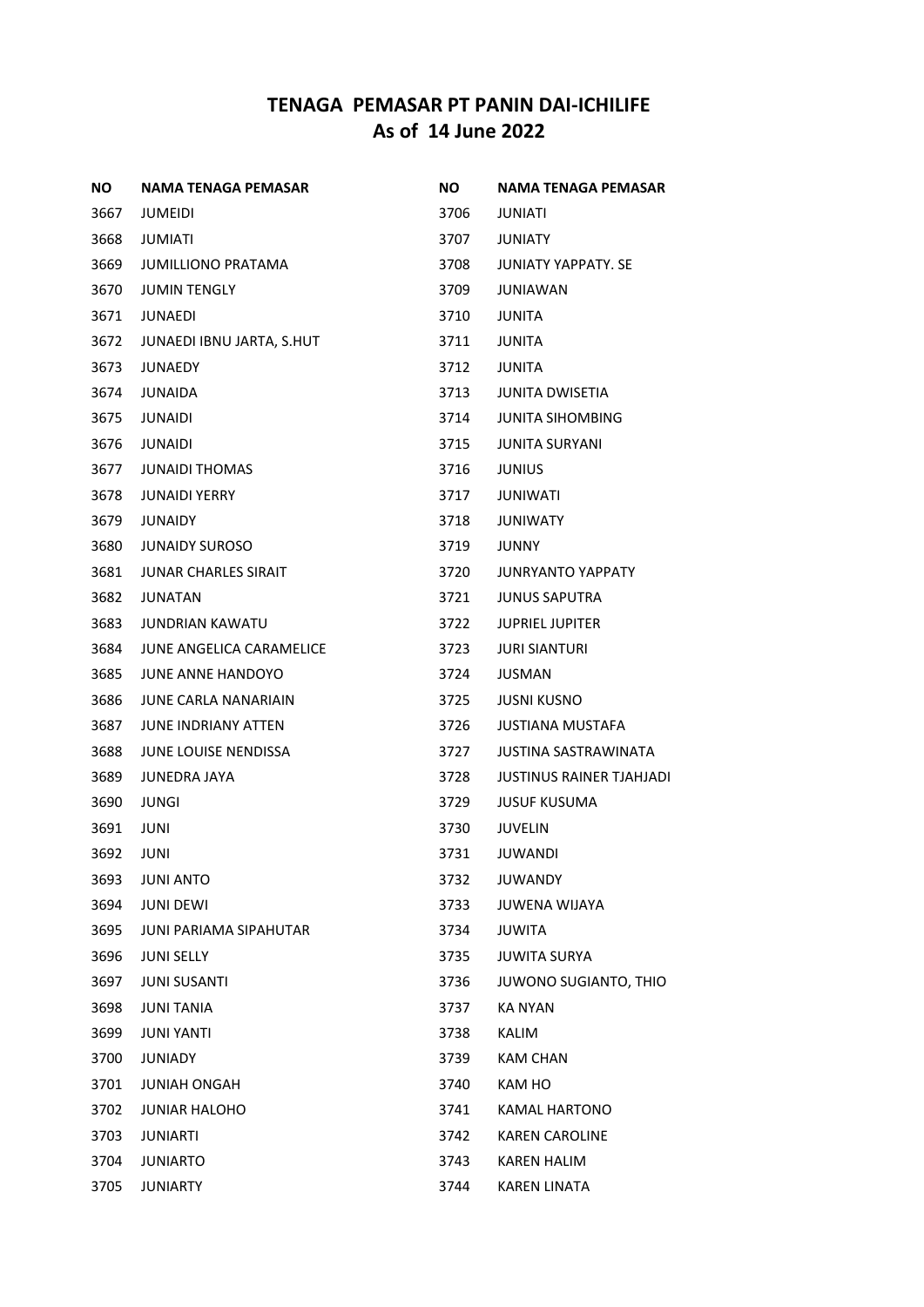# TENAGA PEMASAR PT PANIN DAI-ICHILIFE
## As of 14 June 2022

| NO | NAMA TENAGA PEMASAR |
|---|---|
| 3667 | JUMEIDI |
| 3668 | JUMIATI |
| 3669 | JUMILLIONO PRATAMA |
| 3670 | JUMIN TENGLY |
| 3671 | JUNAEDI |
| 3672 | JUNAEDI IBNU JARTA, S.HUT |
| 3673 | JUNAEDY |
| 3674 | JUNAIDA |
| 3675 | JUNAIDI |
| 3676 | JUNAIDI |
| 3677 | JUNAIDI THOMAS |
| 3678 | JUNAIDI YERRY |
| 3679 | JUNAIDY |
| 3680 | JUNAIDY SUROSO |
| 3681 | JUNAR CHARLES SIRAIT |
| 3682 | JUNATAN |
| 3683 | JUNDRIAN KAWATU |
| 3684 | JUNE ANGELICA CARAMELICE |
| 3685 | JUNE ANNE HANDOYO |
| 3686 | JUNE CARLA NANARIAIN |
| 3687 | JUNE INDRIANY ATTEN |
| 3688 | JUNE LOUISE NENDISSA |
| 3689 | JUNEDRA JAYA |
| 3690 | JUNGI |
| 3691 | JUNI |
| 3692 | JUNI |
| 3693 | JUNI ANTO |
| 3694 | JUNI DEWI |
| 3695 | JUNI PARIAMA SIPAHUTAR |
| 3696 | JUNI SELLY |
| 3697 | JUNI SUSANTI |
| 3698 | JUNI TANIA |
| 3699 | JUNI YANTI |
| 3700 | JUNIADY |
| 3701 | JUNIAH ONGAH |
| 3702 | JUNIAR HALOHO |
| 3703 | JUNIARTI |
| 3704 | JUNIARTO |
| 3705 | JUNIARTY |
| 3706 | JUNIATI |
| 3707 | JUNIATY |
| 3708 | JUNIATY YAPPATY. SE |
| 3709 | JUNIAWAN |
| 3710 | JUNITA |
| 3711 | JUNITA |
| 3712 | JUNITA |
| 3713 | JUNITA DWISETIA |
| 3714 | JUNITA SIHOMBING |
| 3715 | JUNITA SURYANI |
| 3716 | JUNIUS |
| 3717 | JUNIWATI |
| 3718 | JUNIWATY |
| 3719 | JUNNY |
| 3720 | JUNRYANTO YAPPATY |
| 3721 | JUNUS SAPUTRA |
| 3722 | JUPRIEL JUPITER |
| 3723 | JURI SIANTURI |
| 3724 | JUSMAN |
| 3725 | JUSNI KUSNO |
| 3726 | JUSTIANA MUSTAFA |
| 3727 | JUSTINA SASTRAWINATA |
| 3728 | JUSTINUS RAINER TJAHJADI |
| 3729 | JUSUF KUSUMA |
| 3730 | JUVELIN |
| 3731 | JUWANDI |
| 3732 | JUWANDY |
| 3733 | JUWENA WIJAYA |
| 3734 | JUWITA |
| 3735 | JUWITA SURYA |
| 3736 | JUWONO SUGIANTO, THIO |
| 3737 | KA NYAN |
| 3738 | KALIM |
| 3739 | KAM CHAN |
| 3740 | KAM HO |
| 3741 | KAMAL HARTONO |
| 3742 | KAREN CAROLINE |
| 3743 | KAREN HALIM |
| 3744 | KAREN LINATA |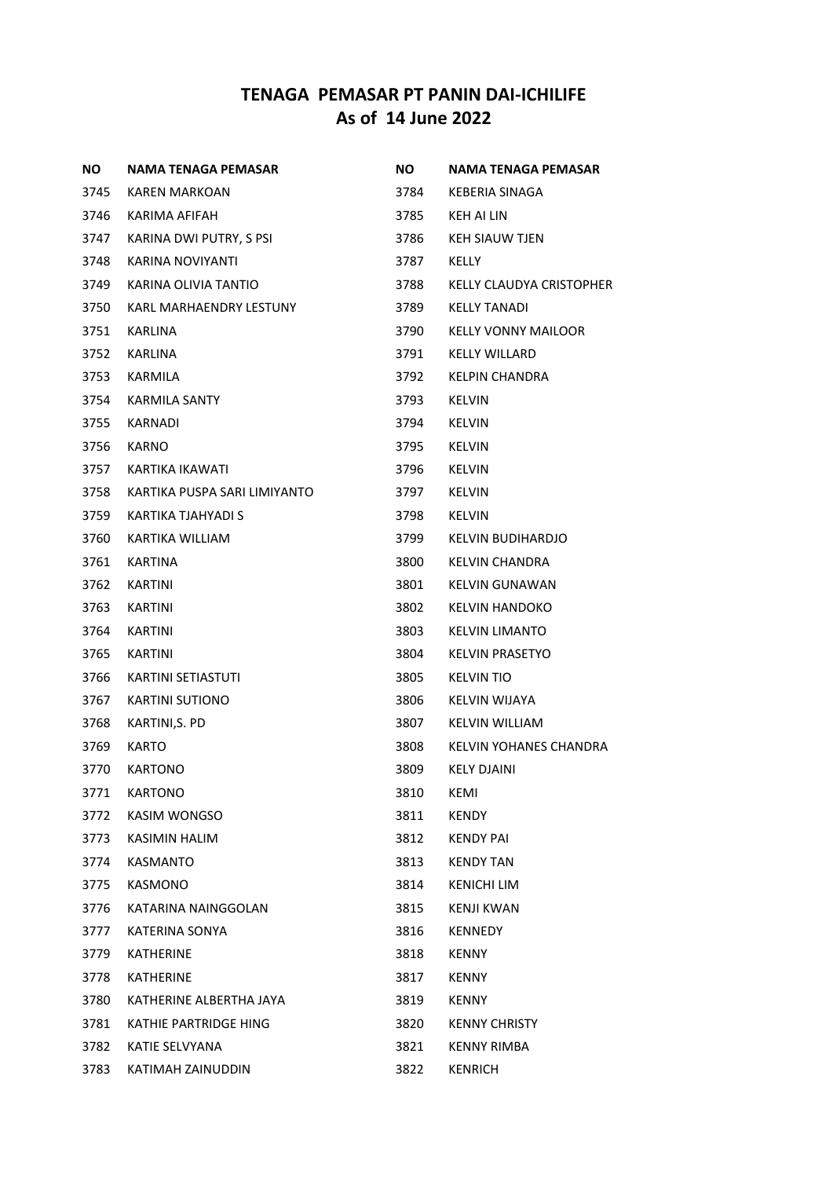# TENAGA PEMASAR PT PANIN DAI-ICHILIFE
# As of 14 June 2022

| NO | NAMA TENAGA PEMASAR |
|---|---|
| 3745 | KAREN MARKOAN |
| 3746 | KARIMA AFIFAH |
| 3747 | KARINA DWI PUTRY, S PSI |
| 3748 | KARINA NOVIYANTI |
| 3749 | KARINA OLIVIA TANTIO |
| 3750 | KARL MARHAENDRY LESTUNY |
| 3751 | KARLINA |
| 3752 | KARLINA |
| 3753 | KARMILA |
| 3754 | KARMILA SANTY |
| 3755 | KARNADI |
| 3756 | KARNO |
| 3757 | KARTIKA IKAWATI |
| 3758 | KARTIKA PUSPA SARI LIMIYANTO |
| 3759 | KARTIKA TJAHYADI S |
| 3760 | KARTIKA WILLIAM |
| 3761 | KARTINA |
| 3762 | KARTINI |
| 3763 | KARTINI |
| 3764 | KARTINI |
| 3765 | KARTINI |
| 3766 | KARTINI SETIASTUTI |
| 3767 | KARTINI SUTIONO |
| 3768 | KARTINI,S. PD |
| 3769 | KARTO |
| 3770 | KARTONO |
| 3771 | KARTONO |
| 3772 | KASIM WONGSO |
| 3773 | KASIMIN HALIM |
| 3774 | KASMANTO |
| 3775 | KASMONO |
| 3776 | KATARINA NAINGGOLAN |
| 3777 | KATERINA SONYA |
| 3779 | KATHERINE |
| 3778 | KATHERINE |
| 3780 | KATHERINE ALBERTHA JAYA |
| 3781 | KATHIE PARTRIDGE HING |
| 3782 | KATIE SELVYANA |
| 3783 | KATIMAH ZAINUDDIN |
| 3784 | KEBERIA SINAGA |
| 3785 | KEH AI LIN |
| 3786 | KEH SIAUW TJEN |
| 3787 | KELLY |
| 3788 | KELLY CLAUDYA CRISTOPHER |
| 3789 | KELLY TANADI |
| 3790 | KELLY VONNY MAILOOR |
| 3791 | KELLY WILLARD |
| 3792 | KELPIN CHANDRA |
| 3793 | KELVIN |
| 3794 | KELVIN |
| 3795 | KELVIN |
| 3796 | KELVIN |
| 3797 | KELVIN |
| 3798 | KELVIN |
| 3799 | KELVIN BUDIHARDJO |
| 3800 | KELVIN CHANDRA |
| 3801 | KELVIN GUNAWAN |
| 3802 | KELVIN HANDOKO |
| 3803 | KELVIN LIMANTO |
| 3804 | KELVIN PRASETYO |
| 3805 | KELVIN TIO |
| 3806 | KELVIN WIJAYA |
| 3807 | KELVIN WILLIAM |
| 3808 | KELVIN YOHANES CHANDRA |
| 3809 | KELY DJAINI |
| 3810 | KEMI |
| 3811 | KENDY |
| 3812 | KENDY PAI |
| 3813 | KENDY TAN |
| 3814 | KENICHI LIM |
| 3815 | KENJI KWAN |
| 3816 | KENNEDY |
| 3818 | KENNY |
| 3817 | KENNY |
| 3819 | KENNY |
| 3820 | KENNY CHRISTY |
| 3821 | KENNY RIMBA |
| 3822 | KENRICH |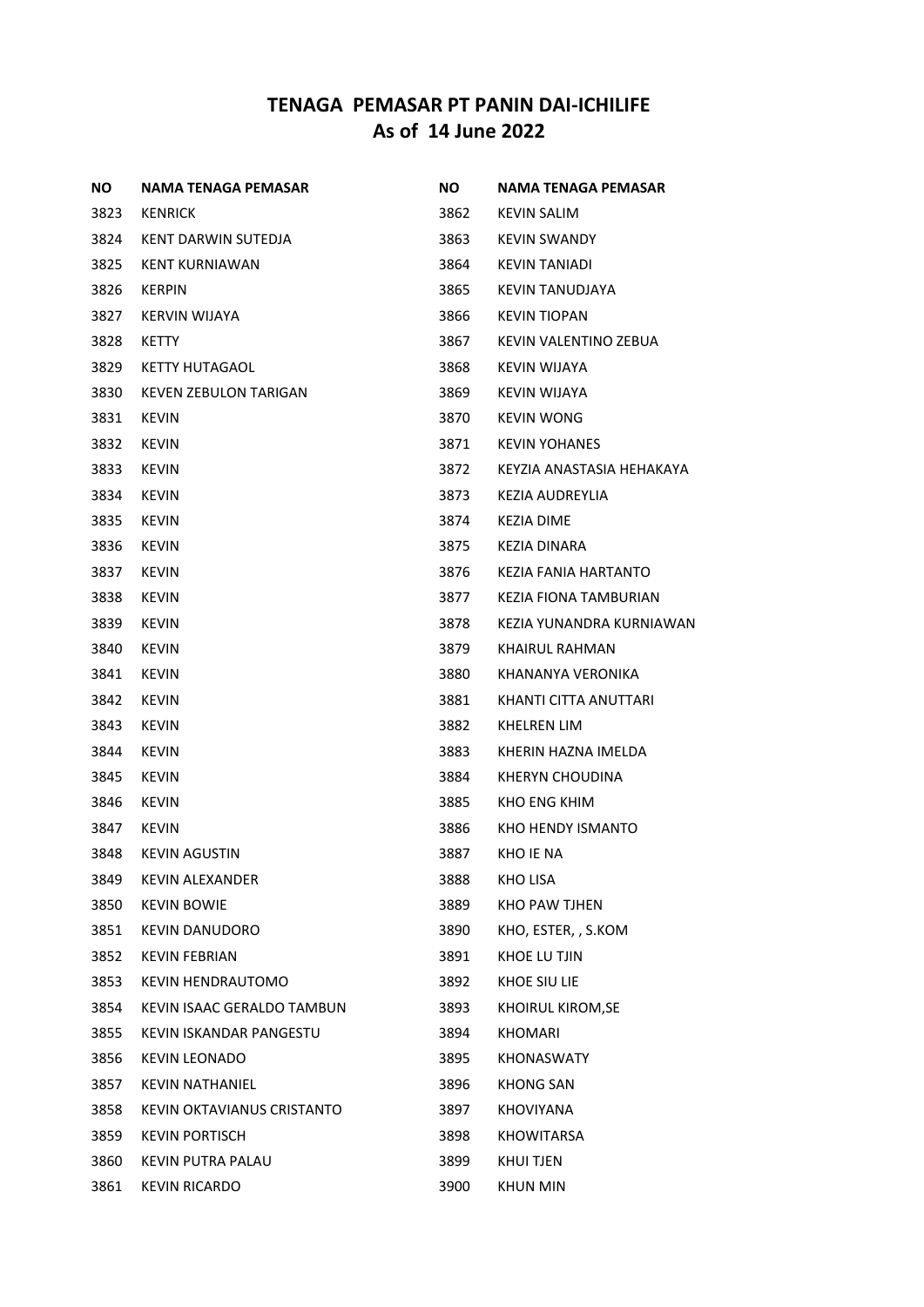# TENAGA PEMASAR PT PANIN DAI-ICHILIFE
## As of 14 June 2022

| NO | NAMA TENAGA PEMASAR |
|---|---|
| 3823 | KENRICK |
| 3824 | KENT DARWIN SUTEDJA |
| 3825 | KENT KURNIAWAN |
| 3826 | KERPIN |
| 3827 | KERVIN WIJAYA |
| 3828 | KETTY |
| 3829 | KETTY HUTAGAOL |
| 3830 | KEVEN ZEBULON TARIGAN |
| 3831 | KEVIN |
| 3832 | KEVIN |
| 3833 | KEVIN |
| 3834 | KEVIN |
| 3835 | KEVIN |
| 3836 | KEVIN |
| 3837 | KEVIN |
| 3838 | KEVIN |
| 3839 | KEVIN |
| 3840 | KEVIN |
| 3841 | KEVIN |
| 3842 | KEVIN |
| 3843 | KEVIN |
| 3844 | KEVIN |
| 3845 | KEVIN |
| 3846 | KEVIN |
| 3847 | KEVIN |
| 3848 | KEVIN AGUSTIN |
| 3849 | KEVIN ALEXANDER |
| 3850 | KEVIN BOWIE |
| 3851 | KEVIN DANUDORO |
| 3852 | KEVIN FEBRIAN |
| 3853 | KEVIN HENDRAUTOMO |
| 3854 | KEVIN ISAAC GERALDO TAMBUN |
| 3855 | KEVIN ISKANDAR PANGESTU |
| 3856 | KEVIN LEONADO |
| 3857 | KEVIN NATHANIEL |
| 3858 | KEVIN OKTAVIANUS CRISTANTO |
| 3859 | KEVIN PORTISCH |
| 3860 | KEVIN PUTRA PALAU |
| 3861 | KEVIN RICARDO |
| 3862 | KEVIN SALIM |
| 3863 | KEVIN SWANDY |
| 3864 | KEVIN TANIADI |
| 3865 | KEVIN TANUDJAYA |
| 3866 | KEVIN TIOPAN |
| 3867 | KEVIN VALENTINO ZEBUA |
| 3868 | KEVIN WIJAYA |
| 3869 | KEVIN WIJAYA |
| 3870 | KEVIN WONG |
| 3871 | KEVIN YOHANES |
| 3872 | KEYZIA ANASTASIA HEHAKAYA |
| 3873 | KEZIA AUDREYLIA |
| 3874 | KEZIA DIME |
| 3875 | KEZIA DINARA |
| 3876 | KEZIA FANIA HARTANTO |
| 3877 | KEZIA FIONA TAMBURIAN |
| 3878 | KEZIA YUNANDRA KURNIAWAN |
| 3879 | KHAIRUL RAHMAN |
| 3880 | KHANANYA VERONIKA |
| 3881 | KHANTI CITTA ANUTTARI |
| 3882 | KHELREN LIM |
| 3883 | KHERIN HAZNA IMELDA |
| 3884 | KHERYN CHOUDINA |
| 3885 | KHO ENG KHIM |
| 3886 | KHO HENDY ISMANTO |
| 3887 | KHO IE NA |
| 3888 | KHO LISA |
| 3889 | KHO PAW TJHEN |
| 3890 | KHO, ESTER, , S.KOM |
| 3891 | KHOE LU TJIN |
| 3892 | KHOE SIU LIE |
| 3893 | KHOIRUL KIROM,SE |
| 3894 | KHOMARI |
| 3895 | KHONASWATY |
| 3896 | KHONG SAN |
| 3897 | KHOVIYANA |
| 3898 | KHOWITARSA |
| 3899 | KHUI TJEN |
| 3900 | KHUN MIN |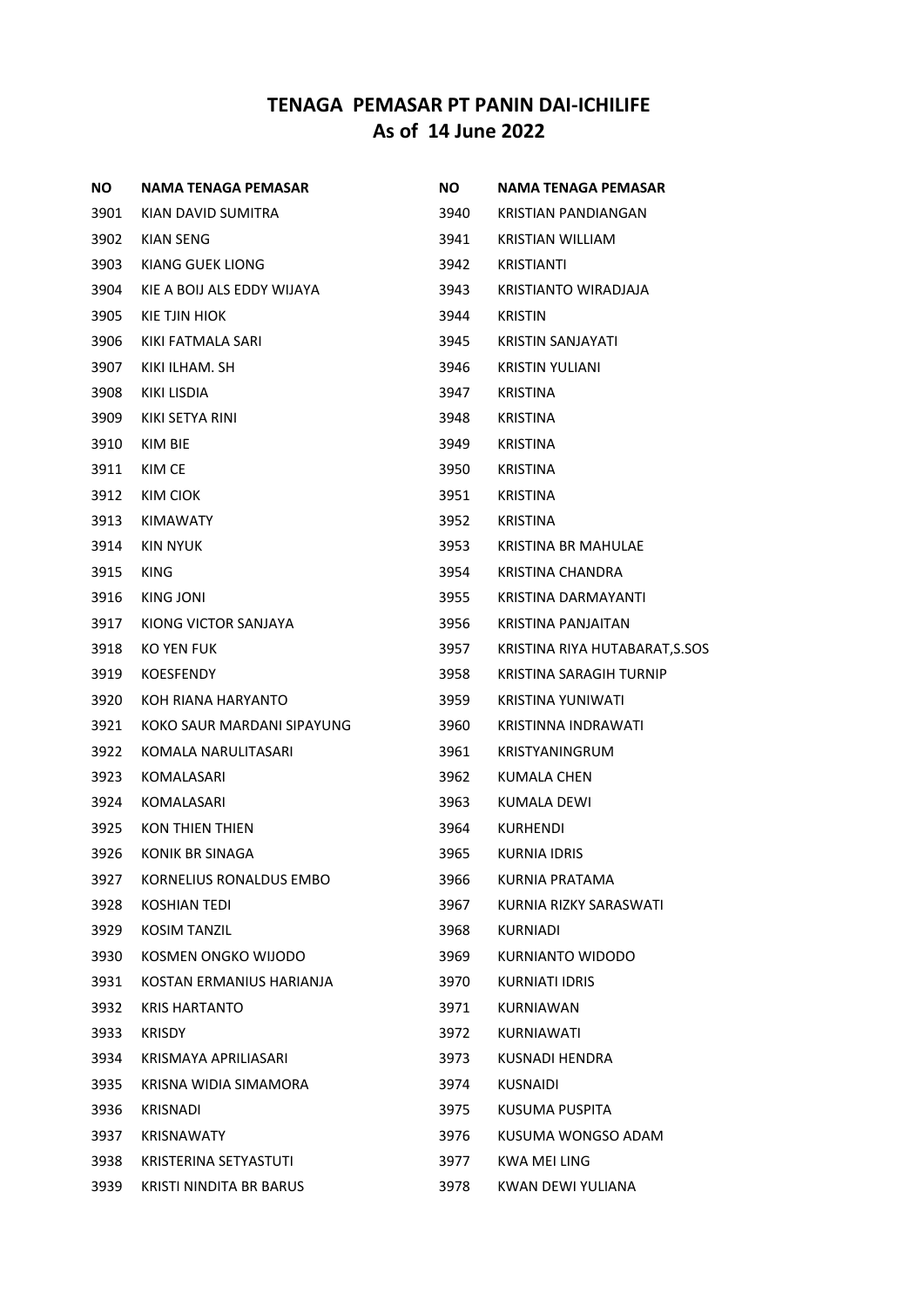# TENAGA PEMASAR PT PANIN DAI-ICHILIFE
## As of 14 June 2022

| NO | NAMA TENAGA PEMASAR |
|---|---|
| 3901 | KIAN DAVID SUMITRA |
| 3902 | KIAN SENG |
| 3903 | KIANG GUEK LIONG |
| 3904 | KIE A BOIJ ALS EDDY WIJAYA |
| 3905 | KIE TJIN HIOK |
| 3906 | KIKI FATMALA SARI |
| 3907 | KIKI ILHAM. SH |
| 3908 | KIKI LISDIA |
| 3909 | KIKI SETYA RINI |
| 3910 | KIM BIE |
| 3911 | KIM CE |
| 3912 | KIM CIOK |
| 3913 | KIMAWATY |
| 3914 | KIN NYUK |
| 3915 | KING |
| 3916 | KING JONI |
| 3917 | KIONG VICTOR SANJAYA |
| 3918 | KO YEN FUK |
| 3919 | KOESFENDY |
| 3920 | KOH RIANA HARYANTO |
| 3921 | KOKO SAUR MARDANI SIPAYUNG |
| 3922 | KOMALA NARULITASARI |
| 3923 | KOMALASARI |
| 3924 | KOMALASARI |
| 3925 | KON THIEN THIEN |
| 3926 | KONIK BR SINAGA |
| 3927 | KORNELIUS RONALDUS EMBO |
| 3928 | KOSHIAN TEDI |
| 3929 | KOSIM TANZIL |
| 3930 | KOSMEN ONGKO WIJODO |
| 3931 | KOSTAN ERMANIUS HARIANJA |
| 3932 | KRIS HARTANTO |
| 3933 | KRISDY |
| 3934 | KRISMAYA APRILIASARI |
| 3935 | KRISNA WIDIA SIMAMORA |
| 3936 | KRISNADI |
| 3937 | KRISNAWATY |
| 3938 | KRISTERINA SETYASTUTI |
| 3939 | KRISTI NINDITA BR BARUS |
| 3940 | KRISTIAN PANDIANGAN |
| 3941 | KRISTIAN WILLIAM |
| 3942 | KRISTIANTI |
| 3943 | KRISTIANTO WIRADJAJA |
| 3944 | KRISTIN |
| 3945 | KRISTIN SANJAYATI |
| 3946 | KRISTIN YULIANI |
| 3947 | KRISTINA |
| 3948 | KRISTINA |
| 3949 | KRISTINA |
| 3950 | KRISTINA |
| 3951 | KRISTINA |
| 3952 | KRISTINA |
| 3953 | KRISTINA BR MAHULAE |
| 3954 | KRISTINA CHANDRA |
| 3955 | KRISTINA DARMAYANTI |
| 3956 | KRISTINA PANJAITAN |
| 3957 | KRISTINA RIYA HUTABARAT,S.SOS |
| 3958 | KRISTINA SARAGIH TURNIP |
| 3959 | KRISTINA YUNIWATI |
| 3960 | KRISTINNA INDRAWATI |
| 3961 | KRISTYANINGRUM |
| 3962 | KUMALA CHEN |
| 3963 | KUMALA DEWI |
| 3964 | KURHENDI |
| 3965 | KURNIA IDRIS |
| 3966 | KURNIA PRATAMA |
| 3967 | KURNIA RIZKY SARASWATI |
| 3968 | KURNIADI |
| 3969 | KURNIANTO WIDODO |
| 3970 | KURNIATI IDRIS |
| 3971 | KURNIAWAN |
| 3972 | KURNIAWATI |
| 3973 | KUSNADI HENDRA |
| 3974 | KUSNAIDI |
| 3975 | KUSUMA PUSPITA |
| 3976 | KUSUMA WONGSO ADAM |
| 3977 | KWA MEI LING |
| 3978 | KWAN DEWI YULIANA |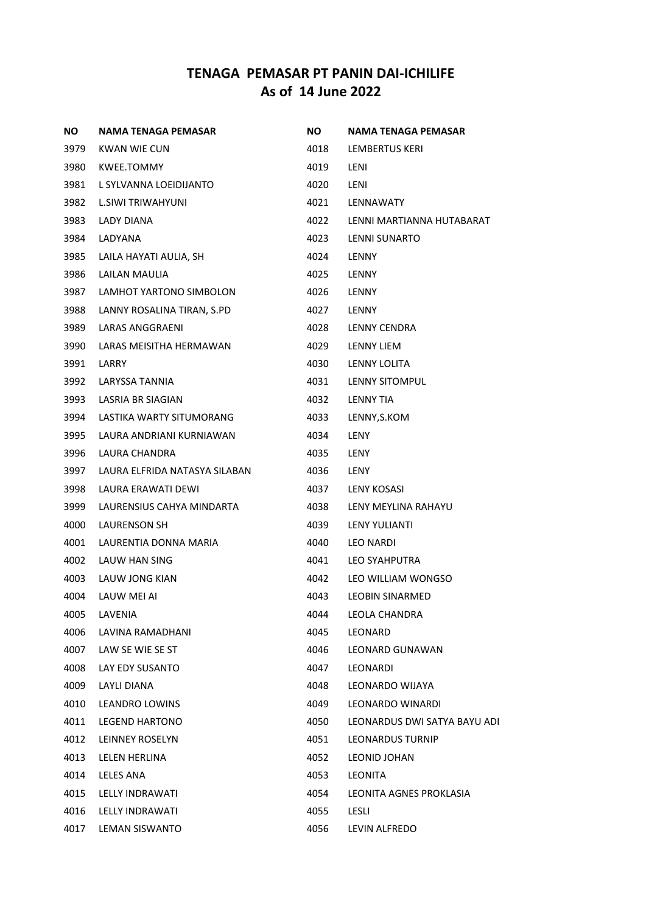# TENAGA PEMASAR PT PANIN DAI-ICHILIFE
## As of 14 June 2022

| NO | NAMA TENAGA PEMASAR |
|---|---|
| 3979 | KWAN WIE CUN |
| 3980 | KWEE.TOMMY |
| 3981 | L SYLVANNA LOEIDIJANTO |
| 3982 | L.SIWI TRIWAHYUNI |
| 3983 | LADY DIANA |
| 3984 | LADYANA |
| 3985 | LAILA HAYATI AULIA, SH |
| 3986 | LAILAN MAULIA |
| 3987 | LAMHOT YARTONO SIMBOLON |
| 3988 | LANNY ROSALINA TIRAN, S.PD |
| 3989 | LARAS ANGGRAENI |
| 3990 | LARAS MEISITHA HERMAWAN |
| 3991 | LARRY |
| 3992 | LARYSSA TANNIA |
| 3993 | LASRIA BR SIAGIAN |
| 3994 | LASTIKA WARTY SITUMORANG |
| 3995 | LAURA ANDRIANI KURNIAWAN |
| 3996 | LAURA CHANDRA |
| 3997 | LAURA ELFRIDA NATASYA SILABAN |
| 3998 | LAURA ERAWATI DEWI |
| 3999 | LAURENSIUS CAHYA MINDARTA |
| 4000 | LAURENSON SH |
| 4001 | LAURENTIA DONNA MARIA |
| 4002 | LAUW HAN SING |
| 4003 | LAUW JONG KIAN |
| 4004 | LAUW MEI AI |
| 4005 | LAVENIA |
| 4006 | LAVINA RAMADHANI |
| 4007 | LAW SE WIE SE ST |
| 4008 | LAY EDY SUSANTO |
| 4009 | LAYLI DIANA |
| 4010 | LEANDRO LOWINS |
| 4011 | LEGEND HARTONO |
| 4012 | LEINNEY ROSELYN |
| 4013 | LELEN HERLINA |
| 4014 | LELES ANA |
| 4015 | LELLY INDRAWATI |
| 4016 | LELLY INDRAWATI |
| 4017 | LEMAN SISWANTO |
| 4018 | LEMBERTUS KERI |
| 4019 | LENI |
| 4020 | LENI |
| 4021 | LENNAWATY |
| 4022 | LENNI MARTIANNA HUTABARAT |
| 4023 | LENNI SUNARTO |
| 4024 | LENNY |
| 4025 | LENNY |
| 4026 | LENNY |
| 4027 | LENNY |
| 4028 | LENNY CENDRA |
| 4029 | LENNY LIEM |
| 4030 | LENNY LOLITA |
| 4031 | LENNY SITOMPUL |
| 4032 | LENNY TIA |
| 4033 | LENNY,S.KOM |
| 4034 | LENY |
| 4035 | LENY |
| 4036 | LENY |
| 4037 | LENY KOSASI |
| 4038 | LENY MEYLINA RAHAYU |
| 4039 | LENY YULIANTI |
| 4040 | LEO NARDI |
| 4041 | LEO SYAHPUTRA |
| 4042 | LEO WILLIAM WONGSO |
| 4043 | LEOBIN SINARMED |
| 4044 | LEOLA CHANDRA |
| 4045 | LEONARD |
| 4046 | LEONARD GUNAWAN |
| 4047 | LEONARDI |
| 4048 | LEONARDO WIJAYA |
| 4049 | LEONARDO WINARDI |
| 4050 | LEONARDUS DWI SATYA BAYU ADI |
| 4051 | LEONARDUS TURNIP |
| 4052 | LEONID JOHAN |
| 4053 | LEONITA |
| 4054 | LEONITA AGNES PROKLASIA |
| 4055 | LESLI |
| 4056 | LEVIN ALFREDO |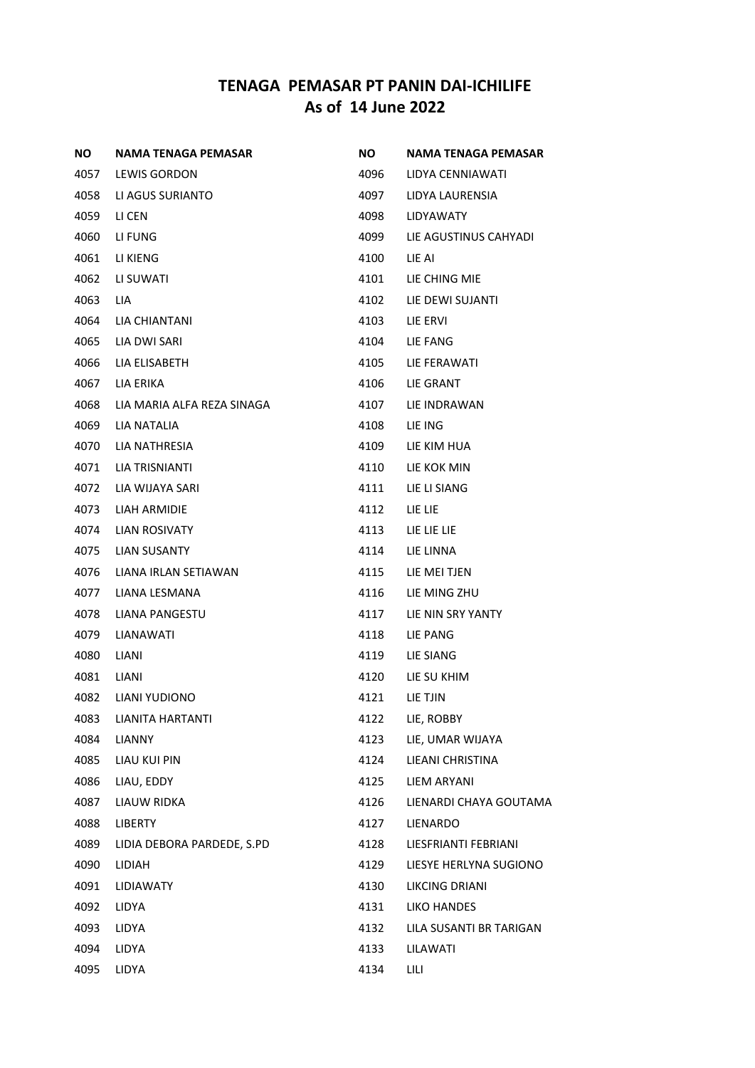# TENAGA PEMASAR PT PANIN DAI-ICHILIFE
## As of 14 June 2022

| NO | NAMA TENAGA PEMASAR |
|---|---|
| 4057 | LEWIS GORDON |
| 4058 | LI AGUS SURIANTO |
| 4059 | LI CEN |
| 4060 | LI FUNG |
| 4061 | LI KIENG |
| 4062 | LI SUWATI |
| 4063 | LIA |
| 4064 | LIA CHIANTANI |
| 4065 | LIA DWI SARI |
| 4066 | LIA ELISABETH |
| 4067 | LIA ERIKA |
| 4068 | LIA MARIA ALFA REZA SINAGA |
| 4069 | LIA NATALIA |
| 4070 | LIA NATHRESIA |
| 4071 | LIA TRISNIANTI |
| 4072 | LIA WIJAYA SARI |
| 4073 | LIAH ARMIDIE |
| 4074 | LIAN ROSIVATY |
| 4075 | LIAN SUSANTY |
| 4076 | LIANA IRLAN SETIAWAN |
| 4077 | LIANA LESMANA |
| 4078 | LIANA PANGESTU |
| 4079 | LIANAWATI |
| 4080 | LIANI |
| 4081 | LIANI |
| 4082 | LIANI YUDIONO |
| 4083 | LIANITA HARTANTI |
| 4084 | LIANNY |
| 4085 | LIAU KUI PIN |
| 4086 | LIAU, EDDY |
| 4087 | LIAUW RIDKA |
| 4088 | LIBERTY |
| 4089 | LIDIA DEBORA PARDEDE, S.PD |
| 4090 | LIDIAH |
| 4091 | LIDIAWATY |
| 4092 | LIDYA |
| 4093 | LIDYA |
| 4094 | LIDYA |
| 4095 | LIDYA |
| 4096 | LIDYA CENNIAWATI |
| 4097 | LIDYA LAURENSIA |
| 4098 | LIDYAWATY |
| 4099 | LIE AGUSTINUS CAHYADI |
| 4100 | LIE AI |
| 4101 | LIE CHING MIE |
| 4102 | LIE DEWI SUJANTI |
| 4103 | LIE ERVI |
| 4104 | LIE FANG |
| 4105 | LIE FERAWATI |
| 4106 | LIE GRANT |
| 4107 | LIE INDRAWAN |
| 4108 | LIE ING |
| 4109 | LIE KIM HUA |
| 4110 | LIE KOK MIN |
| 4111 | LIE LI SIANG |
| 4112 | LIE LIE |
| 4113 | LIE LIE LIE |
| 4114 | LIE LINNA |
| 4115 | LIE MEI TJEN |
| 4116 | LIE MING ZHU |
| 4117 | LIE NIN SRY YANTY |
| 4118 | LIE PANG |
| 4119 | LIE SIANG |
| 4120 | LIE SU KHIM |
| 4121 | LIE TJIN |
| 4122 | LIE, ROBBY |
| 4123 | LIE, UMAR WIJAYA |
| 4124 | LIEANI CHRISTINA |
| 4125 | LIEM ARYANI |
| 4126 | LIENARDI CHAYA GOUTAMA |
| 4127 | LIENARDO |
| 4128 | LIESFRIANTI FEBRIANI |
| 4129 | LIESYE HERLYNA SUGIONO |
| 4130 | LIKCING DRIANI |
| 4131 | LIKO HANDES |
| 4132 | LILA SUSANTI BR TARIGAN |
| 4133 | LILAWATI |
| 4134 | LILI |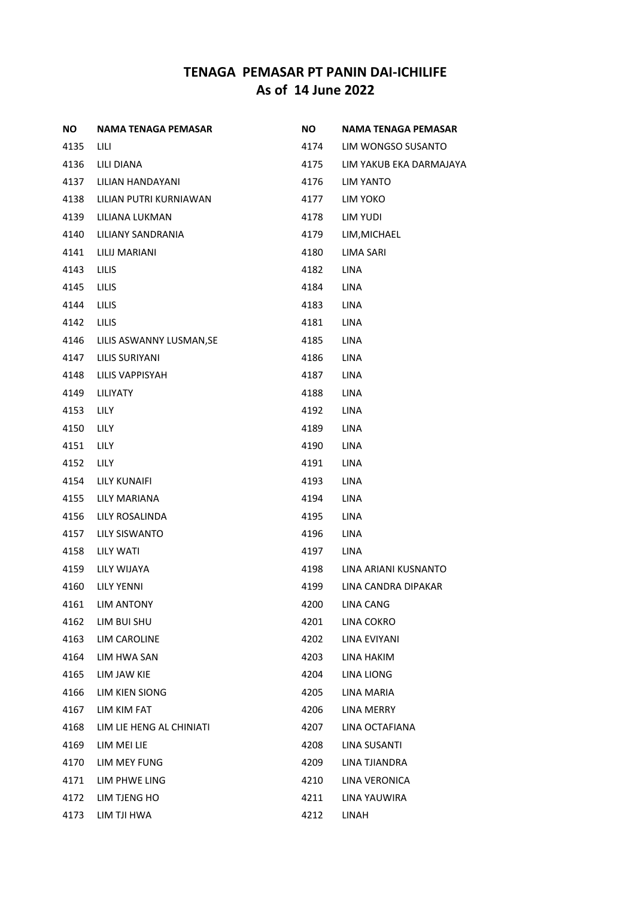# TENAGA PEMASAR PT PANIN DAI-ICHILIFE
## As of 14 June 2022

| NO | NAMA TENAGA PEMASAR |
|---|---|
| 4135 | LILI |
| 4136 | LILI DIANA |
| 4137 | LILIAN HANDAYANI |
| 4138 | LILIAN PUTRI KURNIAWAN |
| 4139 | LILIANA LUKMAN |
| 4140 | LILIANY SANDRANIA |
| 4141 | LILIJ MARIANI |
| 4143 | LILIS |
| 4145 | LILIS |
| 4144 | LILIS |
| 4142 | LILIS |
| 4146 | LILIS ASWANNY LUSMAN,SE |
| 4147 | LILIS SURIYANI |
| 4148 | LILIS VAPPISYAH |
| 4149 | LILIYATY |
| 4153 | LILY |
| 4150 | LILY |
| 4151 | LILY |
| 4152 | LILY |
| 4154 | LILY KUNAIFI |
| 4155 | LILY MARIANA |
| 4156 | LILY ROSALINDA |
| 4157 | LILY SISWANTO |
| 4158 | LILY WATI |
| 4159 | LILY WIJAYA |
| 4160 | LILY YENNI |
| 4161 | LIM ANTONY |
| 4162 | LIM BUI SHU |
| 4163 | LIM CAROLINE |
| 4164 | LIM HWA SAN |
| 4165 | LIM JAW KIE |
| 4166 | LIM KIEN SIONG |
| 4167 | LIM KIM FAT |
| 4168 | LIM LIE HENG AL CHINIATI |
| 4169 | LIM MEI LIE |
| 4170 | LIM MEY FUNG |
| 4171 | LIM PHWE LING |
| 4172 | LIM TJENG HO |
| 4173 | LIM TJI HWA |
| 4174 | LIM WONGSO SUSANTO |
| 4175 | LIM YAKUB EKA DARMAJAYA |
| 4176 | LIM YANTO |
| 4177 | LIM YOKO |
| 4178 | LIM YUDI |
| 4179 | LIM,MICHAEL |
| 4180 | LIMA SARI |
| 4182 | LINA |
| 4184 | LINA |
| 4183 | LINA |
| 4181 | LINA |
| 4185 | LINA |
| 4186 | LINA |
| 4187 | LINA |
| 4188 | LINA |
| 4192 | LINA |
| 4189 | LINA |
| 4190 | LINA |
| 4191 | LINA |
| 4193 | LINA |
| 4194 | LINA |
| 4195 | LINA |
| 4196 | LINA |
| 4197 | LINA |
| 4198 | LINA ARIANI KUSNANTO |
| 4199 | LINA CANDRA DIPAKAR |
| 4200 | LINA CANG |
| 4201 | LINA COKRO |
| 4202 | LINA EVIYANI |
| 4203 | LINA HAKIM |
| 4204 | LINA LIONG |
| 4205 | LINA MARIA |
| 4206 | LINA MERRY |
| 4207 | LINA OCTAFIANA |
| 4208 | LINA SUSANTI |
| 4209 | LINA TJIANDRA |
| 4210 | LINA VERONICA |
| 4211 | LINA YAUWIRA |
| 4212 | LINAH |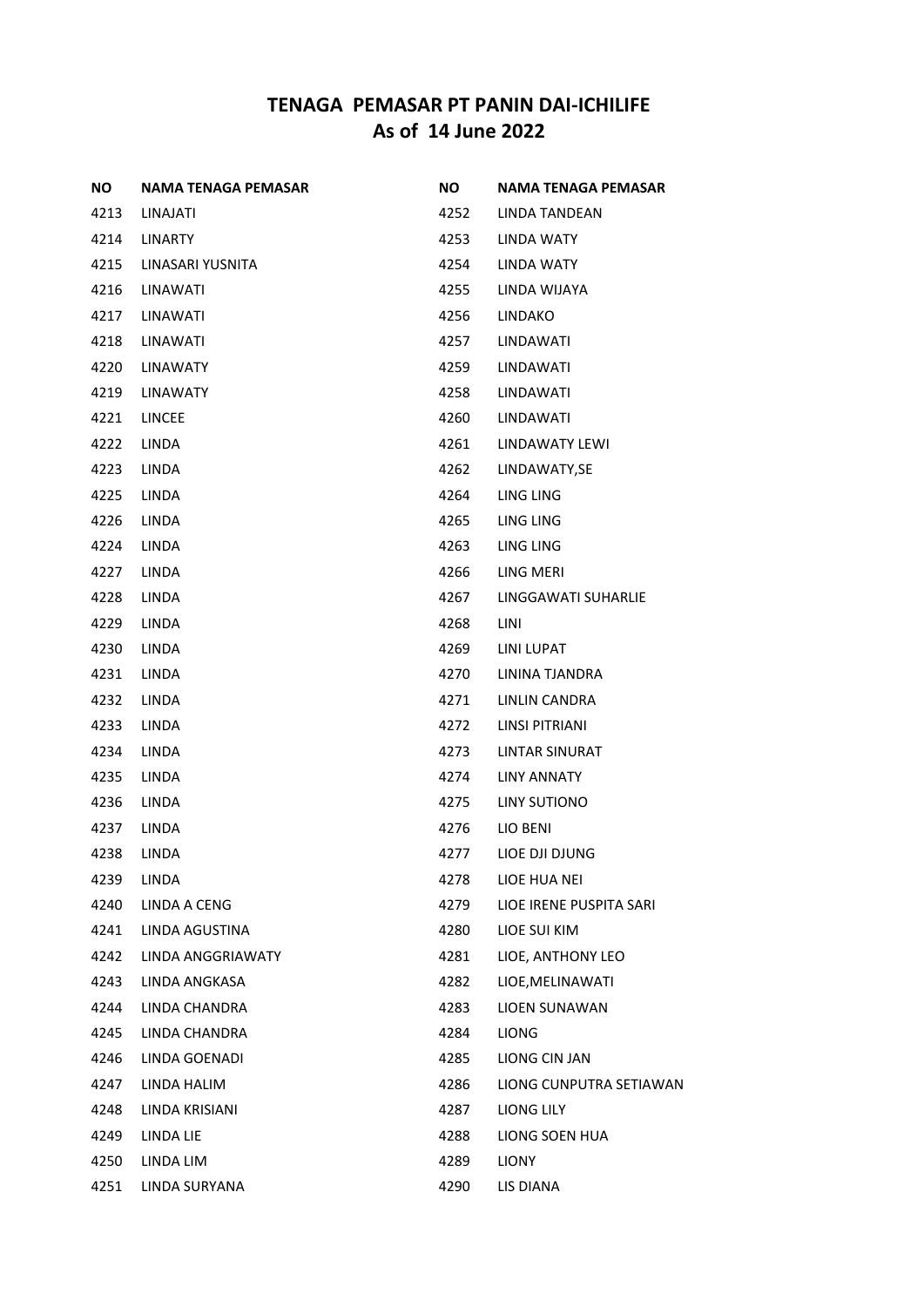## TENAGA PEMASAR PT PANIN DAI-ICHILIFE
## As of 14 June 2022

| NO | NAMA TENAGA PEMASAR |
|---|---|
| 4213 | LINAJATI |
| 4214 | LINARTY |
| 4215 | LINASARI YUSNITA |
| 4216 | LINAWATI |
| 4217 | LINAWATI |
| 4218 | LINAWATI |
| 4220 | LINAWATY |
| 4219 | LINAWATY |
| 4221 | LINCEE |
| 4222 | LINDA |
| 4223 | LINDA |
| 4225 | LINDA |
| 4226 | LINDA |
| 4224 | LINDA |
| 4227 | LINDA |
| 4228 | LINDA |
| 4229 | LINDA |
| 4230 | LINDA |
| 4231 | LINDA |
| 4232 | LINDA |
| 4233 | LINDA |
| 4234 | LINDA |
| 4235 | LINDA |
| 4236 | LINDA |
| 4237 | LINDA |
| 4238 | LINDA |
| 4239 | LINDA |
| 4240 | LINDA A CENG |
| 4241 | LINDA AGUSTINA |
| 4242 | LINDA ANGGRIAWATY |
| 4243 | LINDA ANGKASA |
| 4244 | LINDA CHANDRA |
| 4245 | LINDA CHANDRA |
| 4246 | LINDA GOENADI |
| 4247 | LINDA HALIM |
| 4248 | LINDA KRISIANI |
| 4249 | LINDA LIE |
| 4250 | LINDA LIM |
| 4251 | LINDA SURYANA |
| 4252 | LINDA TANDEAN |
| 4253 | LINDA WATY |
| 4254 | LINDA WATY |
| 4255 | LINDA WIJAYA |
| 4256 | LINDAKO |
| 4257 | LINDAWATI |
| 4259 | LINDAWATI |
| 4258 | LINDAWATI |
| 4260 | LINDAWATI |
| 4261 | LINDAWATY LEWI |
| 4262 | LINDAWATY,SE |
| 4264 | LING LING |
| 4265 | LING LING |
| 4263 | LING LING |
| 4266 | LING MERI |
| 4267 | LINGGAWATI SUHARLIE |
| 4268 | LINI |
| 4269 | LINI LUPAT |
| 4270 | LININA TJANDRA |
| 4271 | LINLIN CANDRA |
| 4272 | LINSI PITRIANI |
| 4273 | LINTAR SINURAT |
| 4274 | LINY ANNATY |
| 4275 | LINY SUTIONO |
| 4276 | LIO BENI |
| 4277 | LIOE DJI DJUNG |
| 4278 | LIOE HUA NEI |
| 4279 | LIOE IRENE PUSPITA SARI |
| 4280 | LIOE SUI KIM |
| 4281 | LIOE, ANTHONY LEO |
| 4282 | LIOE,MELINAWATI |
| 4283 | LIOEN SUNAWAN |
| 4284 | LIONG |
| 4285 | LIONG CIN JAN |
| 4286 | LIONG CUNPUTRA SETIAWAN |
| 4287 | LIONG LILY |
| 4288 | LIONG SOEN HUA |
| 4289 | LIONY |
| 4290 | LIS DIANA |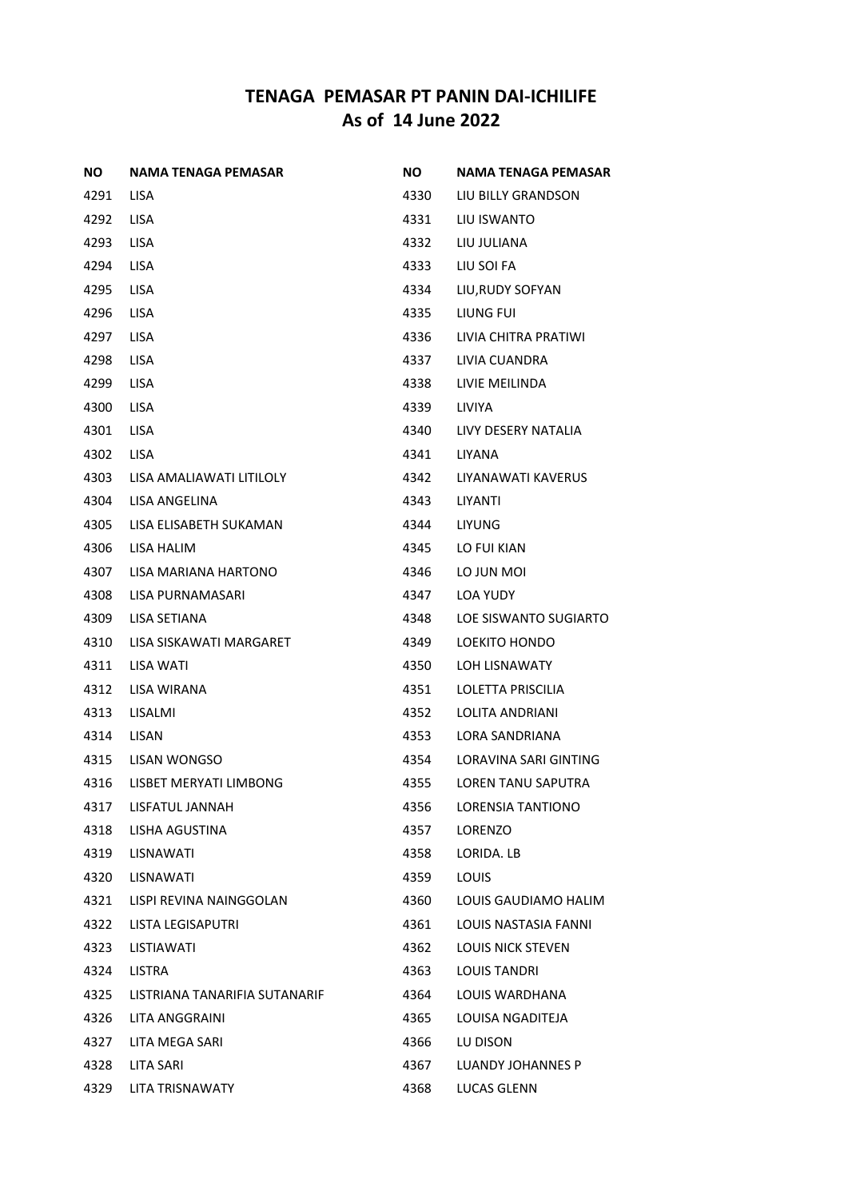# TENAGA PEMASAR PT PANIN DAI-ICHILIFE
# As of 14 June 2022

| NO | NAMA TENAGA PEMASAR |
|---|---|
| 4291 | LISA |
| 4292 | LISA |
| 4293 | LISA |
| 4294 | LISA |
| 4295 | LISA |
| 4296 | LISA |
| 4297 | LISA |
| 4298 | LISA |
| 4299 | LISA |
| 4300 | LISA |
| 4301 | LISA |
| 4302 | LISA |
| 4303 | LISA AMALIAWATI LITILOLY |
| 4304 | LISA ANGELINA |
| 4305 | LISA ELISABETH SUKAMAN |
| 4306 | LISA HALIM |
| 4307 | LISA MARIANA HARTONO |
| 4308 | LISA PURNAMASARI |
| 4309 | LISA SETIANA |
| 4310 | LISA SISKAWATI MARGARET |
| 4311 | LISA WATI |
| 4312 | LISA WIRANA |
| 4313 | LISALMI |
| 4314 | LISAN |
| 4315 | LISAN WONGSO |
| 4316 | LISBET MERYATI LIMBONG |
| 4317 | LISFATUL JANNAH |
| 4318 | LISHA AGUSTINA |
| 4319 | LISNAWATI |
| 4320 | LISNAWATI |
| 4321 | LISPI REVINA NAINGGOLAN |
| 4322 | LISTA LEGISAPUTRI |
| 4323 | LISTIAWATI |
| 4324 | LISTRA |
| 4325 | LISTRIANA TANARIFIA SUTANARIF |
| 4326 | LITA ANGGRAINI |
| 4327 | LITA MEGA SARI |
| 4328 | LITA SARI |
| 4329 | LITA TRISNAWATY |
| 4330 | LIU BILLY GRANDSON |
| 4331 | LIU ISWANTO |
| 4332 | LIU JULIANA |
| 4333 | LIU SOI FA |
| 4334 | LIU,RUDY SOFYAN |
| 4335 | LIUNG FUI |
| 4336 | LIVIA CHITRA PRATIWI |
| 4337 | LIVIA CUANDRA |
| 4338 | LIVIE MEILINDA |
| 4339 | LIVIYA |
| 4340 | LIVY DESERY NATALIA |
| 4341 | LIYANA |
| 4342 | LIYANAWATI KAVERUS |
| 4343 | LIYANTI |
| 4344 | LIYUNG |
| 4345 | LO FUI KIAN |
| 4346 | LO JUN MOI |
| 4347 | LOA YUDY |
| 4348 | LOE SISWANTO SUGIARTO |
| 4349 | LOEKITO HONDO |
| 4350 | LOH LISNAWATY |
| 4351 | LOLETTA PRISCILIA |
| 4352 | LOLITA ANDRIANI |
| 4353 | LORA SANDRIANA |
| 4354 | LORAVINA SARI GINTING |
| 4355 | LOREN TANU SAPUTRA |
| 4356 | LORENSIA TANTIONO |
| 4357 | LORENZO |
| 4358 | LORIDA. LB |
| 4359 | LOUIS |
| 4360 | LOUIS GAUDIAMO HALIM |
| 4361 | LOUIS NASTASIA FANNI |
| 4362 | LOUIS NICK STEVEN |
| 4363 | LOUIS TANDRI |
| 4364 | LOUIS WARDHANA |
| 4365 | LOUISA NGADITEJA |
| 4366 | LU DISON |
| 4367 | LUANDY JOHANNES P |
| 4368 | LUCAS GLENN |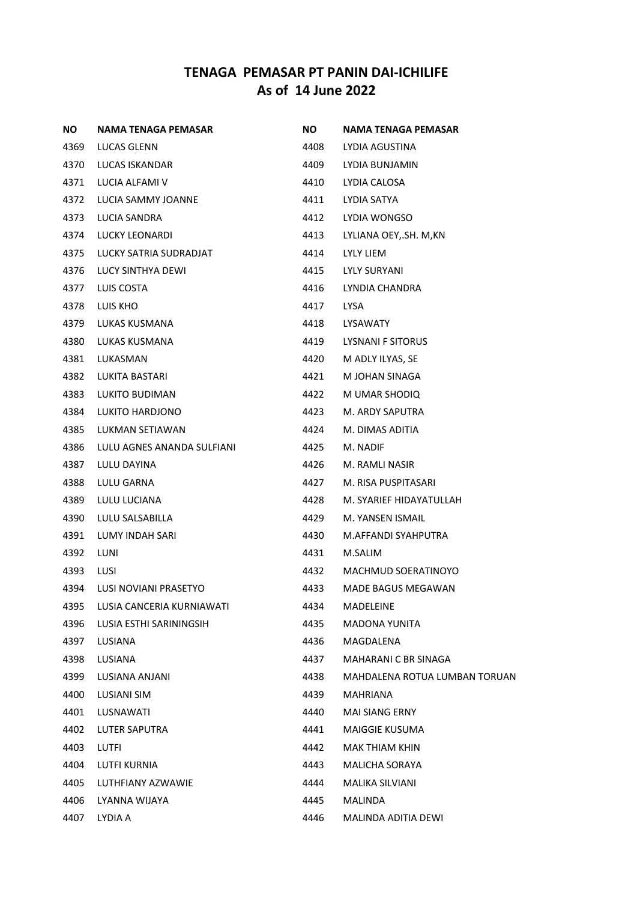# TENAGA PEMASAR PT PANIN DAI-ICHILIFE
# As of 14 June 2022

| NO | NAMA TENAGA PEMASAR |
|---|---|
| 4369 | LUCAS GLENN |
| 4370 | LUCAS ISKANDAR |
| 4371 | LUCIA ALFAMI V |
| 4372 | LUCIA SAMMY JOANNE |
| 4373 | LUCIA SANDRA |
| 4374 | LUCKY LEONARDI |
| 4375 | LUCKY SATRIA SUDRADJAT |
| 4376 | LUCY SINTHYA DEWI |
| 4377 | LUIS COSTA |
| 4378 | LUIS KHO |
| 4379 | LUKAS KUSMANA |
| 4380 | LUKAS KUSMANA |
| 4381 | LUKASMAN |
| 4382 | LUKITA BASTARI |
| 4383 | LUKITO BUDIMAN |
| 4384 | LUKITO HARDJONO |
| 4385 | LUKMAN SETIAWAN |
| 4386 | LULU AGNES ANANDA SULFIANI |
| 4387 | LULU DAYINA |
| 4388 | LULU GARNA |
| 4389 | LULU LUCIANA |
| 4390 | LULU SALSABILLA |
| 4391 | LUMY INDAH SARI |
| 4392 | LUNI |
| 4393 | LUSI |
| 4394 | LUSI NOVIANI PRASETYO |
| 4395 | LUSIA CANCERIA KURNIAWATI |
| 4396 | LUSIA ESTHI SARININGSIH |
| 4397 | LUSIANA |
| 4398 | LUSIANA |
| 4399 | LUSIANA ANJANI |
| 4400 | LUSIANI SIM |
| 4401 | LUSNAWATI |
| 4402 | LUTER SAPUTRA |
| 4403 | LUTFI |
| 4404 | LUTFI KURNIA |
| 4405 | LUTHFIANY AZWAWIE |
| 4406 | LYANNA WIJAYA |
| 4407 | LYDIA A |
| 4408 | LYDIA AGUSTINA |
| 4409 | LYDIA BUNJAMIN |
| 4410 | LYDIA CALOSA |
| 4411 | LYDIA SATYA |
| 4412 | LYDIA WONGSO |
| 4413 | LYLIANA OEY,.SH. M,KN |
| 4414 | LYLY LIEM |
| 4415 | LYLY SURYANI |
| 4416 | LYNDIA CHANDRA |
| 4417 | LYSA |
| 4418 | LYSAWATY |
| 4419 | LYSNANI F SITORUS |
| 4420 | M ADLY ILYAS, SE |
| 4421 | M JOHAN SINAGA |
| 4422 | M UMAR SHODIQ |
| 4423 | M. ARDY SAPUTRA |
| 4424 | M. DIMAS ADITIA |
| 4425 | M. NADIF |
| 4426 | M. RAMLI NASIR |
| 4427 | M. RISA PUSPITASARI |
| 4428 | M. SYARIEF HIDAYATULLAH |
| 4429 | M. YANSEN ISMAIL |
| 4430 | M.AFFANDI SYAHPUTRA |
| 4431 | M.SALIM |
| 4432 | MACHMUD SOERATINOYO |
| 4433 | MADE BAGUS MEGAWAN |
| 4434 | MADELEINE |
| 4435 | MADONA YUNITA |
| 4436 | MAGDALENA |
| 4437 | MAHARANI C BR SINAGA |
| 4438 | MAHDALENA ROTUA LUMBAN TORUAN |
| 4439 | MAHRIANA |
| 4440 | MAI SIANG ERNY |
| 4441 | MAIGGIE KUSUMA |
| 4442 | MAK THIAM KHIN |
| 4443 | MALICHA SORAYA |
| 4444 | MALIKA SILVIANI |
| 4445 | MALINDA |
| 4446 | MALINDA ADITIA DEWI |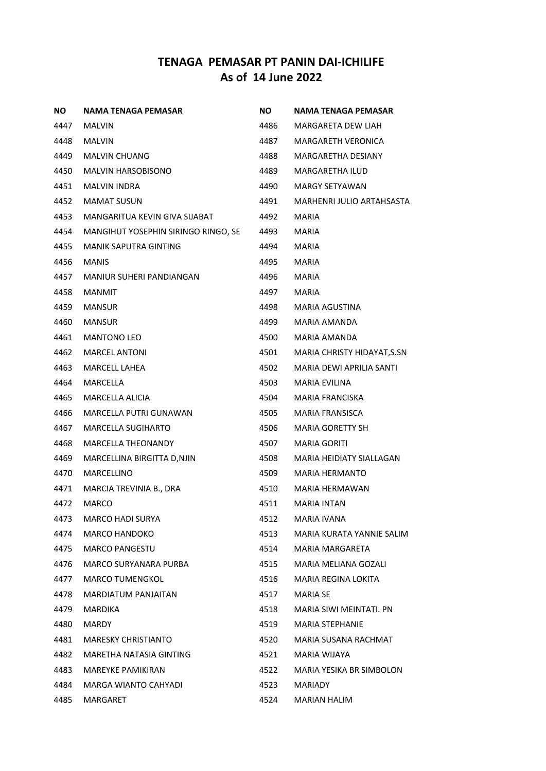# TENAGA PEMASAR PT PANIN DAI-ICHILIFE
## As of 14 June 2022

| NO | NAMA TENAGA PEMASAR |
|---|---|
| 4447 | MALVIN |
| 4448 | MALVIN |
| 4449 | MALVIN CHUANG |
| 4450 | MALVIN HARSOBISONO |
| 4451 | MALVIN INDRA |
| 4452 | MAMAT SUSUN |
| 4453 | MANGARITUA KEVIN GIVA SIJABAT |
| 4454 | MANGIHUT YOSEPHIN SIRINGO RINGO, SE |
| 4455 | MANIK SAPUTRA GINTING |
| 4456 | MANIS |
| 4457 | MANIUR SUHERI PANDIANGAN |
| 4458 | MANMIT |
| 4459 | MANSUR |
| 4460 | MANSUR |
| 4461 | MANTONO LEO |
| 4462 | MARCEL ANTONI |
| 4463 | MARCELL LAHEA |
| 4464 | MARCELLA |
| 4465 | MARCELLA ALICIA |
| 4466 | MARCELLA PUTRI GUNAWAN |
| 4467 | MARCELLA SUGIHARTO |
| 4468 | MARCELLA THEONANDY |
| 4469 | MARCELLINA BIRGITTA D,NJIN |
| 4470 | MARCELLINO |
| 4471 | MARCIA TREVINIA B., DRA |
| 4472 | MARCO |
| 4473 | MARCO HADI SURYA |
| 4474 | MARCO HANDOKO |
| 4475 | MARCO PANGESTU |
| 4476 | MARCO SURYANARA PURBA |
| 4477 | MARCO TUMENGKOL |
| 4478 | MARDIATUM PANJAITAN |
| 4479 | MARDIKA |
| 4480 | MARDY |
| 4481 | MARESKY CHRISTIANTO |
| 4482 | MARETHA NATASIA GINTING |
| 4483 | MAREYKE PAMIKIRAN |
| 4484 | MARGA WIANTO CAHYADI |
| 4485 | MARGARET |
| 4486 | MARGARETA DEW LIAH |
| 4487 | MARGARETH VERONICA |
| 4488 | MARGARETHA DESIANY |
| 4489 | MARGARETHA ILUD |
| 4490 | MARGY SETYAWAN |
| 4491 | MARHENRI JULIO ARTAHSASTA |
| 4492 | MARIA |
| 4493 | MARIA |
| 4494 | MARIA |
| 4495 | MARIA |
| 4496 | MARIA |
| 4497 | MARIA |
| 4498 | MARIA AGUSTINA |
| 4499 | MARIA AMANDA |
| 4500 | MARIA AMANDA |
| 4501 | MARIA CHRISTY HIDAYAT,S.SN |
| 4502 | MARIA DEWI APRILIA SANTI |
| 4503 | MARIA EVILINA |
| 4504 | MARIA FRANCISKA |
| 4505 | MARIA FRANSISCA |
| 4506 | MARIA GORETTY SH |
| 4507 | MARIA GORITI |
| 4508 | MARIA HEIDIATY SIALLAGAN |
| 4509 | MARIA HERMANTO |
| 4510 | MARIA HERMAWAN |
| 4511 | MARIA INTAN |
| 4512 | MARIA IVANA |
| 4513 | MARIA KURATA YANNIE SALIM |
| 4514 | MARIA MARGARETA |
| 4515 | MARIA MELIANA GOZALI |
| 4516 | MARIA REGINA LOKITA |
| 4517 | MARIA SE |
| 4518 | MARIA SIWI MEINTATI. PN |
| 4519 | MARIA STEPHANIE |
| 4520 | MARIA SUSANA RACHMAT |
| 4521 | MARIA WIJAYA |
| 4522 | MARIA YESIKA BR SIMBOLON |
| 4523 | MARIADY |
| 4524 | MARIAN HALIM |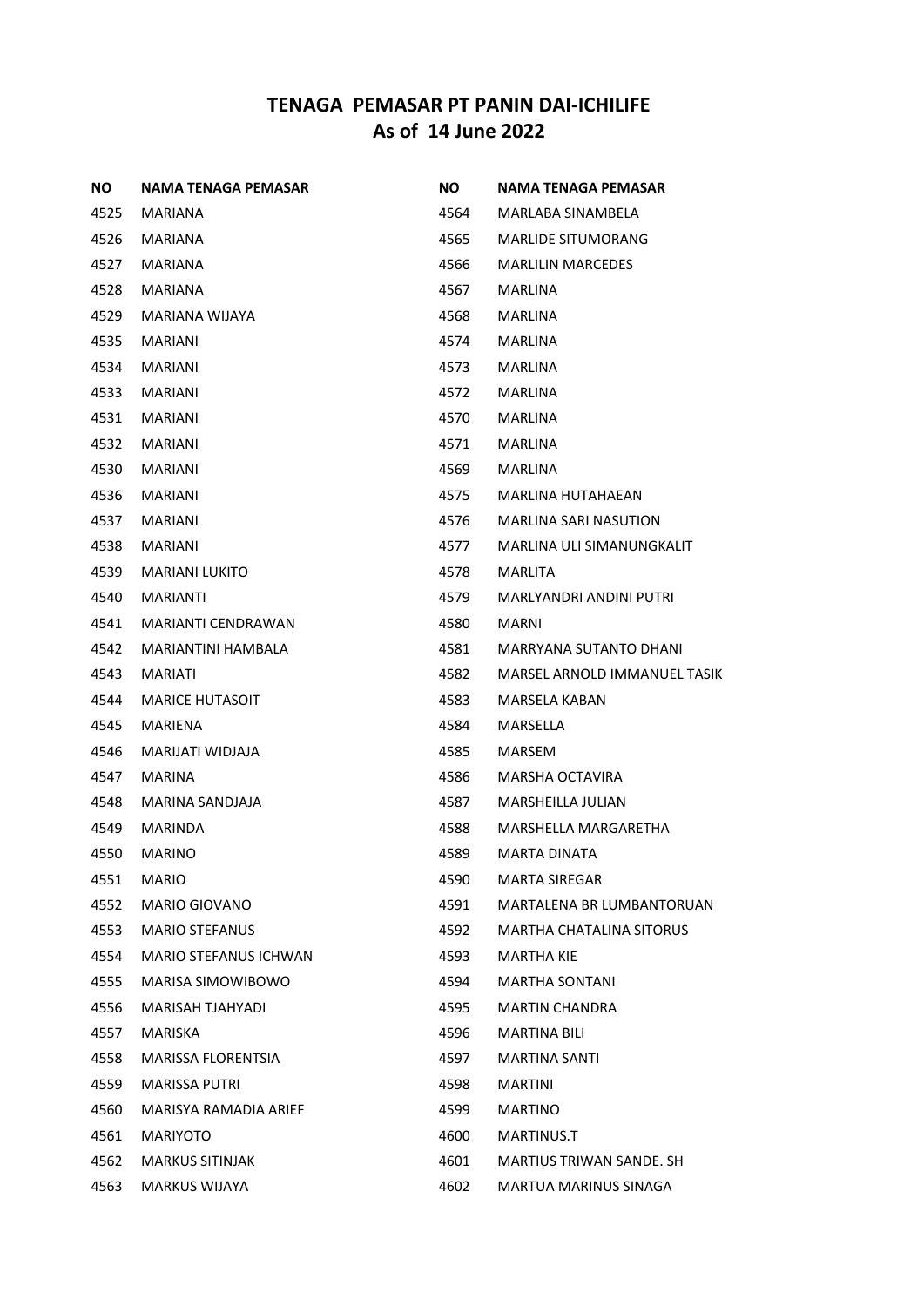# TENAGA PEMASAR PT PANIN DAI-ICHILIFE
# As of 14 June 2022

| NO | NAMA TENAGA PEMASAR |
|---|---|
| 4525 | MARIANA |
| 4526 | MARIANA |
| 4527 | MARIANA |
| 4528 | MARIANA |
| 4529 | MARIANA WIJAYA |
| 4535 | MARIANI |
| 4534 | MARIANI |
| 4533 | MARIANI |
| 4531 | MARIANI |
| 4532 | MARIANI |
| 4530 | MARIANI |
| 4536 | MARIANI |
| 4537 | MARIANI |
| 4538 | MARIANI |
| 4539 | MARIANI LUKITO |
| 4540 | MARIANTI |
| 4541 | MARIANTI CENDRAWAN |
| 4542 | MARIANTINI HAMBALA |
| 4543 | MARIATI |
| 4544 | MARICE HUTASOIT |
| 4545 | MARIENA |
| 4546 | MARIJATI WIDJAJA |
| 4547 | MARINA |
| 4548 | MARINA SANDJAJA |
| 4549 | MARINDA |
| 4550 | MARINO |
| 4551 | MARIO |
| 4552 | MARIO GIOVANO |
| 4553 | MARIO STEFANUS |
| 4554 | MARIO STEFANUS ICHWAN |
| 4555 | MARISA SIMOWIBOWO |
| 4556 | MARISAH TJAHYADI |
| 4557 | MARISKA |
| 4558 | MARISSA FLORENTSIA |
| 4559 | MARISSA PUTRI |
| 4560 | MARISYA RAMADIA ARIEF |
| 4561 | MARIYOTO |
| 4562 | MARKUS SITINJAK |
| 4563 | MARKUS WIJAYA |
| 4564 | MARLABA SINAMBELA |
| 4565 | MARLIDE SITUMORANG |
| 4566 | MARLILIN MARCEDES |
| 4567 | MARLINA |
| 4568 | MARLINA |
| 4574 | MARLINA |
| 4573 | MARLINA |
| 4572 | MARLINA |
| 4570 | MARLINA |
| 4571 | MARLINA |
| 4569 | MARLINA |
| 4575 | MARLINA HUTAHAEAN |
| 4576 | MARLINA SARI NASUTION |
| 4577 | MARLINA ULI SIMANUNGKALIT |
| 4578 | MARLITA |
| 4579 | MARLYANDRI ANDINI PUTRI |
| 4580 | MARNI |
| 4581 | MARRYANA SUTANTO DHANI |
| 4582 | MARSEL ARNOLD IMMANUEL TASIK |
| 4583 | MARSELA KABAN |
| 4584 | MARSELLA |
| 4585 | MARSEM |
| 4586 | MARSHA OCTAVIRA |
| 4587 | MARSHEILLA JULIAN |
| 4588 | MARSHELLA MARGARETHA |
| 4589 | MARTA DINATA |
| 4590 | MARTA SIREGAR |
| 4591 | MARTALENA BR LUMBANTORUAN |
| 4592 | MARTHA CHATALINA SITORUS |
| 4593 | MARTHA KIE |
| 4594 | MARTHA SONTANI |
| 4595 | MARTIN CHANDRA |
| 4596 | MARTINA BILI |
| 4597 | MARTINA SANTI |
| 4598 | MARTINI |
| 4599 | MARTINO |
| 4600 | MARTINUS.T |
| 4601 | MARTIUS TRIWAN SANDE. SH |
| 4602 | MARTUA MARINUS SINAGA |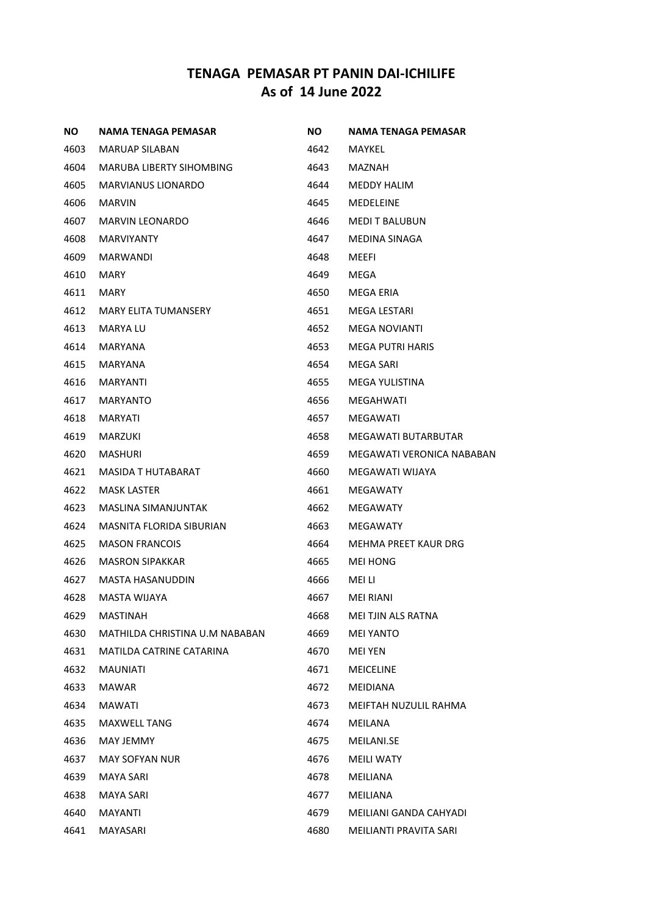# TENAGA PEMASAR PT PANIN DAI-ICHILIFE
## As of 14 June 2022

| NO | NAMA TENAGA PEMASAR |
|---|---|
| 4603 | MARUAP SILABAN |
| 4604 | MARUBA LIBERTY SIHOMBING |
| 4605 | MARVIANUS LIONARDO |
| 4606 | MARVIN |
| 4607 | MARVIN LEONARDO |
| 4608 | MARVIYANTY |
| 4609 | MARWANDI |
| 4610 | MARY |
| 4611 | MARY |
| 4612 | MARY ELITA TUMANSERY |
| 4613 | MARYA LU |
| 4614 | MARYANA |
| 4615 | MARYANA |
| 4616 | MARYANTI |
| 4617 | MARYANTO |
| 4618 | MARYATI |
| 4619 | MARZUKI |
| 4620 | MASHURI |
| 4621 | MASIDA T HUTABARAT |
| 4622 | MASK LASTER |
| 4623 | MASLINA SIMANJUNTAK |
| 4624 | MASNITA FLORIDA SIBURIAN |
| 4625 | MASON FRANCOIS |
| 4626 | MASRON SIPAKKAR |
| 4627 | MASTA HASANUDDIN |
| 4628 | MASTA WIJAYA |
| 4629 | MASTINAH |
| 4630 | MATHILDA CHRISTINA U.M NABABAN |
| 4631 | MATILDA CATRINE CATARINA |
| 4632 | MAUNIATI |
| 4633 | MAWAR |
| 4634 | MAWATI |
| 4635 | MAXWELL TANG |
| 4636 | MAY JEMMY |
| 4637 | MAY SOFYAN NUR |
| 4639 | MAYA SARI |
| 4638 | MAYA SARI |
| 4640 | MAYANTI |
| 4641 | MAYASARI |
| 4642 | MAYKEL |
| 4643 | MAZNAH |
| 4644 | MEDDY HALIM |
| 4645 | MEDELEINE |
| 4646 | MEDI T BALUBUN |
| 4647 | MEDINA SINAGA |
| 4648 | MEEFI |
| 4649 | MEGA |
| 4650 | MEGA ERIA |
| 4651 | MEGA LESTARI |
| 4652 | MEGA NOVIANTI |
| 4653 | MEGA PUTRI HARIS |
| 4654 | MEGA SARI |
| 4655 | MEGA YULISTINA |
| 4656 | MEGAHWATI |
| 4657 | MEGAWATI |
| 4658 | MEGAWATI BUTARBUTAR |
| 4659 | MEGAWATI VERONICA NABABAN |
| 4660 | MEGAWATI WIJAYA |
| 4661 | MEGAWATY |
| 4662 | MEGAWATY |
| 4663 | MEGAWATY |
| 4664 | MEHMA PREET KAUR DRG |
| 4665 | MEI HONG |
| 4666 | MEI LI |
| 4667 | MEI RIANI |
| 4668 | MEI TJIN ALS RATNA |
| 4669 | MEI YANTO |
| 4670 | MEI YEN |
| 4671 | MEICELINE |
| 4672 | MEIDIANA |
| 4673 | MEIFTAH NUZULIL RAHMA |
| 4674 | MEILANA |
| 4675 | MEILANI.SE |
| 4676 | MEILI WATY |
| 4678 | MEILIANA |
| 4677 | MEILIANA |
| 4679 | MEILIANI GANDA CAHYADI |
| 4680 | MEILIANTI PRAVITA SARI |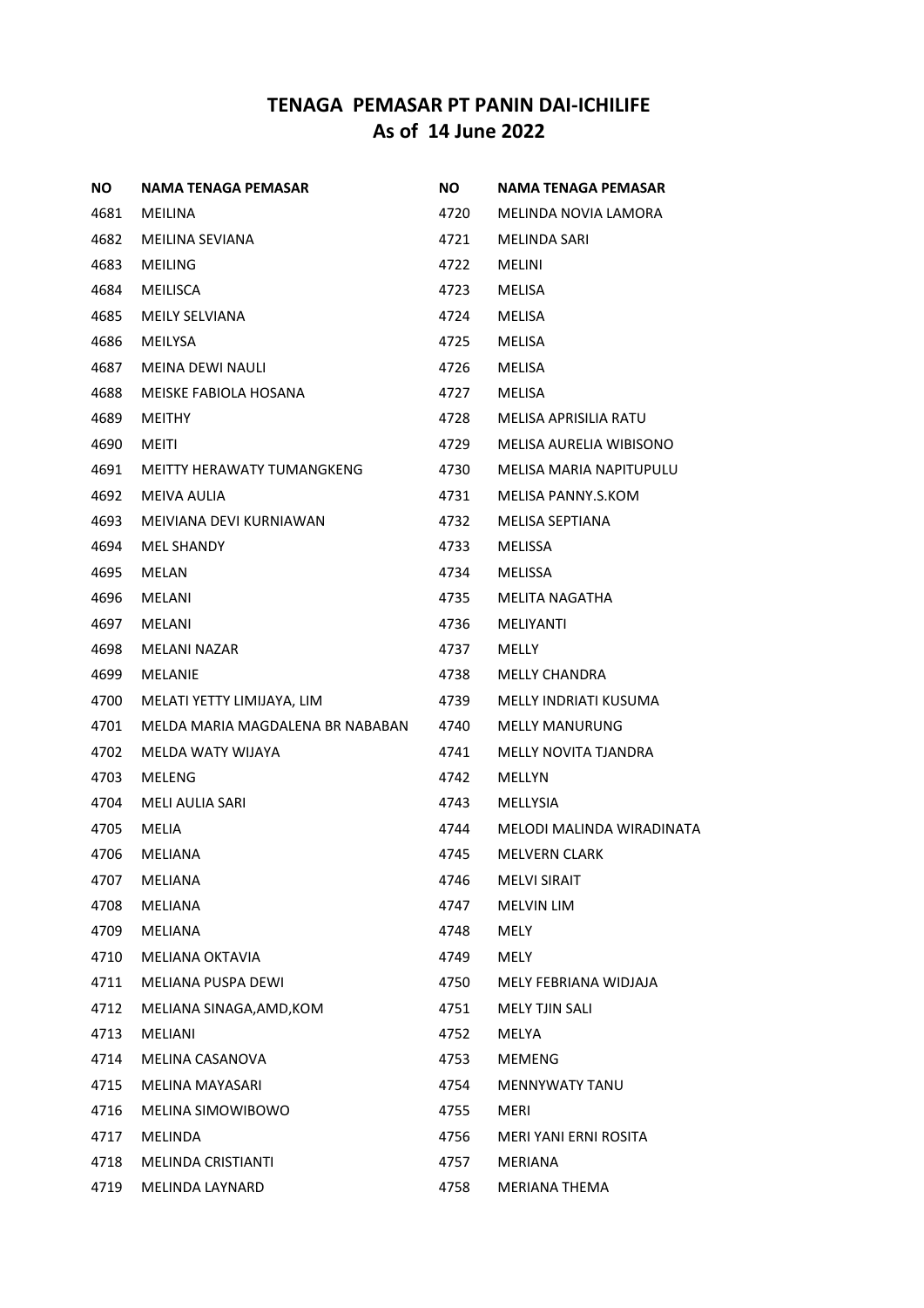## TENAGA PEMASAR PT PANIN DAI-ICHILIFE
## As of 14 June 2022

| NO | NAMA TENAGA PEMASAR |
|---|---|
| 4681 | MEILINA |
| 4682 | MEILINA SEVIANA |
| 4683 | MEILING |
| 4684 | MEILISCA |
| 4685 | MEILY SELVIANA |
| 4686 | MEILYSA |
| 4687 | MEINA DEWI NAULI |
| 4688 | MEISKE FABIOLA HOSANA |
| 4689 | MEITHY |
| 4690 | MEITI |
| 4691 | MEITTY HERAWATY TUMANGKENG |
| 4692 | MEIVA AULIA |
| 4693 | MEIVIANA DEVI KURNIAWAN |
| 4694 | MEL SHANDY |
| 4695 | MELAN |
| 4696 | MELANI |
| 4697 | MELANI |
| 4698 | MELANI NAZAR |
| 4699 | MELANIE |
| 4700 | MELATI YETTY LIMIJAYA, LIM |
| 4701 | MELDA MARIA MAGDALENA BR NABABAN |
| 4702 | MELDA WATY WIJAYA |
| 4703 | MELENG |
| 4704 | MELI AULIA SARI |
| 4705 | MELIA |
| 4706 | MELIANA |
| 4707 | MELIANA |
| 4708 | MELIANA |
| 4709 | MELIANA |
| 4710 | MELIANA OKTAVIA |
| 4711 | MELIANA PUSPA DEWI |
| 4712 | MELIANA SINAGA,AMD,KOM |
| 4713 | MELIANI |
| 4714 | MELINA CASANOVA |
| 4715 | MELINA MAYASARI |
| 4716 | MELINA SIMOWIBOWO |
| 4717 | MELINDA |
| 4718 | MELINDA CRISTIANTI |
| 4719 | MELINDA LAYNARD |
| 4720 | MELINDA NOVIA LAMORA |
| 4721 | MELINDA SARI |
| 4722 | MELINI |
| 4723 | MELISA |
| 4724 | MELISA |
| 4725 | MELISA |
| 4726 | MELISA |
| 4727 | MELISA |
| 4728 | MELISA APRISILIA RATU |
| 4729 | MELISA AURELIA WIBISONO |
| 4730 | MELISA MARIA NAPITUPULU |
| 4731 | MELISA PANNY.S.KOM |
| 4732 | MELISA SEPTIANA |
| 4733 | MELISSA |
| 4734 | MELISSA |
| 4735 | MELITA NAGATHA |
| 4736 | MELIYANTI |
| 4737 | MELLY |
| 4738 | MELLY CHANDRA |
| 4739 | MELLY INDRIATI KUSUMA |
| 4740 | MELLY MANURUNG |
| 4741 | MELLY NOVITA TJANDRA |
| 4742 | MELLYN |
| 4743 | MELLYSIA |
| 4744 | MELODI MALINDA WIRADINATA |
| 4745 | MELVERN CLARK |
| 4746 | MELVI SIRAIT |
| 4747 | MELVIN LIM |
| 4748 | MELY |
| 4749 | MELY |
| 4750 | MELY FEBRIANA WIDJAJA |
| 4751 | MELY TJIN SALI |
| 4752 | MELYA |
| 4753 | MEMENG |
| 4754 | MENNYWATY TANU |
| 4755 | MERI |
| 4756 | MERI YANI ERNI ROSITA |
| 4757 | MERIANA |
| 4758 | MERIANA THEMA |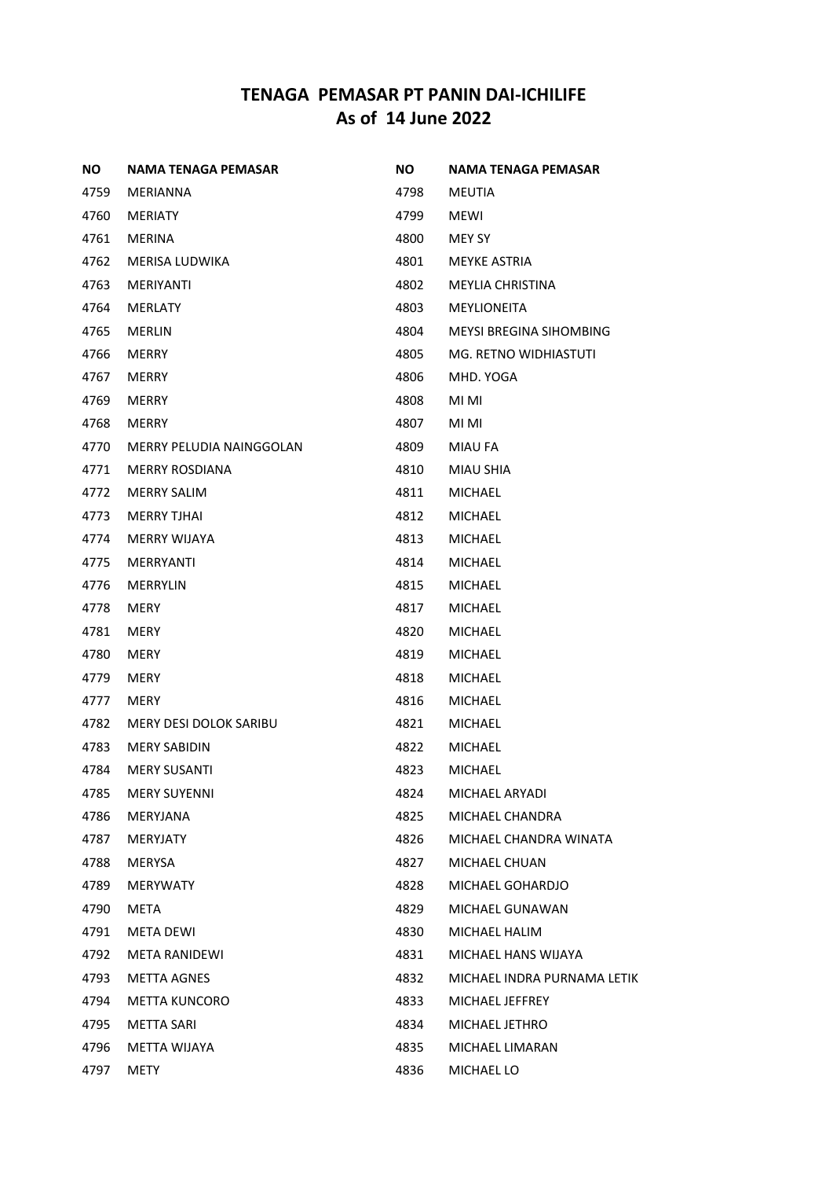# TENAGA PEMASAR PT PANIN DAI-ICHILIFE
## As of 14 June 2022

| NO | NAMA TENAGA PEMASAR |
|---|---|
| 4759 | MERIANNA |
| 4760 | MERIATY |
| 4761 | MERINA |
| 4762 | MERISA LUDWIKA |
| 4763 | MERIYANTI |
| 4764 | MERLATY |
| 4765 | MERLIN |
| 4766 | MERRY |
| 4767 | MERRY |
| 4769 | MERRY |
| 4768 | MERRY |
| 4770 | MERRY PELUDIA NAINGGOLAN |
| 4771 | MERRY ROSDIANA |
| 4772 | MERRY SALIM |
| 4773 | MERRY TJHAI |
| 4774 | MERRY WIJAYA |
| 4775 | MERRYANTI |
| 4776 | MERRYLIN |
| 4778 | MERY |
| 4781 | MERY |
| 4780 | MERY |
| 4779 | MERY |
| 4777 | MERY |
| 4782 | MERY DESI DOLOK SARIBU |
| 4783 | MERY SABIDIN |
| 4784 | MERY SUSANTI |
| 4785 | MERY SUYENNI |
| 4786 | MERYJANA |
| 4787 | MERYJATY |
| 4788 | MERYSA |
| 4789 | MERYWATY |
| 4790 | META |
| 4791 | META DEWI |
| 4792 | META RANIDEWI |
| 4793 | METTA AGNES |
| 4794 | METTA KUNCORO |
| 4795 | METTA SARI |
| 4796 | METTA WIJAYA |
| 4797 | METY |
| 4798 | MEUTIA |
| 4799 | MEWI |
| 4800 | MEY SY |
| 4801 | MEYKE ASTRIA |
| 4802 | MEYLIA CHRISTINA |
| 4803 | MEYLIONEITA |
| 4804 | MEYSI BREGINA SIHOMBING |
| 4805 | MG. RETNO WIDHIASTUTI |
| 4806 | MHD. YOGA |
| 4808 | MI MI |
| 4807 | MI MI |
| 4809 | MIAU FA |
| 4810 | MIAU SHIA |
| 4811 | MICHAEL |
| 4812 | MICHAEL |
| 4813 | MICHAEL |
| 4814 | MICHAEL |
| 4815 | MICHAEL |
| 4817 | MICHAEL |
| 4820 | MICHAEL |
| 4819 | MICHAEL |
| 4818 | MICHAEL |
| 4816 | MICHAEL |
| 4821 | MICHAEL |
| 4822 | MICHAEL |
| 4823 | MICHAEL |
| 4824 | MICHAEL ARYADI |
| 4825 | MICHAEL CHANDRA |
| 4826 | MICHAEL CHANDRA WINATA |
| 4827 | MICHAEL CHUAN |
| 4828 | MICHAEL GOHARDJO |
| 4829 | MICHAEL GUNAWAN |
| 4830 | MICHAEL HALIM |
| 4831 | MICHAEL HANS WIJAYA |
| 4832 | MICHAEL INDRA PURNAMA LETIK |
| 4833 | MICHAEL JEFFREY |
| 4834 | MICHAEL JETHRO |
| 4835 | MICHAEL LIMARAN |
| 4836 | MICHAEL LO |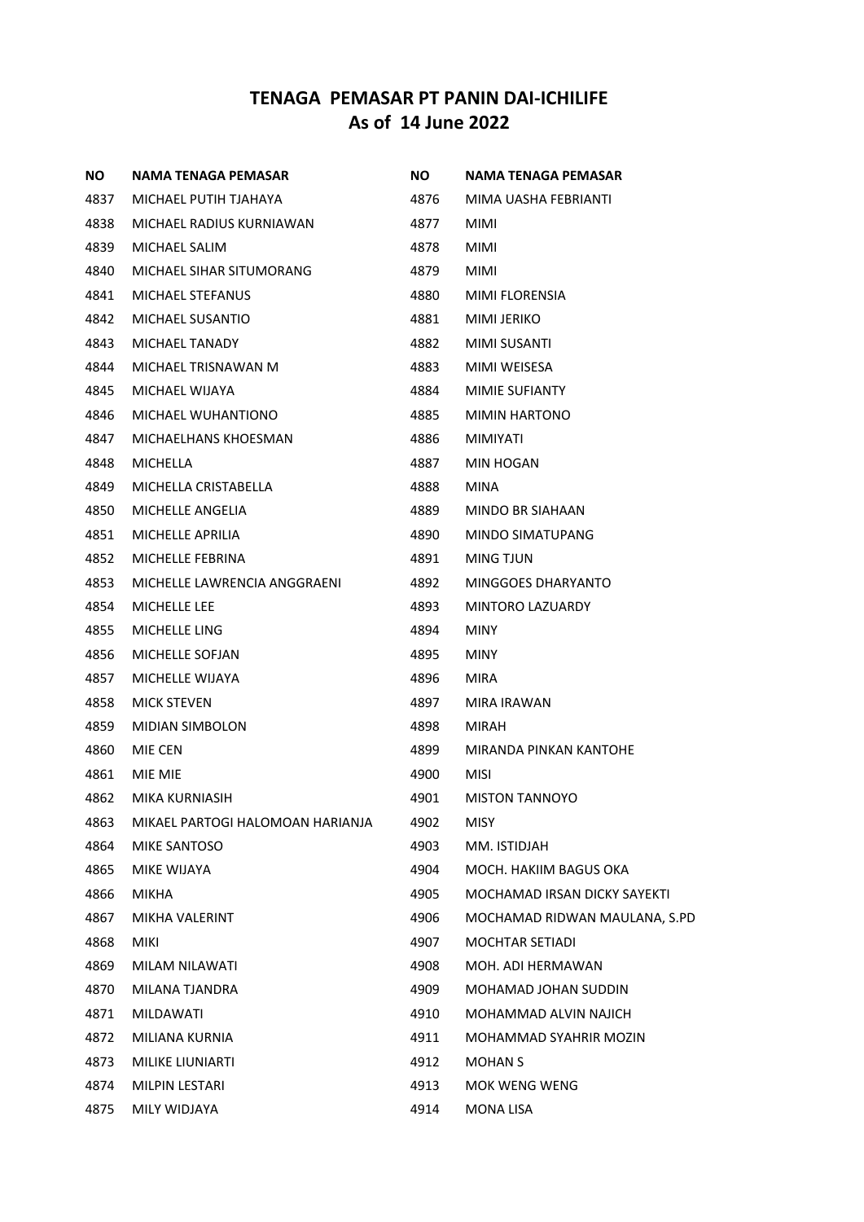# TENAGA PEMASAR PT PANIN DAI-ICHILIFE
## As of 14 June 2022

| NO | NAMA TENAGA PEMASAR |
|---|---|
| 4837 | MICHAEL PUTIH TJAHAYA |
| 4838 | MICHAEL RADIUS KURNIAWAN |
| 4839 | MICHAEL SALIM |
| 4840 | MICHAEL SIHAR SITUMORANG |
| 4841 | MICHAEL STEFANUS |
| 4842 | MICHAEL SUSANTIO |
| 4843 | MICHAEL TANADY |
| 4844 | MICHAEL TRISNAWAN M |
| 4845 | MICHAEL WIJAYA |
| 4846 | MICHAEL WUHANTIONO |
| 4847 | MICHAELHANS KHOESMAN |
| 4848 | MICHELLA |
| 4849 | MICHELLA CRISTABELLA |
| 4850 | MICHELLE ANGELIA |
| 4851 | MICHELLE APRILIA |
| 4852 | MICHELLE FEBRINA |
| 4853 | MICHELLE LAWRENCIA ANGGRAENI |
| 4854 | MICHELLE LEE |
| 4855 | MICHELLE LING |
| 4856 | MICHELLE SOFJAN |
| 4857 | MICHELLE WIJAYA |
| 4858 | MICK STEVEN |
| 4859 | MIDIAN SIMBOLON |
| 4860 | MIE CEN |
| 4861 | MIE MIE |
| 4862 | MIKA KURNIASIH |
| 4863 | MIKAEL PARTOGI HALOMOAN HARIANJA |
| 4864 | MIKE SANTOSO |
| 4865 | MIKE WIJAYA |
| 4866 | MIKHA |
| 4867 | MIKHA VALERINT |
| 4868 | MIKI |
| 4869 | MILAM NILAWATI |
| 4870 | MILANA TJANDRA |
| 4871 | MILDAWATI |
| 4872 | MILIANA KURNIA |
| 4873 | MILIKE LIUNIARTI |
| 4874 | MILPIN LESTARI |
| 4875 | MILY WIDJAYA |
| 4876 | MIMA UASHA FEBRIANTI |
| 4877 | MIMI |
| 4878 | MIMI |
| 4879 | MIMI |
| 4880 | MIMI FLORENSIA |
| 4881 | MIMI JERIKO |
| 4882 | MIMI SUSANTI |
| 4883 | MIMI WEISESA |
| 4884 | MIMIE SUFIANTY |
| 4885 | MIMIN HARTONO |
| 4886 | MIMIYATI |
| 4887 | MIN HOGAN |
| 4888 | MINA |
| 4889 | MINDO BR SIAHAAN |
| 4890 | MINDO SIMATUPANG |
| 4891 | MING TJUN |
| 4892 | MINGGOES DHARYANTO |
| 4893 | MINTORO LAZUARDY |
| 4894 | MINY |
| 4895 | MINY |
| 4896 | MIRA |
| 4897 | MIRA IRAWAN |
| 4898 | MIRAH |
| 4899 | MIRANDA PINKAN KANTOHE |
| 4900 | MISI |
| 4901 | MISTON TANNOYO |
| 4902 | MISY |
| 4903 | MM. ISTIDJAH |
| 4904 | MOCH. HAKIIM BAGUS OKA |
| 4905 | MOCHAMAD IRSAN DICKY SAYEKTI |
| 4906 | MOCHAMAD RIDWAN MAULANA, S.PD |
| 4907 | MOCHTAR SETIADI |
| 4908 | MOH. ADI HERMAWAN |
| 4909 | MOHAMAD JOHAN SUDDIN |
| 4910 | MOHAMMAD ALVIN NAJICH |
| 4911 | MOHAMMAD SYAHRIR MOZIN |
| 4912 | MOHAN S |
| 4913 | MOK WENG WENG |
| 4914 | MONA LISA |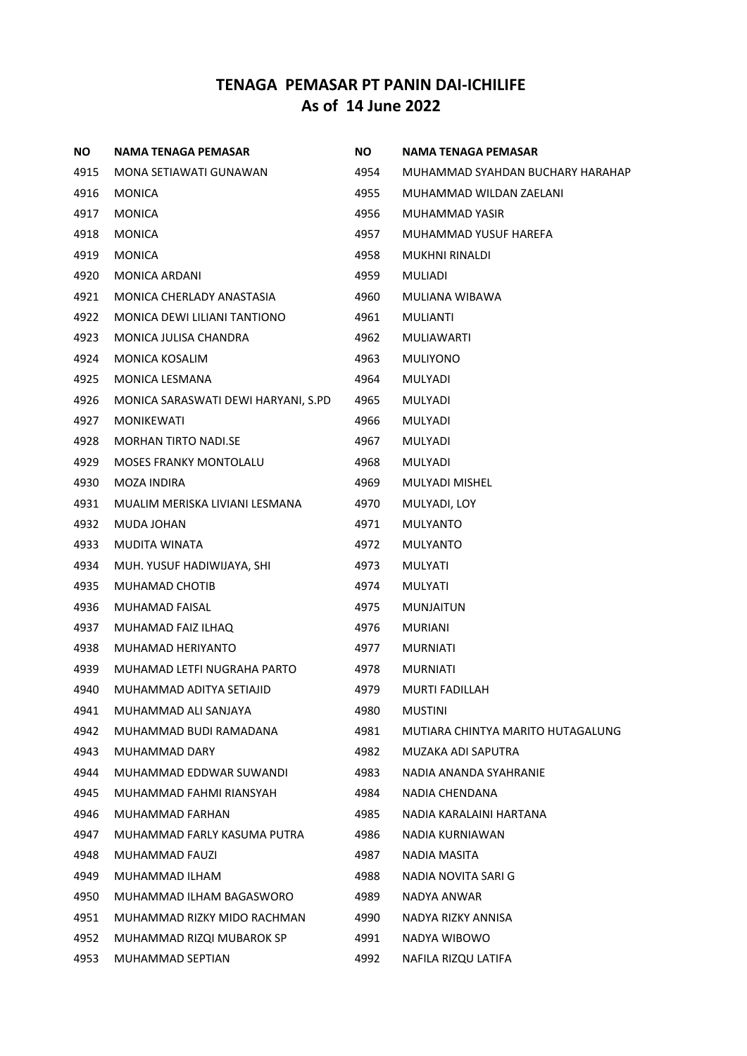# TENAGA PEMASAR PT PANIN DAI-ICHILIFE
# As of 14 June 2022

| NO | NAMA TENAGA PEMASAR |
|---|---|
| 4915 | MONA SETIAWATI GUNAWAN |
| 4916 | MONICA |
| 4917 | MONICA |
| 4918 | MONICA |
| 4919 | MONICA |
| 4920 | MONICA ARDANI |
| 4921 | MONICA CHERLADY ANASTASIA |
| 4922 | MONICA DEWI LILIANI TANTIONO |
| 4923 | MONICA JULISA CHANDRA |
| 4924 | MONICA KOSALIM |
| 4925 | MONICA LESMANA |
| 4926 | MONICA SARASWATI DEWI HARYANI, S.PD |
| 4927 | MONIKEWATI |
| 4928 | MORHAN TIRTO NADI.SE |
| 4929 | MOSES FRANKY MONTOLALU |
| 4930 | MOZA INDIRA |
| 4931 | MUALIM MERISKA LIVIANI LESMANA |
| 4932 | MUDA JOHAN |
| 4933 | MUDITA WINATA |
| 4934 | MUH. YUSUF HADIWIJAYA, SHI |
| 4935 | MUHAMAD CHOTIB |
| 4936 | MUHAMAD FAISAL |
| 4937 | MUHAMAD FAIZ ILHAQ |
| 4938 | MUHAMAD HERIYANTO |
| 4939 | MUHAMAD LETFI NUGRAHA PARTO |
| 4940 | MUHAMMAD ADITYA SETIAJID |
| 4941 | MUHAMMAD ALI SANJAYA |
| 4942 | MUHAMMAD BUDI RAMADANA |
| 4943 | MUHAMMAD DARY |
| 4944 | MUHAMMAD EDDWAR SUWANDI |
| 4945 | MUHAMMAD FAHMI RIANSYAH |
| 4946 | MUHAMMAD FARHAN |
| 4947 | MUHAMMAD FARLY KASUMA PUTRA |
| 4948 | MUHAMMAD FAUZI |
| 4949 | MUHAMMAD ILHAM |
| 4950 | MUHAMMAD ILHAM BAGASWORO |
| 4951 | MUHAMMAD RIZKY MIDO RACHMAN |
| 4952 | MUHAMMAD RIZQI MUBAROK SP |
| 4953 | MUHAMMAD SEPTIAN |
| 4954 | MUHAMMAD SYAHDAN BUCHARY HARAHAP |
| 4955 | MUHAMMAD WILDAN ZAELANI |
| 4956 | MUHAMMAD YASIR |
| 4957 | MUHAMMAD YUSUF HAREFA |
| 4958 | MUKHNI RINALDI |
| 4959 | MULIADI |
| 4960 | MULIANA WIBAWA |
| 4961 | MULIANTI |
| 4962 | MULIAWARTI |
| 4963 | MULIYONO |
| 4964 | MULYADI |
| 4965 | MULYADI |
| 4966 | MULYADI |
| 4967 | MULYADI |
| 4968 | MULYADI |
| 4969 | MULYADI MISHEL |
| 4970 | MULYADI, LOY |
| 4971 | MULYANTO |
| 4972 | MULYANTO |
| 4973 | MULYATI |
| 4974 | MULYATI |
| 4975 | MUNJAITUN |
| 4976 | MURIANI |
| 4977 | MURNIATI |
| 4978 | MURNIATI |
| 4979 | MURTI FADILLAH |
| 4980 | MUSTINI |
| 4981 | MUTIARA CHINTYA MARITO HUTAGALUNG |
| 4982 | MUZAKA ADI SAPUTRA |
| 4983 | NADIA ANANDA SYAHRANIE |
| 4984 | NADIA CHENDANA |
| 4985 | NADIA KARALAINI HARTANA |
| 4986 | NADIA KURNIAWAN |
| 4987 | NADIA MASITA |
| 4988 | NADIA NOVITA SARI G |
| 4989 | NADYA ANWAR |
| 4990 | NADYA RIZKY ANNISA |
| 4991 | NADYA WIBOWO |
| 4992 | NAFILA RIZQU LATIFA |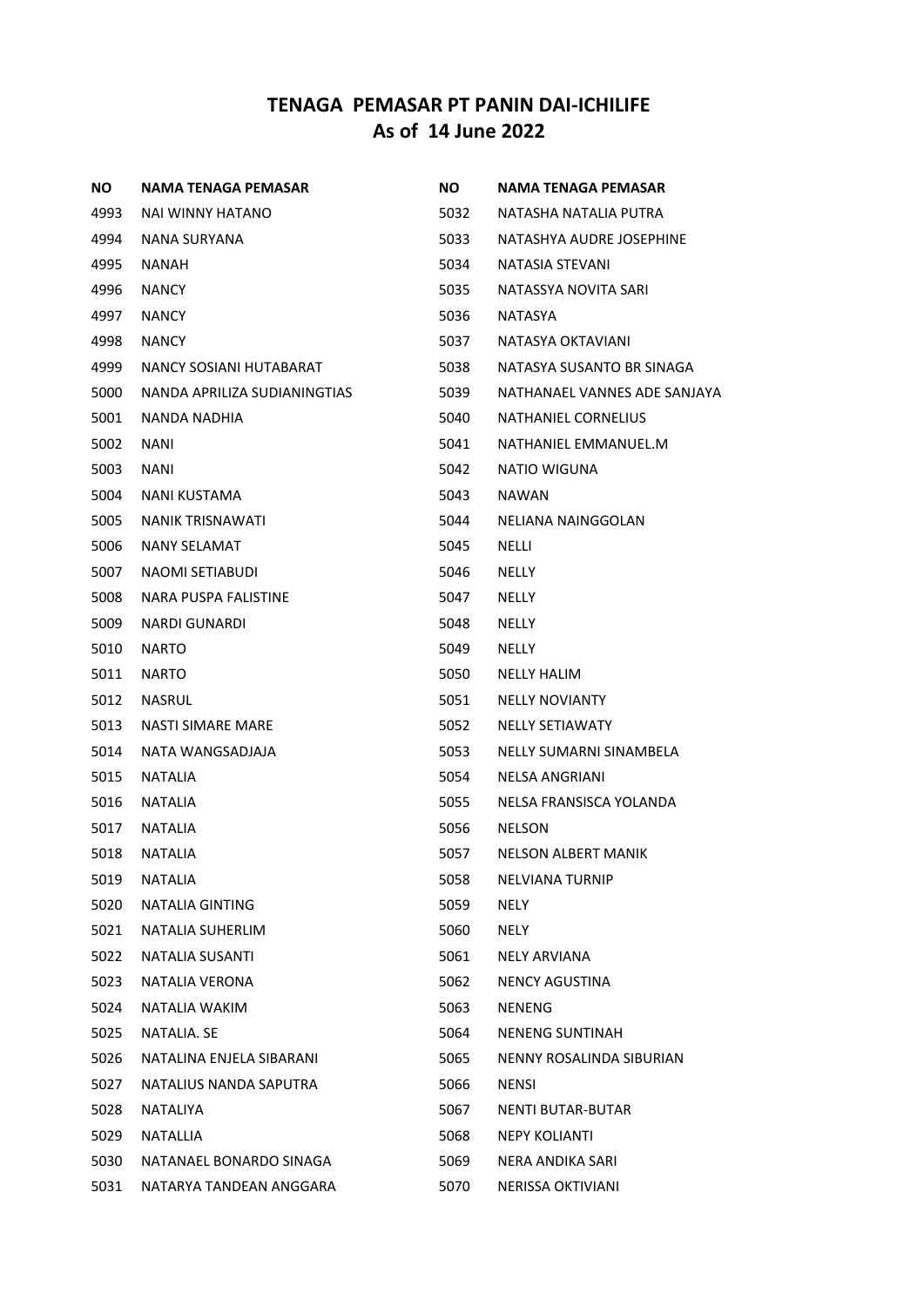# TENAGA PEMASAR PT PANIN DAI-ICHILIFE
## As of 14 June 2022

| NO | NAMA TENAGA PEMASAR |
|---|---|
| 4993 | NAI WINNY HATANO |
| 4994 | NANA SURYANA |
| 4995 | NANAH |
| 4996 | NANCY |
| 4997 | NANCY |
| 4998 | NANCY |
| 4999 | NANCY SOSIANI HUTABARAT |
| 5000 | NANDA APRILIZA SUDIANINGTIAS |
| 5001 | NANDA NADHIA |
| 5002 | NANI |
| 5003 | NANI |
| 5004 | NANI KUSTAMA |
| 5005 | NANIK TRISNAWATI |
| 5006 | NANY SELAMAT |
| 5007 | NAOMI SETIABUDI |
| 5008 | NARA PUSPA FALISTINE |
| 5009 | NARDI GUNARDI |
| 5010 | NARTO |
| 5011 | NARTO |
| 5012 | NASRUL |
| 5013 | NASTI SIMARE MARE |
| 5014 | NATA WANGSADJAJA |
| 5015 | NATALIA |
| 5016 | NATALIA |
| 5017 | NATALIA |
| 5018 | NATALIA |
| 5019 | NATALIA |
| 5020 | NATALIA GINTING |
| 5021 | NATALIA SUHERLIM |
| 5022 | NATALIA SUSANTI |
| 5023 | NATALIA VERONA |
| 5024 | NATALIA WAKIM |
| 5025 | NATALIA. SE |
| 5026 | NATALINA ENJELA SIBARANI |
| 5027 | NATALIUS NANDA SAPUTRA |
| 5028 | NATALIYA |
| 5029 | NATALLIA |
| 5030 | NATANAEL BONARDO SINAGA |
| 5031 | NATARYA TANDEAN ANGGARA |
| 5032 | NATASHA NATALIA PUTRA |
| 5033 | NATASHYA AUDRE JOSEPHINE |
| 5034 | NATASIA STEVANI |
| 5035 | NATASSYA NOVITA SARI |
| 5036 | NATASYA |
| 5037 | NATASYA OKTAVIANI |
| 5038 | NATASYA SUSANTO BR SINAGA |
| 5039 | NATHANAEL VANNES ADE SANJAYA |
| 5040 | NATHANIEL CORNELIUS |
| 5041 | NATHANIEL EMMANUEL.M |
| 5042 | NATIO WIGUNA |
| 5043 | NAWAN |
| 5044 | NELIANA NAINGGOLAN |
| 5045 | NELLI |
| 5046 | NELLY |
| 5047 | NELLY |
| 5048 | NELLY |
| 5049 | NELLY |
| 5050 | NELLY HALIM |
| 5051 | NELLY NOVIANTY |
| 5052 | NELLY SETIAWATY |
| 5053 | NELLY SUMARNI SINAMBELA |
| 5054 | NELSA ANGRIANI |
| 5055 | NELSA FRANSISCA YOLANDA |
| 5056 | NELSON |
| 5057 | NELSON ALBERT MANIK |
| 5058 | NELVIANA TURNIP |
| 5059 | NELY |
| 5060 | NELY |
| 5061 | NELY ARVIANA |
| 5062 | NENCY AGUSTINA |
| 5063 | NENENG |
| 5064 | NENENG SUNTINAH |
| 5065 | NENNY ROSALINDA SIBURIAN |
| 5066 | NENSI |
| 5067 | NENTI BUTAR-BUTAR |
| 5068 | NEPY KOLIANTI |
| 5069 | NERA ANDIKA SARI |
| 5070 | NERISSA OKTIVIANI |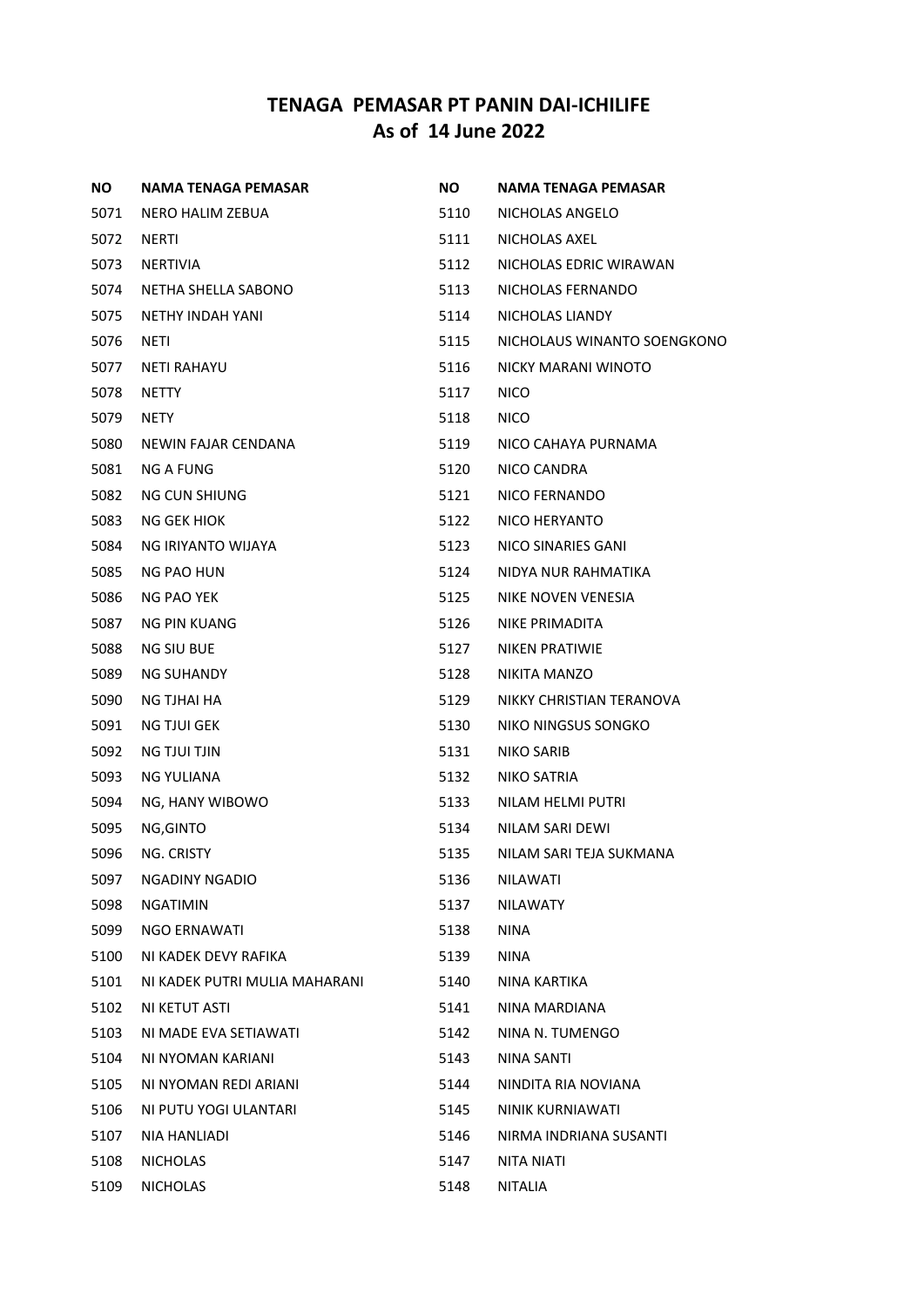# TENAGA PEMASAR PT PANIN DAI-ICHILIFE
## As of 14 June 2022

| NO | NAMA TENAGA PEMASAR |
|---|---|
| 5071 | NERO HALIM ZEBUA |
| 5072 | NERTI |
| 5073 | NERTIVIA |
| 5074 | NETHA SHELLA SABONO |
| 5075 | NETHY INDAH YANI |
| 5076 | NETI |
| 5077 | NETI RAHAYU |
| 5078 | NETTY |
| 5079 | NETY |
| 5080 | NEWIN FAJAR CENDANA |
| 5081 | NG A FUNG |
| 5082 | NG CUN SHIUNG |
| 5083 | NG GEK HIOK |
| 5084 | NG IRIYANTO WIJAYA |
| 5085 | NG PAO HUN |
| 5086 | NG PAO YEK |
| 5087 | NG PIN KUANG |
| 5088 | NG SIU BUE |
| 5089 | NG SUHANDY |
| 5090 | NG TJHAI HA |
| 5091 | NG TJUI GEK |
| 5092 | NG TJUI TJIN |
| 5093 | NG YULIANA |
| 5094 | NG, HANY WIBOWO |
| 5095 | NG,GINTO |
| 5096 | NG. CRISTY |
| 5097 | NGADINY NGADIO |
| 5098 | NGATIMIN |
| 5099 | NGO ERNAWATI |
| 5100 | NI KADEK DEVY RAFIKA |
| 5101 | NI KADEK PUTRI MULIA MAHARANI |
| 5102 | NI KETUT ASTI |
| 5103 | NI MADE EVA SETIAWATI |
| 5104 | NI NYOMAN KARIANI |
| 5105 | NI NYOMAN REDI ARIANI |
| 5106 | NI PUTU YOGI ULANTARI |
| 5107 | NIA HANLIADI |
| 5108 | NICHOLAS |
| 5109 | NICHOLAS |
| 5110 | NICHOLAS ANGELO |
| 5111 | NICHOLAS AXEL |
| 5112 | NICHOLAS EDRIC WIRAWAN |
| 5113 | NICHOLAS FERNANDO |
| 5114 | NICHOLAS LIANDY |
| 5115 | NICHOLAUS WINANTO SOENGKONO |
| 5116 | NICKY MARANI WINOTO |
| 5117 | NICO |
| 5118 | NICO |
| 5119 | NICO CAHAYA PURNAMA |
| 5120 | NICO CANDRA |
| 5121 | NICO FERNANDO |
| 5122 | NICO HERYANTO |
| 5123 | NICO SINARIES GANI |
| 5124 | NIDYA NUR RAHMATIKA |
| 5125 | NIKE NOVEN VENESIA |
| 5126 | NIKE PRIMADITA |
| 5127 | NIKEN PRATIWIE |
| 5128 | NIKITA MANZO |
| 5129 | NIKKY CHRISTIAN TERANOVA |
| 5130 | NIKO NINGSUS SONGKO |
| 5131 | NIKO SARIB |
| 5132 | NIKO SATRIA |
| 5133 | NILAM HELMI PUTRI |
| 5134 | NILAM SARI DEWI |
| 5135 | NILAM SARI TEJA SUKMANA |
| 5136 | NILAWATI |
| 5137 | NILAWATY |
| 5138 | NINA |
| 5139 | NINA |
| 5140 | NINA KARTIKA |
| 5141 | NINA MARDIANA |
| 5142 | NINA N. TUMENGO |
| 5143 | NINA SANTI |
| 5144 | NINDITA RIA NOVIANA |
| 5145 | NINIK KURNIAWATI |
| 5146 | NIRMA INDRIANA SUSANTI |
| 5147 | NITA NIATI |
| 5148 | NITALIA |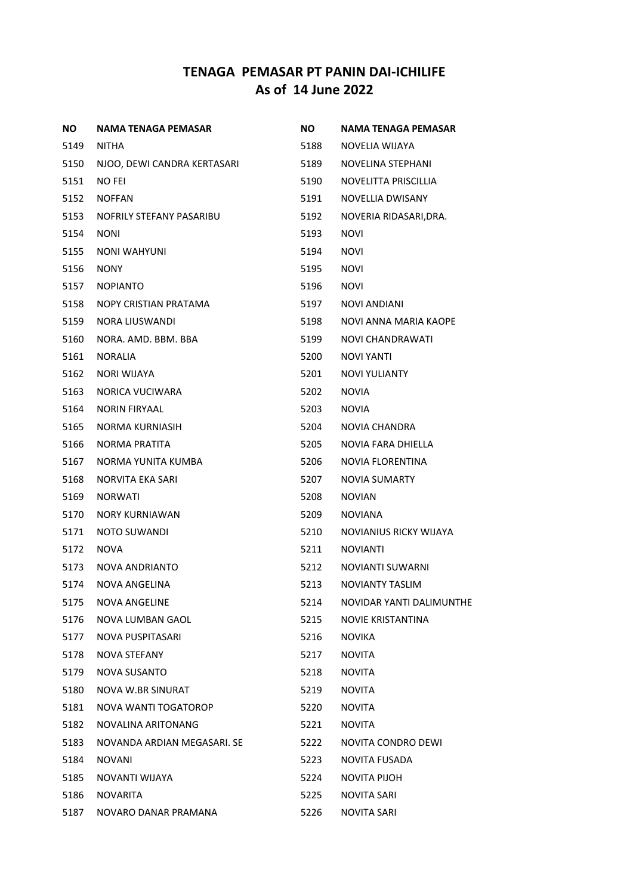# TENAGA PEMASAR PT PANIN DAI-ICHILIFE
## As of 14 June 2022

| NO | NAMA TENAGA PEMASAR |
|---|---|
| 5149 | NITHA |
| 5150 | NJOO, DEWI CANDRA KERTASARI |
| 5151 | NO FEI |
| 5152 | NOFFAN |
| 5153 | NOFRILY STEFANY PASARIBU |
| 5154 | NONI |
| 5155 | NONI WAHYUNI |
| 5156 | NONY |
| 5157 | NOPIANTO |
| 5158 | NOPY CRISTIAN PRATAMA |
| 5159 | NORA LIUSWANDI |
| 5160 | NORA. AMD. BBM. BBA |
| 5161 | NORALIA |
| 5162 | NORI WIJAYA |
| 5163 | NORICA VUCIWARA |
| 5164 | NORIN FIRYAAL |
| 5165 | NORMA KURNIASIH |
| 5166 | NORMA PRATITA |
| 5167 | NORMA YUNITA KUMBA |
| 5168 | NORVITA EKA SARI |
| 5169 | NORWATI |
| 5170 | NORY KURNIAWAN |
| 5171 | NOTO SUWANDI |
| 5172 | NOVA |
| 5173 | NOVA ANDRIANTO |
| 5174 | NOVA ANGELINA |
| 5175 | NOVA ANGELINE |
| 5176 | NOVA LUMBAN GAOL |
| 5177 | NOVA PUSPITASARI |
| 5178 | NOVA STEFANY |
| 5179 | NOVA SUSANTO |
| 5180 | NOVA W.BR SINURAT |
| 5181 | NOVA WANTI TOGATOROP |
| 5182 | NOVALINA ARITONANG |
| 5183 | NOVANDA ARDIAN MEGASARI. SE |
| 5184 | NOVANI |
| 5185 | NOVANTI WIJAYA |
| 5186 | NOVARITA |
| 5187 | NOVARO DANAR PRAMANA |
| 5188 | NOVELIA WIJAYA |
| 5189 | NOVELINA STEPHANI |
| 5190 | NOVELITTA PRISCILLIA |
| 5191 | NOVELLIA DWISANY |
| 5192 | NOVERIA RIDASARI,DRA. |
| 5193 | NOVI |
| 5194 | NOVI |
| 5195 | NOVI |
| 5196 | NOVI |
| 5197 | NOVI ANDIANI |
| 5198 | NOVI ANNA MARIA KAOPE |
| 5199 | NOVI CHANDRAWATI |
| 5200 | NOVI YANTI |
| 5201 | NOVI YULIANTY |
| 5202 | NOVIA |
| 5203 | NOVIA |
| 5204 | NOVIA CHANDRA |
| 5205 | NOVIA FARA DHIELLA |
| 5206 | NOVIA FLORENTINA |
| 5207 | NOVIA SUMARTY |
| 5208 | NOVIAN |
| 5209 | NOVIANA |
| 5210 | NOVIANIUS RICKY WIJAYA |
| 5211 | NOVIANTI |
| 5212 | NOVIANTI SUWARNI |
| 5213 | NOVIANTY TASLIM |
| 5214 | NOVIDAR YANTI DALIMUNTHE |
| 5215 | NOVIE KRISTANTINA |
| 5216 | NOVIKA |
| 5217 | NOVITA |
| 5218 | NOVITA |
| 5219 | NOVITA |
| 5220 | NOVITA |
| 5221 | NOVITA |
| 5222 | NOVITA CONDRO DEWI |
| 5223 | NOVITA FUSADA |
| 5224 | NOVITA PIJOH |
| 5225 | NOVITA SARI |
| 5226 | NOVITA SARI |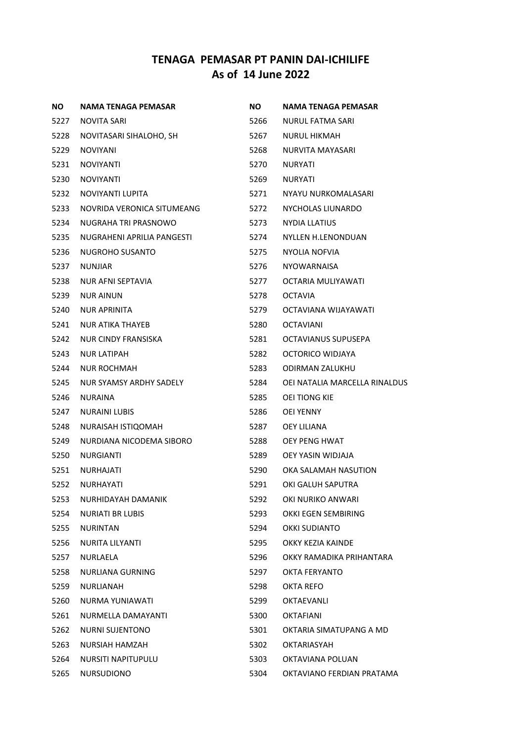# TENAGA PEMASAR PT PANIN DAI-ICHILIFE
# As of 14 June 2022

| NO | NAMA TENAGA PEMASAR |
|---|---|
| 5227 | NOVITA SARI |
| 5228 | NOVITASARI SIHALOHO, SH |
| 5229 | NOVIYANI |
| 5231 | NOVIYANTI |
| 5230 | NOVIYANTI |
| 5232 | NOVIYANTI LUPITA |
| 5233 | NOVRIDA VERONICA SITUMEANG |
| 5234 | NUGRAHA TRI PRASNOWO |
| 5235 | NUGRAHENI APRILIA PANGESTI |
| 5236 | NUGROHO SUSANTO |
| 5237 | NUNJIAR |
| 5238 | NUR AFNI SEPTAVIA |
| 5239 | NUR AINUN |
| 5240 | NUR APRINITA |
| 5241 | NUR ATIKA THAYEB |
| 5242 | NUR CINDY FRANSISKA |
| 5243 | NUR LATIPAH |
| 5244 | NUR ROCHMAH |
| 5245 | NUR SYAMSY ARDHY SADELY |
| 5246 | NURAINA |
| 5247 | NURAINI LUBIS |
| 5248 | NURAISAH ISTIQOMAH |
| 5249 | NURDIANA NICODEMA SIBORO |
| 5250 | NURGIANTI |
| 5251 | NURHAJATI |
| 5252 | NURHAYATI |
| 5253 | NURHIDAYAH DAMANIK |
| 5254 | NURIATI BR LUBIS |
| 5255 | NURINTAN |
| 5256 | NURITA LILYANTI |
| 5257 | NURLAELA |
| 5258 | NURLIANA GURNING |
| 5259 | NURLIANAH |
| 5260 | NURMA YUNIAWATI |
| 5261 | NURMELLA DAMAYANTI |
| 5262 | NURNI SUJENTONO |
| 5263 | NURSIAH HAMZAH |
| 5264 | NURSITI NAPITUPULU |
| 5265 | NURSUDIONO |
| 5266 | NURUL FATMA SARI |
| 5267 | NURUL HIKMAH |
| 5268 | NURVITA MAYASARI |
| 5270 | NURYATI |
| 5269 | NURYATI |
| 5271 | NYAYU NURKOMALASARI |
| 5272 | NYCHOLAS LIUNARDO |
| 5273 | NYDIA LLATIUS |
| 5274 | NYLLEN H.LENONDUAN |
| 5275 | NYOLIA NOFVIA |
| 5276 | NYOWARNAISA |
| 5277 | OCTARIA MULIYAWATI |
| 5278 | OCTAVIA |
| 5279 | OCTAVIANA WIJAYAWATI |
| 5280 | OCTAVIANI |
| 5281 | OCTAVIANUS SUPUSEPA |
| 5282 | OCTORICO WIDJAYA |
| 5283 | ODIRMAN ZALUKHU |
| 5284 | OEI NATALIA MARCELLA RINALDUS |
| 5285 | OEI TIONG KIE |
| 5286 | OEI YENNY |
| 5287 | OEY LILIANA |
| 5288 | OEY PENG HWAT |
| 5289 | OEY YASIN WIDJAJA |
| 5290 | OKA SALAMAH NASUTION |
| 5291 | OKI GALUH SAPUTRA |
| 5292 | OKI NURIKO ANWARI |
| 5293 | OKKI EGEN SEMBIRING |
| 5294 | OKKI SUDIANTO |
| 5295 | OKKY KEZIA KAINDE |
| 5296 | OKKY RAMADIKA PRIHANTARA |
| 5297 | OKTA FERYANTO |
| 5298 | OKTA REFO |
| 5299 | OKTAEVANLI |
| 5300 | OKTAFIANI |
| 5301 | OKTARIA SIMATUPANG A MD |
| 5302 | OKTARIASYAH |
| 5303 | OKTAVIANA POLUAN |
| 5304 | OKTAVIANO FERDIAN PRATAMA |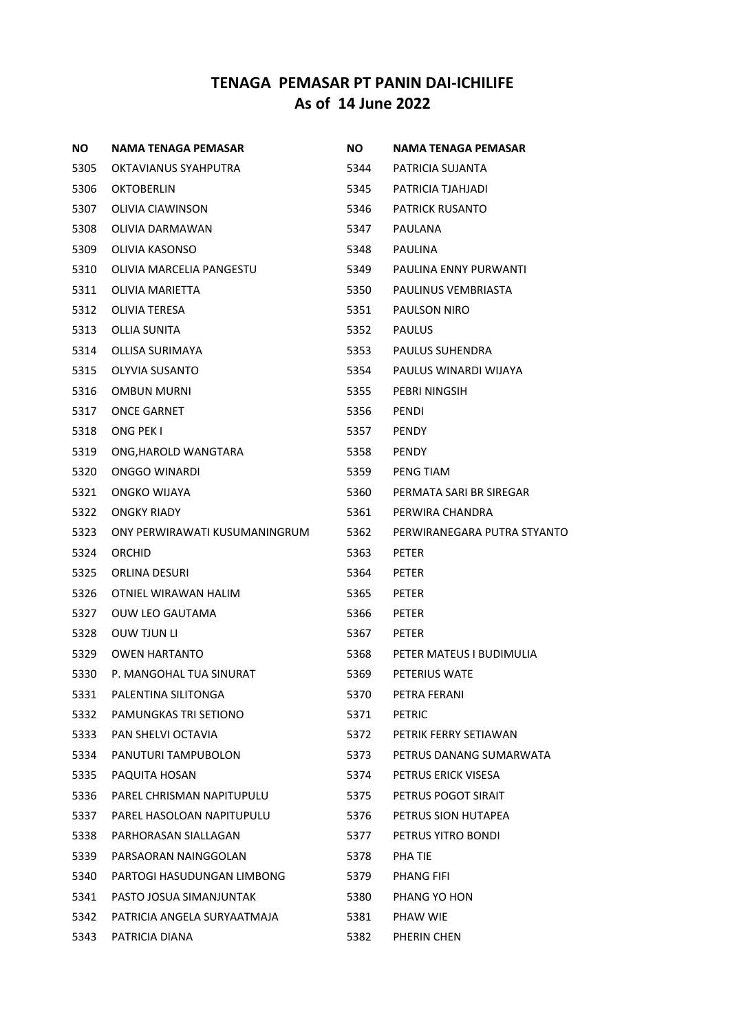# TENAGA PEMASAR PT PANIN DAI-ICHILIFE
# As of 14 June 2022

| NO | NAMA TENAGA PEMASAR |
|---|---|
| 5305 | OKTAVIANUS SYAHPUTRA |
| 5306 | OKTOBERLIN |
| 5307 | OLIVIA CIAWINSON |
| 5308 | OLIVIA DARMAWAN |
| 5309 | OLIVIA KASONSO |
| 5310 | OLIVIA MARCELIA PANGESTU |
| 5311 | OLIVIA MARIETTA |
| 5312 | OLIVIA TERESA |
| 5313 | OLLIA SUNITA |
| 5314 | OLLISA SURIMAYA |
| 5315 | OLYVIA SUSANTO |
| 5316 | OMBUN MURNI |
| 5317 | ONCE GARNET |
| 5318 | ONG PEK I |
| 5319 | ONG,HAROLD WANGTARA |
| 5320 | ONGGO WINARDI |
| 5321 | ONGKO WIJAYA |
| 5322 | ONGKY RIADY |
| 5323 | ONY PERWIRAWATI KUSUMANINGRUM |
| 5324 | ORCHID |
| 5325 | ORLINA DESURI |
| 5326 | OTNIEL WIRAWAN HALIM |
| 5327 | OUW LEO GAUTAMA |
| 5328 | OUW TJUN LI |
| 5329 | OWEN HARTANTO |
| 5330 | P. MANGOHAL TUA SINURAT |
| 5331 | PALENTINA SILITONGA |
| 5332 | PAMUNGKAS TRI SETIONO |
| 5333 | PAN SHELVI OCTAVIA |
| 5334 | PANUTURI TAMPUBOLON |
| 5335 | PAQUITA HOSAN |
| 5336 | PAREL CHRISMAN NAPITUPULU |
| 5337 | PAREL HASOLOAN NAPITUPULU |
| 5338 | PARHORASAN SIALLAGAN |
| 5339 | PARSAORAN NAINGGOLAN |
| 5340 | PARTOGI HASUDUNGAN LIMBONG |
| 5341 | PASTO JOSUA SIMANJUNTAK |
| 5342 | PATRICIA ANGELA SURYAATMAJA |
| 5343 | PATRICIA DIANA |
| 5344 | PATRICIA SUJANTA |
| 5345 | PATRICIA TJAHJADI |
| 5346 | PATRICK RUSANTO |
| 5347 | PAULANA |
| 5348 | PAULINA |
| 5349 | PAULINA ENNY PURWANTI |
| 5350 | PAULINUS VEMBRIASTA |
| 5351 | PAULSON NIRO |
| 5352 | PAULUS |
| 5353 | PAULUS SUHENDRA |
| 5354 | PAULUS WINARDI WIJAYA |
| 5355 | PEBRI NINGSIH |
| 5356 | PENDI |
| 5357 | PENDY |
| 5358 | PENDY |
| 5359 | PENG TIAM |
| 5360 | PERMATA SARI BR SIREGAR |
| 5361 | PERWIRA CHANDRA |
| 5362 | PERWIRANEGARA PUTRA STYANTO |
| 5363 | PETER |
| 5364 | PETER |
| 5365 | PETER |
| 5366 | PETER |
| 5367 | PETER |
| 5368 | PETER MATEUS I BUDIMULIA |
| 5369 | PETERIUS WATE |
| 5370 | PETRA FERANI |
| 5371 | PETRIC |
| 5372 | PETRIK FERRY SETIAWAN |
| 5373 | PETRUS DANANG SUMARWATA |
| 5374 | PETRUS ERICK VISESA |
| 5375 | PETRUS POGOT SIRAIT |
| 5376 | PETRUS SION HUTAPEA |
| 5377 | PETRUS YITRO BONDI |
| 5378 | PHA TIE |
| 5379 | PHANG FIFI |
| 5380 | PHANG YO HON |
| 5381 | PHAW WIE |
| 5382 | PHERIN CHEN |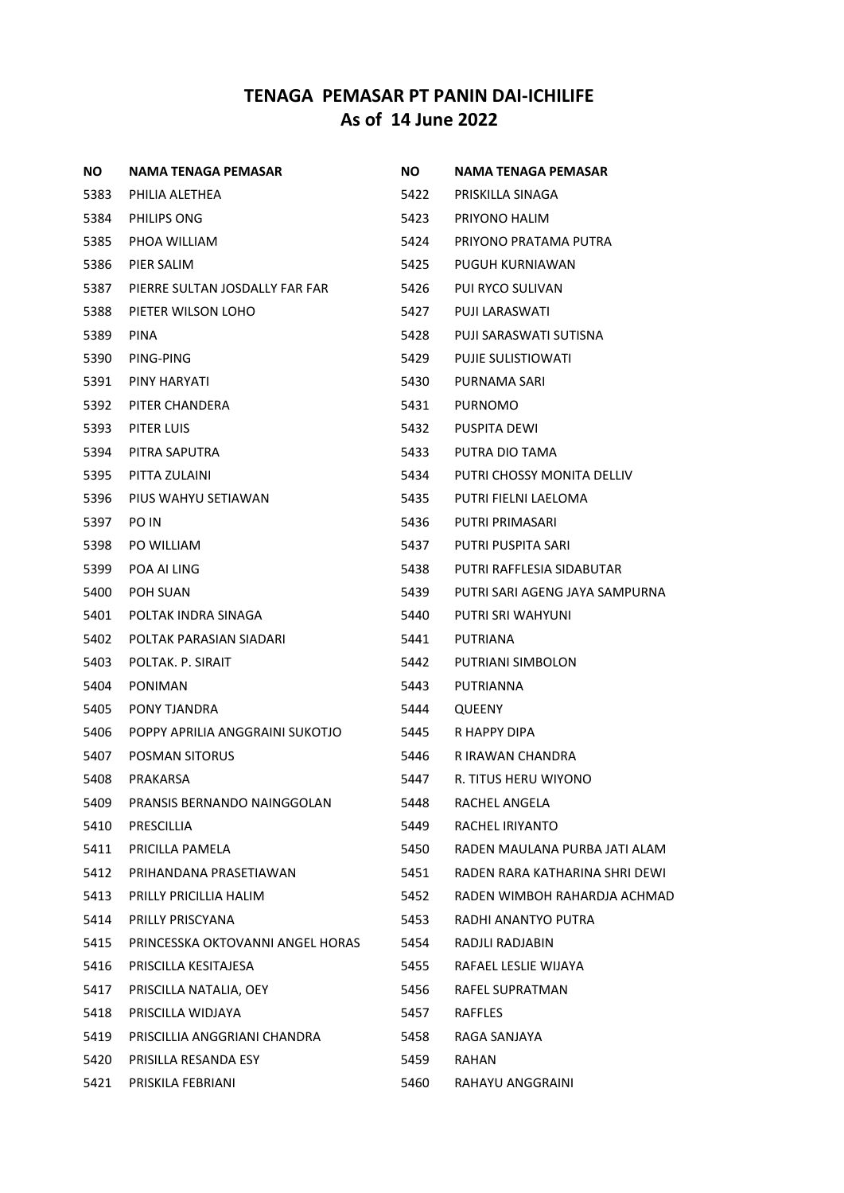# TENAGA PEMASAR PT PANIN DAI-ICHILIFE
# As of 14 June 2022

| NO | NAMA TENAGA PEMASAR |
|---|---|
| 5383 | PHILIA ALETHEA |
| 5384 | PHILIPS ONG |
| 5385 | PHOA WILLIAM |
| 5386 | PIER SALIM |
| 5387 | PIERRE SULTAN JOSDALLY FAR FAR |
| 5388 | PIETER WILSON LOHO |
| 5389 | PINA |
| 5390 | PING-PING |
| 5391 | PINY HARYATI |
| 5392 | PITER CHANDERA |
| 5393 | PITER LUIS |
| 5394 | PITRA SAPUTRA |
| 5395 | PITTA ZULAINI |
| 5396 | PIUS WAHYU SETIAWAN |
| 5397 | PO IN |
| 5398 | PO WILLIAM |
| 5399 | POA AI LING |
| 5400 | POH SUAN |
| 5401 | POLTAK INDRA SINAGA |
| 5402 | POLTAK PARASIAN SIADARI |
| 5403 | POLTAK. P. SIRAIT |
| 5404 | PONIMAN |
| 5405 | PONY TJANDRA |
| 5406 | POPPY APRILIA ANGGRAINI SUKOTJO |
| 5407 | POSMAN SITORUS |
| 5408 | PRAKARSA |
| 5409 | PRANSIS BERNANDO NAINGGOLAN |
| 5410 | PRESCILLIA |
| 5411 | PRICILLA PAMELA |
| 5412 | PRIHANDANA PRASETIAWAN |
| 5413 | PRILLY PRICILLIA HALIM |
| 5414 | PRILLY PRISCYANA |
| 5415 | PRINCESSKA OKTOVANNI ANGEL HORAS |
| 5416 | PRISCILLA KESITAJESA |
| 5417 | PRISCILLA NATALIA, OEY |
| 5418 | PRISCILLA WIDJAYA |
| 5419 | PRISCILLIA ANGGRIANI CHANDRA |
| 5420 | PRISILLA RESANDA ESY |
| 5421 | PRISKILA FEBRIANI |
| 5422 | PRISKILLA SINAGA |
| 5423 | PRIYONO HALIM |
| 5424 | PRIYONO PRATAMA PUTRA |
| 5425 | PUGUH KURNIAWAN |
| 5426 | PUI RYCO SULIVAN |
| 5427 | PUJI LARASWATI |
| 5428 | PUJI SARASWATI SUTISNA |
| 5429 | PUJIE SULISTIOWATI |
| 5430 | PURNAMA SARI |
| 5431 | PURNOMO |
| 5432 | PUSPITA DEWI |
| 5433 | PUTRA DIO TAMA |
| 5434 | PUTRI CHOSSY MONITA DELLIV |
| 5435 | PUTRI FIELNI LAELOMA |
| 5436 | PUTRI PRIMASARI |
| 5437 | PUTRI PUSPITA SARI |
| 5438 | PUTRI RAFFLESIA SIDABUTAR |
| 5439 | PUTRI SARI AGENG JAYA SAMPURNA |
| 5440 | PUTRI SRI WAHYUNI |
| 5441 | PUTRIANA |
| 5442 | PUTRIANI SIMBOLON |
| 5443 | PUTRIANNA |
| 5444 | QUEENY |
| 5445 | R HAPPY DIPA |
| 5446 | R IRAWAN CHANDRA |
| 5447 | R. TITUS HERU WIYONO |
| 5448 | RACHEL ANGELA |
| 5449 | RACHEL IRIYANTO |
| 5450 | RADEN MAULANA PURBA JATI ALAM |
| 5451 | RADEN RARA KATHARINA SHRI DEWI |
| 5452 | RADEN WIMBOH RAHARDJA ACHMAD |
| 5453 | RADHI ANANTYO PUTRA |
| 5454 | RADJLI RADJABIN |
| 5455 | RAFAEL LESLIE WIJAYA |
| 5456 | RAFEL SUPRATMAN |
| 5457 | RAFFLES |
| 5458 | RAGA SANJAYA |
| 5459 | RAHAN |
| 5460 | RAHAYU ANGGRAINI |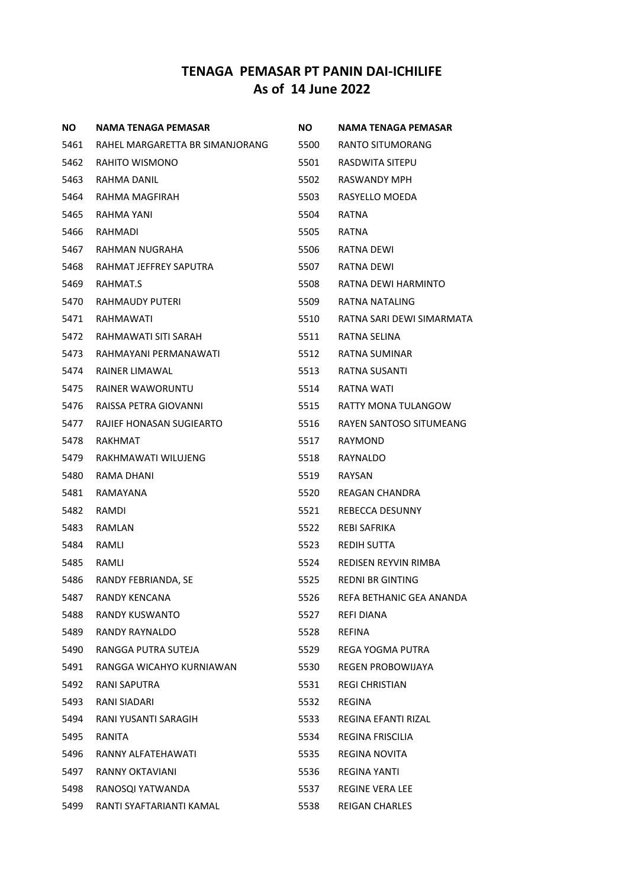# TENAGA PEMASAR PT PANIN DAI-ICHILIFE
## As of 14 June 2022

| NO | NAMA TENAGA PEMASAR |
|---|---|
| 5461 | RAHEL MARGARETTA BR SIMANJORANG |
| 5462 | RAHITO WISMONO |
| 5463 | RAHMA DANIL |
| 5464 | RAHMA MAGFIRAH |
| 5465 | RAHMA YANI |
| 5466 | RAHMADI |
| 5467 | RAHMAN NUGRAHA |
| 5468 | RAHMAT JEFFREY SAPUTRA |
| 5469 | RAHMAT.S |
| 5470 | RAHMAUDY PUTERI |
| 5471 | RAHMAWATI |
| 5472 | RAHMAWATI SITI SARAH |
| 5473 | RAHMAYANI PERMANAWATI |
| 5474 | RAINER LIMAWAL |
| 5475 | RAINER WAWORUNTU |
| 5476 | RAISSA PETRA GIOVANNI |
| 5477 | RAJIEF HONASAN SUGIEARTO |
| 5478 | RAKHMAT |
| 5479 | RAKHMAWATI WILUJENG |
| 5480 | RAMA DHANI |
| 5481 | RAMAYANA |
| 5482 | RAMDI |
| 5483 | RAMLAN |
| 5484 | RAMLI |
| 5485 | RAMLI |
| 5486 | RANDY FEBRIANDA, SE |
| 5487 | RANDY KENCANA |
| 5488 | RANDY KUSWANTO |
| 5489 | RANDY RAYNALDO |
| 5490 | RANGGA PUTRA SUTEJA |
| 5491 | RANGGA WICAHYO KURNIAWAN |
| 5492 | RANI SAPUTRA |
| 5493 | RANI SIADARI |
| 5494 | RANI YUSANTI SARAGIH |
| 5495 | RANITA |
| 5496 | RANNY ALFATEHAWATI |
| 5497 | RANNY OKTAVIANI |
| 5498 | RANOSQI YATWANDA |
| 5499 | RANTI SYAFTARIANTI KAMAL |
| 5500 | RANTO SITUMORANG |
| 5501 | RASDWITA SITEPU |
| 5502 | RASWANDY MPH |
| 5503 | RASYELLO MOEDA |
| 5504 | RATNA |
| 5505 | RATNA |
| 5506 | RATNA DEWI |
| 5507 | RATNA DEWI |
| 5508 | RATNA DEWI HARMINTO |
| 5509 | RATNA NATALING |
| 5510 | RATNA SARI DEWI SIMARMATA |
| 5511 | RATNA SELINA |
| 5512 | RATNA SUMINAR |
| 5513 | RATNA SUSANTI |
| 5514 | RATNA WATI |
| 5515 | RATTY MONA TULANGOW |
| 5516 | RAYEN SANTOSO SITUMEANG |
| 5517 | RAYMOND |
| 5518 | RAYNALDO |
| 5519 | RAYSAN |
| 5520 | REAGAN CHANDRA |
| 5521 | REBECCA DESUNNY |
| 5522 | REBI SAFRIKA |
| 5523 | REDIH SUTTA |
| 5524 | REDISEN REYVIN RIMBA |
| 5525 | REDNI BR GINTING |
| 5526 | REFA BETHANIC GEA ANANDA |
| 5527 | REFI DIANA |
| 5528 | REFINA |
| 5529 | REGA YOGMA PUTRA |
| 5530 | REGEN PROBOWIJAYA |
| 5531 | REGI CHRISTIAN |
| 5532 | REGINA |
| 5533 | REGINA EFANTI RIZAL |
| 5534 | REGINA FRISCILIA |
| 5535 | REGINA NOVITA |
| 5536 | REGINA YANTI |
| 5537 | REGINE VERA LEE |
| 5538 | REIGAN CHARLES |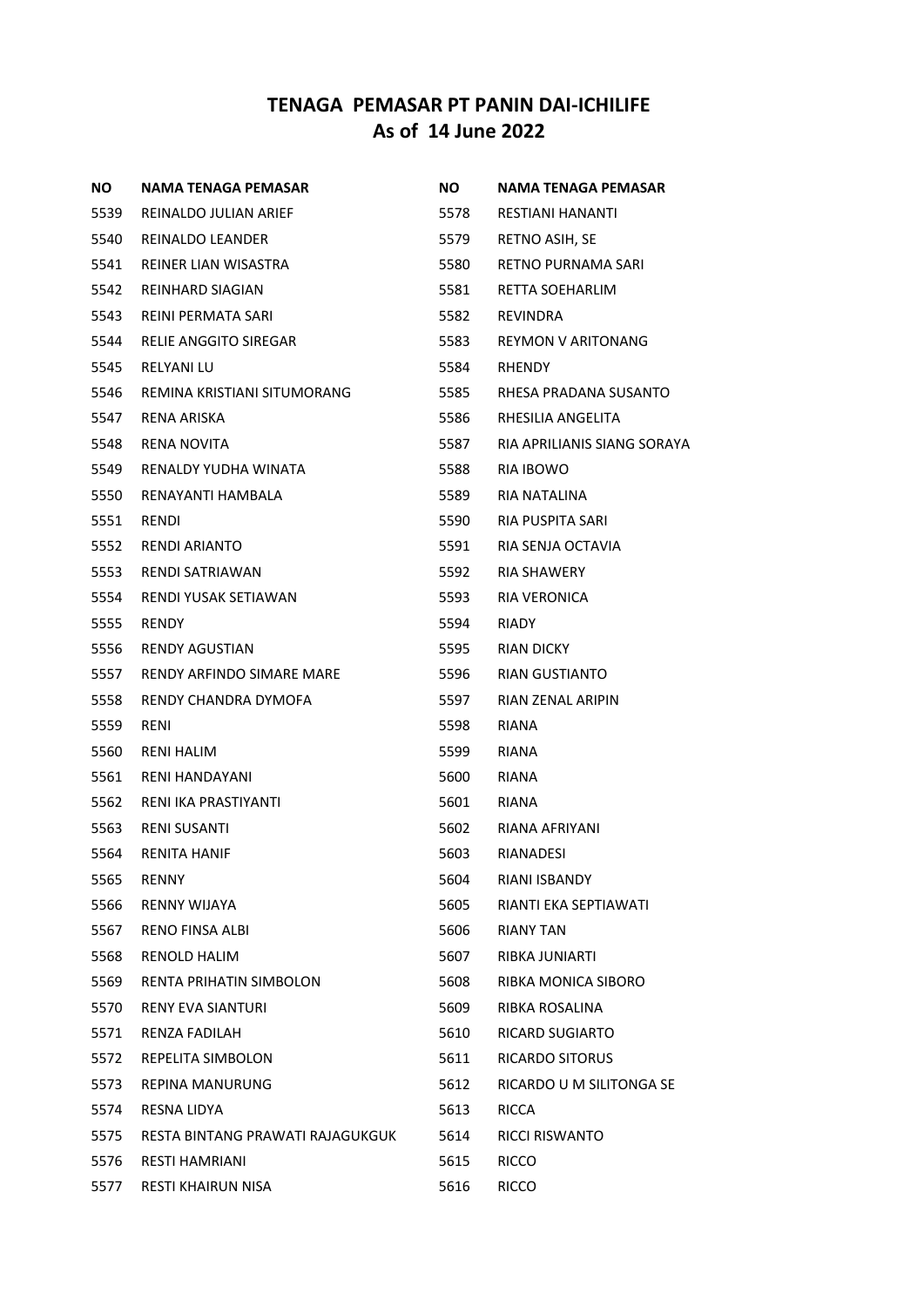# TENAGA PEMASAR PT PANIN DAI-ICHILIFE
## As of 14 June 2022

| NO | NAMA TENAGA PEMASAR |
|---|---|
| 5539 | REINALDO JULIAN ARIEF |
| 5540 | REINALDO LEANDER |
| 5541 | REINER LIAN WISASTRA |
| 5542 | REINHARD SIAGIAN |
| 5543 | REINI PERMATA SARI |
| 5544 | RELIE ANGGITO SIREGAR |
| 5545 | RELYANI LU |
| 5546 | REMINA KRISTIANI SITUMORANG |
| 5547 | RENA ARISKA |
| 5548 | RENA NOVITA |
| 5549 | RENALDY YUDHA WINATA |
| 5550 | RENAYANTI HAMBALA |
| 5551 | RENDI |
| 5552 | RENDI ARIANTO |
| 5553 | RENDI SATRIAWAN |
| 5554 | RENDI YUSAK SETIAWAN |
| 5555 | RENDY |
| 5556 | RENDY AGUSTIAN |
| 5557 | RENDY ARFINDO SIMARE MARE |
| 5558 | RENDY CHANDRA DYMOFA |
| 5559 | RENI |
| 5560 | RENI HALIM |
| 5561 | RENI HANDAYANI |
| 5562 | RENI IKA PRASTIYANTI |
| 5563 | RENI SUSANTI |
| 5564 | RENITA HANIF |
| 5565 | RENNY |
| 5566 | RENNY WIJAYA |
| 5567 | RENO FINSA ALBI |
| 5568 | RENOLD HALIM |
| 5569 | RENTA PRIHATIN SIMBOLON |
| 5570 | RENY EVA SIANTURI |
| 5571 | RENZA FADILAH |
| 5572 | REPELITA SIMBOLON |
| 5573 | REPINA MANURUNG |
| 5574 | RESNA LIDYA |
| 5575 | RESTA BINTANG PRAWATI RAJAGUKGUK |
| 5576 | RESTI HAMRIANI |
| 5577 | RESTI KHAIRUN NISA |
| 5578 | RESTIANI HANANTI |
| 5579 | RETNO ASIH, SE |
| 5580 | RETNO PURNAMA SARI |
| 5581 | RETTA SOEHARLIM |
| 5582 | REVINDRA |
| 5583 | REYMON V ARITONANG |
| 5584 | RHENDY |
| 5585 | RHESA PRADANA SUSANTO |
| 5586 | RHESILIA ANGELITA |
| 5587 | RIA APRILIANIS SIANG SORAYA |
| 5588 | RIA IBOWO |
| 5589 | RIA NATALINA |
| 5590 | RIA PUSPITA SARI |
| 5591 | RIA SENJA OCTAVIA |
| 5592 | RIA SHAWERY |
| 5593 | RIA VERONICA |
| 5594 | RIADY |
| 5595 | RIAN DICKY |
| 5596 | RIAN GUSTIANTO |
| 5597 | RIAN ZENAL ARIPIN |
| 5598 | RIANA |
| 5599 | RIANA |
| 5600 | RIANA |
| 5601 | RIANA |
| 5602 | RIANA AFRIYANI |
| 5603 | RIANADESI |
| 5604 | RIANI ISBANDY |
| 5605 | RIANTI EKA SEPTIAWATI |
| 5606 | RIANY TAN |
| 5607 | RIBKA JUNIARTI |
| 5608 | RIBKA MONICA SIBORO |
| 5609 | RIBKA ROSALINA |
| 5610 | RICARD SUGIARTO |
| 5611 | RICARDO SITORUS |
| 5612 | RICARDO U M SILITONGA SE |
| 5613 | RICCA |
| 5614 | RICCI RISWANTO |
| 5615 | RICCO |
| 5616 | RICCO |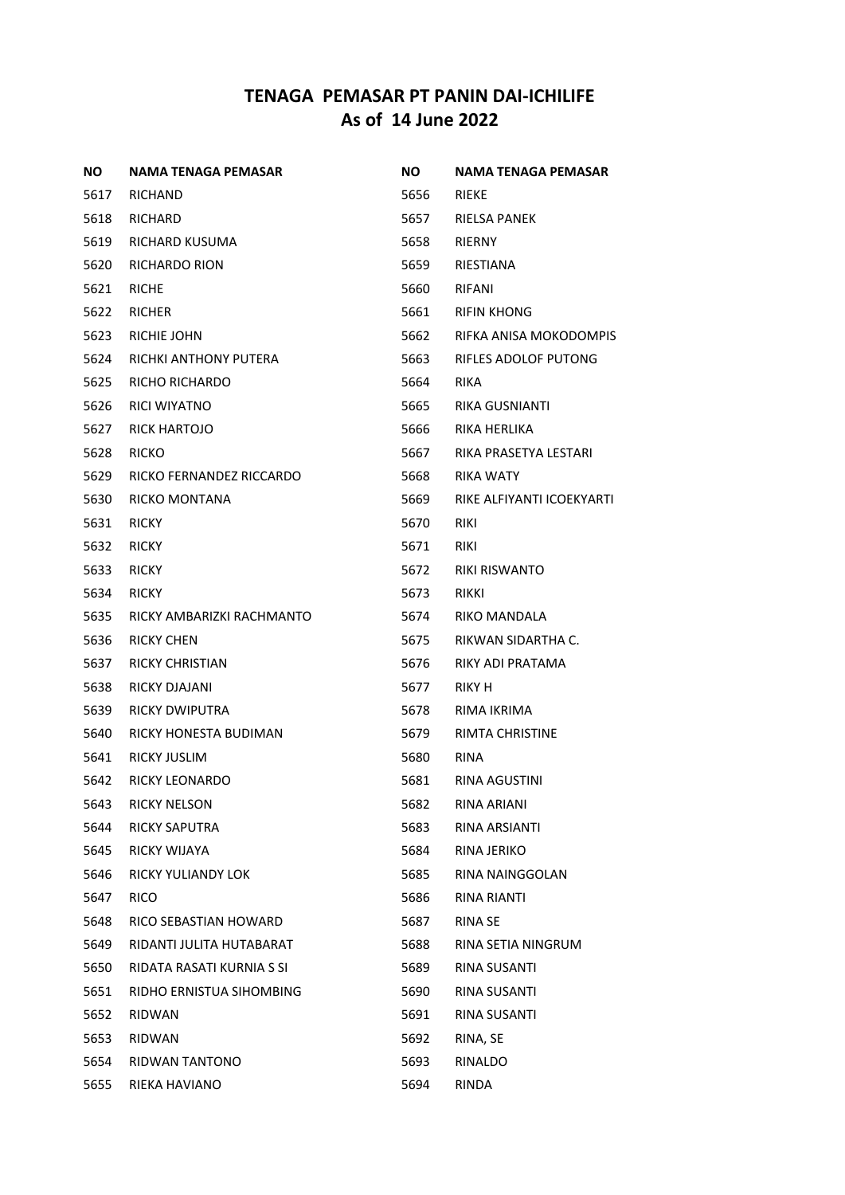# TENAGA PEMASAR PT PANIN DAI-ICHILIFE
## As of 14 June 2022

| NO | NAMA TENAGA PEMASAR |
|---|---|
| 5617 | RICHAND |
| 5618 | RICHARD |
| 5619 | RICHARD KUSUMA |
| 5620 | RICHARDO RION |
| 5621 | RICHE |
| 5622 | RICHER |
| 5623 | RICHIE JOHN |
| 5624 | RICHKI ANTHONY PUTERA |
| 5625 | RICHO RICHARDO |
| 5626 | RICI WIYATNO |
| 5627 | RICK HARTOJO |
| 5628 | RICKO |
| 5629 | RICKO FERNANDEZ RICCARDO |
| 5630 | RICKO MONTANA |
| 5631 | RICKY |
| 5632 | RICKY |
| 5633 | RICKY |
| 5634 | RICKY |
| 5635 | RICKY AMBARIZKI RACHMANTO |
| 5636 | RICKY CHEN |
| 5637 | RICKY CHRISTIAN |
| 5638 | RICKY DJAJANI |
| 5639 | RICKY DWIPUTRA |
| 5640 | RICKY HONESTA BUDIMAN |
| 5641 | RICKY JUSLIM |
| 5642 | RICKY LEONARDO |
| 5643 | RICKY NELSON |
| 5644 | RICKY SAPUTRA |
| 5645 | RICKY WIJAYA |
| 5646 | RICKY YULIANDY LOK |
| 5647 | RICO |
| 5648 | RICO SEBASTIAN HOWARD |
| 5649 | RIDANTI JULITA HUTABARAT |
| 5650 | RIDATA RASATI KURNIA S SI |
| 5651 | RIDHO ERNISTUA SIHOMBING |
| 5652 | RIDWAN |
| 5653 | RIDWAN |
| 5654 | RIDWAN TANTONO |
| 5655 | RIEKA HAVIANO |
| 5656 | RIEKE |
| 5657 | RIELSA PANEK |
| 5658 | RIERNY |
| 5659 | RIESTIANA |
| 5660 | RIFANI |
| 5661 | RIFIN KHONG |
| 5662 | RIFKA ANISA MOKODOMPIS |
| 5663 | RIFLES ADOLOF PUTONG |
| 5664 | RIKA |
| 5665 | RIKA GUSNIANTI |
| 5666 | RIKA HERLIKA |
| 5667 | RIKA PRASETYA LESTARI |
| 5668 | RIKA WATY |
| 5669 | RIKE ALFIYANTI ICOEKYARTI |
| 5670 | RIKI |
| 5671 | RIKI |
| 5672 | RIKI RISWANTO |
| 5673 | RIKKI |
| 5674 | RIKO MANDALA |
| 5675 | RIKWAN SIDARTHA C. |
| 5676 | RIKY ADI PRATAMA |
| 5677 | RIKY H |
| 5678 | RIMA IKRIMA |
| 5679 | RIMTA CHRISTINE |
| 5680 | RINA |
| 5681 | RINA AGUSTINI |
| 5682 | RINA ARIANI |
| 5683 | RINA ARSIANTI |
| 5684 | RINA JERIKO |
| 5685 | RINA NAINGGOLAN |
| 5686 | RINA RIANTI |
| 5687 | RINA SE |
| 5688 | RINA SETIA NINGRUM |
| 5689 | RINA SUSANTI |
| 5690 | RINA SUSANTI |
| 5691 | RINA SUSANTI |
| 5692 | RINA, SE |
| 5693 | RINALDO |
| 5694 | RINDA |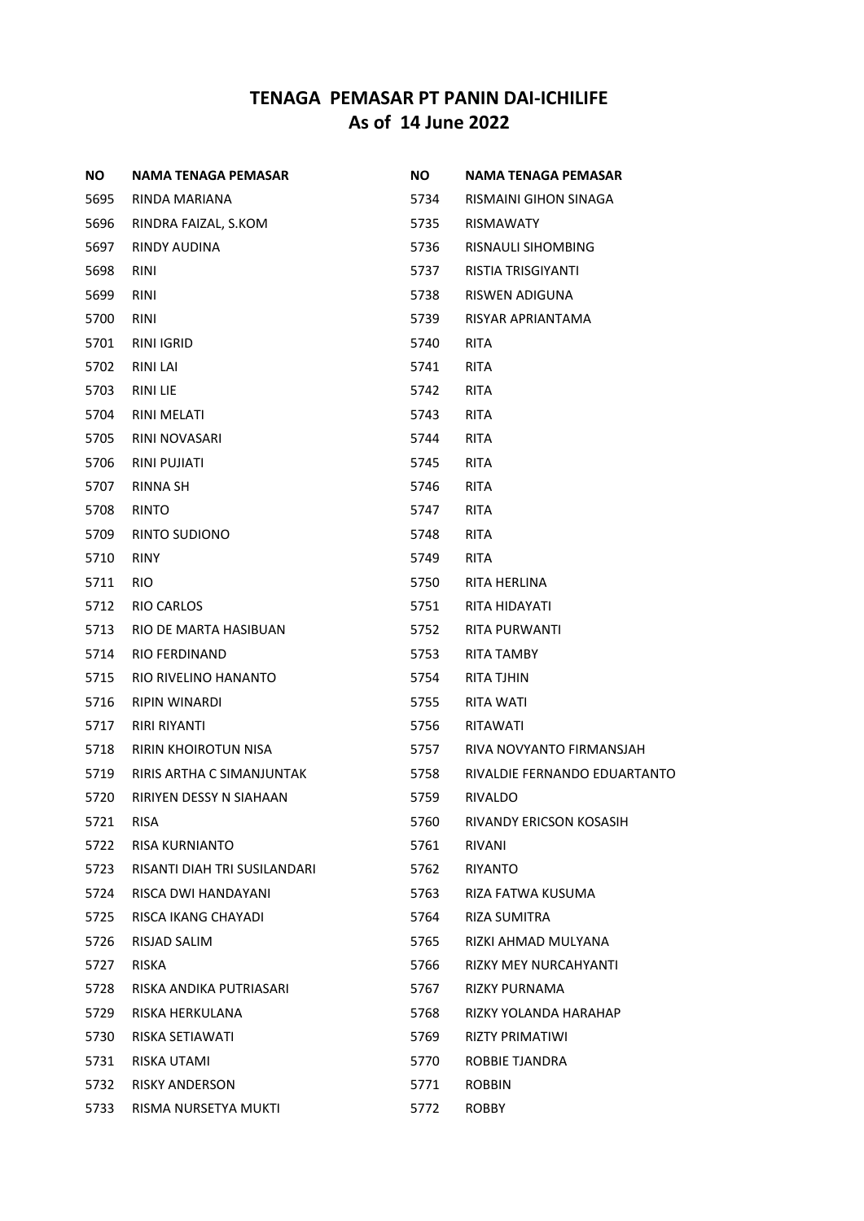# TENAGA PEMASAR PT PANIN DAI-ICHILIFE
## As of 14 June 2022

| NO | NAMA TENAGA PEMASAR |
|---|---|
| 5695 | RINDA MARIANA |
| 5696 | RINDRA FAIZAL, S.KOM |
| 5697 | RINDY AUDINA |
| 5698 | RINI |
| 5699 | RINI |
| 5700 | RINI |
| 5701 | RINI IGRID |
| 5702 | RINI LAI |
| 5703 | RINI LIE |
| 5704 | RINI MELATI |
| 5705 | RINI NOVASARI |
| 5706 | RINI PUJIATI |
| 5707 | RINNA SH |
| 5708 | RINTO |
| 5709 | RINTO SUDIONO |
| 5710 | RINY |
| 5711 | RIO |
| 5712 | RIO CARLOS |
| 5713 | RIO DE MARTA HASIBUAN |
| 5714 | RIO FERDINAND |
| 5715 | RIO RIVELINO HANANTO |
| 5716 | RIPIN WINARDI |
| 5717 | RIRI RIYANTI |
| 5718 | RIRIN KHOIROTUN NISA |
| 5719 | RIRIS ARTHA C SIMANJUNTAK |
| 5720 | RIRIYEN DESSY N SIAHAAN |
| 5721 | RISA |
| 5722 | RISA KURNIANTO |
| 5723 | RISANTI DIAH TRI SUSILANDARI |
| 5724 | RISCA DWI HANDAYANI |
| 5725 | RISCA IKANG CHAYADI |
| 5726 | RISJAD SALIM |
| 5727 | RISKA |
| 5728 | RISKA ANDIKA PUTRIASARI |
| 5729 | RISKA HERKULANA |
| 5730 | RISKA SETIAWATI |
| 5731 | RISKA UTAMI |
| 5732 | RISKY ANDERSON |
| 5733 | RISMA NURSETYA MUKTI |
| 5734 | RISMAINI GIHON SINAGA |
| 5735 | RISMAWATY |
| 5736 | RISNAULI SIHOMBING |
| 5737 | RISTIA TRISGIYANTI |
| 5738 | RISWEN ADIGUNA |
| 5739 | RISYAR APRIANTAMA |
| 5740 | RITA |
| 5741 | RITA |
| 5742 | RITA |
| 5743 | RITA |
| 5744 | RITA |
| 5745 | RITA |
| 5746 | RITA |
| 5747 | RITA |
| 5748 | RITA |
| 5749 | RITA |
| 5750 | RITA HERLINA |
| 5751 | RITA HIDAYATI |
| 5752 | RITA PURWANTI |
| 5753 | RITA TAMBY |
| 5754 | RITA TJHIN |
| 5755 | RITA WATI |
| 5756 | RITAWATI |
| 5757 | RIVA NOVYANTO FIRMANSJAH |
| 5758 | RIVALDIE FERNANDO EDUARTANTO |
| 5759 | RIVALDO |
| 5760 | RIVANDY ERICSON KOSASIH |
| 5761 | RIVANI |
| 5762 | RIYANTO |
| 5763 | RIZA FATWA KUSUMA |
| 5764 | RIZA SUMITRA |
| 5765 | RIZKI AHMAD MULYANA |
| 5766 | RIZKY MEY NURCAHYANTI |
| 5767 | RIZKY PURNAMA |
| 5768 | RIZKY YOLANDA HARAHAP |
| 5769 | RIZTY PRIMATIWI |
| 5770 | ROBBIE TJANDRA |
| 5771 | ROBBIN |
| 5772 | ROBBY |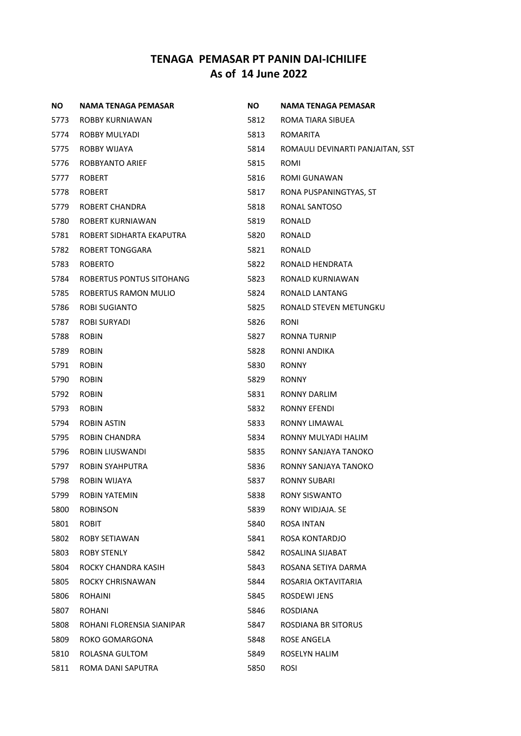# TENAGA PEMASAR PT PANIN DAI-ICHILIFE
## As of 14 June 2022

| NO | NAMA TENAGA PEMASAR |
|---|---|
| 5773 | ROBBY KURNIAWAN |
| 5774 | ROBBY MULYADI |
| 5775 | ROBBY WIJAYA |
| 5776 | ROBBYANTO ARIEF |
| 5777 | ROBERT |
| 5778 | ROBERT |
| 5779 | ROBERT CHANDRA |
| 5780 | ROBERT KURNIAWAN |
| 5781 | ROBERT SIDHARTA EKAPUTRA |
| 5782 | ROBERT TONGGARA |
| 5783 | ROBERTO |
| 5784 | ROBERTUS PONTUS SITOHANG |
| 5785 | ROBERTUS RAMON MULIO |
| 5786 | ROBI SUGIANTO |
| 5787 | ROBI SURYADI |
| 5788 | ROBIN |
| 5789 | ROBIN |
| 5791 | ROBIN |
| 5790 | ROBIN |
| 5792 | ROBIN |
| 5793 | ROBIN |
| 5794 | ROBIN ASTIN |
| 5795 | ROBIN CHANDRA |
| 5796 | ROBIN LIUSWANDI |
| 5797 | ROBIN SYAHPUTRA |
| 5798 | ROBIN WIJAYA |
| 5799 | ROBIN YATEMIN |
| 5800 | ROBINSON |
| 5801 | ROBIT |
| 5802 | ROBY SETIAWAN |
| 5803 | ROBY STENLY |
| 5804 | ROCKY CHANDRA KASIH |
| 5805 | ROCKY CHRISNAWAN |
| 5806 | ROHAINI |
| 5807 | ROHANI |
| 5808 | ROHANI FLORENSIA SIANIPAR |
| 5809 | ROKO GOMARGONA |
| 5810 | ROLASNA GULTOM |
| 5811 | ROMA DANI SAPUTRA |
| 5812 | ROMA TIARA SIBUEA |
| 5813 | ROMARITA |
| 5814 | ROMAULI DEVINARTI PANJAITAN, SST |
| 5815 | ROMI |
| 5816 | ROMI GUNAWAN |
| 5817 | RONA PUSPANINGTYAS, ST |
| 5818 | RONAL SANTOSO |
| 5819 | RONALD |
| 5820 | RONALD |
| 5821 | RONALD |
| 5822 | RONALD HENDRATA |
| 5823 | RONALD KURNIAWAN |
| 5824 | RONALD LANTANG |
| 5825 | RONALD STEVEN METUNGKU |
| 5826 | RONI |
| 5827 | RONNA TURNIP |
| 5828 | RONNI ANDIKA |
| 5830 | RONNY |
| 5829 | RONNY |
| 5831 | RONNY DARLIM |
| 5832 | RONNY EFENDI |
| 5833 | RONNY LIMAWAL |
| 5834 | RONNY MULYADI HALIM |
| 5835 | RONNY SANJAYA TANOKO |
| 5836 | RONNY SANJAYA TANOKO |
| 5837 | RONNY SUBARI |
| 5838 | RONY SISWANTO |
| 5839 | RONY WIDJAJA. SE |
| 5840 | ROSA INTAN |
| 5841 | ROSA KONTARDJO |
| 5842 | ROSALINA SIJABAT |
| 5843 | ROSANA SETIYA DARMA |
| 5844 | ROSARIA OKTAVITARIA |
| 5845 | ROSDEWI JENS |
| 5846 | ROSDIANA |
| 5847 | ROSDIANA BR SITORUS |
| 5848 | ROSE ANGELA |
| 5849 | ROSELYN HALIM |
| 5850 | ROSI |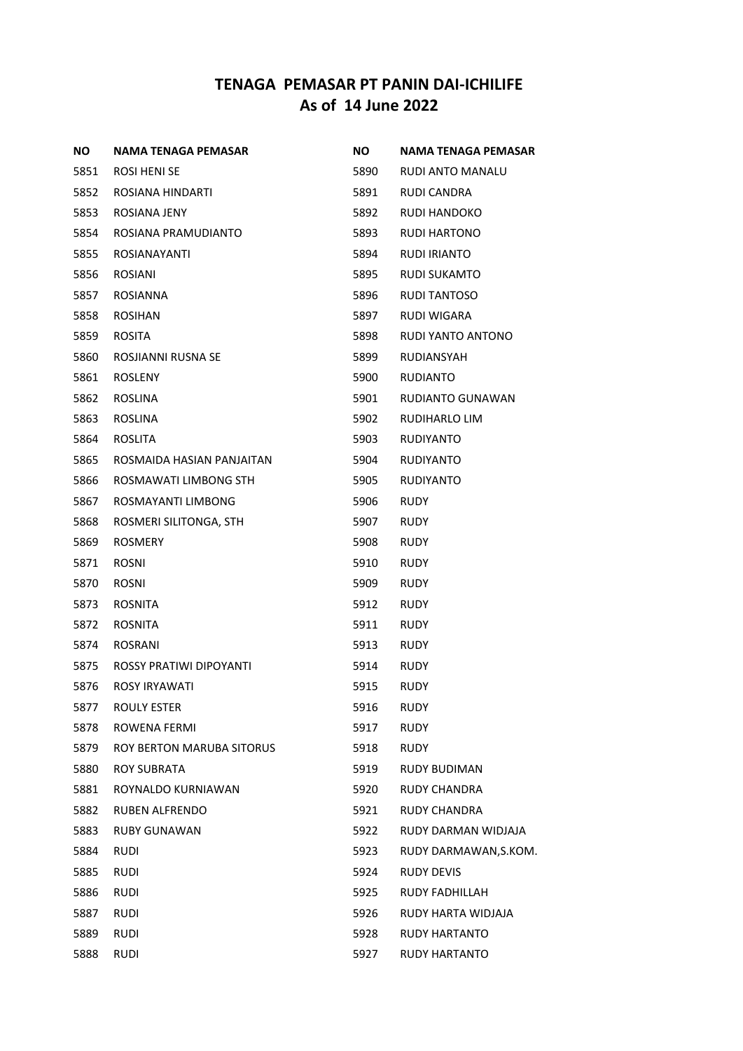# TENAGA PEMASAR PT PANIN DAI-ICHILIFE
## As of 14 June 2022

| NO | NAMA TENAGA PEMASAR |
|---|---|
| 5851 | ROSI HENI SE |
| 5852 | ROSIANA HINDARTI |
| 5853 | ROSIANA JENY |
| 5854 | ROSIANA PRAMUDIANTO |
| 5855 | ROSIANAYANTI |
| 5856 | ROSIANI |
| 5857 | ROSIANNA |
| 5858 | ROSIHAN |
| 5859 | ROSITA |
| 5860 | ROSJIANNI RUSNA SE |
| 5861 | ROSLENY |
| 5862 | ROSLINA |
| 5863 | ROSLINA |
| 5864 | ROSLITA |
| 5865 | ROSMAIDA HASIAN PANJAITAN |
| 5866 | ROSMAWATI LIMBONG STH |
| 5867 | ROSMAYANTI LIMBONG |
| 5868 | ROSMERI SILITONGA, STH |
| 5869 | ROSMERY |
| 5871 | ROSNI |
| 5870 | ROSNI |
| 5873 | ROSNITA |
| 5872 | ROSNITA |
| 5874 | ROSRANI |
| 5875 | ROSSY PRATIWI DIPOYANTI |
| 5876 | ROSY IRYAWATI |
| 5877 | ROULY ESTER |
| 5878 | ROWENA FERMI |
| 5879 | ROY BERTON MARUBA SITORUS |
| 5880 | ROY SUBRATA |
| 5881 | ROYNALDO KURNIAWAN |
| 5882 | RUBEN ALFRENDO |
| 5883 | RUBY GUNAWAN |
| 5884 | RUDI |
| 5885 | RUDI |
| 5886 | RUDI |
| 5887 | RUDI |
| 5889 | RUDI |
| 5888 | RUDI |
| 5890 | RUDI ANTO MANALU |
| 5891 | RUDI CANDRA |
| 5892 | RUDI HANDOKO |
| 5893 | RUDI HARTONO |
| 5894 | RUDI IRIANTO |
| 5895 | RUDI SUKAMTO |
| 5896 | RUDI TANTOSO |
| 5897 | RUDI WIGARA |
| 5898 | RUDI YANTO ANTONO |
| 5899 | RUDIANSYAH |
| 5900 | RUDIANTO |
| 5901 | RUDIANTO GUNAWAN |
| 5902 | RUDIHARLO LIM |
| 5903 | RUDIYANTO |
| 5904 | RUDIYANTO |
| 5905 | RUDIYANTO |
| 5906 | RUDY |
| 5907 | RUDY |
| 5908 | RUDY |
| 5910 | RUDY |
| 5909 | RUDY |
| 5912 | RUDY |
| 5911 | RUDY |
| 5913 | RUDY |
| 5914 | RUDY |
| 5915 | RUDY |
| 5916 | RUDY |
| 5917 | RUDY |
| 5918 | RUDY |
| 5919 | RUDY BUDIMAN |
| 5920 | RUDY CHANDRA |
| 5921 | RUDY CHANDRA |
| 5922 | RUDY DARMAN WIDJAJA |
| 5923 | RUDY DARMAWAN,S.KOM. |
| 5924 | RUDY DEVIS |
| 5925 | RUDY FADHILLAH |
| 5926 | RUDY HARTA WIDJAJA |
| 5928 | RUDY HARTANTO |
| 5927 | RUDY HARTANTO |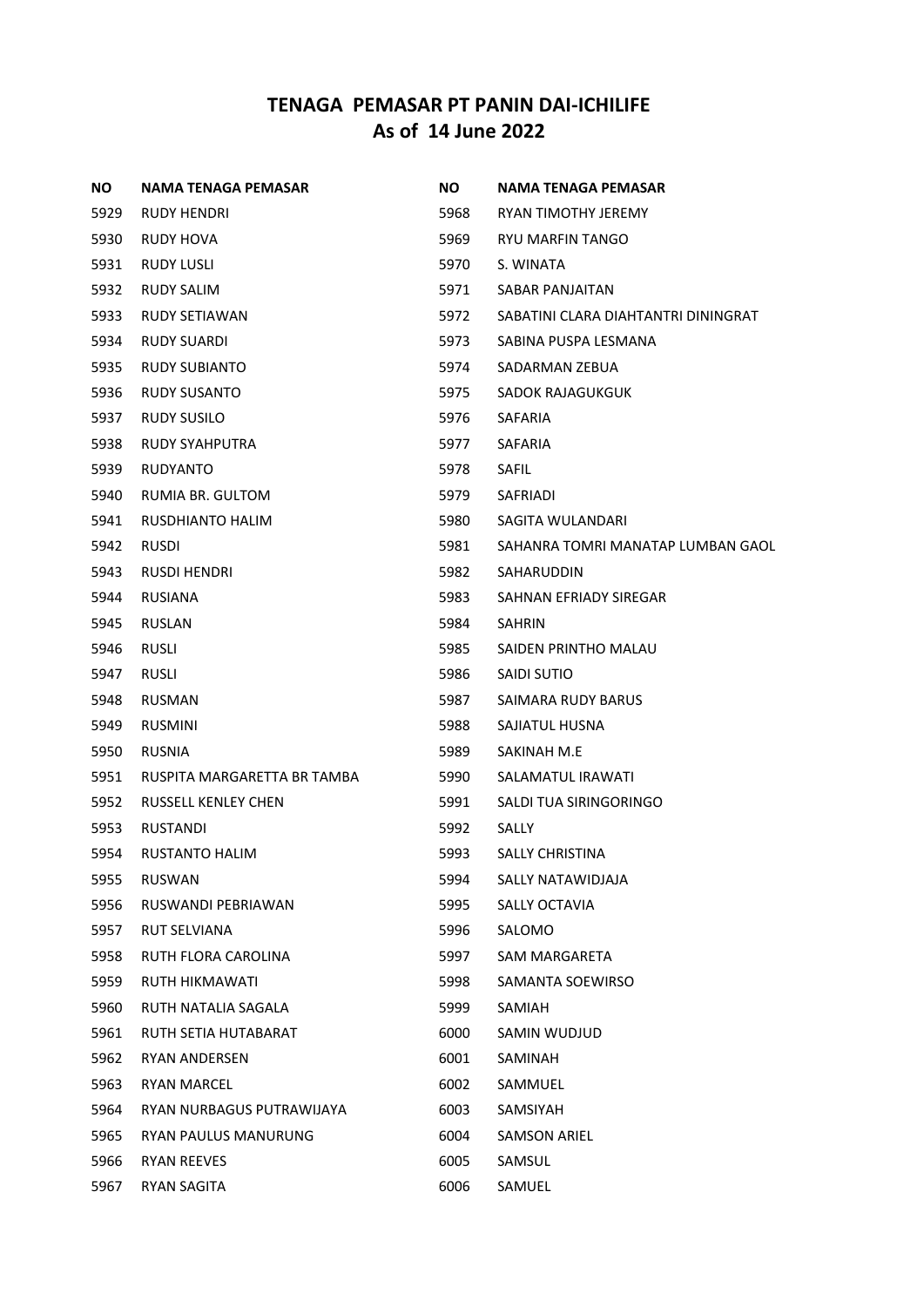# TENAGA PEMASAR PT PANIN DAI-ICHILIFE
## As of 14 June 2022

| NO | NAMA TENAGA PEMASAR |
|---|---|
| 5929 | RUDY HENDRI |
| 5930 | RUDY HOVA |
| 5931 | RUDY LUSLI |
| 5932 | RUDY SALIM |
| 5933 | RUDY SETIAWAN |
| 5934 | RUDY SUARDI |
| 5935 | RUDY SUBIANTO |
| 5936 | RUDY SUSANTO |
| 5937 | RUDY SUSILO |
| 5938 | RUDY SYAHPUTRA |
| 5939 | RUDYANTO |
| 5940 | RUMIA BR. GULTOM |
| 5941 | RUSDHIANTO HALIM |
| 5942 | RUSDI |
| 5943 | RUSDI HENDRI |
| 5944 | RUSIANA |
| 5945 | RUSLAN |
| 5946 | RUSLI |
| 5947 | RUSLI |
| 5948 | RUSMAN |
| 5949 | RUSMINI |
| 5950 | RUSNIA |
| 5951 | RUSPITA MARGARETTA BR TAMBA |
| 5952 | RUSSELL KENLEY CHEN |
| 5953 | RUSTANDI |
| 5954 | RUSTANTO HALIM |
| 5955 | RUSWAN |
| 5956 | RUSWANDI PEBRIAWAN |
| 5957 | RUT SELVIANA |
| 5958 | RUTH FLORA CAROLINA |
| 5959 | RUTH HIKMAWATI |
| 5960 | RUTH NATALIA SAGALA |
| 5961 | RUTH SETIA HUTABARAT |
| 5962 | RYAN ANDERSEN |
| 5963 | RYAN MARCEL |
| 5964 | RYAN NURBAGUS PUTRAWIJAYA |
| 5965 | RYAN PAULUS MANURUNG |
| 5966 | RYAN REEVES |
| 5967 | RYAN SAGITA |
| 5968 | RYAN TIMOTHY JEREMY |
| 5969 | RYU MARFIN TANGO |
| 5970 | S. WINATA |
| 5971 | SABAR PANJAITAN |
| 5972 | SABATINI CLARA DIAHTANTRI DININGRAT |
| 5973 | SABINA PUSPA LESMANA |
| 5974 | SADARMAN ZEBUA |
| 5975 | SADOK RAJAGUKGUK |
| 5976 | SAFARIA |
| 5977 | SAFARIA |
| 5978 | SAFIL |
| 5979 | SAFRIADI |
| 5980 | SAGITA WULANDARI |
| 5981 | SAHANRA TOMRI MANATAP LUMBAN GAOL |
| 5982 | SAHARUDDIN |
| 5983 | SAHNAN EFRIADY SIREGAR |
| 5984 | SAHRIN |
| 5985 | SAIDEN PRINTHO MALAU |
| 5986 | SAIDI SUTIO |
| 5987 | SAIMARA RUDY BARUS |
| 5988 | SAJIATUL HUSNA |
| 5989 | SAKINAH M.E |
| 5990 | SALAMATUL IRAWATI |
| 5991 | SALDI TUA SIRINGORINGO |
| 5992 | SALLY |
| 5993 | SALLY CHRISTINA |
| 5994 | SALLY NATAWIDJAJA |
| 5995 | SALLY OCTAVIA |
| 5996 | SALOMO |
| 5997 | SAM MARGARETA |
| 5998 | SAMANTA SOEWIRSO |
| 5999 | SAMIAH |
| 6000 | SAMIN WUDJUD |
| 6001 | SAMINAH |
| 6002 | SAMMUEL |
| 6003 | SAMSIYAH |
| 6004 | SAMSON ARIEL |
| 6005 | SAMSUL |
| 6006 | SAMUEL |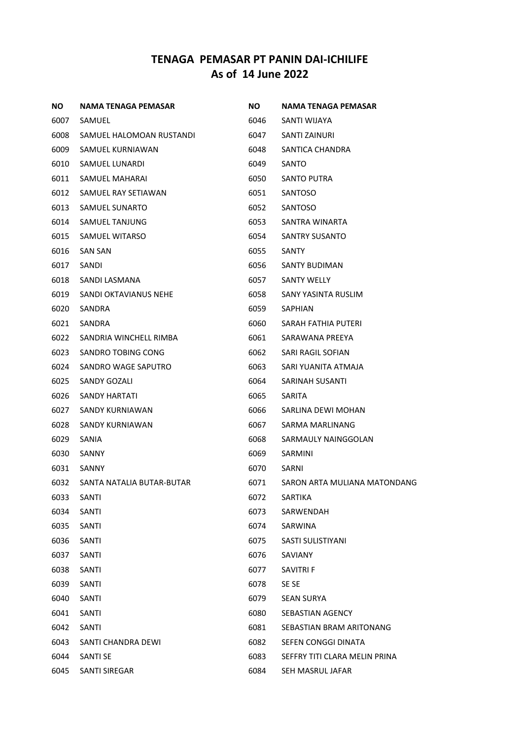# TENAGA PEMASAR PT PANIN DAI-ICHILIFE
## As of 14 June 2022

| NO | NAMA TENAGA PEMASAR |
|---|---|
| 6007 | SAMUEL |
| 6008 | SAMUEL HALOMOAN RUSTANDI |
| 6009 | SAMUEL KURNIAWAN |
| 6010 | SAMUEL LUNARDI |
| 6011 | SAMUEL MAHARAI |
| 6012 | SAMUEL RAY SETIAWAN |
| 6013 | SAMUEL SUNARTO |
| 6014 | SAMUEL TANJUNG |
| 6015 | SAMUEL WITARSO |
| 6016 | SAN SAN |
| 6017 | SANDI |
| 6018 | SANDI LASMANA |
| 6019 | SANDI OKTAVIANUS NEHE |
| 6020 | SANDRA |
| 6021 | SANDRA |
| 6022 | SANDRIA WINCHELL RIMBA |
| 6023 | SANDRO TOBING CONG |
| 6024 | SANDRO WAGE SAPUTRO |
| 6025 | SANDY GOZALI |
| 6026 | SANDY HARTATI |
| 6027 | SANDY KURNIAWAN |
| 6028 | SANDY KURNIAWAN |
| 6029 | SANIA |
| 6030 | SANNY |
| 6031 | SANNY |
| 6032 | SANTA NATALIA BUTAR-BUTAR |
| 6033 | SANTI |
| 6034 | SANTI |
| 6035 | SANTI |
| 6036 | SANTI |
| 6037 | SANTI |
| 6038 | SANTI |
| 6039 | SANTI |
| 6040 | SANTI |
| 6041 | SANTI |
| 6042 | SANTI |
| 6043 | SANTI CHANDRA DEWI |
| 6044 | SANTI SE |
| 6045 | SANTI SIREGAR |
| 6046 | SANTI WIJAYA |
| 6047 | SANTI ZAINURI |
| 6048 | SANTICA CHANDRA |
| 6049 | SANTO |
| 6050 | SANTO PUTRA |
| 6051 | SANTOSO |
| 6052 | SANTOSO |
| 6053 | SANTRA WINARTA |
| 6054 | SANTRY SUSANTO |
| 6055 | SANTY |
| 6056 | SANTY BUDIMAN |
| 6057 | SANTY WELLY |
| 6058 | SANY YASINTA RUSLIM |
| 6059 | SAPHIAN |
| 6060 | SARAH FATHIA PUTERI |
| 6061 | SARAWANA PREEYA |
| 6062 | SARI RAGIL SOFIAN |
| 6063 | SARI YUANITA ATMAJA |
| 6064 | SARINAH SUSANTI |
| 6065 | SARITA |
| 6066 | SARLINA DEWI MOHAN |
| 6067 | SARMA MARLINANG |
| 6068 | SARMAULY NAINGGOLAN |
| 6069 | SARMINI |
| 6070 | SARNI |
| 6071 | SARON ARTA MULIANA MATONDANG |
| 6072 | SARTIKA |
| 6073 | SARWENDAH |
| 6074 | SARWINA |
| 6075 | SASTI SULISTIYANI |
| 6076 | SAVIANY |
| 6077 | SAVITRI F |
| 6078 | SE SE |
| 6079 | SEAN SURYA |
| 6080 | SEBASTIAN AGENCY |
| 6081 | SEBASTIAN BRAM ARITONANG |
| 6082 | SEFEN CONGGI DINATA |
| 6083 | SEFFRY TITI CLARA MELIN PRINA |
| 6084 | SEH MASRUL JAFAR |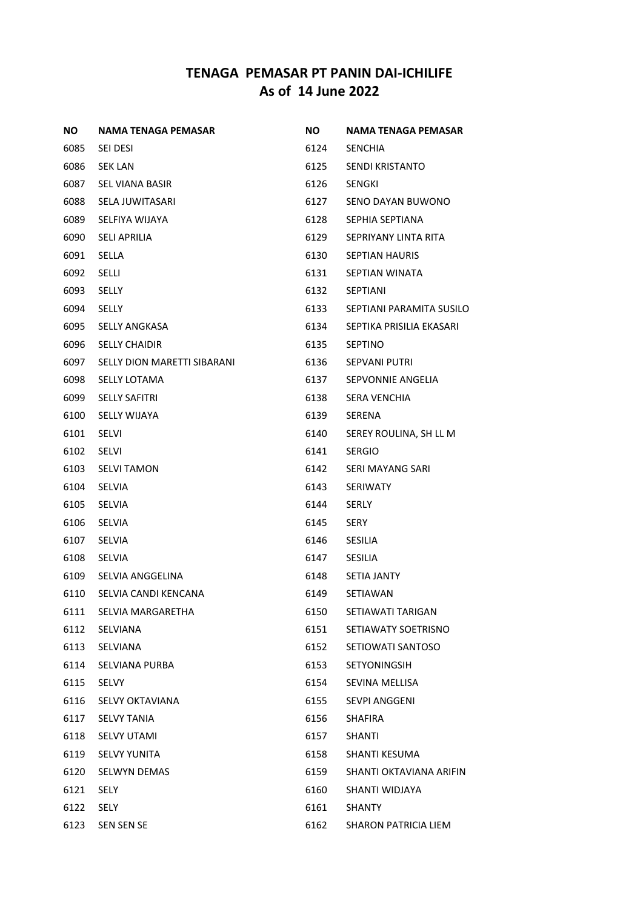# TENAGA PEMASAR PT PANIN DAI-ICHILIFE
## As of 14 June 2022

| NO | NAMA TENAGA PEMASAR |
|---|---|
| 6085 | SEI DESI |
| 6086 | SEK LAN |
| 6087 | SEL VIANA BASIR |
| 6088 | SELA JUWITASARI |
| 6089 | SELFIYA WIJAYA |
| 6090 | SELI APRILIA |
| 6091 | SELLA |
| 6092 | SELLI |
| 6093 | SELLY |
| 6094 | SELLY |
| 6095 | SELLY ANGKASA |
| 6096 | SELLY CHAIDIR |
| 6097 | SELLY DION MARETTI SIBARANI |
| 6098 | SELLY LOTAMA |
| 6099 | SELLY SAFITRI |
| 6100 | SELLY WIJAYA |
| 6101 | SELVI |
| 6102 | SELVI |
| 6103 | SELVI TAMON |
| 6104 | SELVIA |
| 6105 | SELVIA |
| 6106 | SELVIA |
| 6107 | SELVIA |
| 6108 | SELVIA |
| 6109 | SELVIA ANGGELINA |
| 6110 | SELVIA CANDI KENCANA |
| 6111 | SELVIA MARGARETHA |
| 6112 | SELVIANA |
| 6113 | SELVIANA |
| 6114 | SELVIANA PURBA |
| 6115 | SELVY |
| 6116 | SELVY OKTAVIANA |
| 6117 | SELVY TANIA |
| 6118 | SELVY UTAMI |
| 6119 | SELVY YUNITA |
| 6120 | SELWYN DEMAS |
| 6121 | SELY |
| 6122 | SELY |
| 6123 | SEN SEN SE |
| 6124 | SENCHIA |
| 6125 | SENDI KRISTANTO |
| 6126 | SENGKI |
| 6127 | SENO DAYAN BUWONO |
| 6128 | SEPHIA SEPTIANA |
| 6129 | SEPRIYANY LINTA RITA |
| 6130 | SEPTIAN HAURIS |
| 6131 | SEPTIAN WINATA |
| 6132 | SEPTIANI |
| 6133 | SEPTIANI PARAMITA SUSILO |
| 6134 | SEPTIKA PRISILIA EKASARI |
| 6135 | SEPTINO |
| 6136 | SEPVANI PUTRI |
| 6137 | SEPVONNIE ANGELIA |
| 6138 | SERA VENCHIA |
| 6139 | SERENA |
| 6140 | SEREY ROULINA, SH LL M |
| 6141 | SERGIO |
| 6142 | SERI MAYANG SARI |
| 6143 | SERIWATY |
| 6144 | SERLY |
| 6145 | SERY |
| 6146 | SESILIA |
| 6147 | SESILIA |
| 6148 | SETIA JANTY |
| 6149 | SETIAWAN |
| 6150 | SETIAWATI TARIGAN |
| 6151 | SETIAWATY SOETRISNO |
| 6152 | SETIOWATI SANTOSO |
| 6153 | SETYONINGSIH |
| 6154 | SEVINA MELLISA |
| 6155 | SEVPI ANGGENI |
| 6156 | SHAFIRA |
| 6157 | SHANTI |
| 6158 | SHANTI KESUMA |
| 6159 | SHANTI OKTAVIANA ARIFIN |
| 6160 | SHANTI WIDJAYA |
| 6161 | SHANTY |
| 6162 | SHARON PATRICIA LIEM |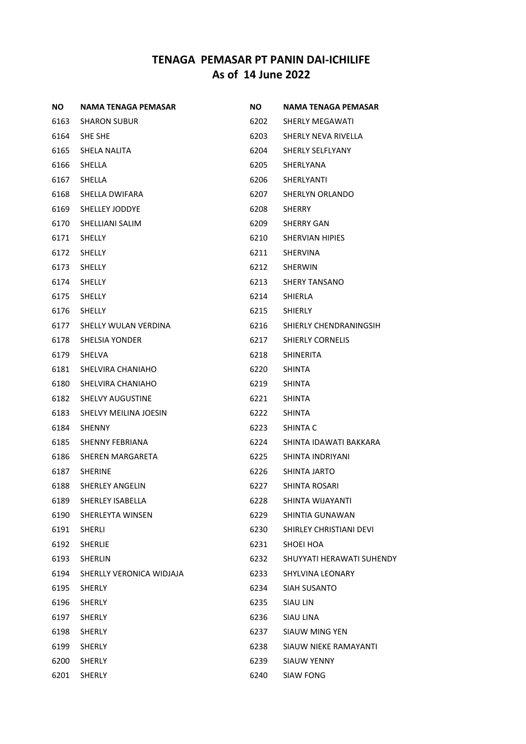## TENAGA PEMASAR PT PANIN DAI-ICHILIFE
## As of 14 June 2022

| NO | NAMA TENAGA PEMASAR |
|---|---|
| 6163 | SHARON SUBUR |
| 6164 | SHE SHE |
| 6165 | SHELA NALITA |
| 6166 | SHELLA |
| 6167 | SHELLA |
| 6168 | SHELLA DWIFARA |
| 6169 | SHELLEY JODDYE |
| 6170 | SHELLIANI SALIM |
| 6171 | SHELLY |
| 6172 | SHELLY |
| 6173 | SHELLY |
| 6174 | SHELLY |
| 6175 | SHELLY |
| 6176 | SHELLY |
| 6177 | SHELLY WULAN VERDINA |
| 6178 | SHELSIA YONDER |
| 6179 | SHELVA |
| 6181 | SHELVIRA CHANIAHO |
| 6180 | SHELVIRA CHANIAHO |
| 6182 | SHELVY AUGUSTINE |
| 6183 | SHELVY MEILINA JOESIN |
| 6184 | SHENNY |
| 6185 | SHENNY FEBRIANA |
| 6186 | SHEREN MARGARETA |
| 6187 | SHERINE |
| 6188 | SHERLEY ANGELIN |
| 6189 | SHERLEY ISABELLA |
| 6190 | SHERLEYTA WINSEN |
| 6191 | SHERLI |
| 6192 | SHERLIE |
| 6193 | SHERLIN |
| 6194 | SHERLLY VERONICA WIDJAJA |
| 6195 | SHERLY |
| 6196 | SHERLY |
| 6197 | SHERLY |
| 6198 | SHERLY |
| 6199 | SHERLY |
| 6200 | SHERLY |
| 6201 | SHERLY |
| 6202 | SHERLY MEGAWATI |
| 6203 | SHERLY NEVA RIVELLA |
| 6204 | SHERLY SELFLYANY |
| 6205 | SHERLYANA |
| 6206 | SHERLYANTI |
| 6207 | SHERLYN ORLANDO |
| 6208 | SHERRY |
| 6209 | SHERRY GAN |
| 6210 | SHERVIAN HIPIES |
| 6211 | SHERVINA |
| 6212 | SHERWIN |
| 6213 | SHERY TANSANO |
| 6214 | SHIERLA |
| 6215 | SHIERLY |
| 6216 | SHIERLY CHENDRANINGSIH |
| 6217 | SHIERLY CORNELIS |
| 6218 | SHINERITA |
| 6220 | SHINTA |
| 6219 | SHINTA |
| 6221 | SHINTA |
| 6222 | SHINTA |
| 6223 | SHINTA C |
| 6224 | SHINTA IDAWATI BAKKARA |
| 6225 | SHINTA INDRIYANI |
| 6226 | SHINTA JARTO |
| 6227 | SHINTA ROSARI |
| 6228 | SHINTA WIJAYANTI |
| 6229 | SHINTIA GUNAWAN |
| 6230 | SHIRLEY CHRISTIANI DEVI |
| 6231 | SHOEI HOA |
| 6232 | SHUYYATI HERAWATI SUHENDY |
| 6233 | SHYLVINA LEONARY |
| 6234 | SIAH SUSANTO |
| 6235 | SIAU LIN |
| 6236 | SIAU LINA |
| 6237 | SIAUW MING YEN |
| 6238 | SIAUW NIEKE RAMAYANTI |
| 6239 | SIAUW YENNY |
| 6240 | SIAW FONG |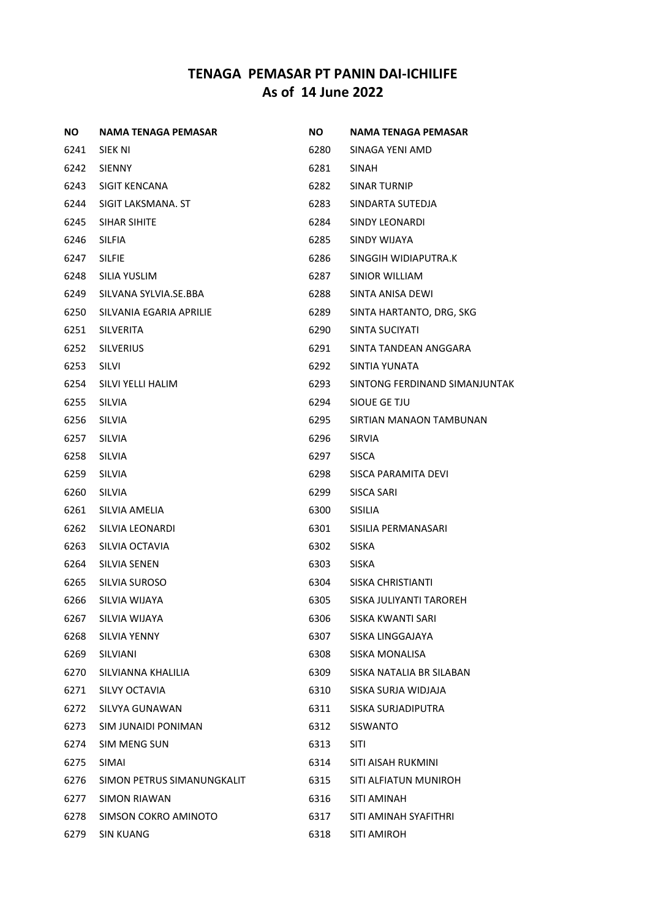## TENAGA PEMASAR PT PANIN DAI-ICHILIFE
## As of 14 June 2022

| NO | NAMA TENAGA PEMASAR |
|---|---|
| 6241 | SIEK NI |
| 6242 | SIENNY |
| 6243 | SIGIT KENCANA |
| 6244 | SIGIT LAKSMANA. ST |
| 6245 | SIHAR SIHITE |
| 6246 | SILFIA |
| 6247 | SILFIE |
| 6248 | SILIA YUSLIM |
| 6249 | SILVANA SYLVIA.SE.BBA |
| 6250 | SILVANIA EGARIA APRILIE |
| 6251 | SILVERITA |
| 6252 | SILVERIUS |
| 6253 | SILVI |
| 6254 | SILVI YELLI HALIM |
| 6255 | SILVIA |
| 6256 | SILVIA |
| 6257 | SILVIA |
| 6258 | SILVIA |
| 6259 | SILVIA |
| 6260 | SILVIA |
| 6261 | SILVIA AMELIA |
| 6262 | SILVIA LEONARDI |
| 6263 | SILVIA OCTAVIA |
| 6264 | SILVIA SENEN |
| 6265 | SILVIA SUROSO |
| 6266 | SILVIA WIJAYA |
| 6267 | SILVIA WIJAYA |
| 6268 | SILVIA YENNY |
| 6269 | SILVIANI |
| 6270 | SILVIANNA KHALILIA |
| 6271 | SILVY OCTAVIA |
| 6272 | SILVYA GUNAWAN |
| 6273 | SIM JUNAIDI PONIMAN |
| 6274 | SIM MENG SUN |
| 6275 | SIMAI |
| 6276 | SIMON PETRUS SIMANUNGKALIT |
| 6277 | SIMON RIAWAN |
| 6278 | SIMSON COKRO AMINOTO |
| 6279 | SIN KUANG |
| 6280 | SINAGA YENI AMD |
| 6281 | SINAH |
| 6282 | SINAR TURNIP |
| 6283 | SINDARTA SUTEDJA |
| 6284 | SINDY LEONARDI |
| 6285 | SINDY WIJAYA |
| 6286 | SINGGIH WIDIAPUTRA.K |
| 6287 | SINIOR WILLIAM |
| 6288 | SINTA ANISA DEWI |
| 6289 | SINTA HARTANTO, DRG, SKG |
| 6290 | SINTA SUCIYATI |
| 6291 | SINTA TANDEAN ANGGARA |
| 6292 | SINTIA YUNATA |
| 6293 | SINTONG FERDINAND SIMANJUNTAK |
| 6294 | SIOUE GE TJU |
| 6295 | SIRTIAN MANAON TAMBUNAN |
| 6296 | SIRVIA |
| 6297 | SISCA |
| 6298 | SISCA PARAMITA DEVI |
| 6299 | SISCA SARI |
| 6300 | SISILIA |
| 6301 | SISILIA PERMANASARI |
| 6302 | SISKA |
| 6303 | SISKA |
| 6304 | SISKA CHRISTIANTI |
| 6305 | SISKA JULIYANTI TAROREH |
| 6306 | SISKA KWANTI SARI |
| 6307 | SISKA LINGGAJAYA |
| 6308 | SISKA MONALISA |
| 6309 | SISKA NATALIA BR SILABAN |
| 6310 | SISKA SURJA WIDJAJA |
| 6311 | SISKA SURJADIPUTRA |
| 6312 | SISWANTO |
| 6313 | SITI |
| 6314 | SITI AISAH RUKMINI |
| 6315 | SITI ALFIATUN MUNIROH |
| 6316 | SITI AMINAH |
| 6317 | SITI AMINAH SYAFITHRI |
| 6318 | SITI AMIROH |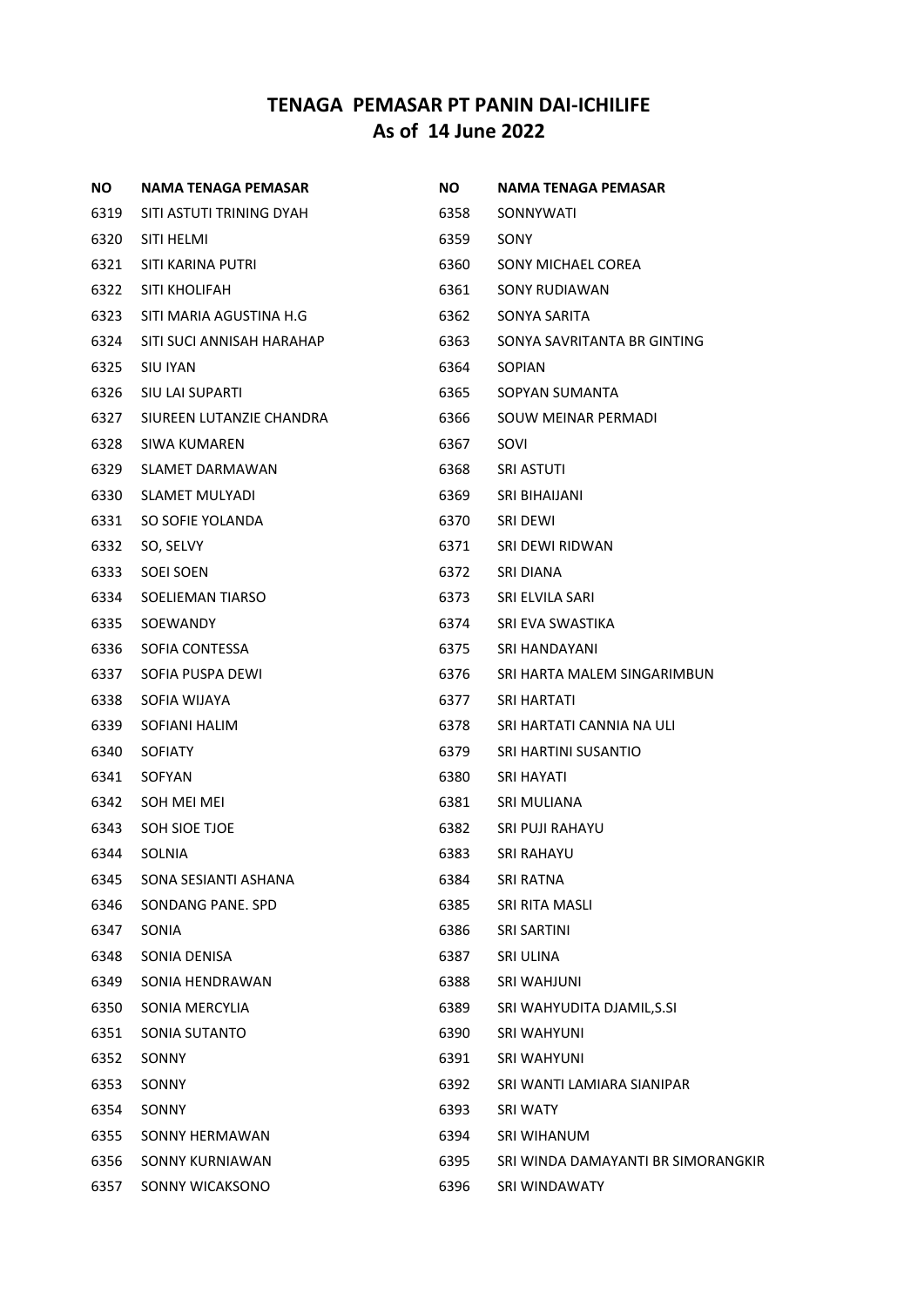# TENAGA PEMASAR PT PANIN DAI-ICHILIFE
## As of 14 June 2022

| NO | NAMA TENAGA PEMASAR |
|---|---|
| 6319 | SITI ASTUTI TRINING DYAH |
| 6320 | SITI HELMI |
| 6321 | SITI KARINA PUTRI |
| 6322 | SITI KHOLIFAH |
| 6323 | SITI MARIA AGUSTINA H.G |
| 6324 | SITI SUCI ANNISAH HARAHAP |
| 6325 | SIU IYAN |
| 6326 | SIU LAI SUPARTI |
| 6327 | SIUREEN LUTANZIE CHANDRA |
| 6328 | SIWA KUMAREN |
| 6329 | SLAMET DARMAWAN |
| 6330 | SLAMET MULYADI |
| 6331 | SO SOFIE YOLANDA |
| 6332 | SO, SELVY |
| 6333 | SOEI SOEN |
| 6334 | SOELIEMAN TIARSO |
| 6335 | SOEWANDY |
| 6336 | SOFIA CONTESSA |
| 6337 | SOFIA PUSPA DEWI |
| 6338 | SOFIA WIJAYA |
| 6339 | SOFIANI HALIM |
| 6340 | SOFIATY |
| 6341 | SOFYAN |
| 6342 | SOH MEI MEI |
| 6343 | SOH SIOE TJOE |
| 6344 | SOLNIA |
| 6345 | SONA SESIANTI ASHANA |
| 6346 | SONDANG PANE. SPD |
| 6347 | SONIA |
| 6348 | SONIA DENISA |
| 6349 | SONIA HENDRAWAN |
| 6350 | SONIA MERCYLIA |
| 6351 | SONIA SUTANTO |
| 6352 | SONNY |
| 6353 | SONNY |
| 6354 | SONNY |
| 6355 | SONNY HERMAWAN |
| 6356 | SONNY KURNIAWAN |
| 6357 | SONNY WICAKSONO |
| 6358 | SONNYWATI |
| 6359 | SONY |
| 6360 | SONY MICHAEL COREA |
| 6361 | SONY RUDIAWAN |
| 6362 | SONYA SARITA |
| 6363 | SONYA SAVRITANTA BR GINTING |
| 6364 | SOPIAN |
| 6365 | SOPYAN SUMANTA |
| 6366 | SOUW MEINAR PERMADI |
| 6367 | SOVI |
| 6368 | SRI ASTUTI |
| 6369 | SRI BIHAIJANI |
| 6370 | SRI DEWI |
| 6371 | SRI DEWI RIDWAN |
| 6372 | SRI DIANA |
| 6373 | SRI ELVILA SARI |
| 6374 | SRI EVA SWASTIKA |
| 6375 | SRI HANDAYANI |
| 6376 | SRI HARTA MALEM SINGARIMBUN |
| 6377 | SRI HARTATI |
| 6378 | SRI HARTATI CANNIA NA ULI |
| 6379 | SRI HARTINI SUSANTIO |
| 6380 | SRI HAYATI |
| 6381 | SRI MULIANA |
| 6382 | SRI PUJI RAHAYU |
| 6383 | SRI RAHAYU |
| 6384 | SRI RATNA |
| 6385 | SRI RITA MASLI |
| 6386 | SRI SARTINI |
| 6387 | SRI ULINA |
| 6388 | SRI WAHJUNI |
| 6389 | SRI WAHYUDITA DJAMIL,S.SI |
| 6390 | SRI WAHYUNI |
| 6391 | SRI WAHYUNI |
| 6392 | SRI WANTI LAMIARA SIANIPAR |
| 6393 | SRI WATY |
| 6394 | SRI WIHANUM |
| 6395 | SRI WINDA DAMAYANTI BR SIMORANGKIR |
| 6396 | SRI WINDAWATY |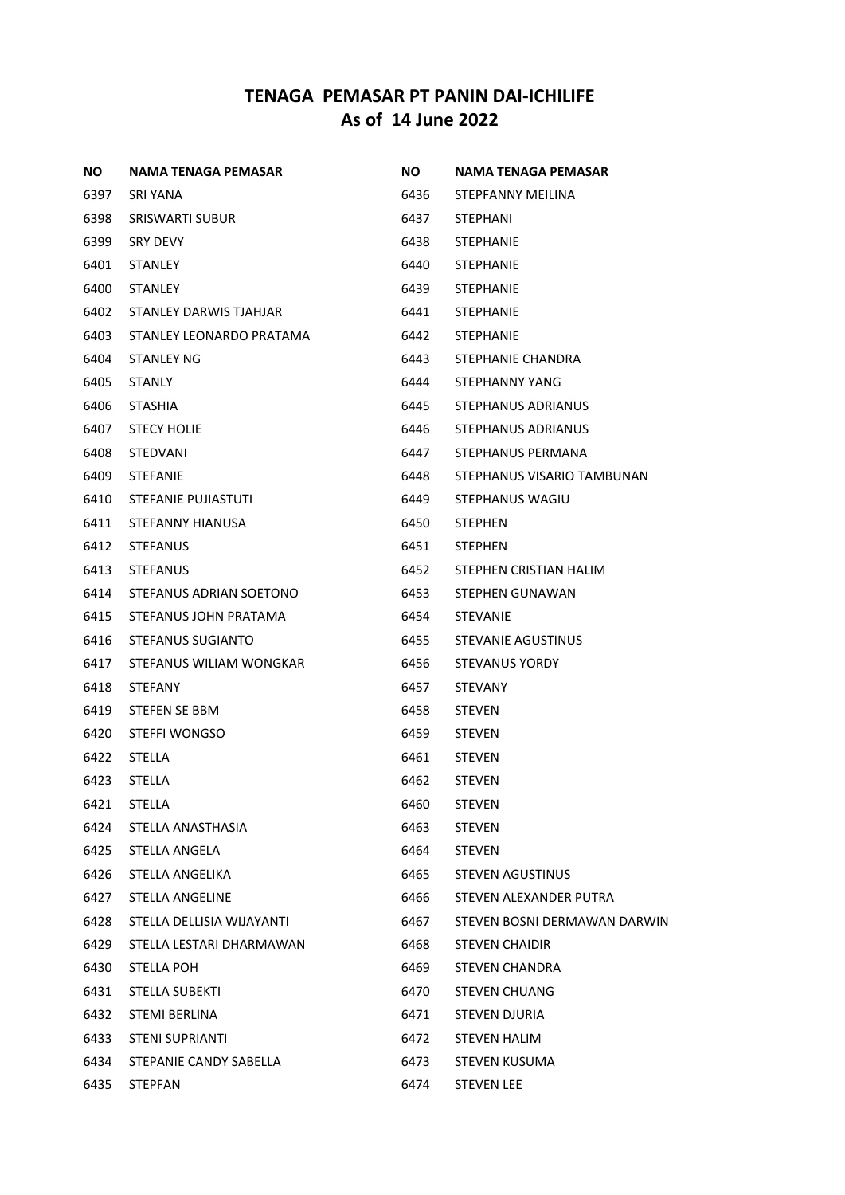# TENAGA PEMASAR PT PANIN DAI-ICHILIFE
## As of 14 June 2022

| NO | NAMA TENAGA PEMASAR |
|---|---|
| 6397 | SRI YANA |
| 6398 | SRISWARTI SUBUR |
| 6399 | SRY DEVY |
| 6401 | STANLEY |
| 6400 | STANLEY |
| 6402 | STANLEY DARWIS TJAHJAR |
| 6403 | STANLEY LEONARDO PRATAMA |
| 6404 | STANLEY NG |
| 6405 | STANLY |
| 6406 | STASHIA |
| 6407 | STECY HOLIE |
| 6408 | STEDVANI |
| 6409 | STEFANIE |
| 6410 | STEFANIE PUJIASTUTI |
| 6411 | STEFANNY HIANUSA |
| 6412 | STEFANUS |
| 6413 | STEFANUS |
| 6414 | STEFANUS ADRIAN SOETONO |
| 6415 | STEFANUS JOHN PRATAMA |
| 6416 | STEFANUS SUGIANTO |
| 6417 | STEFANUS WILIAM WONGKAR |
| 6418 | STEFANY |
| 6419 | STEFEN SE BBM |
| 6420 | STEFFI WONGSO |
| 6422 | STELLA |
| 6423 | STELLA |
| 6421 | STELLA |
| 6424 | STELLA ANASTHASIA |
| 6425 | STELLA ANGELA |
| 6426 | STELLA ANGELIKA |
| 6427 | STELLA ANGELINE |
| 6428 | STELLA DELLISIA WIJAYANTI |
| 6429 | STELLA LESTARI DHARMAWAN |
| 6430 | STELLA POH |
| 6431 | STELLA SUBEKTI |
| 6432 | STEMI BERLINA |
| 6433 | STENI SUPRIANTI |
| 6434 | STEPANIE CANDY SABELLA |
| 6435 | STEPFAN |
| 6436 | STEPFANNY MEILINA |
| 6437 | STEPHANI |
| 6438 | STEPHANIE |
| 6440 | STEPHANIE |
| 6439 | STEPHANIE |
| 6441 | STEPHANIE |
| 6442 | STEPHANIE |
| 6443 | STEPHANIE CHANDRA |
| 6444 | STEPHANNY YANG |
| 6445 | STEPHANUS ADRIANUS |
| 6446 | STEPHANUS ADRIANUS |
| 6447 | STEPHANUS PERMANA |
| 6448 | STEPHANUS VISARIO TAMBUNAN |
| 6449 | STEPHANUS WAGIU |
| 6450 | STEPHEN |
| 6451 | STEPHEN |
| 6452 | STEPHEN CRISTIAN HALIM |
| 6453 | STEPHEN GUNAWAN |
| 6454 | STEVANIE |
| 6455 | STEVANIE AGUSTINUS |
| 6456 | STEVANUS YORDY |
| 6457 | STEVANY |
| 6458 | STEVEN |
| 6459 | STEVEN |
| 6461 | STEVEN |
| 6462 | STEVEN |
| 6460 | STEVEN |
| 6463 | STEVEN |
| 6464 | STEVEN |
| 6465 | STEVEN AGUSTINUS |
| 6466 | STEVEN ALEXANDER PUTRA |
| 6467 | STEVEN BOSNI DERMAWAN DARWIN |
| 6468 | STEVEN CHAIDIR |
| 6469 | STEVEN CHANDRA |
| 6470 | STEVEN CHUANG |
| 6471 | STEVEN DJURIA |
| 6472 | STEVEN HALIM |
| 6473 | STEVEN KUSUMA |
| 6474 | STEVEN LEE |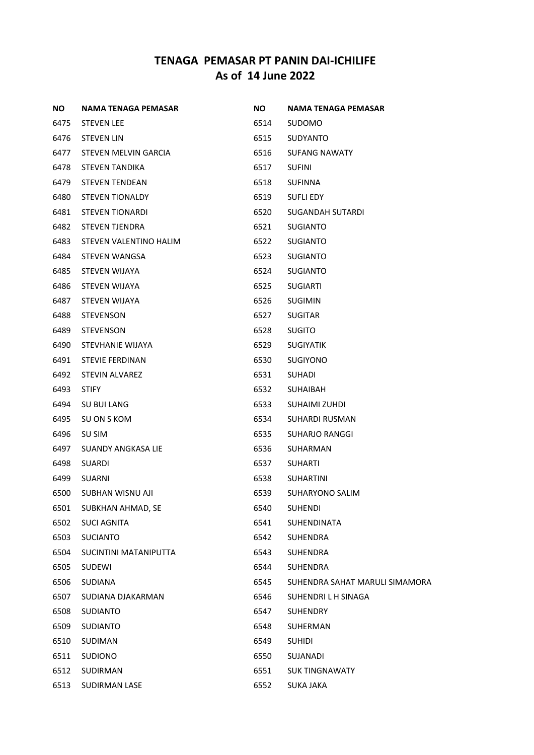# TENAGA PEMASAR PT PANIN DAI-ICHILIFE
## As of 14 June 2022

| NO | NAMA TENAGA PEMASAR |
|---|---|
| 6475 | STEVEN LEE |
| 6476 | STEVEN LIN |
| 6477 | STEVEN MELVIN GARCIA |
| 6478 | STEVEN TANDIKA |
| 6479 | STEVEN TENDEAN |
| 6480 | STEVEN TIONALDY |
| 6481 | STEVEN TIONARDI |
| 6482 | STEVEN TJENDRA |
| 6483 | STEVEN VALENTINO HALIM |
| 6484 | STEVEN WANGSA |
| 6485 | STEVEN WIJAYA |
| 6486 | STEVEN WIJAYA |
| 6487 | STEVEN WIJAYA |
| 6488 | STEVENSON |
| 6489 | STEVENSON |
| 6490 | STEVHANIE WIJAYA |
| 6491 | STEVIE FERDINAN |
| 6492 | STEVIN ALVAREZ |
| 6493 | STIFY |
| 6494 | SU BUI LANG |
| 6495 | SU ON S KOM |
| 6496 | SU SIM |
| 6497 | SUANDY ANGKASA LIE |
| 6498 | SUARDI |
| 6499 | SUARNI |
| 6500 | SUBHAN WISNU AJI |
| 6501 | SUBKHAN AHMAD, SE |
| 6502 | SUCI AGNITA |
| 6503 | SUCIANTO |
| 6504 | SUCINTINI MATANIPUTTA |
| 6505 | SUDEWI |
| 6506 | SUDIANA |
| 6507 | SUDIANA DJAKARMAN |
| 6508 | SUDIANTO |
| 6509 | SUDIANTO |
| 6510 | SUDIMAN |
| 6511 | SUDIONO |
| 6512 | SUDIRMAN |
| 6513 | SUDIRMAN LASE |
| 6514 | SUDOMO |
| 6515 | SUDYANTO |
| 6516 | SUFANG NAWATY |
| 6517 | SUFINI |
| 6518 | SUFINNA |
| 6519 | SUFLI EDY |
| 6520 | SUGANDAH SUTARDI |
| 6521 | SUGIANTO |
| 6522 | SUGIANTO |
| 6523 | SUGIANTO |
| 6524 | SUGIANTO |
| 6525 | SUGIARTI |
| 6526 | SUGIMIN |
| 6527 | SUGITAR |
| 6528 | SUGITO |
| 6529 | SUGIYATIK |
| 6530 | SUGIYONO |
| 6531 | SUHADI |
| 6532 | SUHAIBAH |
| 6533 | SUHAIMI ZUHDI |
| 6534 | SUHARDI RUSMAN |
| 6535 | SUHARJO RANGGI |
| 6536 | SUHARMAN |
| 6537 | SUHARTI |
| 6538 | SUHARTINI |
| 6539 | SUHARYONO SALIM |
| 6540 | SUHENDI |
| 6541 | SUHENDINATA |
| 6542 | SUHENDRA |
| 6543 | SUHENDRA |
| 6544 | SUHENDRA |
| 6545 | SUHENDRA SAHAT MARULI SIMAMORA |
| 6546 | SUHENDRI L H SINAGA |
| 6547 | SUHENDRY |
| 6548 | SUHERMAN |
| 6549 | SUHIDI |
| 6550 | SUJANADI |
| 6551 | SUK TINGNAWATY |
| 6552 | SUKA JAKA |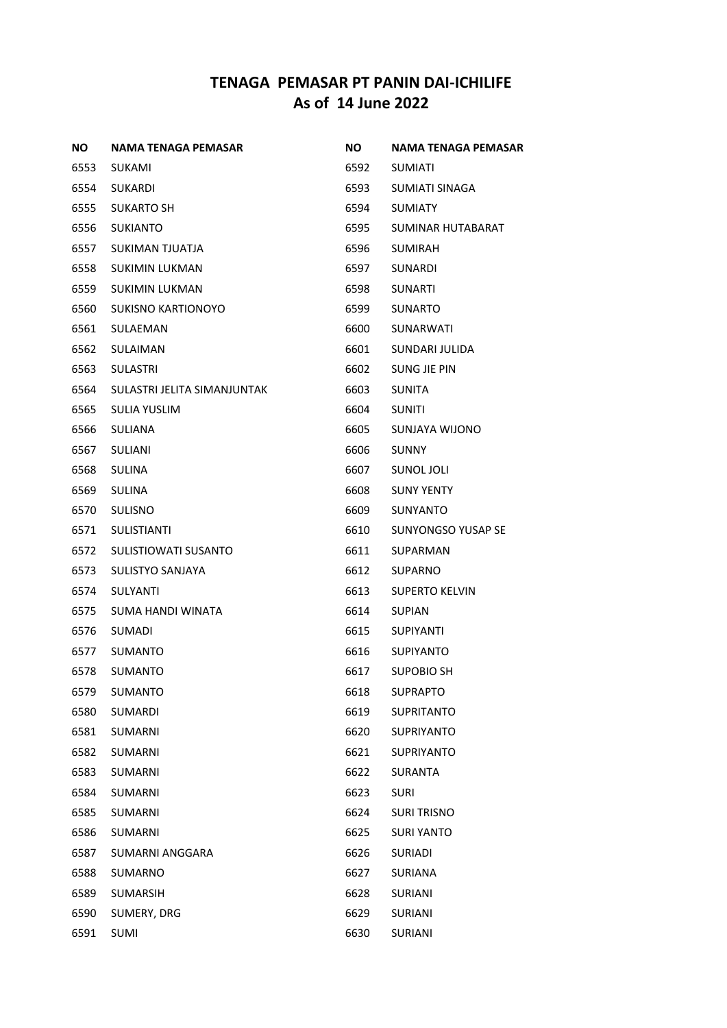# TENAGA PEMASAR PT PANIN DAI-ICHILIFE
## As of 14 June 2022

| NO | NAMA TENAGA PEMASAR | NO | NAMA TENAGA PEMASAR |
|---|---|---|---|
| 6553 | SUKAMI | 6592 | SUMIATI |
| 6554 | SUKARDI | 6593 | SUMIATI SINAGA |
| 6555 | SUKARTO SH | 6594 | SUMIATY |
| 6556 | SUKIANTO | 6595 | SUMINAR HUTABARAT |
| 6557 | SUKIMAN TJUATJA | 6596 | SUMIRAH |
| 6558 | SUKIMIN LUKMAN | 6597 | SUNARDI |
| 6559 | SUKIMIN LUKMAN | 6598 | SUNARTI |
| 6560 | SUKISNO KARTIONOYO | 6599 | SUNARTO |
| 6561 | SULAEMAN | 6600 | SUNARWATI |
| 6562 | SULAIMAN | 6601 | SUNDARI JULIDA |
| 6563 | SULASTRI | 6602 | SUNG JIE PIN |
| 6564 | SULASTRI JELITA SIMANJUNTAK | 6603 | SUNITA |
| 6565 | SULIA YUSLIM | 6604 | SUNITI |
| 6566 | SULIANA | 6605 | SUNJAYA WIJONO |
| 6567 | SULIANI | 6606 | SUNNY |
| 6568 | SULINA | 6607 | SUNOL JOLI |
| 6569 | SULINA | 6608 | SUNY YENTY |
| 6570 | SULISNO | 6609 | SUNYANTO |
| 6571 | SULISTIANTI | 6610 | SUNYONGSO YUSAP SE |
| 6572 | SULISTIOWATI SUSANTO | 6611 | SUPARMAN |
| 6573 | SULISTYO SANJAYA | 6612 | SUPARNO |
| 6574 | SULYANTI | 6613 | SUPERTO KELVIN |
| 6575 | SUMA HANDI WINATA | 6614 | SUPIAN |
| 6576 | SUMADI | 6615 | SUPIYANTI |
| 6577 | SUMANTO | 6616 | SUPIYANTO |
| 6578 | SUMANTO | 6617 | SUPOBIO SH |
| 6579 | SUMANTO | 6618 | SUPRAPTO |
| 6580 | SUMARDI | 6619 | SUPRITANTO |
| 6581 | SUMARNI | 6620 | SUPRIYANTO |
| 6582 | SUMARNI | 6621 | SUPRIYANTO |
| 6583 | SUMARNI | 6622 | SURANTA |
| 6584 | SUMARNI | 6623 | SURI |
| 6585 | SUMARNI | 6624 | SURI TRISNO |
| 6586 | SUMARNI | 6625 | SURI YANTO |
| 6587 | SUMARNI ANGGARA | 6626 | SURIADI |
| 6588 | SUMARNO | 6627 | SURIANA |
| 6589 | SUMARSIH | 6628 | SURIANI |
| 6590 | SUMERY, DRG | 6629 | SURIANI |
| 6591 | SUMI | 6630 | SURIANI |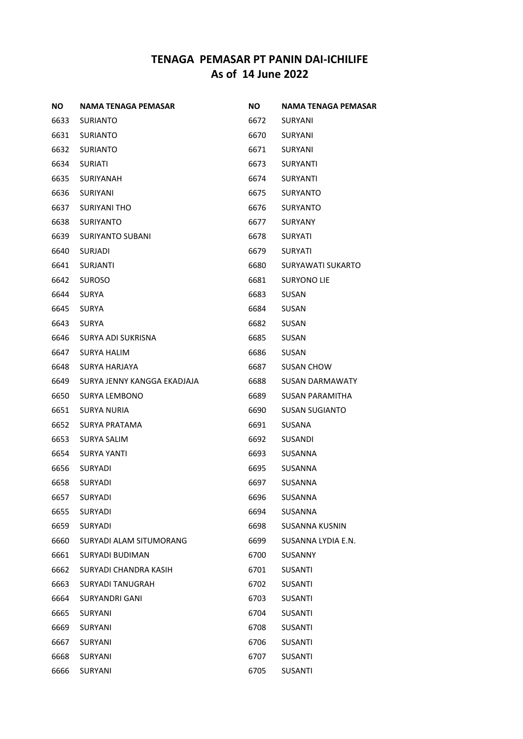# TENAGA PEMASAR PT PANIN DAI-ICHILIFE
## As of 14 June 2022

| NO | NAMA TENAGA PEMASAR | NO | NAMA TENAGA PEMASAR |
|---|---|---|---|
| 6633 | SURIANTO | 6672 | SURYANI |
| 6631 | SURIANTO | 6670 | SURYANI |
| 6632 | SURIANTO | 6671 | SURYANI |
| 6634 | SURIATI | 6673 | SURYANTI |
| 6635 | SURIYANAH | 6674 | SURYANTI |
| 6636 | SURIYANI | 6675 | SURYANTO |
| 6637 | SURIYANI THO | 6676 | SURYANTO |
| 6638 | SURIYANTO | 6677 | SURYANY |
| 6639 | SURIYANTO SUBANI | 6678 | SURYATI |
| 6640 | SURJADI | 6679 | SURYATI |
| 6641 | SURJANTI | 6680 | SURYAWATI SUKARTO |
| 6642 | SUROSO | 6681 | SURYONO LIE |
| 6644 | SURYA | 6683 | SUSAN |
| 6645 | SURYA | 6684 | SUSAN |
| 6643 | SURYA | 6682 | SUSAN |
| 6646 | SURYA ADI SUKRISNA | 6685 | SUSAN |
| 6647 | SURYA HALIM | 6686 | SUSAN |
| 6648 | SURYA HARJAYA | 6687 | SUSAN CHOW |
| 6649 | SURYA JENNY KANGGA EKADJAJA | 6688 | SUSAN DARMAWATY |
| 6650 | SURYA LEMBONO | 6689 | SUSAN PARAMITHA |
| 6651 | SURYA NURIA | 6690 | SUSAN SUGIANTO |
| 6652 | SURYA PRATAMA | 6691 | SUSANA |
| 6653 | SURYA SALIM | 6692 | SUSANDI |
| 6654 | SURYA YANTI | 6693 | SUSANNA |
| 6656 | SURYADI | 6695 | SUSANNA |
| 6658 | SURYADI | 6697 | SUSANNA |
| 6657 | SURYADI | 6696 | SUSANNA |
| 6655 | SURYADI | 6694 | SUSANNA |
| 6659 | SURYADI | 6698 | SUSANNA KUSNIN |
| 6660 | SURYADI ALAM SITUMORANG | 6699 | SUSANNA LYDIA E.N. |
| 6661 | SURYADI BUDIMAN | 6700 | SUSANNY |
| 6662 | SURYADI CHANDRA KASIH | 6701 | SUSANTI |
| 6663 | SURYADI TANUGRAH | 6702 | SUSANTI |
| 6664 | SURYANDRI GANI | 6703 | SUSANTI |
| 6665 | SURYANI | 6704 | SUSANTI |
| 6669 | SURYANI | 6708 | SUSANTI |
| 6667 | SURYANI | 6706 | SUSANTI |
| 6668 | SURYANI | 6707 | SUSANTI |
| 6666 | SURYANI | 6705 | SUSANTI |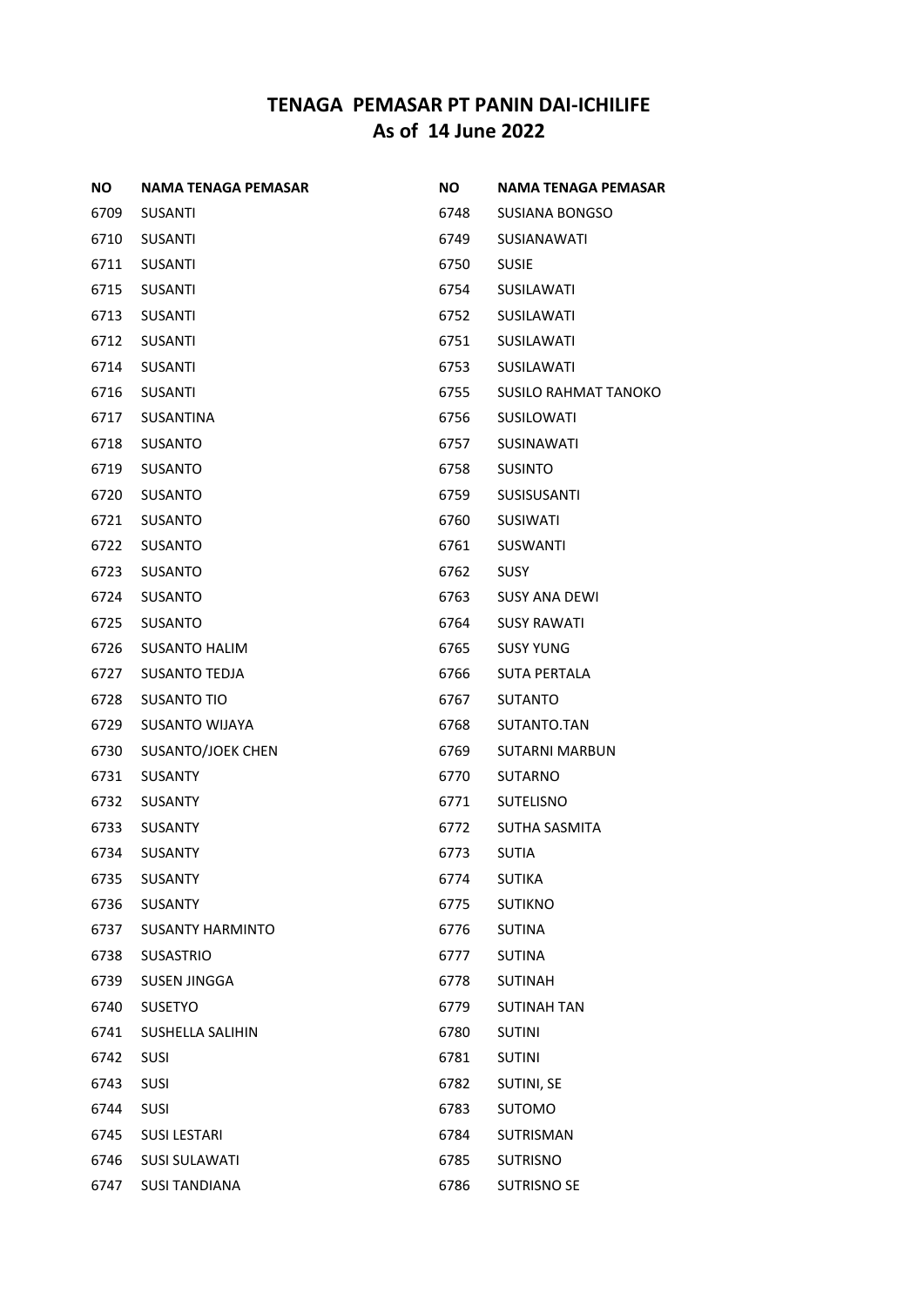# TENAGA PEMASAR PT PANIN DAI-ICHILIFE
## As of 14 June 2022

| NO | NAMA TENAGA PEMASAR |
|---|---|
| 6709 | SUSANTI |
| 6710 | SUSANTI |
| 6711 | SUSANTI |
| 6715 | SUSANTI |
| 6713 | SUSANTI |
| 6712 | SUSANTI |
| 6714 | SUSANTI |
| 6716 | SUSANTI |
| 6717 | SUSANTINA |
| 6718 | SUSANTO |
| 6719 | SUSANTO |
| 6720 | SUSANTO |
| 6721 | SUSANTO |
| 6722 | SUSANTO |
| 6723 | SUSANTO |
| 6724 | SUSANTO |
| 6725 | SUSANTO |
| 6726 | SUSANTO HALIM |
| 6727 | SUSANTO TEDJA |
| 6728 | SUSANTO TIO |
| 6729 | SUSANTO WIJAYA |
| 6730 | SUSANTO/JOEK CHEN |
| 6731 | SUSANTY |
| 6732 | SUSANTY |
| 6733 | SUSANTY |
| 6734 | SUSANTY |
| 6735 | SUSANTY |
| 6736 | SUSANTY |
| 6737 | SUSANTY HARMINTO |
| 6738 | SUSASTRIO |
| 6739 | SUSEN JINGGA |
| 6740 | SUSETYO |
| 6741 | SUSHELLA SALIHIN |
| 6742 | SUSI |
| 6743 | SUSI |
| 6744 | SUSI |
| 6745 | SUSI LESTARI |
| 6746 | SUSI SULAWATI |
| 6747 | SUSI TANDIANA |
| 6748 | SUSIANA BONGSO |
| 6749 | SUSIANAWATI |
| 6750 | SUSIE |
| 6754 | SUSILAWATI |
| 6752 | SUSILAWATI |
| 6751 | SUSILAWATI |
| 6753 | SUSILAWATI |
| 6755 | SUSILO RAHMAT TANOKO |
| 6756 | SUSILOWATI |
| 6757 | SUSINAWATI |
| 6758 | SUSINTO |
| 6759 | SUSISUSANTI |
| 6760 | SUSIWATI |
| 6761 | SUSWANTI |
| 6762 | SUSY |
| 6763 | SUSY ANA DEWI |
| 6764 | SUSY RAWATI |
| 6765 | SUSY YUNG |
| 6766 | SUTA PERTALA |
| 6767 | SUTANTO |
| 6768 | SUTANTO.TAN |
| 6769 | SUTARNI MARBUN |
| 6770 | SUTARNO |
| 6771 | SUTELISNO |
| 6772 | SUTHA SASMITA |
| 6773 | SUTIA |
| 6774 | SUTIKA |
| 6775 | SUTIKNO |
| 6776 | SUTINA |
| 6777 | SUTINA |
| 6778 | SUTINAH |
| 6779 | SUTINAH TAN |
| 6780 | SUTINI |
| 6781 | SUTINI |
| 6782 | SUTINI, SE |
| 6783 | SUTOMO |
| 6784 | SUTRISMAN |
| 6785 | SUTRISNO |
| 6786 | SUTRISNO SE |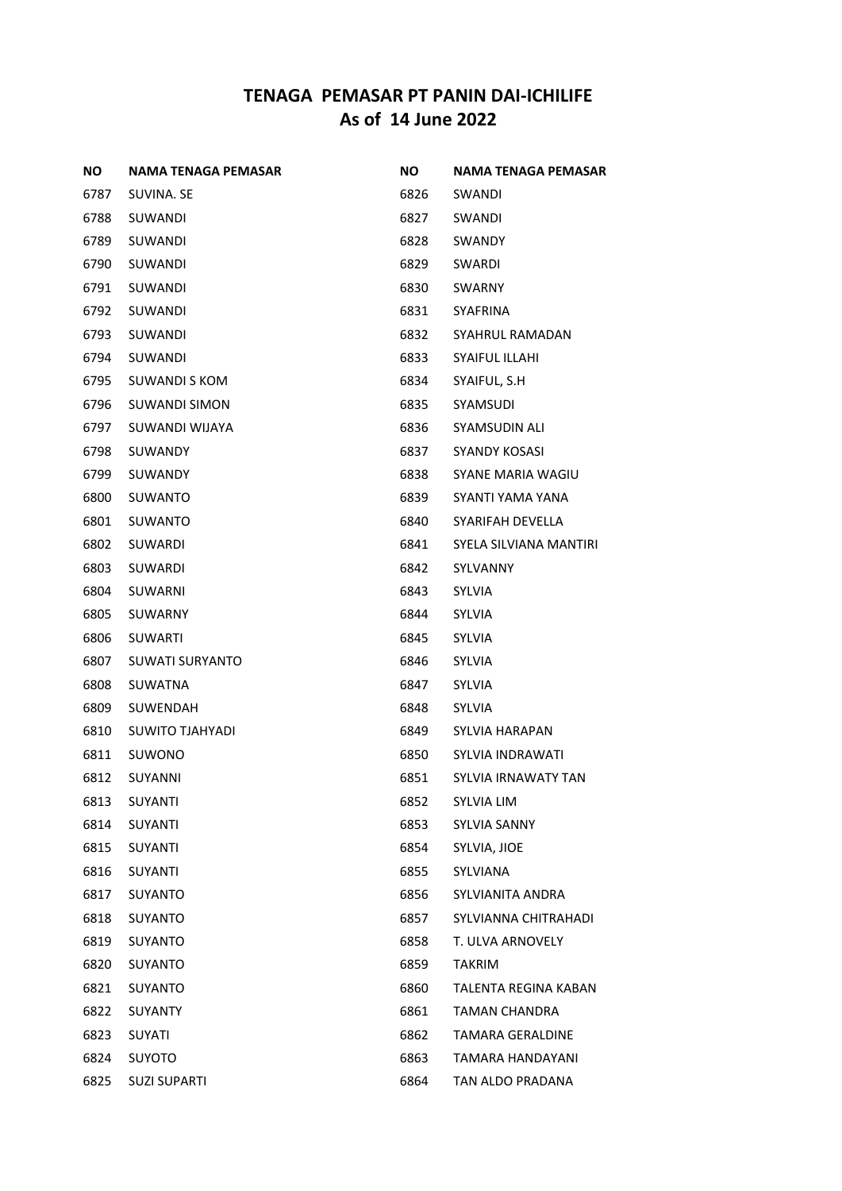# TENAGA PEMASAR PT PANIN DAI-ICHILIFE
## As of 14 June 2022

| NO | NAMA TENAGA PEMASAR |
|---|---|
| 6787 | SUVINA. SE |
| 6788 | SUWANDI |
| 6789 | SUWANDI |
| 6790 | SUWANDI |
| 6791 | SUWANDI |
| 6792 | SUWANDI |
| 6793 | SUWANDI |
| 6794 | SUWANDI |
| 6795 | SUWANDI S KOM |
| 6796 | SUWANDI SIMON |
| 6797 | SUWANDI WIJAYA |
| 6798 | SUWANDY |
| 6799 | SUWANDY |
| 6800 | SUWANTO |
| 6801 | SUWANTO |
| 6802 | SUWARDI |
| 6803 | SUWARDI |
| 6804 | SUWARNI |
| 6805 | SUWARNY |
| 6806 | SUWARTI |
| 6807 | SUWATI SURYANTO |
| 6808 | SUWATNA |
| 6809 | SUWENDAH |
| 6810 | SUWITO TJAHYADI |
| 6811 | SUWONO |
| 6812 | SUYANNI |
| 6813 | SUYANTI |
| 6814 | SUYANTI |
| 6815 | SUYANTI |
| 6816 | SUYANTI |
| 6817 | SUYANTO |
| 6818 | SUYANTO |
| 6819 | SUYANTO |
| 6820 | SUYANTO |
| 6821 | SUYANTO |
| 6822 | SUYANTY |
| 6823 | SUYATI |
| 6824 | SUYOTO |
| 6825 | SUZI SUPARTI |
| 6826 | SWANDI |
| 6827 | SWANDI |
| 6828 | SWANDY |
| 6829 | SWARDI |
| 6830 | SWARNY |
| 6831 | SYAFRINA |
| 6832 | SYAHRUL RAMADAN |
| 6833 | SYAIFUL ILLAHI |
| 6834 | SYAIFUL, S.H |
| 6835 | SYAMSUDI |
| 6836 | SYAMSUDIN ALI |
| 6837 | SYANDY KOSASI |
| 6838 | SYANE MARIA WAGIU |
| 6839 | SYANTI YAMA YANA |
| 6840 | SYARIFAH DEVELLA |
| 6841 | SYELA SILVIANA MANTIRI |
| 6842 | SYLVANNY |
| 6843 | SYLVIA |
| 6844 | SYLVIA |
| 6845 | SYLVIA |
| 6846 | SYLVIA |
| 6847 | SYLVIA |
| 6848 | SYLVIA |
| 6849 | SYLVIA HARAPAN |
| 6850 | SYLVIA INDRAWATI |
| 6851 | SYLVIA IRNAWATY TAN |
| 6852 | SYLVIA LIM |
| 6853 | SYLVIA SANNY |
| 6854 | SYLVIA, JIOE |
| 6855 | SYLVIANA |
| 6856 | SYLVIANITA ANDRA |
| 6857 | SYLVIANNA CHITRAHADI |
| 6858 | T. ULVA ARNOVELY |
| 6859 | TAKRIM |
| 6860 | TALENTA REGINA KABAN |
| 6861 | TAMAN CHANDRA |
| 6862 | TAMARA GERALDINE |
| 6863 | TAMARA HANDAYANI |
| 6864 | TAN ALDO PRADANA |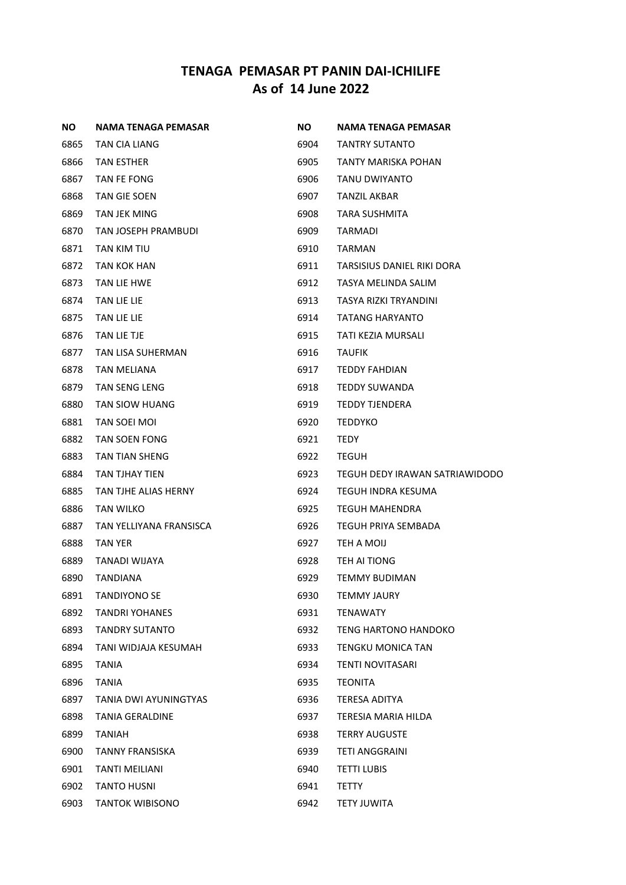# TENAGA PEMASAR PT PANIN DAI-ICHILIFE
## As of 14 June 2022

| NO | NAMA TENAGA PEMASAR |
|---|---|
| 6865 | TAN CIA LIANG |
| 6866 | TAN ESTHER |
| 6867 | TAN FE FONG |
| 6868 | TAN GIE SOEN |
| 6869 | TAN JEK MING |
| 6870 | TAN JOSEPH PRAMBUDI |
| 6871 | TAN KIM TIU |
| 6872 | TAN KOK HAN |
| 6873 | TAN LIE HWE |
| 6874 | TAN LIE LIE |
| 6875 | TAN LIE LIE |
| 6876 | TAN LIE TJE |
| 6877 | TAN LISA SUHERMAN |
| 6878 | TAN MELIANA |
| 6879 | TAN SENG LENG |
| 6880 | TAN SIOW HUANG |
| 6881 | TAN SOEI MOI |
| 6882 | TAN SOEN FONG |
| 6883 | TAN TIAN SHENG |
| 6884 | TAN TJHAY TIEN |
| 6885 | TAN TJHE ALIAS HERNY |
| 6886 | TAN WILKO |
| 6887 | TAN YELLIYANA FRANSISCA |
| 6888 | TAN YER |
| 6889 | TANADI WIJAYA |
| 6890 | TANDIANA |
| 6891 | TANDIYONO SE |
| 6892 | TANDRI YOHANES |
| 6893 | TANDRY SUTANTO |
| 6894 | TANI WIDJAJA KESUMAH |
| 6895 | TANIA |
| 6896 | TANIA |
| 6897 | TANIA DWI AYUNINGTYAS |
| 6898 | TANIA GERALDINE |
| 6899 | TANIAH |
| 6900 | TANNY FRANSISKA |
| 6901 | TANTI MEILIANI |
| 6902 | TANTO HUSNI |
| 6903 | TANTOK WIBISONO |
| 6904 | TANTRY SUTANTO |
| 6905 | TANTY MARISKA POHAN |
| 6906 | TANU DWIYANTO |
| 6907 | TANZIL AKBAR |
| 6908 | TARA SUSHMITA |
| 6909 | TARMADI |
| 6910 | TARMAN |
| 6911 | TARSISIUS DANIEL RIKI DORA |
| 6912 | TASYA MELINDA SALIM |
| 6913 | TASYA RIZKI TRYANDINI |
| 6914 | TATANG HARYANTO |
| 6915 | TATI KEZIA MURSALI |
| 6916 | TAUFIK |
| 6917 | TEDDY FAHDIAN |
| 6918 | TEDDY SUWANDA |
| 6919 | TEDDY TJENDERA |
| 6920 | TEDDYKO |
| 6921 | TEDY |
| 6922 | TEGUH |
| 6923 | TEGUH DEDY IRAWAN SATRIAWIDODO |
| 6924 | TEGUH INDRA KESUMA |
| 6925 | TEGUH MAHENDRA |
| 6926 | TEGUH PRIYA SEMBADA |
| 6927 | TEH A MOIJ |
| 6928 | TEH AI TIONG |
| 6929 | TEMMY BUDIMAN |
| 6930 | TEMMY JAURY |
| 6931 | TENAWATY |
| 6932 | TENG HARTONO HANDOKO |
| 6933 | TENGKU MONICA TAN |
| 6934 | TENTI NOVITASARI |
| 6935 | TEONITA |
| 6936 | TERESA ADITYA |
| 6937 | TERESIA MARIA HILDA |
| 6938 | TERRY AUGUSTE |
| 6939 | TETI ANGGRAINI |
| 6940 | TETTI LUBIS |
| 6941 | TETTY |
| 6942 | TETY JUWITA |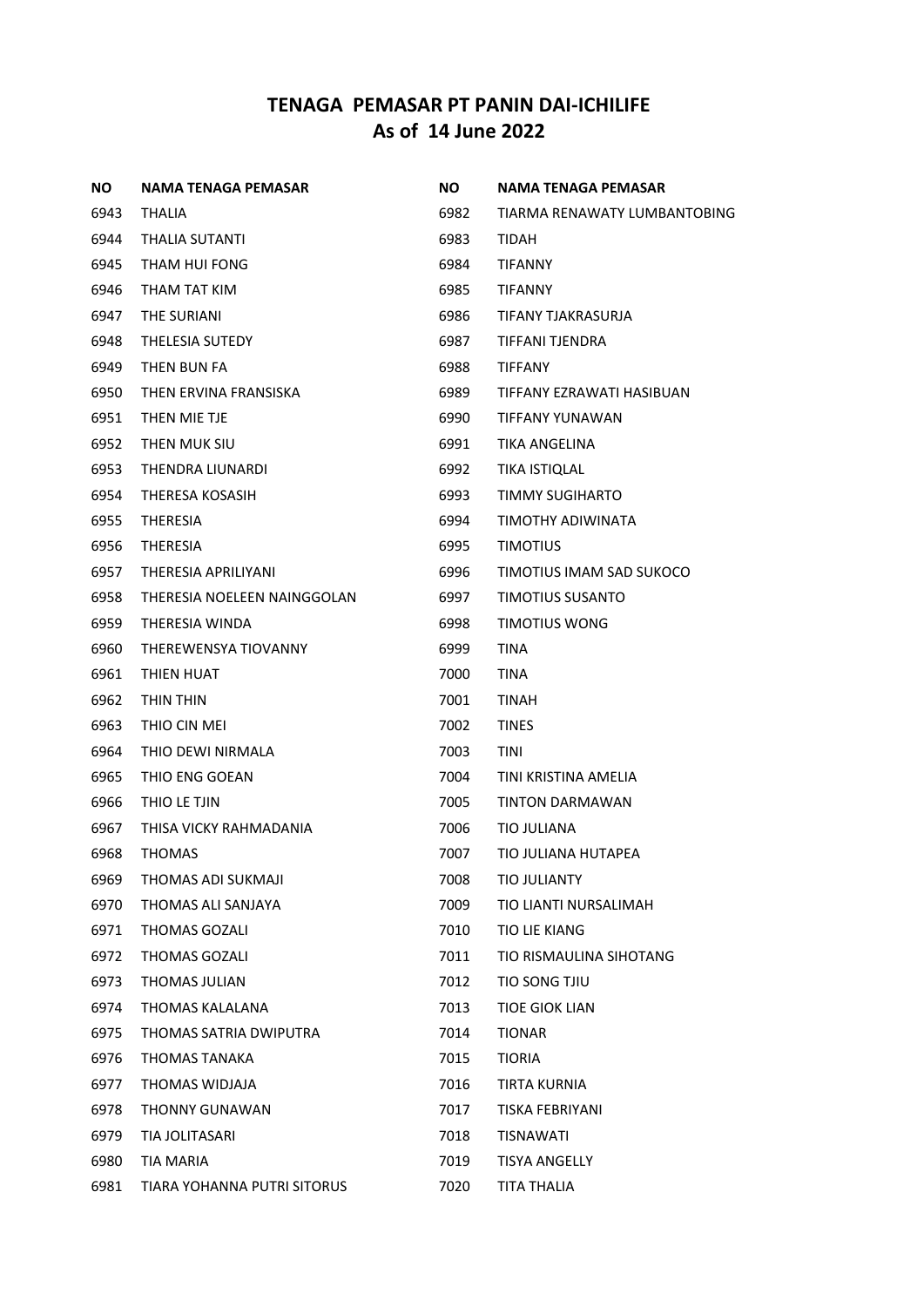# TENAGA PEMASAR PT PANIN DAI-ICHILIFE
## As of 14 June 2022

| NO | NAMA TENAGA PEMASAR |
|---|---|
| 6943 | THALIA |
| 6944 | THALIA SUTANTI |
| 6945 | THAM HUI FONG |
| 6946 | THAM TAT KIM |
| 6947 | THE SURIANI |
| 6948 | THELESIA SUTEDY |
| 6949 | THEN BUN FA |
| 6950 | THEN ERVINA FRANSISKA |
| 6951 | THEN MIE TJE |
| 6952 | THEN MUK SIU |
| 6953 | THENDRA LIUNARDI |
| 6954 | THERESA KOSASIH |
| 6955 | THERESIA |
| 6956 | THERESIA |
| 6957 | THERESIA APRILIYANI |
| 6958 | THERESIA NOELEEN NAINGGOLAN |
| 6959 | THERESIA WINDA |
| 6960 | THEREWENSYA TIOVANNY |
| 6961 | THIEN HUAT |
| 6962 | THIN THIN |
| 6963 | THIO CIN MEI |
| 6964 | THIO DEWI NIRMALA |
| 6965 | THIO ENG GOEAN |
| 6966 | THIO LE TJIN |
| 6967 | THISA VICKY RAHMADANIA |
| 6968 | THOMAS |
| 6969 | THOMAS ADI SUKMAJI |
| 6970 | THOMAS ALI SANJAYA |
| 6971 | THOMAS GOZALI |
| 6972 | THOMAS GOZALI |
| 6973 | THOMAS JULIAN |
| 6974 | THOMAS KALALANA |
| 6975 | THOMAS SATRIA DWIPUTRA |
| 6976 | THOMAS TANAKA |
| 6977 | THOMAS WIDJAJA |
| 6978 | THONNY GUNAWAN |
| 6979 | TIA JOLITASARI |
| 6980 | TIA MARIA |
| 6981 | TIARA YOHANNA PUTRI SITORUS |
| 6982 | TIARMA RENAWATY LUMBANTOBING |
| 6983 | TIDAH |
| 6984 | TIFANNY |
| 6985 | TIFANNY |
| 6986 | TIFANY TJAKRASURJA |
| 6987 | TIFFANI TJENDRA |
| 6988 | TIFFANY |
| 6989 | TIFFANY EZRAWATI HASIBUAN |
| 6990 | TIFFANY YUNAWAN |
| 6991 | TIKA ANGELINA |
| 6992 | TIKA ISTIQLAL |
| 6993 | TIMMY SUGIHARTO |
| 6994 | TIMOTHY ADIWINATA |
| 6995 | TIMOTIUS |
| 6996 | TIMOTIUS IMAM SAD SUKOCO |
| 6997 | TIMOTIUS SUSANTO |
| 6998 | TIMOTIUS WONG |
| 6999 | TINA |
| 7000 | TINA |
| 7001 | TINAH |
| 7002 | TINES |
| 7003 | TINI |
| 7004 | TINI KRISTINA AMELIA |
| 7005 | TINTON DARMAWAN |
| 7006 | TIO JULIANA |
| 7007 | TIO JULIANA HUTAPEA |
| 7008 | TIO JULIANTY |
| 7009 | TIO LIANTI NURSALIMAH |
| 7010 | TIO LIE KIANG |
| 7011 | TIO RISMAULINA SIHOTANG |
| 7012 | TIO SONG TJIU |
| 7013 | TIOE GIOK LIAN |
| 7014 | TIONAR |
| 7015 | TIORIA |
| 7016 | TIRTA KURNIA |
| 7017 | TISKA FEBRIYANI |
| 7018 | TISNAWATI |
| 7019 | TISYA ANGELLY |
| 7020 | TITA THALIA |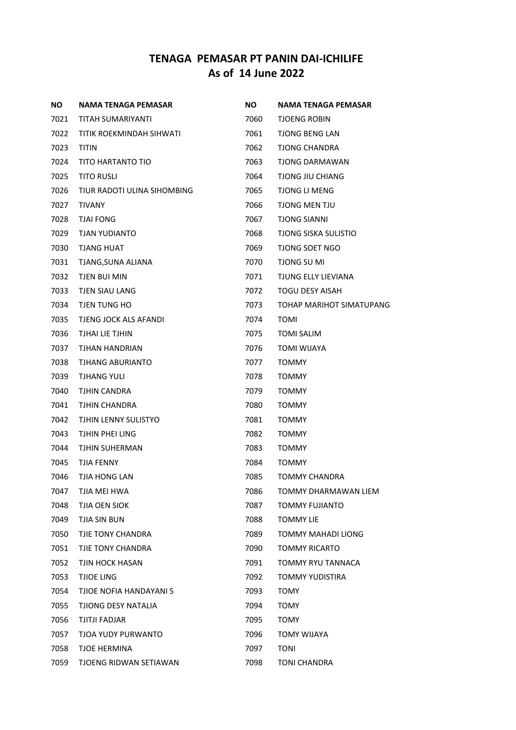## TENAGA PEMASAR PT PANIN DAI-ICHILIFE
## As of 14 June 2022

| NO | NAMA TENAGA PEMASAR |
|---|---|
| 7021 | TITAH SUMARIYANTI |
| 7022 | TITIK ROEKMINDAH SIHWATI |
| 7023 | TITIN |
| 7024 | TITO HARTANTO TIO |
| 7025 | TITO RUSLI |
| 7026 | TIUR RADOTI ULINA SIHOMBING |
| 7027 | TIVANY |
| 7028 | TJAI FONG |
| 7029 | TJAN YUDIANTO |
| 7030 | TJANG HUAT |
| 7031 | TJANG,SUNA ALIANA |
| 7032 | TJEN BUI MIN |
| 7033 | TJEN SIAU LANG |
| 7034 | TJEN TUNG HO |
| 7035 | TJENG JOCK ALS AFANDI |
| 7036 | TJHAI LIE TJHIN |
| 7037 | TJHAN HANDRIAN |
| 7038 | TJHANG ABURIANTO |
| 7039 | TJHANG YULI |
| 7040 | TJHIN CANDRA |
| 7041 | TJHIN CHANDRA |
| 7042 | TJHIN LENNY SULISTYO |
| 7043 | TJHIN PHEI LING |
| 7044 | TJHIN SUHERMAN |
| 7045 | TJIA FENNY |
| 7046 | TJIA HONG LAN |
| 7047 | TJIA MEI HWA |
| 7048 | TJIA OEN SIOK |
| 7049 | TJIA SIN BUN |
| 7050 | TJIE TONY CHANDRA |
| 7051 | TJIE TONY CHANDRA |
| 7052 | TJIN HOCK HASAN |
| 7053 | TJIOE LING |
| 7054 | TJIOE NOFIA HANDAYANI S |
| 7055 | TJIONG DESY NATALIA |
| 7056 | TJITJI FADJAR |
| 7057 | TJOA YUDY PURWANTO |
| 7058 | TJOE HERMINA |
| 7059 | TJOENG RIDWAN SETIAWAN |
| 7060 | TJOENG ROBIN |
| 7061 | TJONG BENG LAN |
| 7062 | TJONG CHANDRA |
| 7063 | TJONG DARMAWAN |
| 7064 | TJONG JIU CHIANG |
| 7065 | TJONG LI MENG |
| 7066 | TJONG MEN TJU |
| 7067 | TJONG SIANNI |
| 7068 | TJONG SISKA SULISTIO |
| 7069 | TJONG SOET NGO |
| 7070 | TJONG SU MI |
| 7071 | TJUNG ELLY LIEVIANA |
| 7072 | TOGU DESY AISAH |
| 7073 | TOHAP MARIHOT SIMATUPANG |
| 7074 | TOMI |
| 7075 | TOMI SALIM |
| 7076 | TOMI WIJAYA |
| 7077 | TOMMY |
| 7078 | TOMMY |
| 7079 | TOMMY |
| 7080 | TOMMY |
| 7081 | TOMMY |
| 7082 | TOMMY |
| 7083 | TOMMY |
| 7084 | TOMMY |
| 7085 | TOMMY CHANDRA |
| 7086 | TOMMY DHARMAWAN LIEM |
| 7087 | TOMMY FUJIANTO |
| 7088 | TOMMY LIE |
| 7089 | TOMMY MAHADI LIONG |
| 7090 | TOMMY RICARTO |
| 7091 | TOMMY RYU TANNACA |
| 7092 | TOMMY YUDISTIRA |
| 7093 | TOMY |
| 7094 | TOMY |
| 7095 | TOMY |
| 7096 | TOMY WIJAYA |
| 7097 | TONI |
| 7098 | TONI CHANDRA |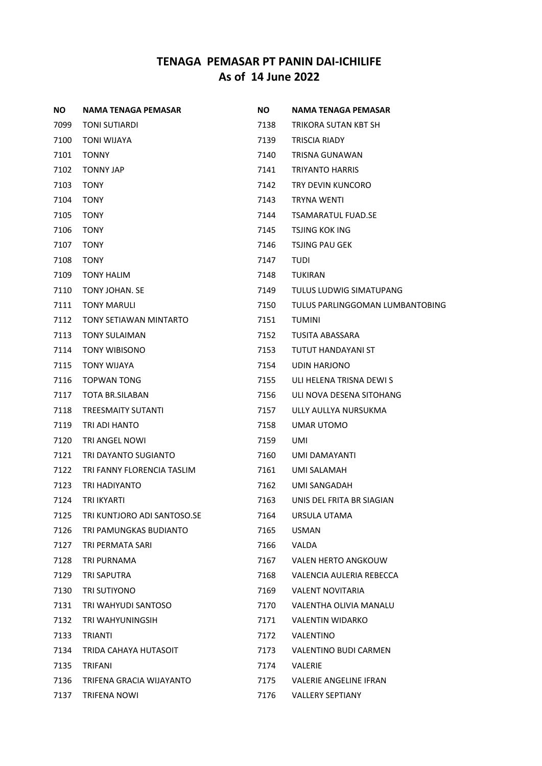# TENAGA PEMASAR PT PANIN DAI-ICHILIFE
## As of 14 June 2022

| NO | NAMA TENAGA PEMASAR |
|---|---|
| 7099 | TONI SUTIARDI |
| 7100 | TONI WIJAYA |
| 7101 | TONNY |
| 7102 | TONNY JAP |
| 7103 | TONY |
| 7104 | TONY |
| 7105 | TONY |
| 7106 | TONY |
| 7107 | TONY |
| 7108 | TONY |
| 7109 | TONY HALIM |
| 7110 | TONY JOHAN. SE |
| 7111 | TONY MARULI |
| 7112 | TONY SETIAWAN MINTARTO |
| 7113 | TONY SULAIMAN |
| 7114 | TONY WIBISONO |
| 7115 | TONY WIJAYA |
| 7116 | TOPWAN TONG |
| 7117 | TOTA BR.SILABAN |
| 7118 | TREESMAITY SUTANTI |
| 7119 | TRI ADI HANTO |
| 7120 | TRI ANGEL NOWI |
| 7121 | TRI DAYANTO SUGIANTO |
| 7122 | TRI FANNY FLORENCIA TASLIM |
| 7123 | TRI HADIYANTO |
| 7124 | TRI IKYARTI |
| 7125 | TRI KUNTJORO ADI SANTOSO.SE |
| 7126 | TRI PAMUNGKAS BUDIANTO |
| 7127 | TRI PERMATA SARI |
| 7128 | TRI PURNAMA |
| 7129 | TRI SAPUTRA |
| 7130 | TRI SUTIYONO |
| 7131 | TRI WAHYUDI SANTOSO |
| 7132 | TRI WAHYUNINGSIH |
| 7133 | TRIANTI |
| 7134 | TRIDA CAHAYA HUTASOIT |
| 7135 | TRIFANI |
| 7136 | TRIFENA GRACIA WIJAYANTO |
| 7137 | TRIFENA NOWI |
| 7138 | TRIKORA SUTAN KBT SH |
| 7139 | TRISCIA RIADY |
| 7140 | TRISNA GUNAWAN |
| 7141 | TRIYANTO HARRIS |
| 7142 | TRY DEVIN KUNCORO |
| 7143 | TRYNA WENTI |
| 7144 | TSAMARATUL FUAD.SE |
| 7145 | TSJING KOK ING |
| 7146 | TSJING PAU GEK |
| 7147 | TUDI |
| 7148 | TUKIRAN |
| 7149 | TULUS LUDWIG SIMATUPANG |
| 7150 | TULUS PARLINGGOMAN LUMBANTOBING |
| 7151 | TUMINI |
| 7152 | TUSITA ABASSARA |
| 7153 | TUTUT HANDAYANI ST |
| 7154 | UDIN HARJONO |
| 7155 | ULI HELENA TRISNA DEWI S |
| 7156 | ULI NOVA DESENA SITOHANG |
| 7157 | ULLY AULLYA NURSUKMA |
| 7158 | UMAR UTOMO |
| 7159 | UMI |
| 7160 | UMI DAMAYANTI |
| 7161 | UMI SALAMAH |
| 7162 | UMI SANGADAH |
| 7163 | UNIS DEL FRITA BR SIAGIAN |
| 7164 | URSULA UTAMA |
| 7165 | USMAN |
| 7166 | VALDA |
| 7167 | VALEN HERTO ANGKOUW |
| 7168 | VALENCIA AULERIA REBECCA |
| 7169 | VALENT NOVITARIA |
| 7170 | VALENTHA OLIVIA MANALU |
| 7171 | VALENTIN WIDARKO |
| 7172 | VALENTINO |
| 7173 | VALENTINO BUDI CARMEN |
| 7174 | VALERIE |
| 7175 | VALERIE ANGELINE IFRAN |
| 7176 | VALLERY SEPTIANY |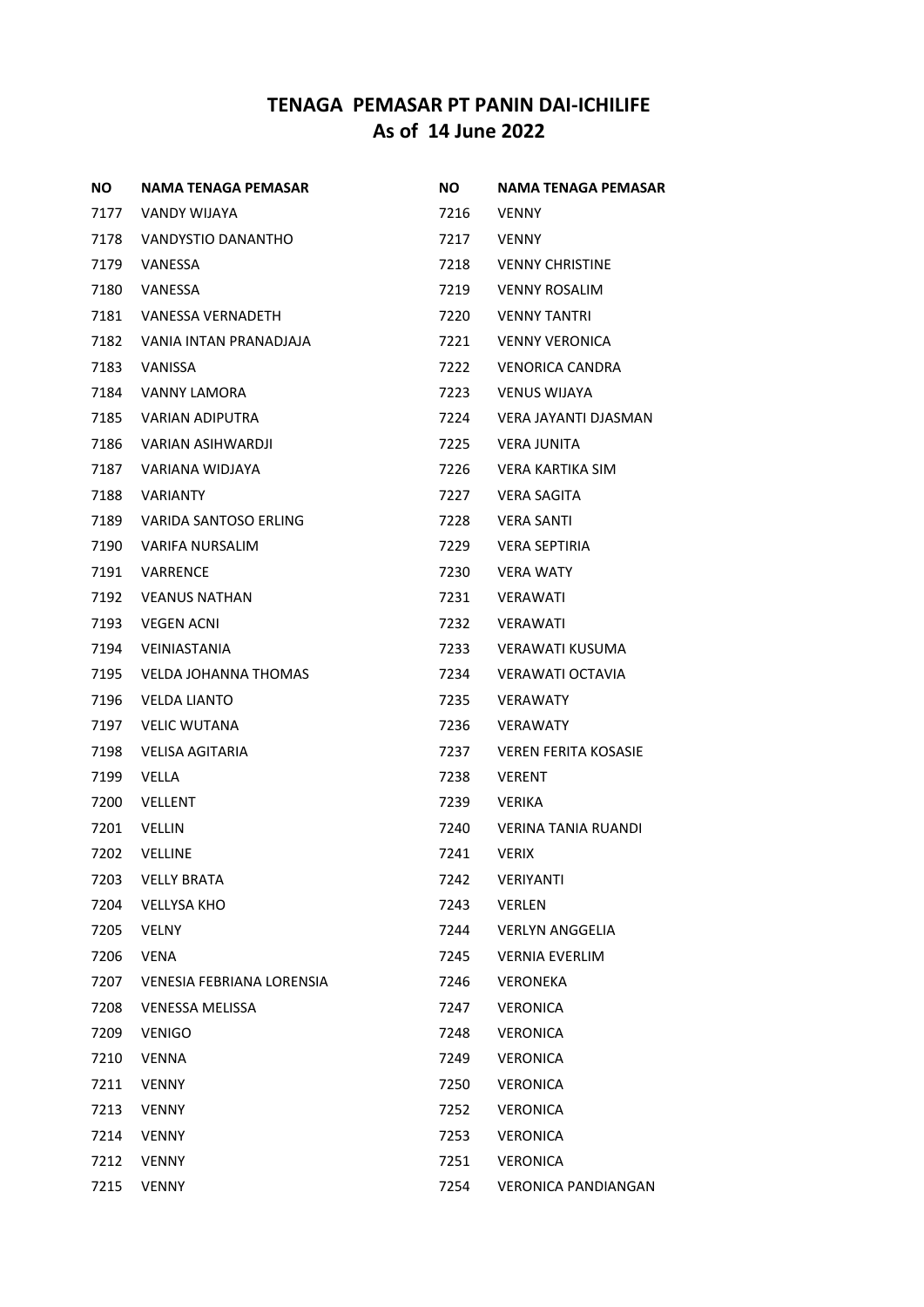# TENAGA PEMASAR PT PANIN DAI-ICHILIFE
## As of 14 June 2022

| NO | NAMA TENAGA PEMASAR |
|---|---|
| 7177 | VANDY WIJAYA |
| 7178 | VANDYSTIO DANANTHO |
| 7179 | VANESSA |
| 7180 | VANESSA |
| 7181 | VANESSA VERNADETH |
| 7182 | VANIA INTAN PRANADJAJA |
| 7183 | VANISSA |
| 7184 | VANNY LAMORA |
| 7185 | VARIAN ADIPUTRA |
| 7186 | VARIAN ASIHWARDJI |
| 7187 | VARIANA WIDJAYA |
| 7188 | VARIANTY |
| 7189 | VARIDA SANTOSO ERLING |
| 7190 | VARIFA NURSALIM |
| 7191 | VARRENCE |
| 7192 | VEANUS NATHAN |
| 7193 | VEGEN ACNI |
| 7194 | VEINIASTANIA |
| 7195 | VELDA JOHANNA THOMAS |
| 7196 | VELDA LIANTO |
| 7197 | VELIC WUTANA |
| 7198 | VELISA AGITARIA |
| 7199 | VELLA |
| 7200 | VELLENT |
| 7201 | VELLIN |
| 7202 | VELLINE |
| 7203 | VELLY BRATA |
| 7204 | VELLYSA KHO |
| 7205 | VELNY |
| 7206 | VENA |
| 7207 | VENESIA FEBRIANA LORENSIA |
| 7208 | VENESSA MELISSA |
| 7209 | VENIGO |
| 7210 | VENNA |
| 7211 | VENNY |
| 7213 | VENNY |
| 7214 | VENNY |
| 7212 | VENNY |
| 7215 | VENNY |
| 7216 | VENNY |
| 7217 | VENNY |
| 7218 | VENNY CHRISTINE |
| 7219 | VENNY ROSALIM |
| 7220 | VENNY TANTRI |
| 7221 | VENNY VERONICA |
| 7222 | VENORICA CANDRA |
| 7223 | VENUS WIJAYA |
| 7224 | VERA JAYANTI DJASMAN |
| 7225 | VERA JUNITA |
| 7226 | VERA KARTIKA SIM |
| 7227 | VERA SAGITA |
| 7228 | VERA SANTI |
| 7229 | VERA SEPTIRIA |
| 7230 | VERA WATY |
| 7231 | VERAWATI |
| 7232 | VERAWATI |
| 7233 | VERAWATI KUSUMA |
| 7234 | VERAWATI OCTAVIA |
| 7235 | VERAWATY |
| 7236 | VERAWATY |
| 7237 | VEREN FERITA KOSASIE |
| 7238 | VERENT |
| 7239 | VERIKA |
| 7240 | VERINA TANIA RUANDI |
| 7241 | VERIX |
| 7242 | VERIYANTI |
| 7243 | VERLEN |
| 7244 | VERLYN ANGGELIA |
| 7245 | VERNIA EVERLIM |
| 7246 | VERONEKA |
| 7247 | VERONICA |
| 7248 | VERONICA |
| 7249 | VERONICA |
| 7250 | VERONICA |
| 7252 | VERONICA |
| 7253 | VERONICA |
| 7251 | VERONICA |
| 7254 | VERONICA PANDIANGAN |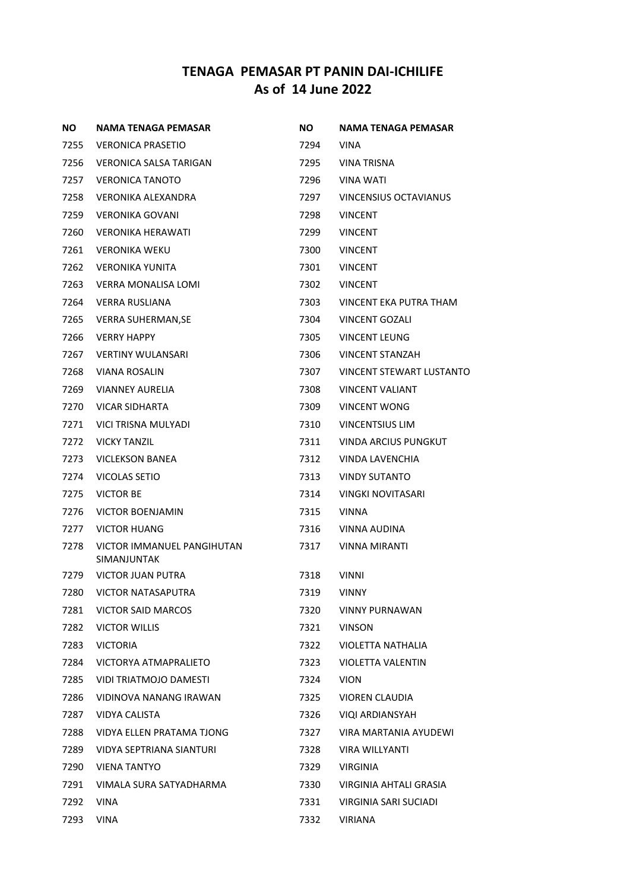# TENAGA PEMASAR PT PANIN DAI-ICHILIFE
## As of 14 June 2022

| NO | NAMA TENAGA PEMASAR |
|---|---|
| 7255 | VERONICA PRASETIO |
| 7256 | VERONICA SALSA TARIGAN |
| 7257 | VERONICA TANOTO |
| 7258 | VERONIKA ALEXANDRA |
| 7259 | VERONIKA GOVANI |
| 7260 | VERONIKA HERAWATI |
| 7261 | VERONIKA WEKU |
| 7262 | VERONIKA YUNITA |
| 7263 | VERRA MONALISA LOMI |
| 7264 | VERRA RUSLIANA |
| 7265 | VERRA SUHERMAN,SE |
| 7266 | VERRY HAPPY |
| 7267 | VERTINY WULANSARI |
| 7268 | VIANA ROSALIN |
| 7269 | VIANNEY AURELIA |
| 7270 | VICAR SIDHARTA |
| 7271 | VICI TRISNA MULYADI |
| 7272 | VICKY TANZIL |
| 7273 | VICLEKSON BANEA |
| 7274 | VICOLAS SETIO |
| 7275 | VICTOR BE |
| 7276 | VICTOR BOENJAMIN |
| 7277 | VICTOR HUANG |
| 7278 | VICTOR IMMANUEL PANGIHUTAN SIMANJUNTAK |
| 7279 | VICTOR JUAN PUTRA |
| 7280 | VICTOR NATASAPUTRA |
| 7281 | VICTOR SAID MARCOS |
| 7282 | VICTOR WILLIS |
| 7283 | VICTORIA |
| 7284 | VICTORYA ATMAPRALIETO |
| 7285 | VIDI TRIATMOJO DAMESTI |
| 7286 | VIDINOVA NANANG IRAWAN |
| 7287 | VIDYA CALISTA |
| 7288 | VIDYA ELLEN PRATAMA TJONG |
| 7289 | VIDYA SEPTRIANA SIANTURI |
| 7290 | VIENA TANTYO |
| 7291 | VIMALA SURA SATYADHARMA |
| 7292 | VINA |
| 7293 | VINA |
| 7294 | VINA |
| 7295 | VINA TRISNA |
| 7296 | VINA WATI |
| 7297 | VINCENSIUS OCTAVIANUS |
| 7298 | VINCENT |
| 7299 | VINCENT |
| 7300 | VINCENT |
| 7301 | VINCENT |
| 7302 | VINCENT |
| 7303 | VINCENT EKA PUTRA THAM |
| 7304 | VINCENT GOZALI |
| 7305 | VINCENT LEUNG |
| 7306 | VINCENT STANZAH |
| 7307 | VINCENT STEWART LUSTANTO |
| 7308 | VINCENT VALIANT |
| 7309 | VINCENT WONG |
| 7310 | VINCENTSIUS LIM |
| 7311 | VINDA ARCIUS PUNGKUT |
| 7312 | VINDA LAVENCHIA |
| 7313 | VINDY SUTANTO |
| 7314 | VINGKI NOVITASARI |
| 7315 | VINNA |
| 7316 | VINNA AUDINA |
| 7317 | VINNA MIRANTI |
| 7318 | VINNI |
| 7319 | VINNY |
| 7320 | VINNY PURNAWAN |
| 7321 | VINSON |
| 7322 | VIOLETTA NATHALIA |
| 7323 | VIOLETTA VALENTIN |
| 7324 | VION |
| 7325 | VIOREN CLAUDIA |
| 7326 | VIQI ARDIANSYAH |
| 7327 | VIRA MARTANIA AYUDEWI |
| 7328 | VIRA WILLYANTI |
| 7329 | VIRGINIA |
| 7330 | VIRGINIA AHTALI GRASIA |
| 7331 | VIRGINIA SARI SUCIADI |
| 7332 | VIRIANA |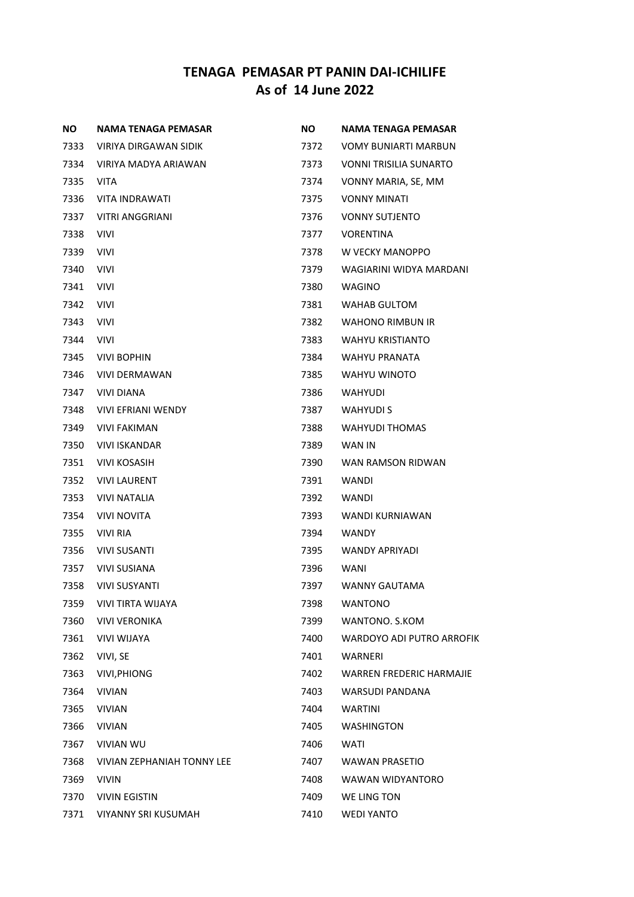# TENAGA PEMASAR PT PANIN DAI-ICHILIFE
## As of 14 June 2022

| NO | NAMA TENAGA PEMASAR |
|---|---|
| 7333 | VIRIYA DIRGAWAN SIDIK |
| 7334 | VIRIYA MADYA ARIAWAN |
| 7335 | VITA |
| 7336 | VITA INDRAWATI |
| 7337 | VITRI ANGGRIANI |
| 7338 | VIVI |
| 7339 | VIVI |
| 7340 | VIVI |
| 7341 | VIVI |
| 7342 | VIVI |
| 7343 | VIVI |
| 7344 | VIVI |
| 7345 | VIVI BOPHIN |
| 7346 | VIVI DERMAWAN |
| 7347 | VIVI DIANA |
| 7348 | VIVI EFRIANI WENDY |
| 7349 | VIVI FAKIMAN |
| 7350 | VIVI ISKANDAR |
| 7351 | VIVI KOSASIH |
| 7352 | VIVI LAURENT |
| 7353 | VIVI NATALIA |
| 7354 | VIVI NOVITA |
| 7355 | VIVI RIA |
| 7356 | VIVI SUSANTI |
| 7357 | VIVI SUSIANA |
| 7358 | VIVI SUSYANTI |
| 7359 | VIVI TIRTA WIJAYA |
| 7360 | VIVI VERONIKA |
| 7361 | VIVI WIJAYA |
| 7362 | VIVI, SE |
| 7363 | VIVI,PHIONG |
| 7364 | VIVIAN |
| 7365 | VIVIAN |
| 7366 | VIVIAN |
| 7367 | VIVIAN WU |
| 7368 | VIVIAN ZEPHANIAH TONNY LEE |
| 7369 | VIVIN |
| 7370 | VIVIN EGISTIN |
| 7371 | VIYANNY SRI KUSUMAH |
| 7372 | VOMY BUNIARTI MARBUN |
| 7373 | VONNI TRISILIA SUNARTO |
| 7374 | VONNY MARIA, SE, MM |
| 7375 | VONNY MINATI |
| 7376 | VONNY SUTJENTO |
| 7377 | VORENTINA |
| 7378 | W VECKY MANOPPO |
| 7379 | WAGIARINI WIDYA MARDANI |
| 7380 | WAGINO |
| 7381 | WAHAB GULTOM |
| 7382 | WAHONO RIMBUN IR |
| 7383 | WAHYU KRISTIANTO |
| 7384 | WAHYU PRANATA |
| 7385 | WAHYU WINOTO |
| 7386 | WAHYUDI |
| 7387 | WAHYUDI S |
| 7388 | WAHYUDI THOMAS |
| 7389 | WAN IN |
| 7390 | WAN RAMSON RIDWAN |
| 7391 | WANDI |
| 7392 | WANDI |
| 7393 | WANDI KURNIAWAN |
| 7394 | WANDY |
| 7395 | WANDY APRIYADI |
| 7396 | WANI |
| 7397 | WANNY GAUTAMA |
| 7398 | WANTONO |
| 7399 | WANTONO. S.KOM |
| 7400 | WARDOYO ADI PUTRO ARROFIK |
| 7401 | WARNERI |
| 7402 | WARREN FREDERIC HARMAJIE |
| 7403 | WARSUDI PANDANA |
| 7404 | WARTINI |
| 7405 | WASHINGTON |
| 7406 | WATI |
| 7407 | WAWAN PRASETIO |
| 7408 | WAWAN WIDYANTORO |
| 7409 | WE LING TON |
| 7410 | WEDI YANTO |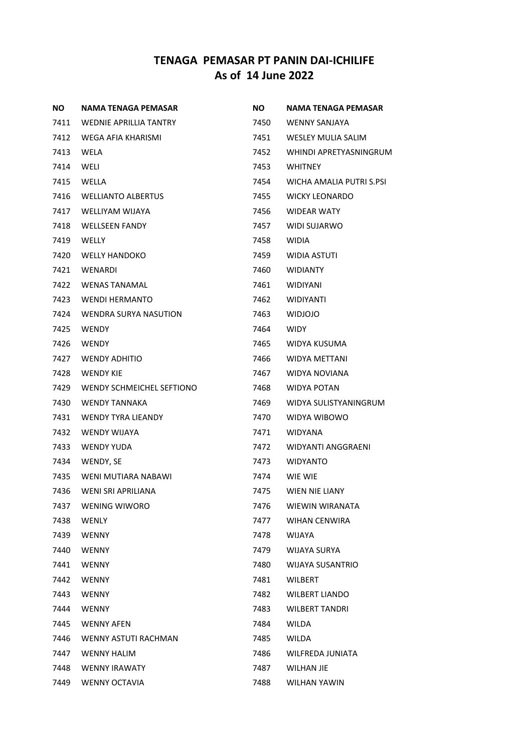# TENAGA PEMASAR PT PANIN DAI-ICHILIFE
## As of 14 June 2022

| NO | NAMA TENAGA PEMASAR |
|---|---|
| 7411 | WEDNIE APRILLIA TANTRY |
| 7412 | WEGA AFIA KHARISMI |
| 7413 | WELA |
| 7414 | WELI |
| 7415 | WELLA |
| 7416 | WELLIANTO ALBERTUS |
| 7417 | WELLIYAM WIJAYA |
| 7418 | WELLSEEN FANDY |
| 7419 | WELLY |
| 7420 | WELLY HANDOKO |
| 7421 | WENARDI |
| 7422 | WENAS TANAMAL |
| 7423 | WENDI HERMANTO |
| 7424 | WENDRA SURYA NASUTION |
| 7425 | WENDY |
| 7426 | WENDY |
| 7427 | WENDY ADHITIO |
| 7428 | WENDY KIE |
| 7429 | WENDY SCHMEICHEL SEFTIONO |
| 7430 | WENDY TANNAKA |
| 7431 | WENDY TYRA LIEANDY |
| 7432 | WENDY WIJAYA |
| 7433 | WENDY YUDA |
| 7434 | WENDY, SE |
| 7435 | WENI MUTIARA NABAWI |
| 7436 | WENI SRI APRILIANA |
| 7437 | WENING WIWORO |
| 7438 | WENLY |
| 7439 | WENNY |
| 7440 | WENNY |
| 7441 | WENNY |
| 7442 | WENNY |
| 7443 | WENNY |
| 7444 | WENNY |
| 7445 | WENNY AFEN |
| 7446 | WENNY ASTUTI RACHMAN |
| 7447 | WENNY HALIM |
| 7448 | WENNY IRAWATY |
| 7449 | WENNY OCTAVIA |
| 7450 | WENNY SANJAYA |
| 7451 | WESLEY MULIA SALIM |
| 7452 | WHINDI APRETYASNINGRUM |
| 7453 | WHITNEY |
| 7454 | WICHA AMALIA PUTRI S.PSI |
| 7455 | WICKY LEONARDO |
| 7456 | WIDEAR WATY |
| 7457 | WIDI SUJARWO |
| 7458 | WIDIA |
| 7459 | WIDIA ASTUTI |
| 7460 | WIDIANTY |
| 7461 | WIDIYANI |
| 7462 | WIDIYANTI |
| 7463 | WIDJOJO |
| 7464 | WIDY |
| 7465 | WIDYA KUSUMA |
| 7466 | WIDYA METTANI |
| 7467 | WIDYA NOVIANA |
| 7468 | WIDYA POTAN |
| 7469 | WIDYA SULISTYANINGRUM |
| 7470 | WIDYA WIBOWO |
| 7471 | WIDYANA |
| 7472 | WIDYANTI ANGGRAENI |
| 7473 | WIDYANTO |
| 7474 | WIE WIE |
| 7475 | WIEN NIE LIANY |
| 7476 | WIEWIN WIRANATA |
| 7477 | WIHAN CENWIRA |
| 7478 | WIJAYA |
| 7479 | WIJAYA SURYA |
| 7480 | WIJAYA SUSANTRIO |
| 7481 | WILBERT |
| 7482 | WILBERT LIANDO |
| 7483 | WILBERT TANDRI |
| 7484 | WILDA |
| 7485 | WILDA |
| 7486 | WILFREDA JUNIATA |
| 7487 | WILHAN JIE |
| 7488 | WILHAN YAWIN |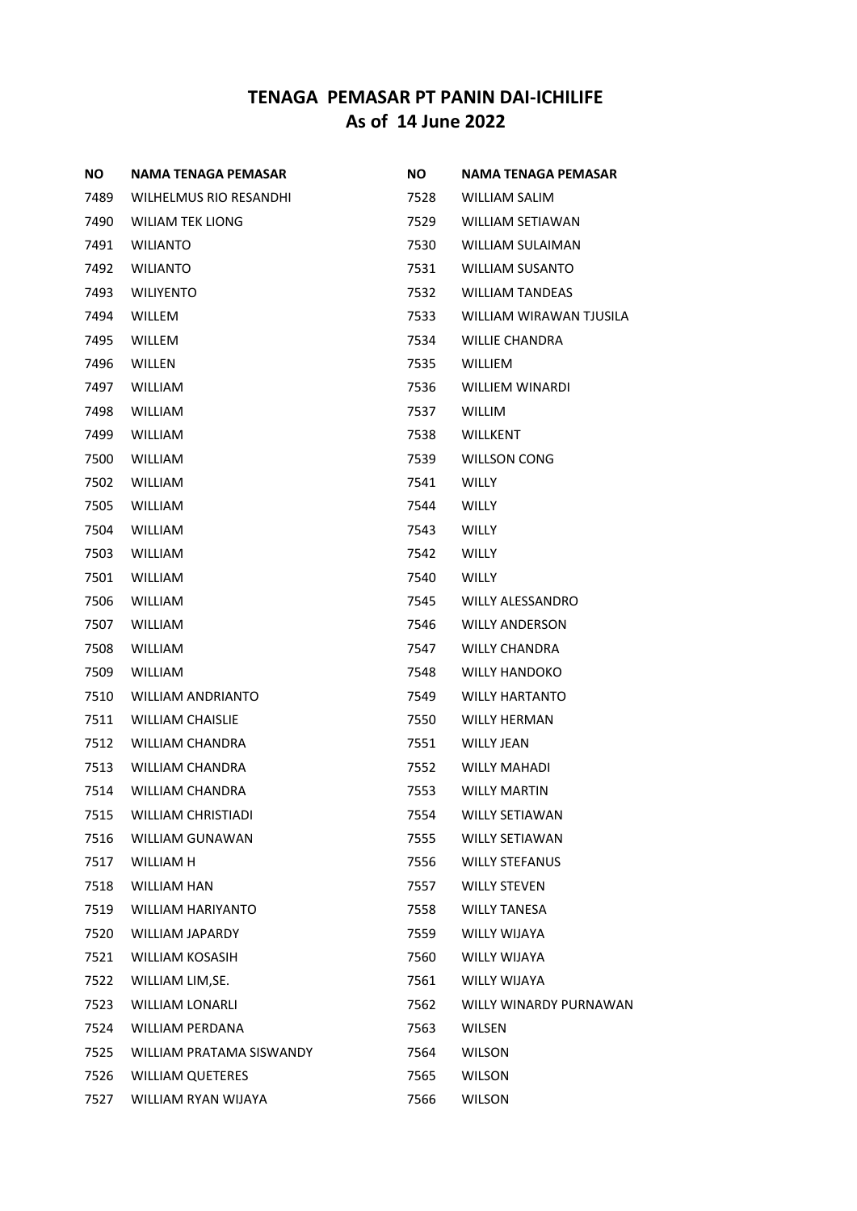# TENAGA PEMASAR PT PANIN DAI-ICHILIFE
## As of 14 June 2022

| NO | NAMA TENAGA PEMASAR |
|---|---|
| 7489 | WILHELMUS RIO RESANDHI |
| 7490 | WILIAM TEK LIONG |
| 7491 | WILIANTO |
| 7492 | WILIANTO |
| 7493 | WILIYENTO |
| 7494 | WILLEM |
| 7495 | WILLEM |
| 7496 | WILLEN |
| 7497 | WILLIAM |
| 7498 | WILLIAM |
| 7499 | WILLIAM |
| 7500 | WILLIAM |
| 7502 | WILLIAM |
| 7505 | WILLIAM |
| 7504 | WILLIAM |
| 7503 | WILLIAM |
| 7501 | WILLIAM |
| 7506 | WILLIAM |
| 7507 | WILLIAM |
| 7508 | WILLIAM |
| 7509 | WILLIAM |
| 7510 | WILLIAM ANDRIANTO |
| 7511 | WILLIAM CHAISLIE |
| 7512 | WILLIAM CHANDRA |
| 7513 | WILLIAM CHANDRA |
| 7514 | WILLIAM CHANDRA |
| 7515 | WILLIAM CHRISTIADI |
| 7516 | WILLIAM GUNAWAN |
| 7517 | WILLIAM H |
| 7518 | WILLIAM HAN |
| 7519 | WILLIAM HARIYANTO |
| 7520 | WILLIAM JAPARDY |
| 7521 | WILLIAM KOSASIH |
| 7522 | WILLIAM LIM,SE. |
| 7523 | WILLIAM LONARLI |
| 7524 | WILLIAM PERDANA |
| 7525 | WILLIAM PRATAMA SISWANDY |
| 7526 | WILLIAM QUETERES |
| 7527 | WILLIAM RYAN WIJAYA |
| 7528 | WILLIAM SALIM |
| 7529 | WILLIAM SETIAWAN |
| 7530 | WILLIAM SULAIMAN |
| 7531 | WILLIAM SUSANTO |
| 7532 | WILLIAM TANDEAS |
| 7533 | WILLIAM WIRAWAN TJUSILA |
| 7534 | WILLIE CHANDRA |
| 7535 | WILLIEM |
| 7536 | WILLIEM WINARDI |
| 7537 | WILLIM |
| 7538 | WILLKENT |
| 7539 | WILLSON CONG |
| 7541 | WILLY |
| 7544 | WILLY |
| 7543 | WILLY |
| 7542 | WILLY |
| 7540 | WILLY |
| 7545 | WILLY ALESSANDRO |
| 7546 | WILLY ANDERSON |
| 7547 | WILLY CHANDRA |
| 7548 | WILLY HANDOKO |
| 7549 | WILLY HARTANTO |
| 7550 | WILLY HERMAN |
| 7551 | WILLY JEAN |
| 7552 | WILLY MAHADI |
| 7553 | WILLY MARTIN |
| 7554 | WILLY SETIAWAN |
| 7555 | WILLY SETIAWAN |
| 7556 | WILLY STEFANUS |
| 7557 | WILLY STEVEN |
| 7558 | WILLY TANESA |
| 7559 | WILLY WIJAYA |
| 7560 | WILLY WIJAYA |
| 7561 | WILLY WIJAYA |
| 7562 | WILLY WINARDY PURNAWAN |
| 7563 | WILSEN |
| 7564 | WILSON |
| 7565 | WILSON |
| 7566 | WILSON |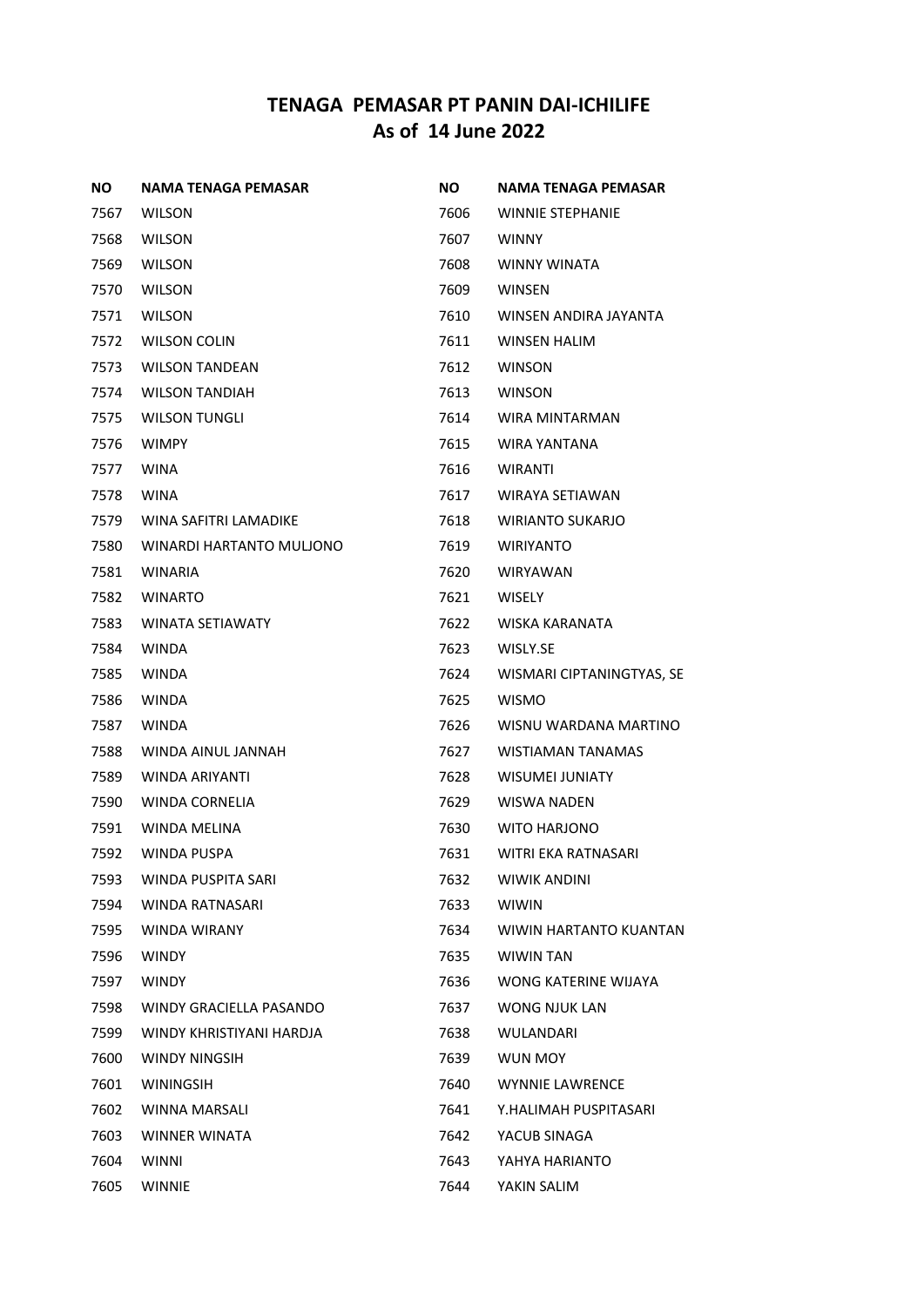# TENAGA PEMASAR PT PANIN DAI-ICHILIFE
## As of 14 June 2022

| NO | NAMA TENAGA PEMASAR |
|---|---|
| 7567 | WILSON |
| 7568 | WILSON |
| 7569 | WILSON |
| 7570 | WILSON |
| 7571 | WILSON |
| 7572 | WILSON COLIN |
| 7573 | WILSON TANDEAN |
| 7574 | WILSON TANDIAH |
| 7575 | WILSON TUNGLI |
| 7576 | WIMPY |
| 7577 | WINA |
| 7578 | WINA |
| 7579 | WINA SAFITRI LAMADIKE |
| 7580 | WINARDI HARTANTO MULJONO |
| 7581 | WINARIA |
| 7582 | WINARTO |
| 7583 | WINATA SETIAWATY |
| 7584 | WINDA |
| 7585 | WINDA |
| 7586 | WINDA |
| 7587 | WINDA |
| 7588 | WINDA AINUL JANNAH |
| 7589 | WINDA ARIYANTI |
| 7590 | WINDA CORNELIA |
| 7591 | WINDA MELINA |
| 7592 | WINDA PUSPA |
| 7593 | WINDA PUSPITA SARI |
| 7594 | WINDA RATNASARI |
| 7595 | WINDA WIRANY |
| 7596 | WINDY |
| 7597 | WINDY |
| 7598 | WINDY GRACIELLA PASANDO |
| 7599 | WINDY KHRISTIYANI HARDJA |
| 7600 | WINDY NINGSIH |
| 7601 | WININGSIH |
| 7602 | WINNA MARSALI |
| 7603 | WINNER WINATA |
| 7604 | WINNI |
| 7605 | WINNIE |
| 7606 | WINNIE STEPHANIE |
| 7607 | WINNY |
| 7608 | WINNY WINATA |
| 7609 | WINSEN |
| 7610 | WINSEN ANDIRA JAYANTA |
| 7611 | WINSEN HALIM |
| 7612 | WINSON |
| 7613 | WINSON |
| 7614 | WIRA MINTARMAN |
| 7615 | WIRA YANTANA |
| 7616 | WIRANTI |
| 7617 | WIRAYA SETIAWAN |
| 7618 | WIRIANTO SUKARJO |
| 7619 | WIRIYANTO |
| 7620 | WIRYAWAN |
| 7621 | WISELY |
| 7622 | WISKA KARANATA |
| 7623 | WISLY.SE |
| 7624 | WISMARI CIPTANINGTYAS, SE |
| 7625 | WISMO |
| 7626 | WISNU WARDANA MARTINO |
| 7627 | WISTIAMAN TANAMAS |
| 7628 | WISUMEI JUNIATY |
| 7629 | WISWA NADEN |
| 7630 | WITO HARJONO |
| 7631 | WITRI EKA RATNASARI |
| 7632 | WIWIK ANDINI |
| 7633 | WIWIN |
| 7634 | WIWIN HARTANTO KUANTAN |
| 7635 | WIWIN TAN |
| 7636 | WONG KATERINE WIJAYA |
| 7637 | WONG NJUK LAN |
| 7638 | WULANDARI |
| 7639 | WUN MOY |
| 7640 | WYNNIE LAWRENCE |
| 7641 | Y.HALIMAH PUSPITASARI |
| 7642 | YACUB SINAGA |
| 7643 | YAHYA HARIANTO |
| 7644 | YAKIN SALIM |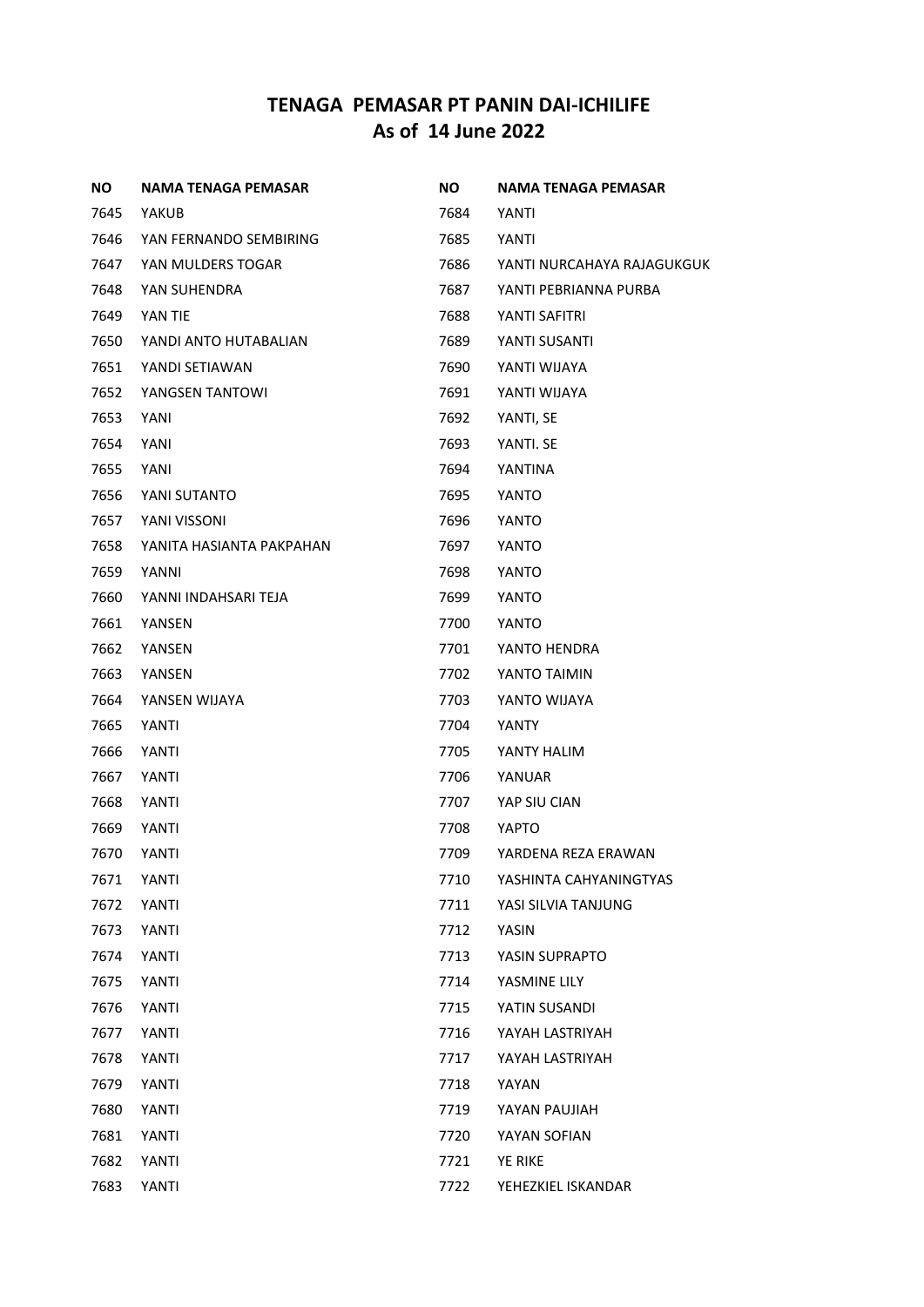# TENAGA PEMASAR PT PANIN DAI-ICHILIFE
## As of 14 June 2022

| NO | NAMA TENAGA PEMASAR |
|---|---|
| 7645 | YAKUB |
| 7646 | YAN FERNANDO SEMBIRING |
| 7647 | YAN MULDERS TOGAR |
| 7648 | YAN SUHENDRA |
| 7649 | YAN TIE |
| 7650 | YANDI ANTO HUTABALIAN |
| 7651 | YANDI SETIAWAN |
| 7652 | YANGSEN TANTOWI |
| 7653 | YANI |
| 7654 | YANI |
| 7655 | YANI |
| 7656 | YANI SUTANTO |
| 7657 | YANI VISSONI |
| 7658 | YANITA HASIANTA PAKPAHAN |
| 7659 | YANNI |
| 7660 | YANNI INDAHSARI TEJA |
| 7661 | YANSEN |
| 7662 | YANSEN |
| 7663 | YANSEN |
| 7664 | YANSEN WIJAYA |
| 7665 | YANTI |
| 7666 | YANTI |
| 7667 | YANTI |
| 7668 | YANTI |
| 7669 | YANTI |
| 7670 | YANTI |
| 7671 | YANTI |
| 7672 | YANTI |
| 7673 | YANTI |
| 7674 | YANTI |
| 7675 | YANTI |
| 7676 | YANTI |
| 7677 | YANTI |
| 7678 | YANTI |
| 7679 | YANTI |
| 7680 | YANTI |
| 7681 | YANTI |
| 7682 | YANTI |
| 7683 | YANTI |
| 7684 | YANTI |
| 7685 | YANTI |
| 7686 | YANTI NURCAHAYA RAJAGUKGUK |
| 7687 | YANTI PEBRIANNA PURBA |
| 7688 | YANTI SAFITRI |
| 7689 | YANTI SUSANTI |
| 7690 | YANTI WIJAYA |
| 7691 | YANTI WIJAYA |
| 7692 | YANTI, SE |
| 7693 | YANTI. SE |
| 7694 | YANTINA |
| 7695 | YANTO |
| 7696 | YANTO |
| 7697 | YANTO |
| 7698 | YANTO |
| 7699 | YANTO |
| 7700 | YANTO |
| 7701 | YANTO HENDRA |
| 7702 | YANTO TAIMIN |
| 7703 | YANTO WIJAYA |
| 7704 | YANTY |
| 7705 | YANTY HALIM |
| 7706 | YANUAR |
| 7707 | YAP SIU CIAN |
| 7708 | YAPTO |
| 7709 | YARDENA REZA ERAWAN |
| 7710 | YASHINTA CAHYANINGTYAS |
| 7711 | YASI SILVIA TANJUNG |
| 7712 | YASIN |
| 7713 | YASIN SUPRAPTO |
| 7714 | YASMINE LILY |
| 7715 | YATIN SUSANDI |
| 7716 | YAYAH LASTRIYAH |
| 7717 | YAYAH LASTRIYAH |
| 7718 | YAYAN |
| 7719 | YAYAN PAUJIAH |
| 7720 | YAYAN SOFIAN |
| 7721 | YE RIKE |
| 7722 | YEHEZKIEL ISKANDAR |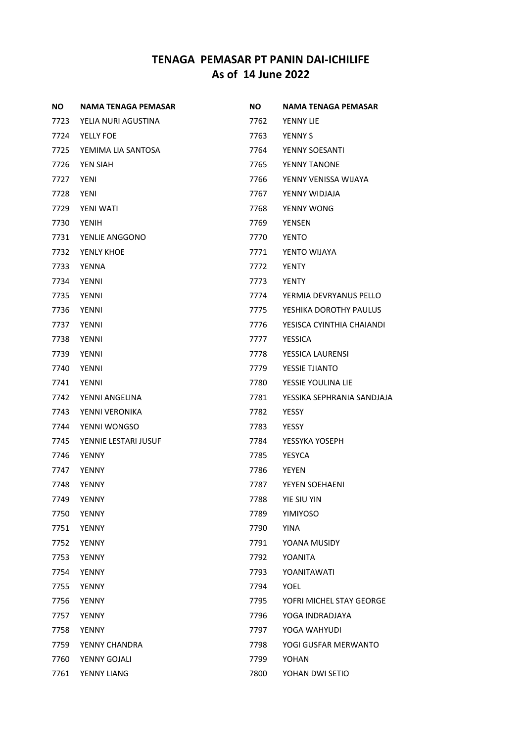# TENAGA PEMASAR PT PANIN DAI-ICHILIFE
# As of 14 June 2022

| NO | NAMA TENAGA PEMASAR |
|---|---|
| 7723 | YELIA NURI AGUSTINA |
| 7724 | YELLY FOE |
| 7725 | YEMIMA LIA SANTOSA |
| 7726 | YEN SIAH |
| 7727 | YENI |
| 7728 | YENI |
| 7729 | YENI WATI |
| 7730 | YENIH |
| 7731 | YENLIE ANGGONO |
| 7732 | YENLY KHOE |
| 7733 | YENNA |
| 7734 | YENNI |
| 7735 | YENNI |
| 7736 | YENNI |
| 7737 | YENNI |
| 7738 | YENNI |
| 7739 | YENNI |
| 7740 | YENNI |
| 7741 | YENNI |
| 7742 | YENNI ANGELINA |
| 7743 | YENNI VERONIKA |
| 7744 | YENNI WONGSO |
| 7745 | YENNIE LESTARI JUSUF |
| 7746 | YENNY |
| 7747 | YENNY |
| 7748 | YENNY |
| 7749 | YENNY |
| 7750 | YENNY |
| 7751 | YENNY |
| 7752 | YENNY |
| 7753 | YENNY |
| 7754 | YENNY |
| 7755 | YENNY |
| 7756 | YENNY |
| 7757 | YENNY |
| 7758 | YENNY |
| 7759 | YENNY CHANDRA |
| 7760 | YENNY GOJALI |
| 7761 | YENNY LIANG |
| 7762 | YENNY LIE |
| 7763 | YENNY S |
| 7764 | YENNY SOESANTI |
| 7765 | YENNY TANONE |
| 7766 | YENNY VENISSA WIJAYA |
| 7767 | YENNY WIDJAJA |
| 7768 | YENNY WONG |
| 7769 | YENSEN |
| 7770 | YENTO |
| 7771 | YENTO WIJAYA |
| 7772 | YENTY |
| 7773 | YENTY |
| 7774 | YERMIA DEVRYANUS PELLO |
| 7775 | YESHIKA DOROTHY PAULUS |
| 7776 | YESISCA CYINTHIA CHAIANDI |
| 7777 | YESSICA |
| 7778 | YESSICA LAURENSI |
| 7779 | YESSIE TJIANTO |
| 7780 | YESSIE YOULINA LIE |
| 7781 | YESSIKA SEPHRANIA SANDJAJA |
| 7782 | YESSY |
| 7783 | YESSY |
| 7784 | YESSYKA YOSEPH |
| 7785 | YESYCA |
| 7786 | YEYEN |
| 7787 | YEYEN SOEHAENI |
| 7788 | YIE SIU YIN |
| 7789 | YIMIYOSO |
| 7790 | YINA |
| 7791 | YOANA MUSIDY |
| 7792 | YOANITA |
| 7793 | YOANITAWATI |
| 7794 | YOEL |
| 7795 | YOFRI MICHEL STAY GEORGE |
| 7796 | YOGA INDRADJAYA |
| 7797 | YOGA WAHYUDI |
| 7798 | YOGI GUSFAR MERWANTO |
| 7799 | YOHAN |
| 7800 | YOHAN DWI SETIO |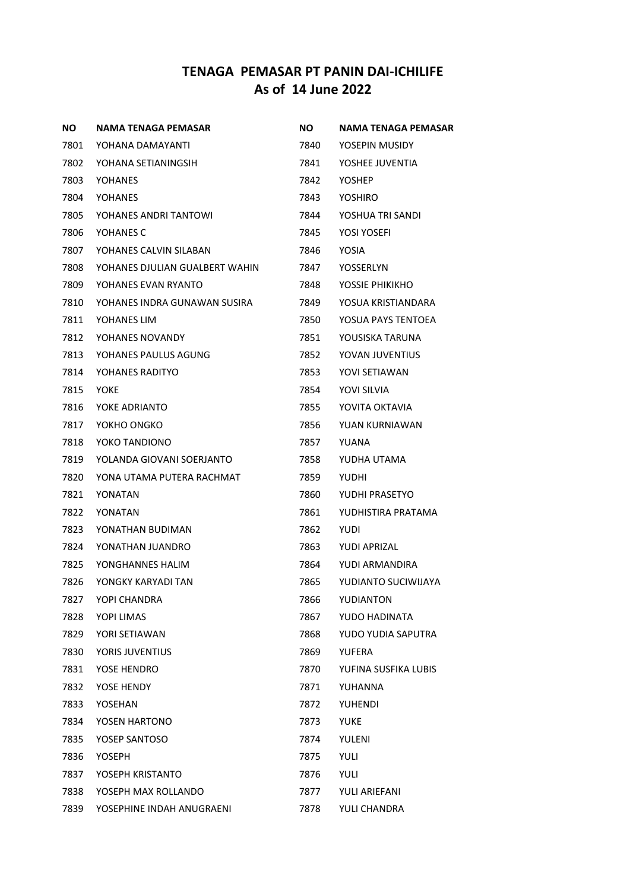# TENAGA PEMASAR PT PANIN DAI-ICHILIFE
## As of 14 June 2022

| NO | NAMA TENAGA PEMASAR |
|---|---|
| 7801 | YOHANA DAMAYANTI |
| 7802 | YOHANA SETIANINGSIH |
| 7803 | YOHANES |
| 7804 | YOHANES |
| 7805 | YOHANES ANDRI TANTOWI |
| 7806 | YOHANES C |
| 7807 | YOHANES CALVIN SILABAN |
| 7808 | YOHANES DJULIAN GUALBERT WAHIN |
| 7809 | YOHANES EVAN RYANTO |
| 7810 | YOHANES INDRA GUNAWAN SUSIRA |
| 7811 | YOHANES LIM |
| 7812 | YOHANES NOVANDY |
| 7813 | YOHANES PAULUS AGUNG |
| 7814 | YOHANES RADITYO |
| 7815 | YOKE |
| 7816 | YOKE ADRIANTO |
| 7817 | YOKHO ONGKO |
| 7818 | YOKO TANDIONO |
| 7819 | YOLANDA GIOVANI SOERJANTO |
| 7820 | YONA UTAMA PUTERA RACHMAT |
| 7821 | YONATAN |
| 7822 | YONATAN |
| 7823 | YONATHAN BUDIMAN |
| 7824 | YONATHAN JUANDRO |
| 7825 | YONGHANNES HALIM |
| 7826 | YONGKY KARYADI TAN |
| 7827 | YOPI CHANDRA |
| 7828 | YOPI LIMAS |
| 7829 | YORI SETIAWAN |
| 7830 | YORIS JUVENTIUS |
| 7831 | YOSE HENDRO |
| 7832 | YOSE HENDY |
| 7833 | YOSEHAN |
| 7834 | YOSEN HARTONO |
| 7835 | YOSEP SANTOSO |
| 7836 | YOSEPH |
| 7837 | YOSEPH KRISTANTO |
| 7838 | YOSEPH MAX ROLLANDO |
| 7839 | YOSEPHINE INDAH ANUGRAENI |
| 7840 | YOSEPIN MUSIDY |
| 7841 | YOSHEE JUVENTIA |
| 7842 | YOSHEP |
| 7843 | YOSHIRO |
| 7844 | YOSHUA TRI SANDI |
| 7845 | YOSI YOSEFI |
| 7846 | YOSIA |
| 7847 | YOSSERLYN |
| 7848 | YOSSIE PHIKIKHO |
| 7849 | YOSUA KRISTIANDARA |
| 7850 | YOSUA PAYS TENTOEA |
| 7851 | YOUSISKA TARUNA |
| 7852 | YOVAN JUVENTIUS |
| 7853 | YOVI SETIAWAN |
| 7854 | YOVI SILVIA |
| 7855 | YOVITA OKTAVIA |
| 7856 | YUAN KURNIAWAN |
| 7857 | YUANA |
| 7858 | YUDHA UTAMA |
| 7859 | YUDHI |
| 7860 | YUDHI PRASETYO |
| 7861 | YUDHISTIRA PRATAMA |
| 7862 | YUDI |
| 7863 | YUDI APRIZAL |
| 7864 | YUDI ARMANDIRA |
| 7865 | YUDIANTO SUCIWIJAYA |
| 7866 | YUDIANTON |
| 7867 | YUDO HADINATA |
| 7868 | YUDO YUDIA SAPUTRA |
| 7869 | YUFERA |
| 7870 | YUFINA SUSFIKA LUBIS |
| 7871 | YUHANNA |
| 7872 | YUHENDI |
| 7873 | YUKE |
| 7874 | YULENI |
| 7875 | YULI |
| 7876 | YULI |
| 7877 | YULI ARIEFANI |
| 7878 | YULI CHANDRA |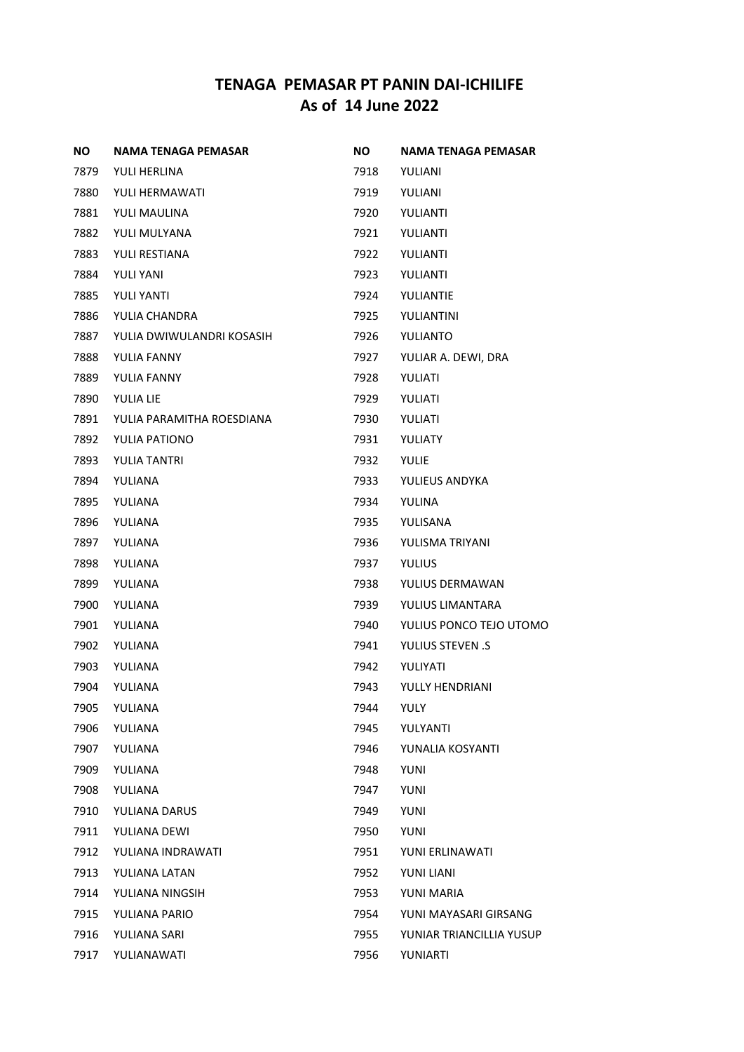# TENAGA PEMASAR PT PANIN DAI-ICHILIFE
## As of 14 June 2022

| NO | NAMA TENAGA PEMASAR |
|---|---|
| 7879 | YULI HERLINA |
| 7880 | YULI HERMAWATI |
| 7881 | YULI MAULINA |
| 7882 | YULI MULYANA |
| 7883 | YULI RESTIANA |
| 7884 | YULI YANI |
| 7885 | YULI YANTI |
| 7886 | YULIA CHANDRA |
| 7887 | YULIA DWIWULANDRI KOSASIH |
| 7888 | YULIA FANNY |
| 7889 | YULIA FANNY |
| 7890 | YULIA LIE |
| 7891 | YULIA PARAMITHA ROESDIANA |
| 7892 | YULIA PATIONO |
| 7893 | YULIA TANTRI |
| 7894 | YULIANA |
| 7895 | YULIANA |
| 7896 | YULIANA |
| 7897 | YULIANA |
| 7898 | YULIANA |
| 7899 | YULIANA |
| 7900 | YULIANA |
| 7901 | YULIANA |
| 7902 | YULIANA |
| 7903 | YULIANA |
| 7904 | YULIANA |
| 7905 | YULIANA |
| 7906 | YULIANA |
| 7907 | YULIANA |
| 7909 | YULIANA |
| 7908 | YULIANA |
| 7910 | YULIANA DARUS |
| 7911 | YULIANA DEWI |
| 7912 | YULIANA INDRAWATI |
| 7913 | YULIANA LATAN |
| 7914 | YULIANA NINGSIH |
| 7915 | YULIANA PARIO |
| 7916 | YULIANA SARI |
| 7917 | YULIANAWATI |
| 7918 | YULIANI |
| 7919 | YULIANI |
| 7920 | YULIANTI |
| 7921 | YULIANTI |
| 7922 | YULIANTI |
| 7923 | YULIANTI |
| 7924 | YULIANTIE |
| 7925 | YULIANTINI |
| 7926 | YULIANTO |
| 7927 | YULIAR A. DEWI, DRA |
| 7928 | YULIATI |
| 7929 | YULIATI |
| 7930 | YULIATI |
| 7931 | YULIATY |
| 7932 | YULIE |
| 7933 | YULIEUS ANDYKA |
| 7934 | YULINA |
| 7935 | YULISANA |
| 7936 | YULISMA TRIYANI |
| 7937 | YULIUS |
| 7938 | YULIUS DERMAWAN |
| 7939 | YULIUS LIMANTARA |
| 7940 | YULIUS PONCO TEJO UTOMO |
| 7941 | YULIUS STEVEN .S |
| 7942 | YULIYATI |
| 7943 | YULLY HENDRIANI |
| 7944 | YULY |
| 7945 | YULYANTI |
| 7946 | YUNALIA KOSYANTI |
| 7948 | YUNI |
| 7947 | YUNI |
| 7949 | YUNI |
| 7950 | YUNI |
| 7951 | YUNI ERLINAWATI |
| 7952 | YUNI LIANI |
| 7953 | YUNI MARIA |
| 7954 | YUNI MAYASARI GIRSANG |
| 7955 | YUNIAR TRIANCILLIA YUSUP |
| 7956 | YUNIARTI |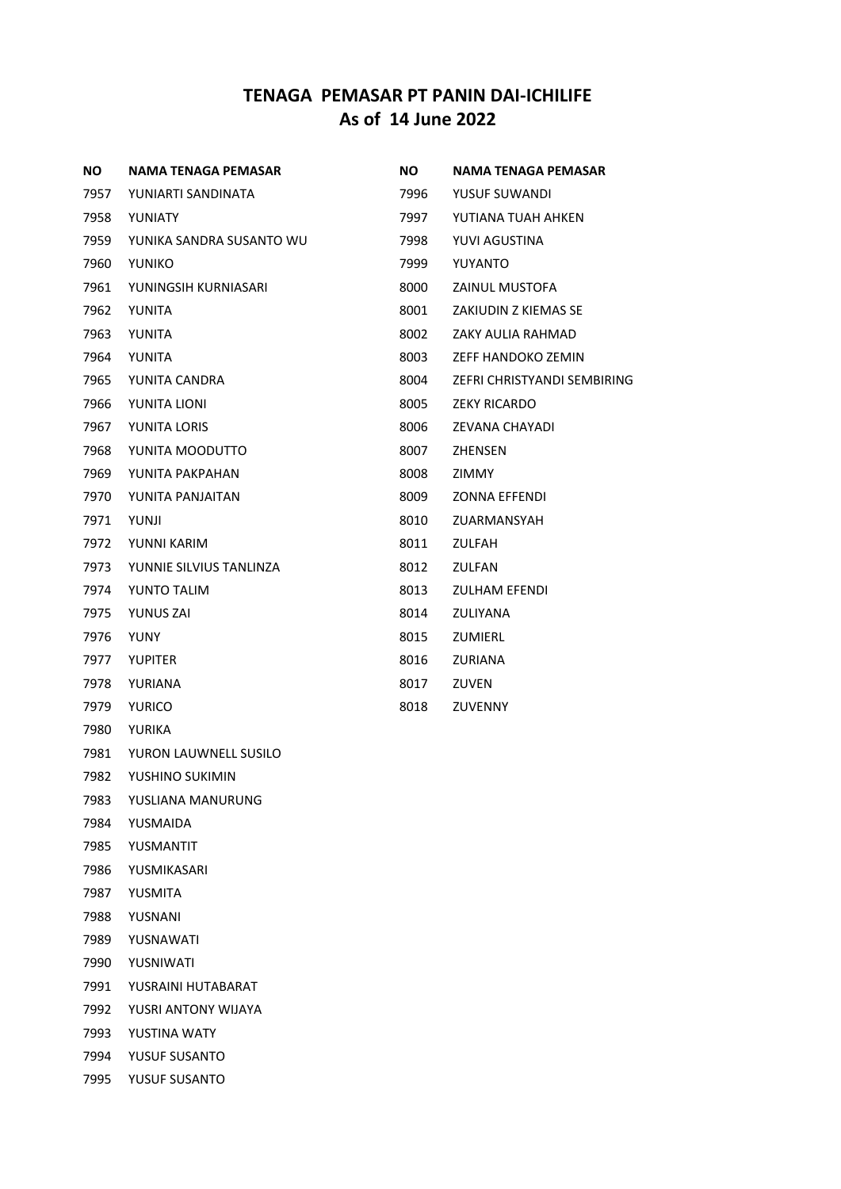## TENAGA PEMASAR PT PANIN DAI-ICHILIFE
## As of 14 June 2022

| NO | NAMA TENAGA PEMASAR |
|---|---|
| 7957 | YUNIARTI SANDINATA |
| 7958 | YUNIATY |
| 7959 | YUNIKA SANDRA SUSANTO WU |
| 7960 | YUNIKO |
| 7961 | YUNINGSIH KURNIASARI |
| 7962 | YUNITA |
| 7963 | YUNITA |
| 7964 | YUNITA |
| 7965 | YUNITA CANDRA |
| 7966 | YUNITA LIONI |
| 7967 | YUNITA LORIS |
| 7968 | YUNITA MOODUTTO |
| 7969 | YUNITA PAKPAHAN |
| 7970 | YUNITA PANJAITAN |
| 7971 | YUNJI |
| 7972 | YUNNI KARIM |
| 7973 | YUNNIE SILVIUS TANLINZA |
| 7974 | YUNTO TALIM |
| 7975 | YUNUS ZAI |
| 7976 | YUNY |
| 7977 | YUPITER |
| 7978 | YURIANA |
| 7979 | YURICO |
| 7980 | YURIKA |
| 7981 | YURON LAUWNELL SUSILO |
| 7982 | YUSHINO SUKIMIN |
| 7983 | YUSLIANA MANURUNG |
| 7984 | YUSMAIDA |
| 7985 | YUSMANTIT |
| 7986 | YUSMIKASARI |
| 7987 | YUSMITA |
| 7988 | YUSNANI |
| 7989 | YUSNAWATI |
| 7990 | YUSNIWATI |
| 7991 | YUSRAINI HUTABARAT |
| 7992 | YUSRI ANTONY WIJAYA |
| 7993 | YUSTINA WATY |
| 7994 | YUSUF SUSANTO |
| 7995 | YUSUF SUSANTO |
| 7996 | YUSUF SUWANDI |
| 7997 | YUTIANA TUAH AHKEN |
| 7998 | YUVI AGUSTINA |
| 7999 | YUYANTO |
| 8000 | ZAINUL MUSTOFA |
| 8001 | ZAKIUDIN Z KIEMAS SE |
| 8002 | ZAKY AULIA RAHMAD |
| 8003 | ZEFF HANDOKO ZEMIN |
| 8004 | ZEFRI CHRISTYANDI SEMBIRING |
| 8005 | ZEKY RICARDO |
| 8006 | ZEVANA CHAYADI |
| 8007 | ZHENSEN |
| 8008 | ZIMMY |
| 8009 | ZONNA EFFENDI |
| 8010 | ZUARMANSYAH |
| 8011 | ZULFAH |
| 8012 | ZULFAN |
| 8013 | ZULHAM EFENDI |
| 8014 | ZULIYANA |
| 8015 | ZUMIERL |
| 8016 | ZURIANA |
| 8017 | ZUVEN |
| 8018 | ZUVENNY |